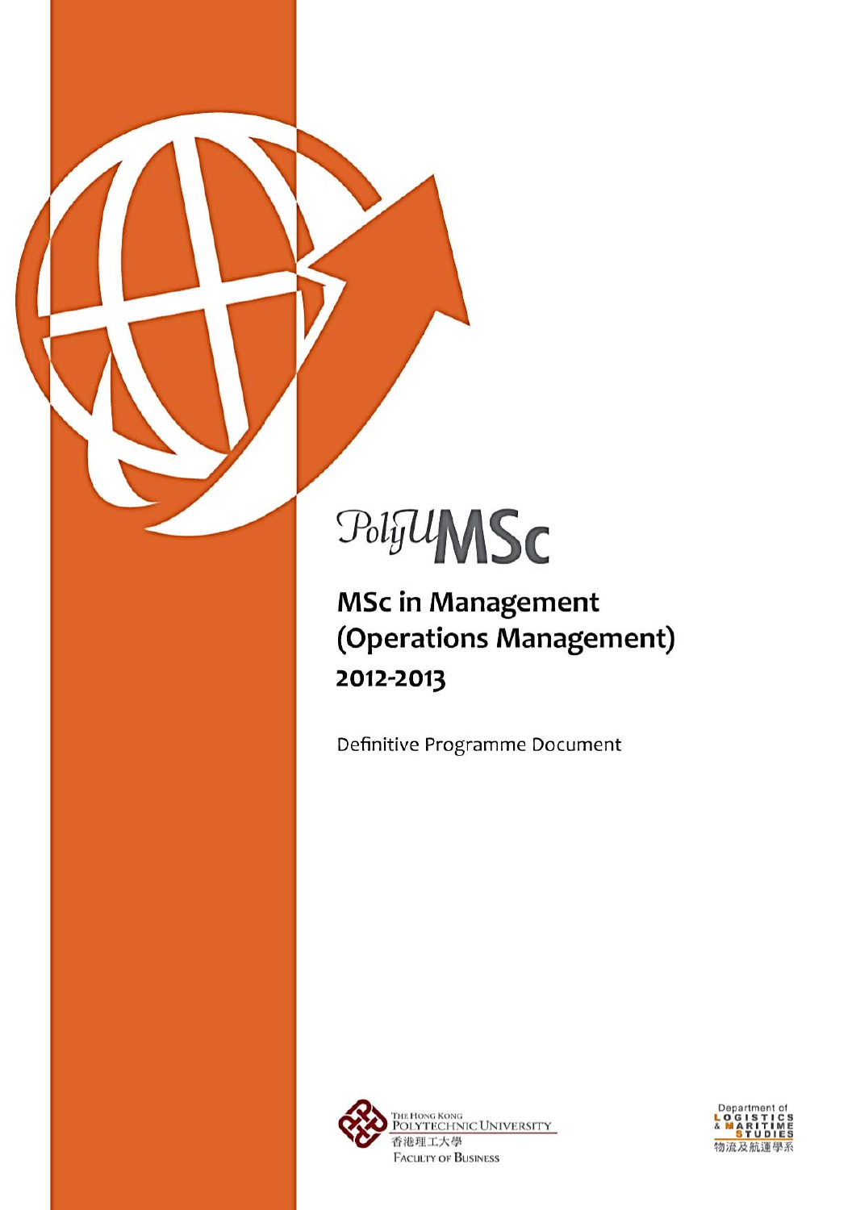PolyU MSc

# MSc in Management (Operations Management)

## 2012-2013

Definitive Programme Document

The Hong Kong Polytechnic University
香港理工大學
Faculty of Business

Department of Logistics & Maritime Studies
物流及航運學系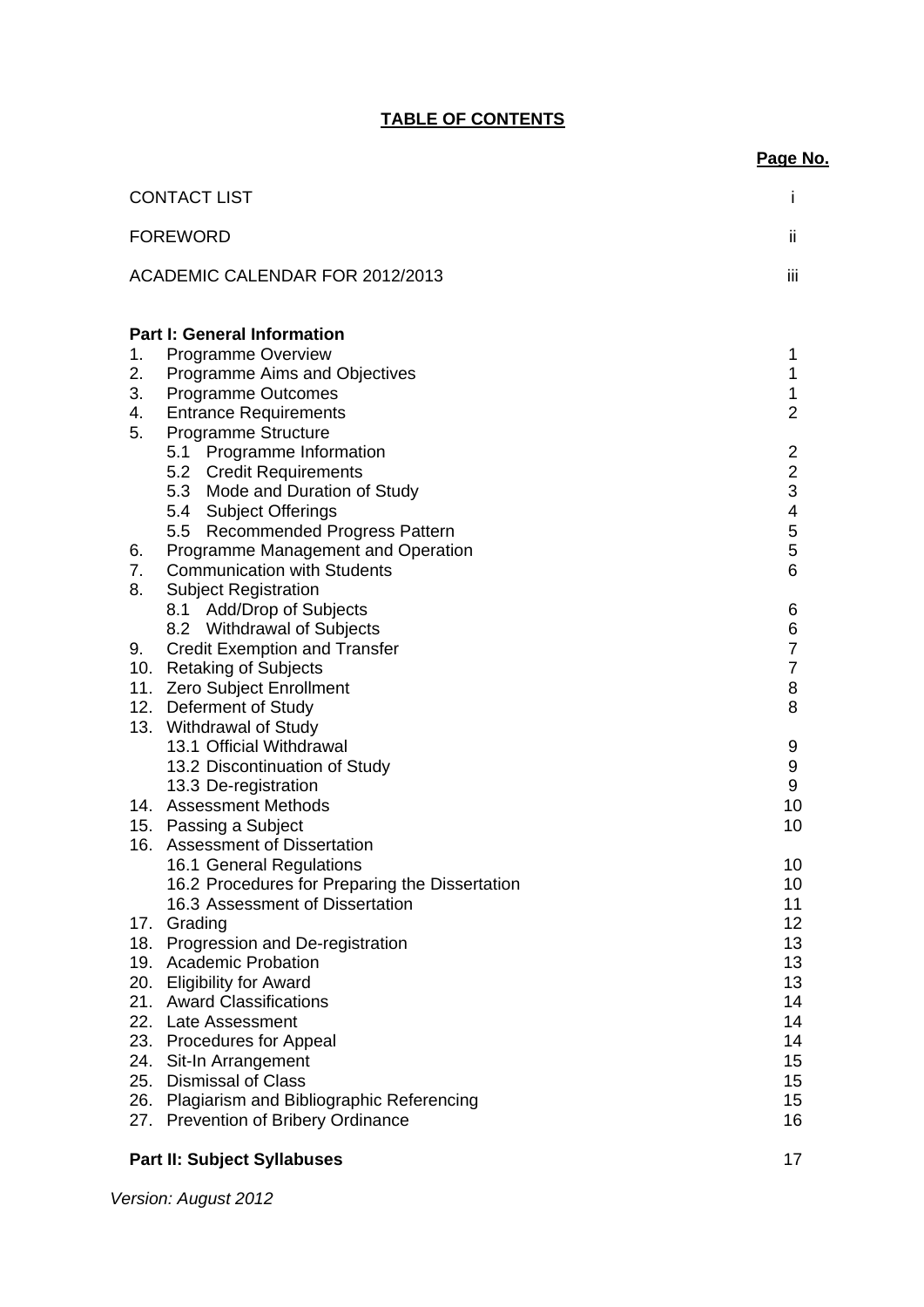# TABLE OF CONTENTS

| | Page No. |
|---|---|
| CONTACT LIST | i |
| FOREWORD | ii |
| ACADEMIC CALENDAR FOR 2012/2013 | iii |
| **Part I: General Information** | |
| 1. Programme Overview | 1 |
| 2. Programme Aims and Objectives | 1 |
| 3. Programme Outcomes | 1 |
| 4. Entrance Requirements | 2 |
| 5. Programme Structure | |
| 5.1 Programme Information | 2 |
| 5.2 Credit Requirements | 2 |
| 5.3 Mode and Duration of Study | 3 |
| 5.4 Subject Offerings | 4 |
| 5.5 Recommended Progress Pattern | 5 |
| 6. Programme Management and Operation | 5 |
| 7. Communication with Students | 6 |
| 8. Subject Registration | |
| 8.1 Add/Drop of Subjects | 6 |
| 8.2 Withdrawal of Subjects | 6 |
| 9. Credit Exemption and Transfer | 7 |
| 10. Retaking of Subjects | 7 |
| 11. Zero Subject Enrollment | 8 |
| 12. Deferment of Study | 8 |
| 13. Withdrawal of Study | |
| 13.1 Official Withdrawal | 9 |
| 13.2 Discontinuation of Study | 9 |
| 13.3 De-registration | 9 |
| 14. Assessment Methods | 10 |
| 15. Passing a Subject | 10 |
| 16. Assessment of Dissertation | |
| 16.1 General Regulations | 10 |
| 16.2 Procedures for Preparing the Dissertation | 10 |
| 16.3 Assessment of Dissertation | 11 |
| 17. Grading | 12 |
| 18. Progression and De-registration | 13 |
| 19. Academic Probation | 13 |
| 20. Eligibility for Award | 13 |
| 21. Award Classifications | 14 |
| 22. Late Assessment | 14 |
| 23. Procedures for Appeal | 14 |
| 24. Sit-In Arrangement | 15 |
| 25. Dismissal of Class | 15 |
| 26. Plagiarism and Bibliographic Referencing | 15 |
| 27. Prevention of Bribery Ordinance | 16 |
| **Part II: Subject Syllabuses** | 17 |

*Version: August 2012*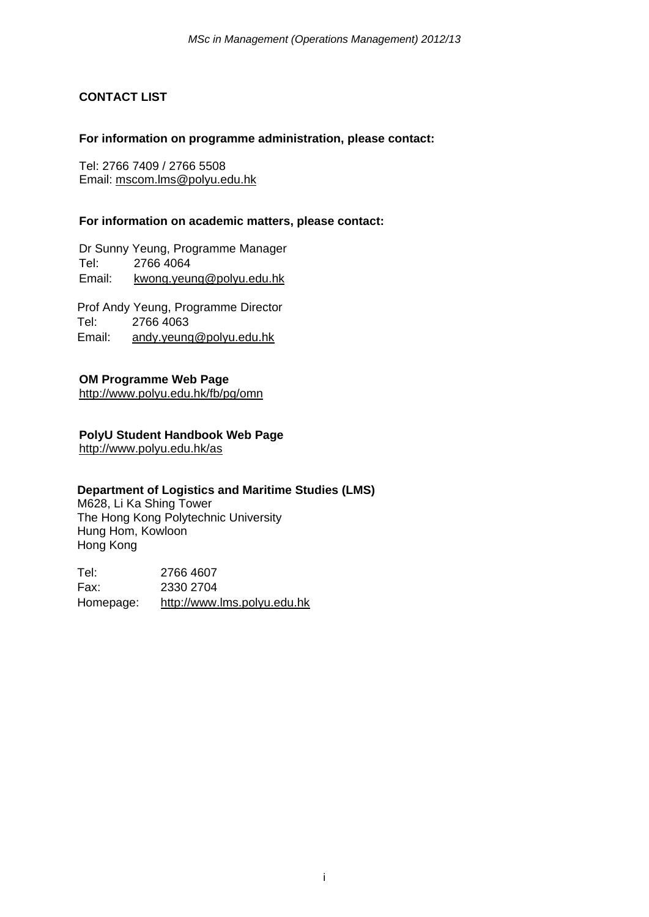## CONTACT LIST

**For information on programme administration, please contact:**

Tel: 2766 7409 / 2766 5508
Email: mscom.lms@polyu.edu.hk

**For information on academic matters, please contact:**

Dr Sunny Yeung, Programme Manager
Tel: 2766 4064
Email: kwong.yeung@polyu.edu.hk

Prof Andy Yeung, Programme Director
Tel: 2766 4063
Email: andy.yeung@polyu.edu.hk

**OM Programme Web Page**
http://www.polyu.edu.hk/fb/pg/omn

**PolyU Student Handbook Web Page**
http://www.polyu.edu.hk/as

**Department of Logistics and Maritime Studies (LMS)**
M628, Li Ka Shing Tower
The Hong Kong Polytechnic University
Hung Hom, Kowloon
Hong Kong

Tel: 2766 4607
Fax: 2330 2704
Homepage: http://www.lms.polyu.edu.hk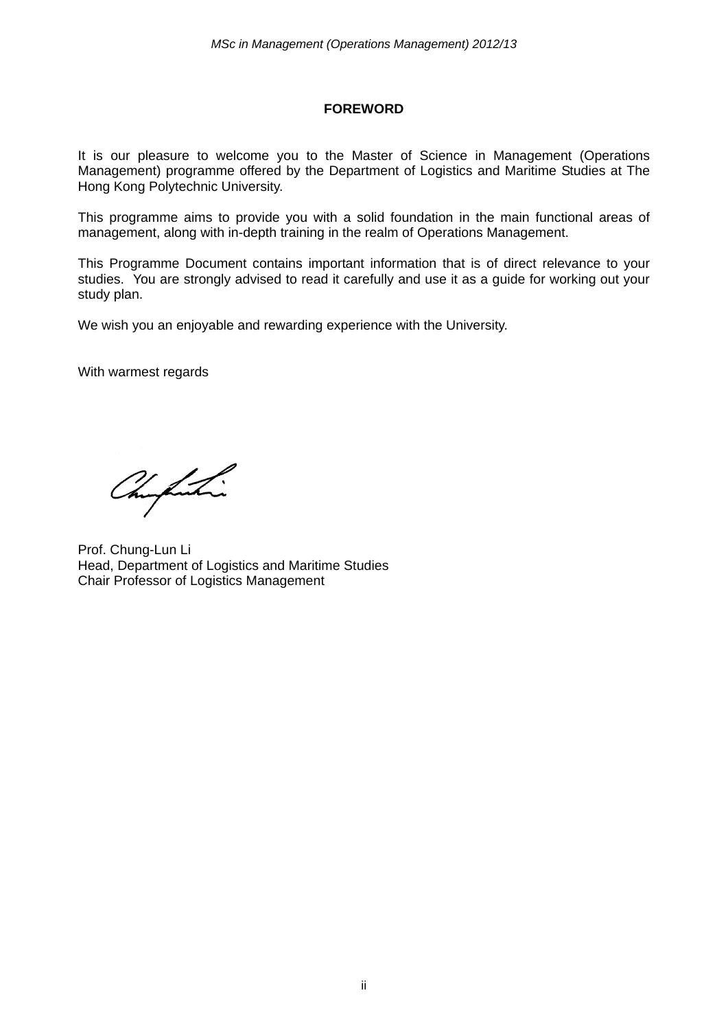# FOREWORD

It is our pleasure to welcome you to the Master of Science in Management (Operations Management) programme offered by the Department of Logistics and Maritime Studies at The Hong Kong Polytechnic University.

This programme aims to provide you with a solid foundation in the main functional areas of management, along with in-depth training in the realm of Operations Management.

This Programme Document contains important information that is of direct relevance to your studies. You are strongly advised to read it carefully and use it as a guide for working out your study plan.

We wish you an enjoyable and rewarding experience with the University.

With warmest regards

Prof. Chung-Lun Li
Head, Department of Logistics and Maritime Studies
Chair Professor of Logistics Management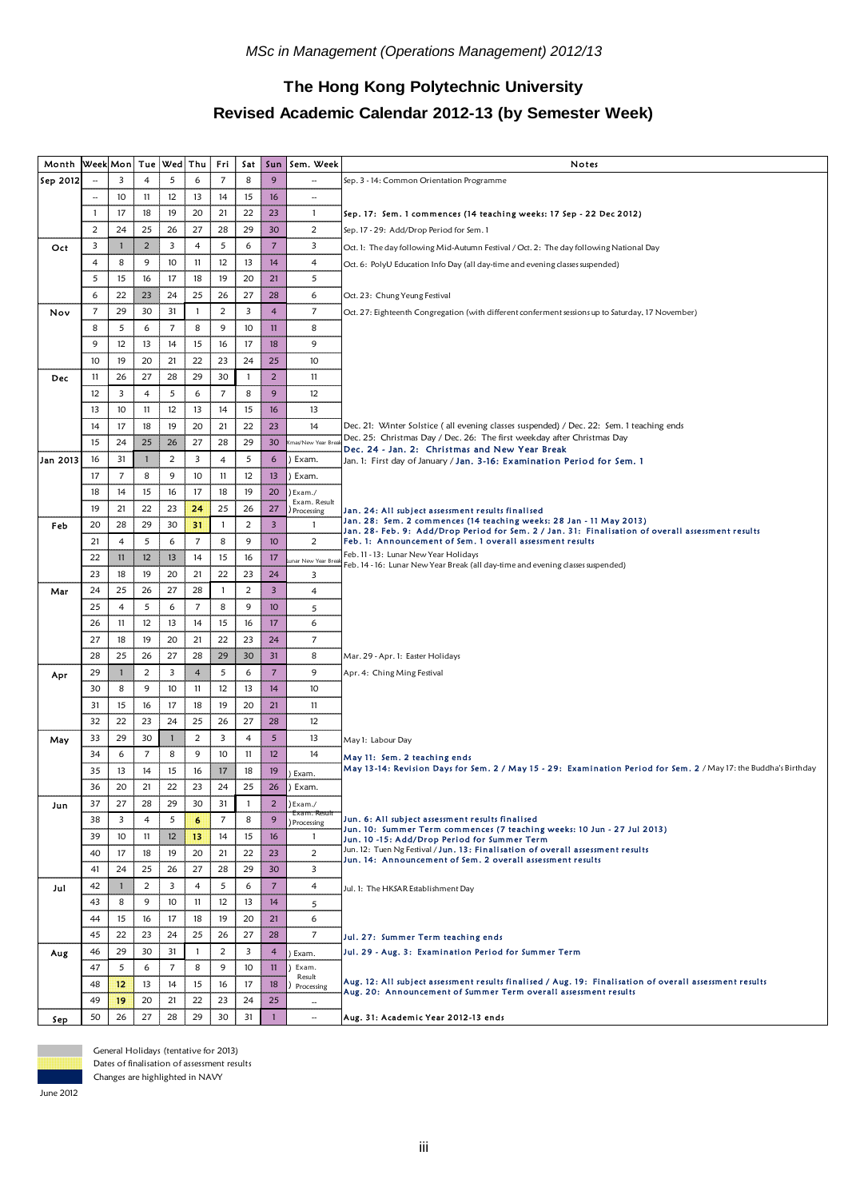*MSc in Management (Operations Management) 2012/13*

# The Hong Kong Polytechnic University

## Revised Academic Calendar 2012-13 (by Semester Week)

| Month | Week | Mon | Tue | Wed | Thu | Fri | Sat | Sun | Sem. Week | Notes |
|---|---|---|---|---|---|---|---|---|---|---|
| Sep 2012 | -- | 3 | 4 | 5 | 6 | 7 | 8 | 9 | -- | Sep. 3 - 14: Common Orientation Programme |
| | -- | 10 | 11 | 12 | 13 | 14 | 15 | 16 | -- | |
| | 1 | 17 | 18 | 19 | 20 | 21 | 22 | 23 | 1 | **Sep. 17: Sem. 1 commences (14 teaching weeks: 17 Sep - 22 Dec 2012)** |
| | 2 | 24 | 25 | 26 | 27 | 28 | 29 | 30 | 2 | Sep. 17 - 29: Add/Drop Period for Sem. 1 |
| Oct | 3 | 1 | 2 | 3 | 4 | 5 | 6 | 7 | 3 | Oct. 1: The day following Mid-Autumn Festival / Oct. 2: The day following National Day |
| | 4 | 8 | 9 | 10 | 11 | 12 | 13 | 14 | 4 | Oct. 6: PolyU Education Info Day (all day-time and evening classes suspended) |
| | 5 | 15 | 16 | 17 | 18 | 19 | 20 | 21 | 5 | |
| | 6 | 22 | 23 | 24 | 25 | 26 | 27 | 28 | 6 | Oct. 23: Chung Yeung Festival |
| Nov | 7 | 29 | 30 | 31 | 1 | 2 | 3 | 4 | 7 | Oct. 27: Eighteenth Congregation (with different conferment sessions up to Saturday, 17 November) |
| | 8 | 5 | 6 | 7 | 8 | 9 | 10 | 11 | 8 | |
| | 9 | 12 | 13 | 14 | 15 | 16 | 17 | 18 | 9 | |
| | 10 | 19 | 20 | 21 | 22 | 23 | 24 | 25 | 10 | |
| Dec | 11 | 26 | 27 | 28 | 29 | 30 | 1 | 2 | 11 | |
| | 12 | 3 | 4 | 5 | 6 | 7 | 8 | 9 | 12 | |
| | 13 | 10 | 11 | 12 | 13 | 14 | 15 | 16 | 13 | |
| | 14 | 17 | 18 | 19 | 20 | 21 | 22 | 23 | 14 | Dec. 21: Winter Solstice ( all evening classes suspended) / Dec. 22: Sem. 1 teaching ends |
| | 15 | 24 | 25 | 26 | 27 | 28 | 29 | 30 | Xmas/New Year Break | Dec. 25: Christmas Day / Dec. 26: The first weekday after Christmas Day<br>**Dec. 24 - Jan. 2: Christmas and New Year Break** |
| Jan 2013 | 16 | 31 | 1 | 2 | 3 | 4 | 5 | 6 | ) Exam. | Jan. 1: First day of January / **Jan. 3-16: Examination Period for Sem. 1** |
| | 17 | 7 | 8 | 9 | 10 | 11 | 12 | 13 | ) Exam. | |
| | 18 | 14 | 15 | 16 | 17 | 18 | 19 | 20 | ) Exam./ | |
| | 19 | 21 | 22 | 23 | 24 | 25 | 26 | 27 | Exam. Result ) Processing | **Jan. 24: All subject assessment results finalised** |
| Feb | 20 | 28 | 29 | 30 | 31 | 1 | 2 | 3 | 1 | **Jan. 28: Sem. 2 commences (14 teaching weeks: 28 Jan - 11 May 2013)**<br>**Jan. 28- Feb. 9: Add/Drop Period for Sem. 2 / Jan. 31: Finalisation of overall assessment results** |
| | 21 | 4 | 5 | 6 | 7 | 8 | 9 | 10 | 2 | **Feb. 1: Announcement of Sem. 1 overall assessment results** |
| | 22 | 11 | 12 | 13 | 14 | 15 | 16 | 17 | Lunar New Year Break | Feb. 11 - 13: Lunar New Year Holidays<br>Feb. 14 - 16: Lunar New Year Break (all day-time and evening classes suspended) |
| | 23 | 18 | 19 | 20 | 21 | 22 | 23 | 24 | 3 | |
| Mar | 24 | 25 | 26 | 27 | 28 | 1 | 2 | 3 | 4 | |
| | 25 | 4 | 5 | 6 | 7 | 8 | 9 | 10 | 5 | |
| | 26 | 11 | 12 | 13 | 14 | 15 | 16 | 17 | 6 | |
| | 27 | 18 | 19 | 20 | 21 | 22 | 23 | 24 | 7 | |
| | 28 | 25 | 26 | 27 | 28 | 29 | 30 | 31 | 8 | Mar. 29 - Apr. 1: Easter Holidays |
| Apr | 29 | 1 | 2 | 3 | 4 | 5 | 6 | 7 | 9 | Apr. 4: Ching Ming Festival |
| | 30 | 8 | 9 | 10 | 11 | 12 | 13 | 14 | 10 | |
| | 31 | 15 | 16 | 17 | 18 | 19 | 20 | 21 | 11 | |
| | 32 | 22 | 23 | 24 | 25 | 26 | 27 | 28 | 12 | |
| May | 33 | 29 | 30 | 1 | 2 | 3 | 4 | 5 | 13 | May 1: Labour Day |
| | 34 | 6 | 7 | 8 | 9 | 10 | 11 | 12 | 14 | **May 11: Sem. 2 teaching ends** |
| | 35 | 13 | 14 | 15 | 16 | 17 | 18 | 19 | ) Exam. | **May 13-14: Revision Days for Sem. 2 / May 15 - 29: Examination Period for Sem. 2** / May 17: the Buddha's Birthday |
| | 36 | 20 | 21 | 22 | 23 | 24 | 25 | 26 | ) Exam. | |
| Jun | 37 | 27 | 28 | 29 | 30 | 31 | 1 | 2 | ) Exam./ | |
| | 38 | 3 | 4 | 5 | 6 | 7 | 8 | 9 | Exam. Result ) Processing | **Jun. 6: All subject assessment results finalised** |
| | 39 | 10 | 11 | 12 | 13 | 14 | 15 | 16 | 1 | **Jun. 10: Summer Term commences (7 teaching weeks: 10 Jun - 27 Jul 2013)**<br>**Jun. 10 -15: Add/Drop Period for Summer Term** |
| | 40 | 17 | 18 | 19 | 20 | 21 | 22 | 23 | 2 | Jun. 12: Tuen Ng Festival / **Jun. 13: Finalisation of overall assessment results**<br>**Jun. 14: Announcement of Sem. 2 overall assessment results** |
| | 41 | 24 | 25 | 26 | 27 | 28 | 29 | 30 | 3 | |
| Jul | 42 | 1 | 2 | 3 | 4 | 5 | 6 | 7 | 4 | Jul. 1: The HKSAR Establishment Day |
| | 43 | 8 | 9 | 10 | 11 | 12 | 13 | 14 | 5 | |
| | 44 | 15 | 16 | 17 | 18 | 19 | 20 | 21 | 6 | |
| | 45 | 22 | 23 | 24 | 25 | 26 | 27 | 28 | 7 | **Jul. 27: Summer Term teaching ends** |
| Aug | 46 | 29 | 30 | 31 | 1 | 2 | 3 | 4 | ) Exam. | **Jul. 29 - Aug. 3: Examination Period for Summer Term** |
| | 47 | 5 | 6 | 7 | 8 | 9 | 10 | 11 | ) Exam. | |
| | 48 | 12 | 13 | 14 | 15 | 16 | 17 | 18 | Result ) Processing | **Aug. 12: All subject assessment results finalised / Aug. 19: Finalisation of overall assessment results**<br>**Aug. 20: Announcement of Summer Term overall assessment results** |
| | 49 | 19 | 20 | 21 | 22 | 23 | 24 | 25 | -- | |
| Sep | 50 | 26 | 27 | 28 | 29 | 30 | 31 | 1 | -- | **Aug. 31: Academic Year 2012-13 ends** |

General Holidays (tentative for 2013)

Dates of finalisation of assessment results

Changes are highlighted in NAVY

June 2012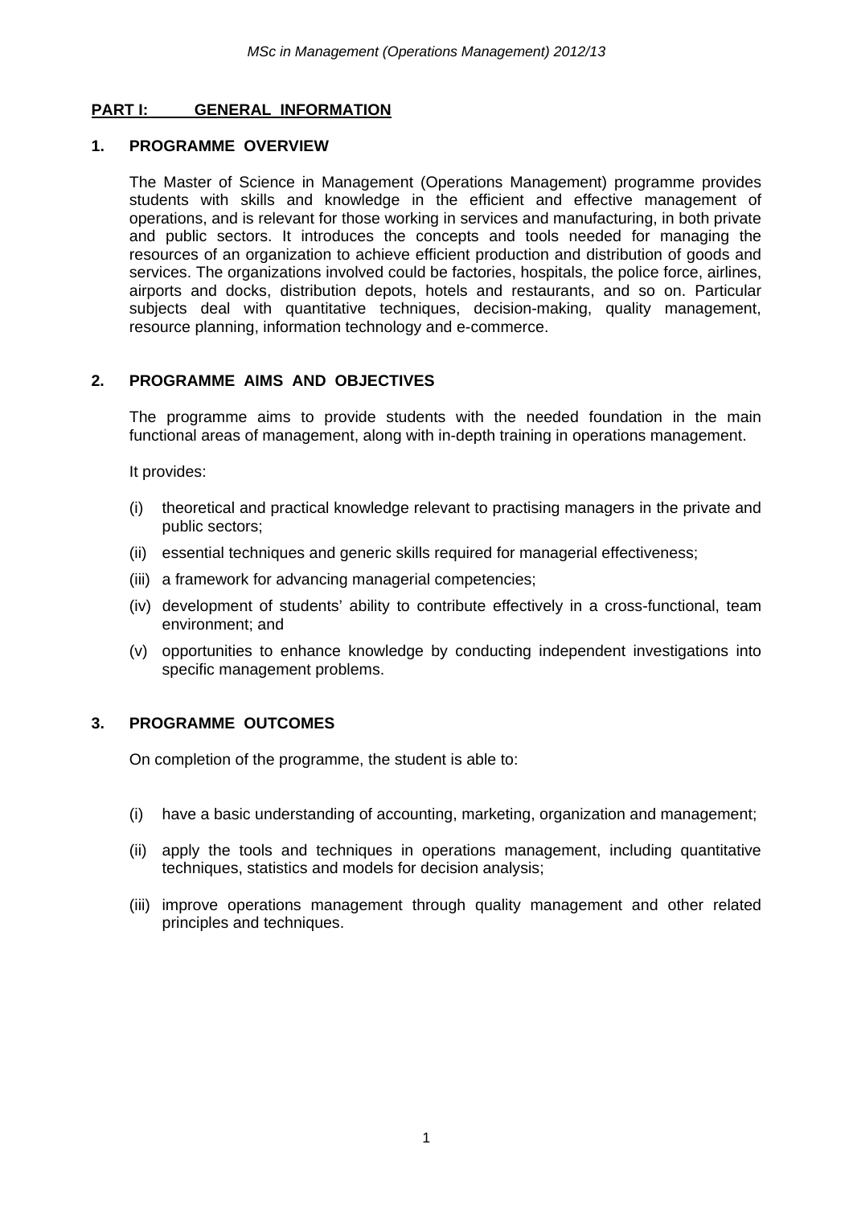## PART I: GENERAL INFORMATION

### 1. PROGRAMME OVERVIEW

The Master of Science in Management (Operations Management) programme provides students with skills and knowledge in the efficient and effective management of operations, and is relevant for those working in services and manufacturing, in both private and public sectors. It introduces the concepts and tools needed for managing the resources of an organization to achieve efficient production and distribution of goods and services. The organizations involved could be factories, hospitals, the police force, airlines, airports and docks, distribution depots, hotels and restaurants, and so on. Particular subjects deal with quantitative techniques, decision-making, quality management, resource planning, information technology and e-commerce.

### 2. PROGRAMME AIMS AND OBJECTIVES

The programme aims to provide students with the needed foundation in the main functional areas of management, along with in-depth training in operations management.

It provides:

(i) theoretical and practical knowledge relevant to practising managers in the private and public sectors;

(ii) essential techniques and generic skills required for managerial effectiveness;

(iii) a framework for advancing managerial competencies;

(iv) development of students' ability to contribute effectively in a cross-functional, team environment; and

(v) opportunities to enhance knowledge by conducting independent investigations into specific management problems.

### 3. PROGRAMME OUTCOMES

On completion of the programme, the student is able to:

(i) have a basic understanding of accounting, marketing, organization and management;

(ii) apply the tools and techniques in operations management, including quantitative techniques, statistics and models for decision analysis;

(iii) improve operations management through quality management and other related principles and techniques.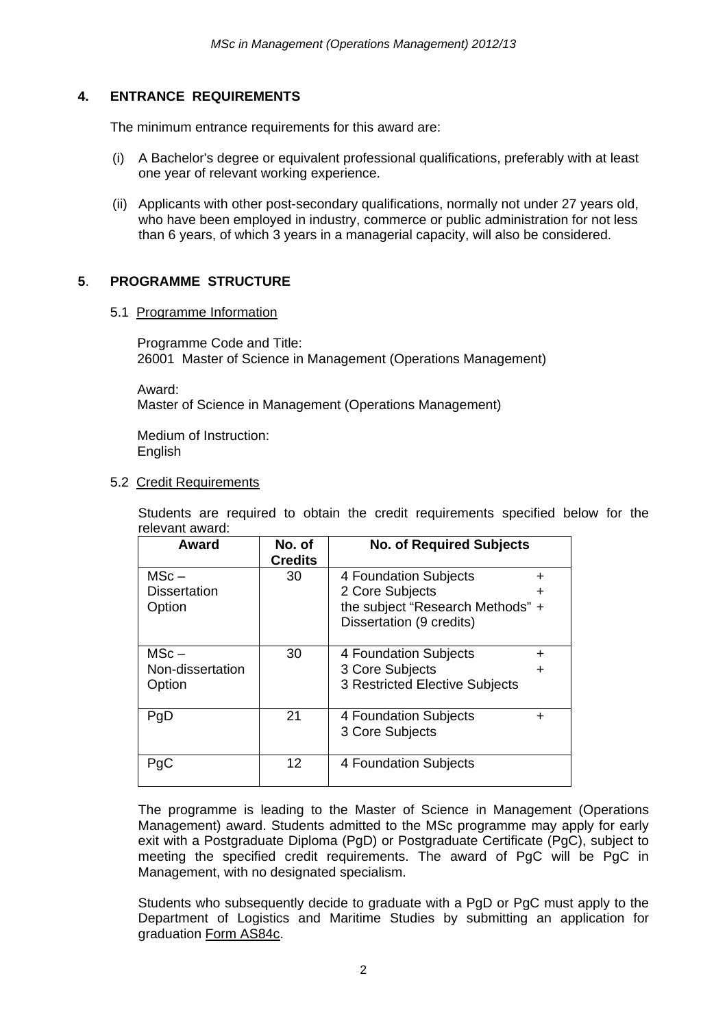## 4. ENTRANCE REQUIREMENTS

The minimum entrance requirements for this award are:

(i) A Bachelor's degree or equivalent professional qualifications, preferably with at least one year of relevant working experience.

(ii) Applicants with other post-secondary qualifications, normally not under 27 years old, who have been employed in industry, commerce or public administration for not less than 6 years, of which 3 years in a managerial capacity, will also be considered.

## 5. PROGRAMME STRUCTURE

### 5.1 Programme Information

Programme Code and Title:
26001 Master of Science in Management (Operations Management)

Award:
Master of Science in Management (Operations Management)

Medium of Instruction:
English

### 5.2 Credit Requirements

Students are required to obtain the credit requirements specified below for the relevant award:

| Award | No. of Credits | No. of Required Subjects |
|---|---|---|
| MSc – Dissertation Option | 30 | 4 Foundation Subjects + 2 Core Subjects + the subject "Research Methods" + Dissertation (9 credits) |
| MSc – Non-dissertation Option | 30 | 4 Foundation Subjects + 3 Core Subjects + 3 Restricted Elective Subjects |
| PgD | 21 | 4 Foundation Subjects + 3 Core Subjects |
| PgC | 12 | 4 Foundation Subjects |

The programme is leading to the Master of Science in Management (Operations Management) award. Students admitted to the MSc programme may apply for early exit with a Postgraduate Diploma (PgD) or Postgraduate Certificate (PgC), subject to meeting the specified credit requirements. The award of PgC will be PgC in Management, with no designated specialism.

Students who subsequently decide to graduate with a PgD or PgC must apply to the Department of Logistics and Maritime Studies by submitting an application for graduation Form AS84c.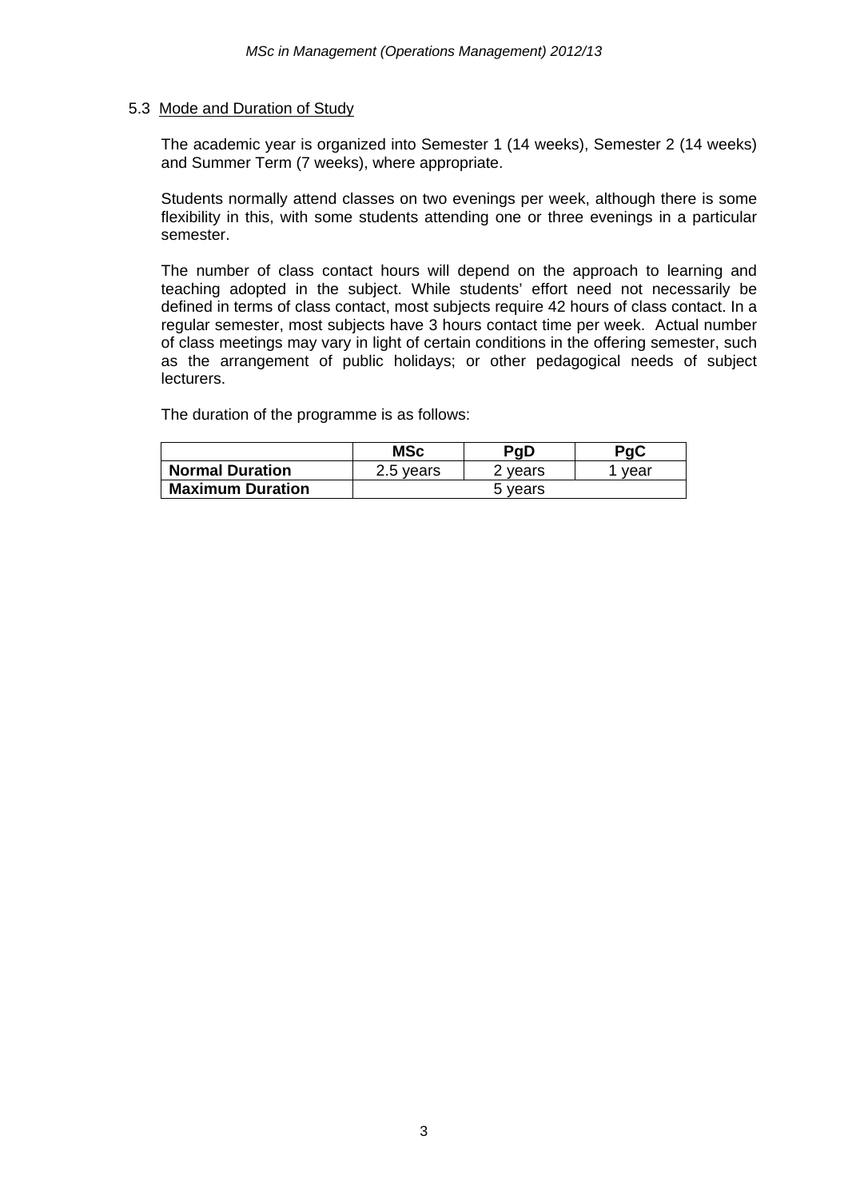### 5.3 Mode and Duration of Study

The academic year is organized into Semester 1 (14 weeks), Semester 2 (14 weeks) and Summer Term (7 weeks), where appropriate.

Students normally attend classes on two evenings per week, although there is some flexibility in this, with some students attending one or three evenings in a particular semester.

The number of class contact hours will depend on the approach to learning and teaching adopted in the subject. While students' effort need not necessarily be defined in terms of class contact, most subjects require 42 hours of class contact. In a regular semester, most subjects have 3 hours contact time per week. Actual number of class meetings may vary in light of certain conditions in the offering semester, such as the arrangement of public holidays; or other pedagogical needs of subject lecturers.

The duration of the programme is as follows:

| | MSc | PgD | PgC |
|---|---|---|---|
| **Normal Duration** | 2.5 years | 2 years | 1 year |
| **Maximum Duration** | 5 years | | |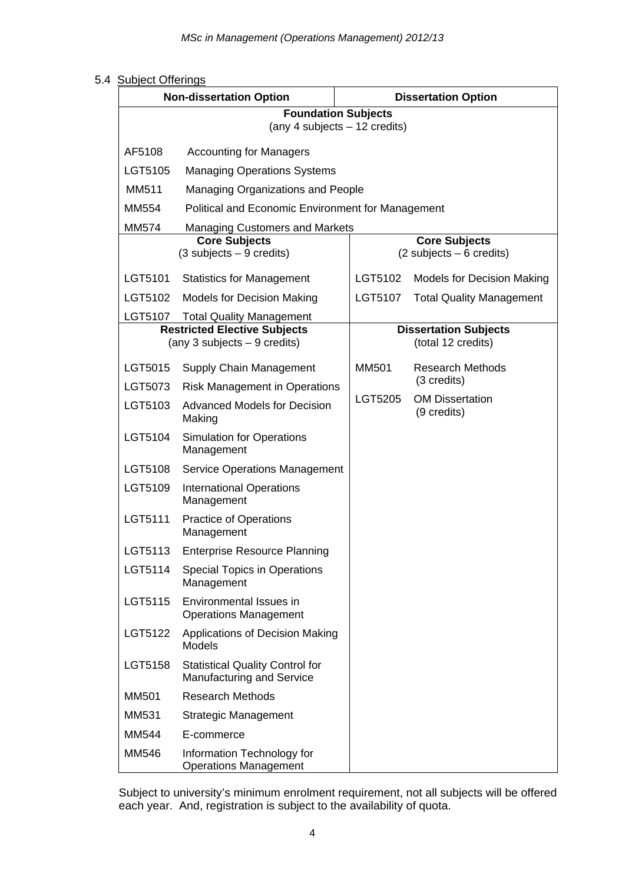5.4 Subject Offerings

| Non-dissertation Option | | Dissertation Option | |
|---|---|---|---|
| **Foundation Subjects** (any 4 subjects – 12 credits) | | | |
| AF5108 | Accounting for Managers | | |
| LGT5105 | Managing Operations Systems | | |
| MM511 | Managing Organizations and People | | |
| MM554 | Political and Economic Environment for Management | | |
| MM574 | Managing Customers and Markets | | |
| **Core Subjects** (3 subjects – 9 credits) | | **Core Subjects** (2 subjects – 6 credits) | |
| LGT5101 | Statistics for Management | LGT5102 | Models for Decision Making |
| LGT5102 | Models for Decision Making | LGT5107 | Total Quality Management |
| LGT5107 | Total Quality Management | | |
| **Restricted Elective Subjects** (any 3 subjects – 9 credits) | | **Dissertation Subjects** (total 12 credits) | |
| LGT5015 | Supply Chain Management | MM501 | Research Methods (3 credits) |
| LGT5073 | Risk Management in Operations | LGT5205 | OM Dissertation (9 credits) |
| LGT5103 | Advanced Models for Decision Making | | |
| LGT5104 | Simulation for Operations Management | | |
| LGT5108 | Service Operations Management | | |
| LGT5109 | International Operations Management | | |
| LGT5111 | Practice of Operations Management | | |
| LGT5113 | Enterprise Resource Planning | | |
| LGT5114 | Special Topics in Operations Management | | |
| LGT5115 | Environmental Issues in Operations Management | | |
| LGT5122 | Applications of Decision Making Models | | |
| LGT5158 | Statistical Quality Control for Manufacturing and Service | | |
| MM501 | Research Methods | | |
| MM531 | Strategic Management | | |
| MM544 | E-commerce | | |
| MM546 | Information Technology for Operations Management | | |

Subject to university's minimum enrolment requirement, not all subjects will be offered each year. And, registration is subject to the availability of quota.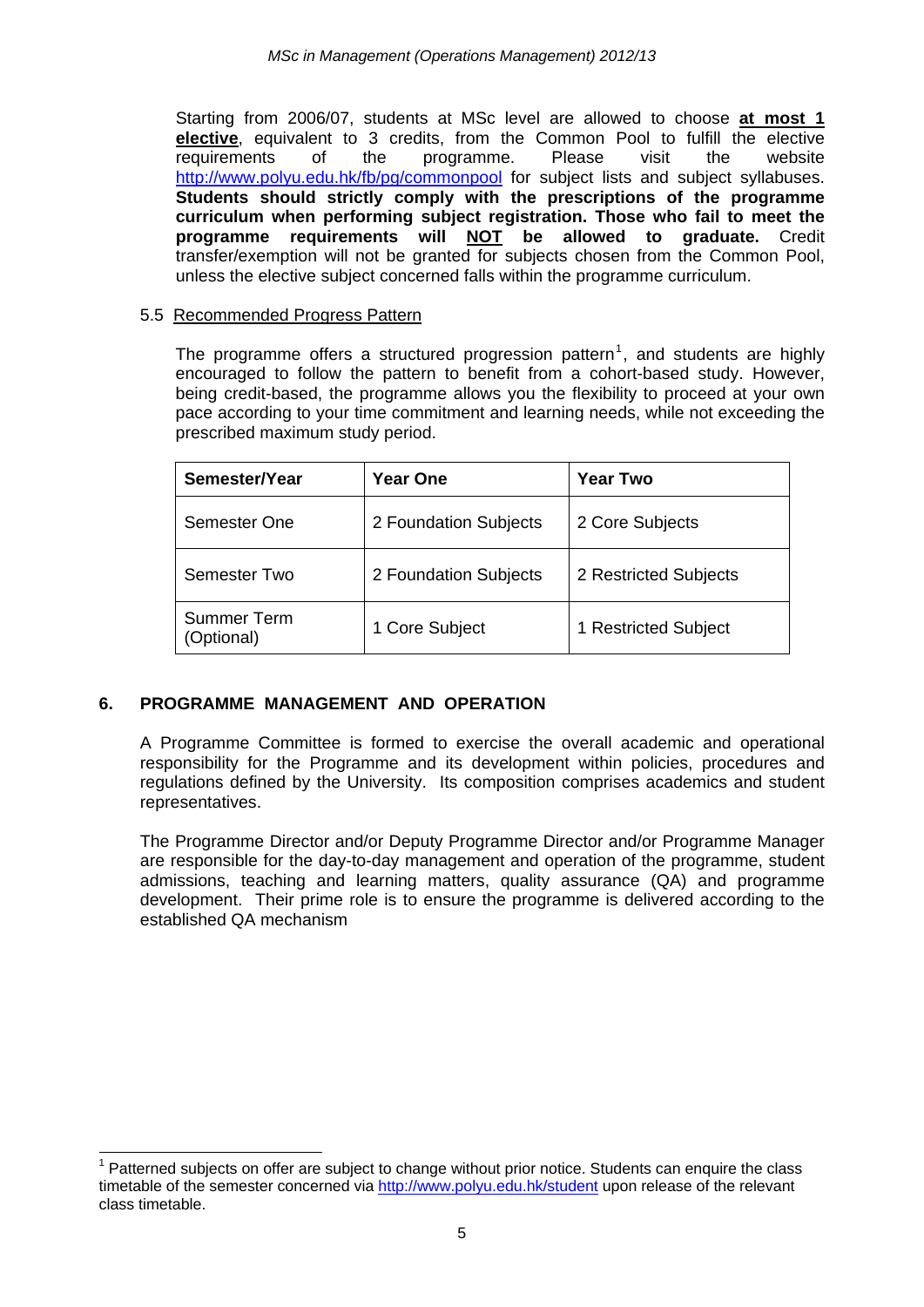Starting from 2006/07, students at MSc level are allowed to choose **at most 1 elective**, equivalent to 3 credits, from the Common Pool to fulfill the elective requirements of the programme. Please visit the website http://www.polyu.edu.hk/fb/pg/commonpool for subject lists and subject syllabuses. **Students should strictly comply with the prescriptions of the programme curriculum when performing subject registration. Those who fail to meet the programme requirements will NOT be allowed to graduate.** Credit transfer/exemption will not be granted for subjects chosen from the Common Pool, unless the elective subject concerned falls within the programme curriculum.

### 5.5 Recommended Progress Pattern

The programme offers a structured progression pattern[1], and students are highly encouraged to follow the pattern to benefit from a cohort-based study. However, being credit-based, the programme allows you the flexibility to proceed at your own pace according to your time commitment and learning needs, while not exceeding the prescribed maximum study period.

| Semester/Year | Year One | Year Two |
|---|---|---|
| Semester One | 2 Foundation Subjects | 2 Core Subjects |
| Semester Two | 2 Foundation Subjects | 2 Restricted Subjects |
| Summer Term (Optional) | 1 Core Subject | 1 Restricted Subject |

## 6. PROGRAMME MANAGEMENT AND OPERATION

A Programme Committee is formed to exercise the overall academic and operational responsibility for the Programme and its development within policies, procedures and regulations defined by the University. Its composition comprises academics and student representatives.

The Programme Director and/or Deputy Programme Director and/or Programme Manager are responsible for the day-to-day management and operation of the programme, student admissions, teaching and learning matters, quality assurance (QA) and programme development. Their prime role is to ensure the programme is delivered according to the established QA mechanism

[1] Patterned subjects on offer are subject to change without prior notice. Students can enquire the class timetable of the semester concerned via http://www.polyu.edu.hk/student upon release of the relevant class timetable.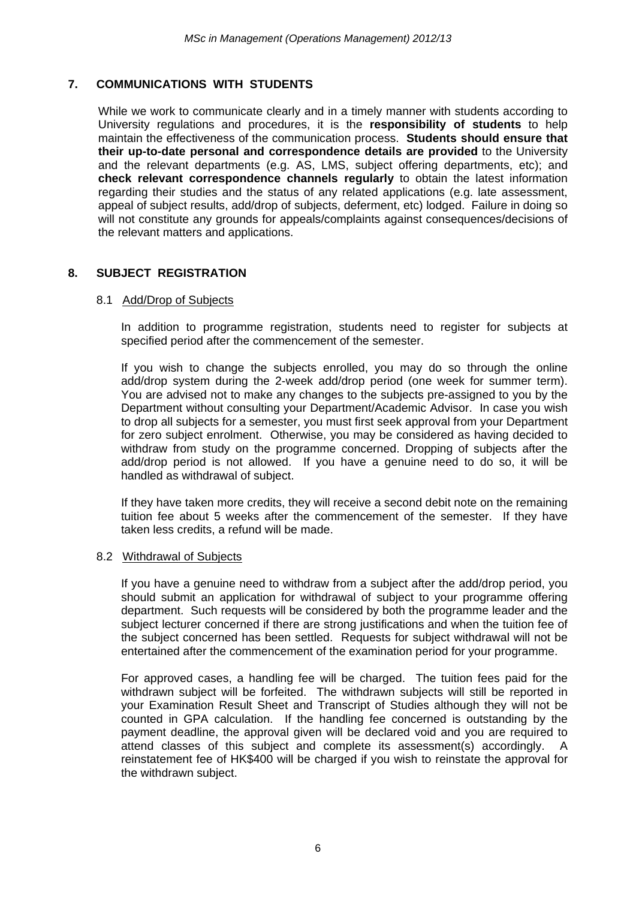## 7. COMMUNICATIONS WITH STUDENTS

While we work to communicate clearly and in a timely manner with students according to University regulations and procedures, it is the **responsibility of students** to help maintain the effectiveness of the communication process. **Students should ensure that their up-to-date personal and correspondence details are provided** to the University and the relevant departments (e.g. AS, LMS, subject offering departments, etc); and **check relevant correspondence channels regularly** to obtain the latest information regarding their studies and the status of any related applications (e.g. late assessment, appeal of subject results, add/drop of subjects, deferment, etc) lodged. Failure in doing so will not constitute any grounds for appeals/complaints against consequences/decisions of the relevant matters and applications.

## 8. SUBJECT REGISTRATION

### 8.1 Add/Drop of Subjects

In addition to programme registration, students need to register for subjects at specified period after the commencement of the semester.

If you wish to change the subjects enrolled, you may do so through the online add/drop system during the 2-week add/drop period (one week for summer term). You are advised not to make any changes to the subjects pre-assigned to you by the Department without consulting your Department/Academic Advisor. In case you wish to drop all subjects for a semester, you must first seek approval from your Department for zero subject enrolment. Otherwise, you may be considered as having decided to withdraw from study on the programme concerned. Dropping of subjects after the add/drop period is not allowed. If you have a genuine need to do so, it will be handled as withdrawal of subject.

If they have taken more credits, they will receive a second debit note on the remaining tuition fee about 5 weeks after the commencement of the semester. If they have taken less credits, a refund will be made.

### 8.2 Withdrawal of Subjects

If you have a genuine need to withdraw from a subject after the add/drop period, you should submit an application for withdrawal of subject to your programme offering department. Such requests will be considered by both the programme leader and the subject lecturer concerned if there are strong justifications and when the tuition fee of the subject concerned has been settled. Requests for subject withdrawal will not be entertained after the commencement of the examination period for your programme.

For approved cases, a handling fee will be charged. The tuition fees paid for the withdrawn subject will be forfeited. The withdrawn subjects will still be reported in your Examination Result Sheet and Transcript of Studies although they will not be counted in GPA calculation. If the handling fee concerned is outstanding by the payment deadline, the approval given will be declared void and you are required to attend classes of this subject and complete its assessment(s) accordingly. A reinstatement fee of HK$400 will be charged if you wish to reinstate the approval for the withdrawn subject.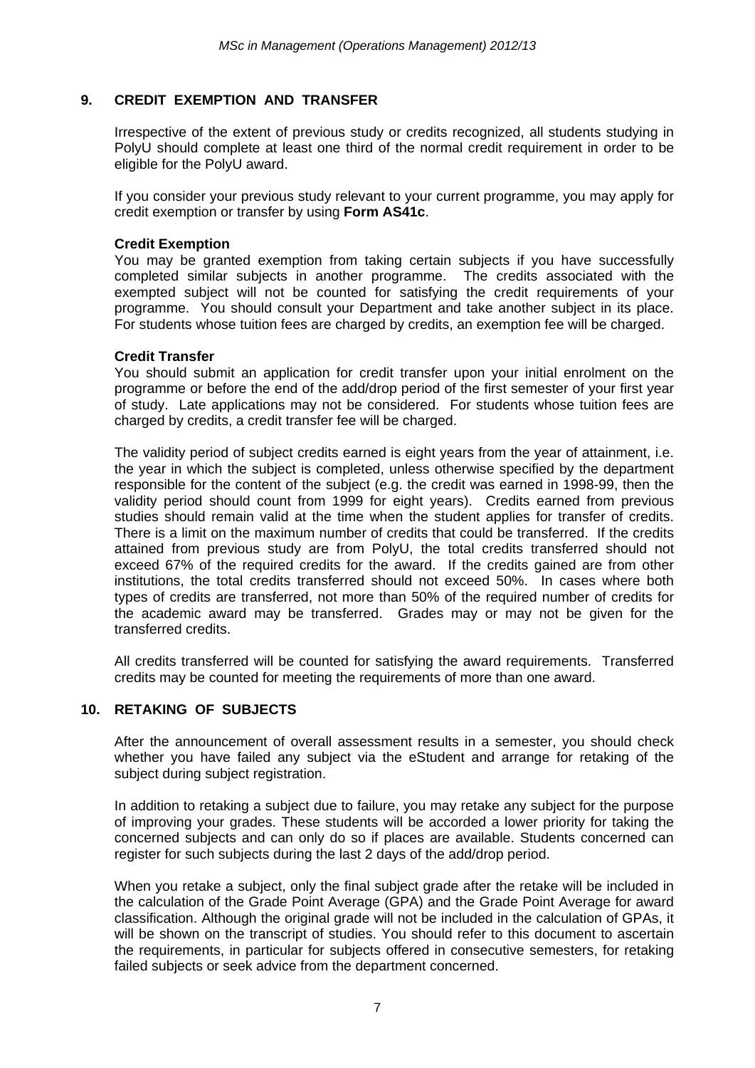## 9. CREDIT EXEMPTION AND TRANSFER

Irrespective of the extent of previous study or credits recognized, all students studying in PolyU should complete at least one third of the normal credit requirement in order to be eligible for the PolyU award.

If you consider your previous study relevant to your current programme, you may apply for credit exemption or transfer by using **Form AS41c**.

**Credit Exemption**
You may be granted exemption from taking certain subjects if you have successfully completed similar subjects in another programme. The credits associated with the exempted subject will not be counted for satisfying the credit requirements of your programme. You should consult your Department and take another subject in its place. For students whose tuition fees are charged by credits, an exemption fee will be charged.

**Credit Transfer**
You should submit an application for credit transfer upon your initial enrolment on the programme or before the end of the add/drop period of the first semester of your first year of study. Late applications may not be considered. For students whose tuition fees are charged by credits, a credit transfer fee will be charged.

The validity period of subject credits earned is eight years from the year of attainment, i.e. the year in which the subject is completed, unless otherwise specified by the department responsible for the content of the subject (e.g. the credit was earned in 1998-99, then the validity period should count from 1999 for eight years). Credits earned from previous studies should remain valid at the time when the student applies for transfer of credits. There is a limit on the maximum number of credits that could be transferred. If the credits attained from previous study are from PolyU, the total credits transferred should not exceed 67% of the required credits for the award. If the credits gained are from other institutions, the total credits transferred should not exceed 50%. In cases where both types of credits are transferred, not more than 50% of the required number of credits for the academic award may be transferred. Grades may or may not be given for the transferred credits.

All credits transferred will be counted for satisfying the award requirements. Transferred credits may be counted for meeting the requirements of more than one award.

## 10. RETAKING OF SUBJECTS

After the announcement of overall assessment results in a semester, you should check whether you have failed any subject via the eStudent and arrange for retaking of the subject during subject registration.

In addition to retaking a subject due to failure, you may retake any subject for the purpose of improving your grades. These students will be accorded a lower priority for taking the concerned subjects and can only do so if places are available. Students concerned can register for such subjects during the last 2 days of the add/drop period.

When you retake a subject, only the final subject grade after the retake will be included in the calculation of the Grade Point Average (GPA) and the Grade Point Average for award classification. Although the original grade will not be included in the calculation of GPAs, it will be shown on the transcript of studies. You should refer to this document to ascertain the requirements, in particular for subjects offered in consecutive semesters, for retaking failed subjects or seek advice from the department concerned.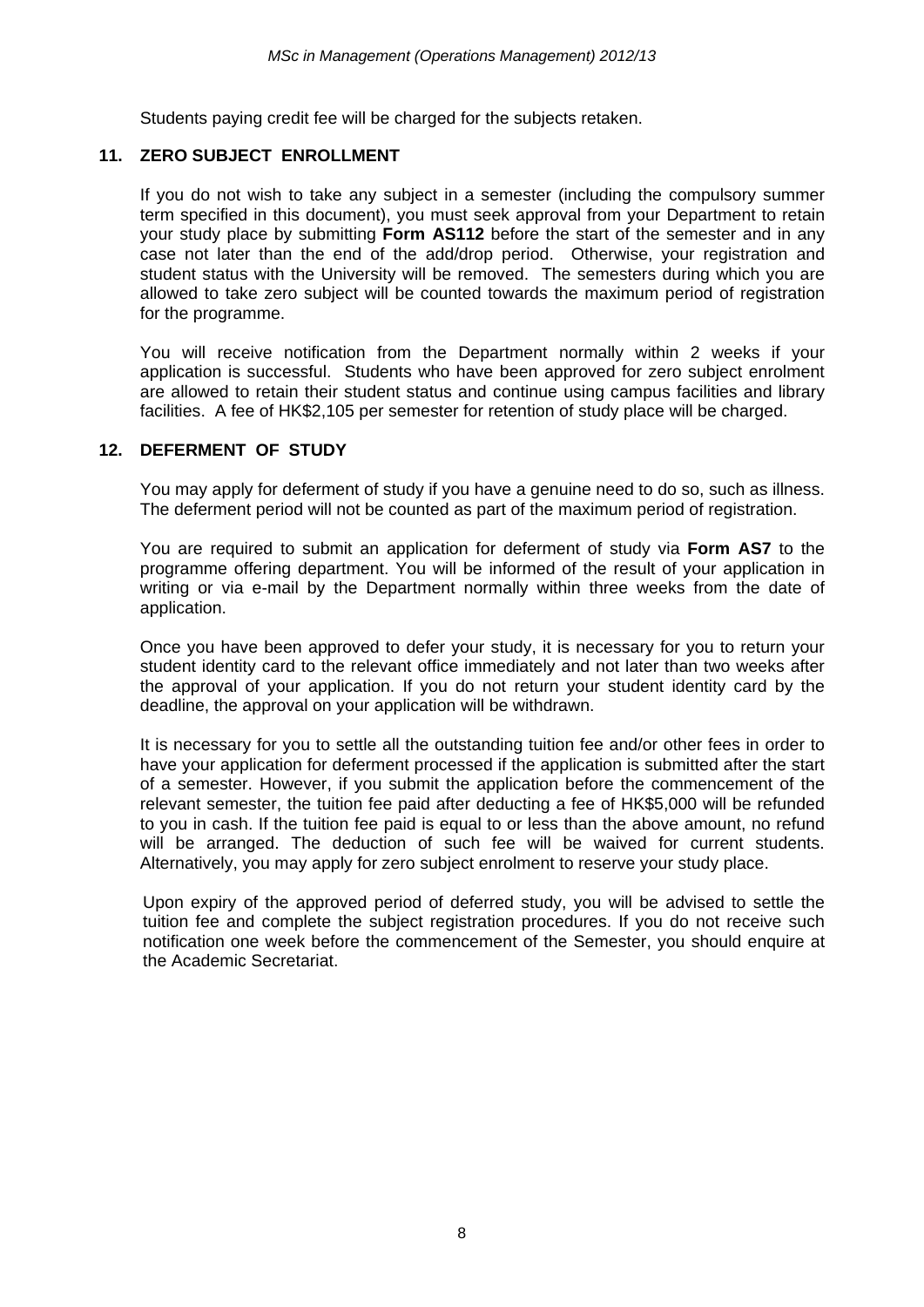Students paying credit fee will be charged for the subjects retaken.

## 11. ZERO SUBJECT ENROLLMENT

If you do not wish to take any subject in a semester (including the compulsory summer term specified in this document), you must seek approval from your Department to retain your study place by submitting **Form AS112** before the start of the semester and in any case not later than the end of the add/drop period. Otherwise, your registration and student status with the University will be removed. The semesters during which you are allowed to take zero subject will be counted towards the maximum period of registration for the programme.

You will receive notification from the Department normally within 2 weeks if your application is successful. Students who have been approved for zero subject enrolment are allowed to retain their student status and continue using campus facilities and library facilities. A fee of HK$2,105 per semester for retention of study place will be charged.

## 12. DEFERMENT OF STUDY

You may apply for deferment of study if you have a genuine need to do so, such as illness. The deferment period will not be counted as part of the maximum period of registration.

You are required to submit an application for deferment of study via **Form AS7** to the programme offering department. You will be informed of the result of your application in writing or via e-mail by the Department normally within three weeks from the date of application.

Once you have been approved to defer your study, it is necessary for you to return your student identity card to the relevant office immediately and not later than two weeks after the approval of your application. If you do not return your student identity card by the deadline, the approval on your application will be withdrawn.

It is necessary for you to settle all the outstanding tuition fee and/or other fees in order to have your application for deferment processed if the application is submitted after the start of a semester. However, if you submit the application before the commencement of the relevant semester, the tuition fee paid after deducting a fee of HK$5,000 will be refunded to you in cash. If the tuition fee paid is equal to or less than the above amount, no refund will be arranged. The deduction of such fee will be waived for current students. Alternatively, you may apply for zero subject enrolment to reserve your study place.

Upon expiry of the approved period of deferred study, you will be advised to settle the tuition fee and complete the subject registration procedures. If you do not receive such notification one week before the commencement of the Semester, you should enquire at the Academic Secretariat.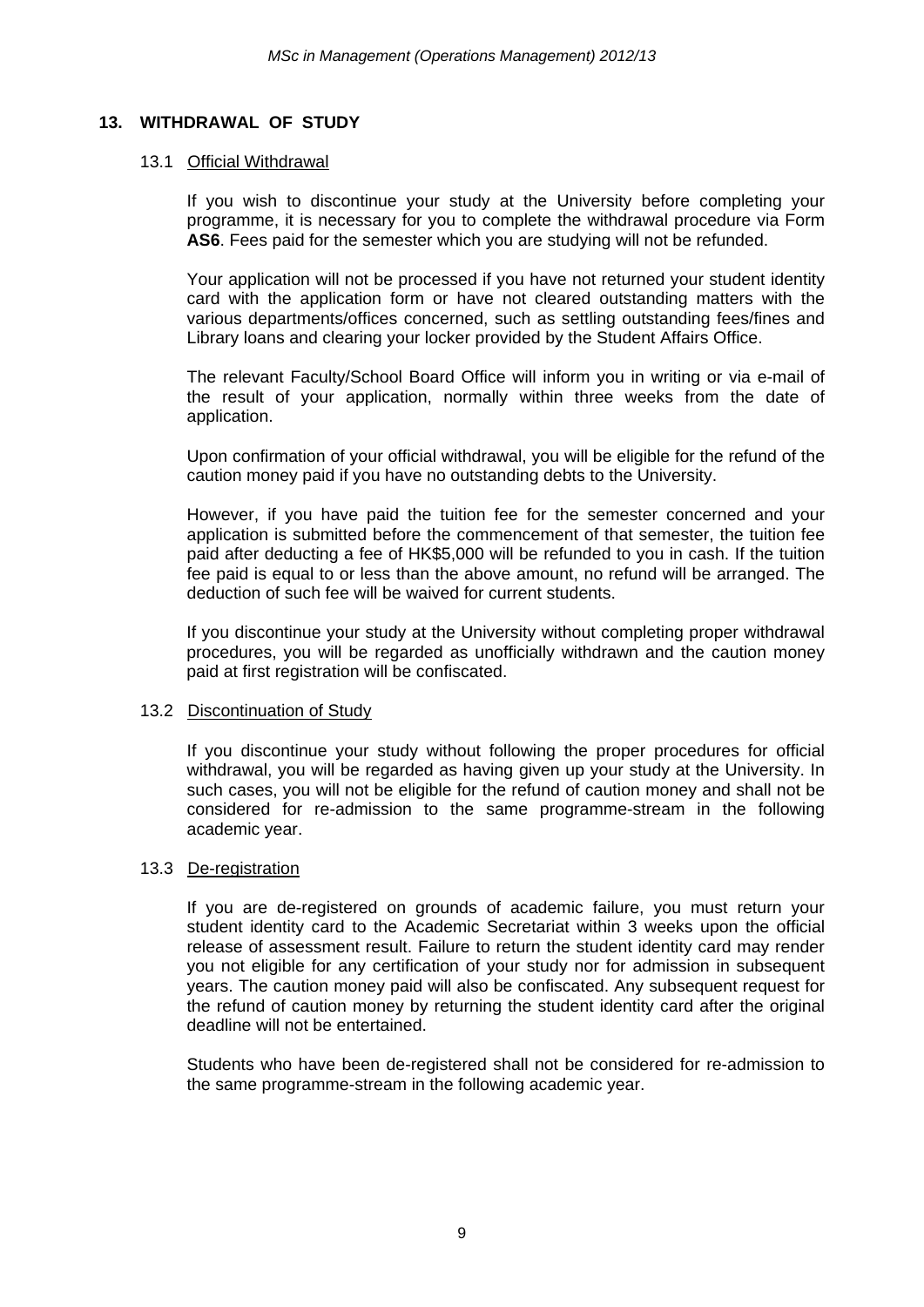## 13. WITHDRAWAL OF STUDY

### 13.1 Official Withdrawal

If you wish to discontinue your study at the University before completing your programme, it is necessary for you to complete the withdrawal procedure via Form **AS6**. Fees paid for the semester which you are studying will not be refunded.

Your application will not be processed if you have not returned your student identity card with the application form or have not cleared outstanding matters with the various departments/offices concerned, such as settling outstanding fees/fines and Library loans and clearing your locker provided by the Student Affairs Office.

The relevant Faculty/School Board Office will inform you in writing or via e-mail of the result of your application, normally within three weeks from the date of application.

Upon confirmation of your official withdrawal, you will be eligible for the refund of the caution money paid if you have no outstanding debts to the University.

However, if you have paid the tuition fee for the semester concerned and your application is submitted before the commencement of that semester, the tuition fee paid after deducting a fee of HK$5,000 will be refunded to you in cash. If the tuition fee paid is equal to or less than the above amount, no refund will be arranged. The deduction of such fee will be waived for current students.

If you discontinue your study at the University without completing proper withdrawal procedures, you will be regarded as unofficially withdrawn and the caution money paid at first registration will be confiscated.

### 13.2 Discontinuation of Study

If you discontinue your study without following the proper procedures for official withdrawal, you will be regarded as having given up your study at the University. In such cases, you will not be eligible for the refund of caution money and shall not be considered for re-admission to the same programme-stream in the following academic year.

### 13.3 De-registration

If you are de-registered on grounds of academic failure, you must return your student identity card to the Academic Secretariat within 3 weeks upon the official release of assessment result. Failure to return the student identity card may render you not eligible for any certification of your study nor for admission in subsequent years. The caution money paid will also be confiscated. Any subsequent request for the refund of caution money by returning the student identity card after the original deadline will not be entertained.

Students who have been de-registered shall not be considered for re-admission to the same programme-stream in the following academic year.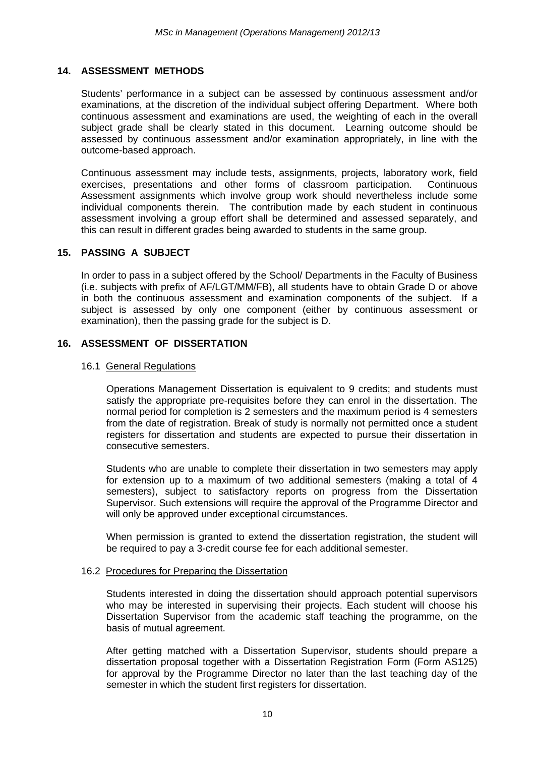## 14. ASSESSMENT METHODS

Students' performance in a subject can be assessed by continuous assessment and/or examinations, at the discretion of the individual subject offering Department. Where both continuous assessment and examinations are used, the weighting of each in the overall subject grade shall be clearly stated in this document. Learning outcome should be assessed by continuous assessment and/or examination appropriately, in line with the outcome-based approach.

Continuous assessment may include tests, assignments, projects, laboratory work, field exercises, presentations and other forms of classroom participation. Continuous Assessment assignments which involve group work should nevertheless include some individual components therein. The contribution made by each student in continuous assessment involving a group effort shall be determined and assessed separately, and this can result in different grades being awarded to students in the same group.

## 15. PASSING A SUBJECT

In order to pass in a subject offered by the School/ Departments in the Faculty of Business (i.e. subjects with prefix of AF/LGT/MM/FB), all students have to obtain Grade D or above in both the continuous assessment and examination components of the subject. If a subject is assessed by only one component (either by continuous assessment or examination), then the passing grade for the subject is D.

## 16. ASSESSMENT OF DISSERTATION

### 16.1 General Regulations

Operations Management Dissertation is equivalent to 9 credits; and students must satisfy the appropriate pre-requisites before they can enrol in the dissertation. The normal period for completion is 2 semesters and the maximum period is 4 semesters from the date of registration. Break of study is normally not permitted once a student registers for dissertation and students are expected to pursue their dissertation in consecutive semesters.

Students who are unable to complete their dissertation in two semesters may apply for extension up to a maximum of two additional semesters (making a total of 4 semesters), subject to satisfactory reports on progress from the Dissertation Supervisor. Such extensions will require the approval of the Programme Director and will only be approved under exceptional circumstances.

When permission is granted to extend the dissertation registration, the student will be required to pay a 3-credit course fee for each additional semester.

### 16.2 Procedures for Preparing the Dissertation

Students interested in doing the dissertation should approach potential supervisors who may be interested in supervising their projects. Each student will choose his Dissertation Supervisor from the academic staff teaching the programme, on the basis of mutual agreement.

After getting matched with a Dissertation Supervisor, students should prepare a dissertation proposal together with a Dissertation Registration Form (Form AS125) for approval by the Programme Director no later than the last teaching day of the semester in which the student first registers for dissertation.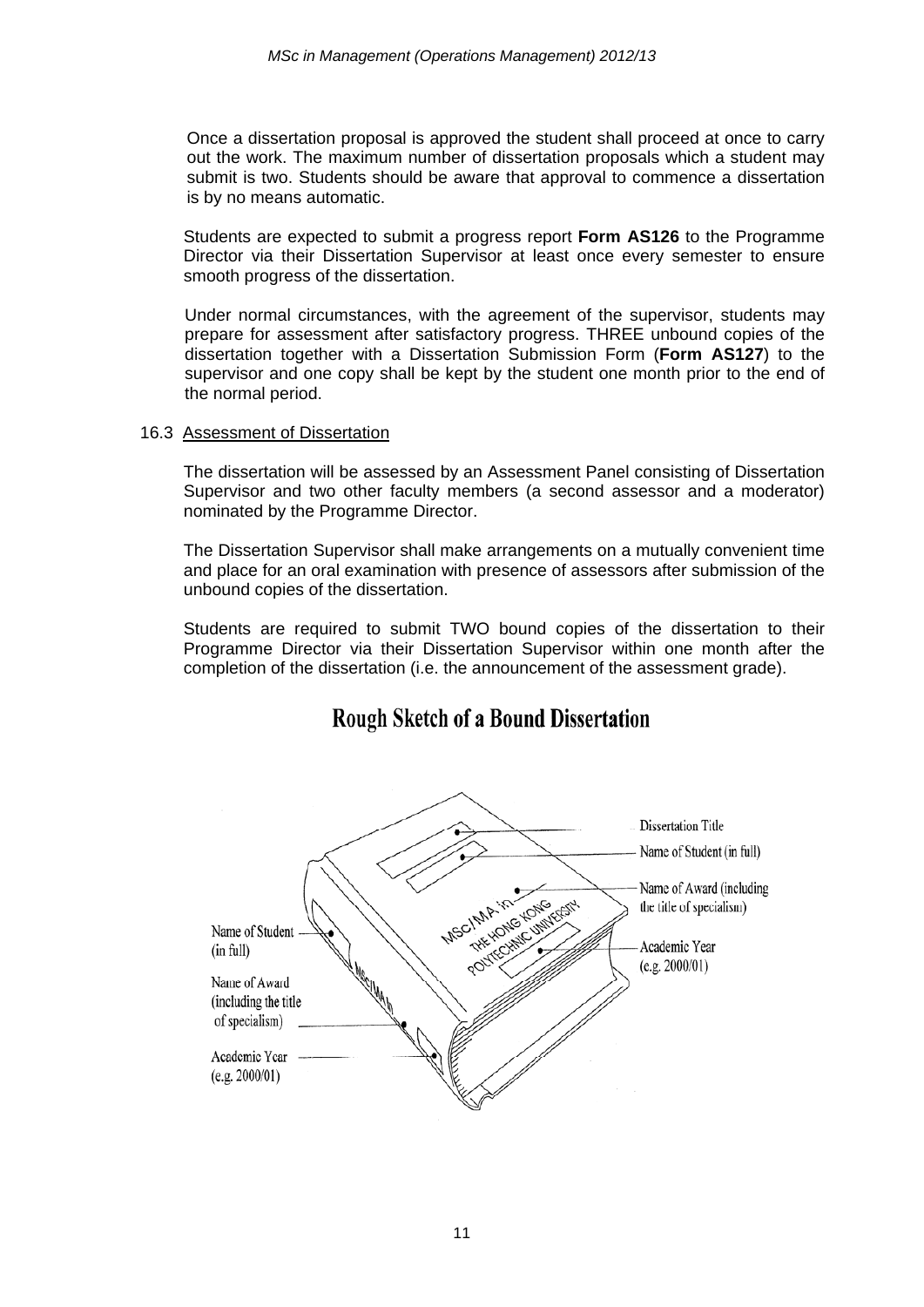Once a dissertation proposal is approved the student shall proceed at once to carry out the work. The maximum number of dissertation proposals which a student may submit is two. Students should be aware that approval to commence a dissertation is by no means automatic.

Students are expected to submit a progress report **Form AS126** to the Programme Director via their Dissertation Supervisor at least once every semester to ensure smooth progress of the dissertation.

Under normal circumstances, with the agreement of the supervisor, students may prepare for assessment after satisfactory progress. THREE unbound copies of the dissertation together with a Dissertation Submission Form (**Form AS127**) to the supervisor and one copy shall be kept by the student one month prior to the end of the normal period.

16.3 Assessment of Dissertation

The dissertation will be assessed by an Assessment Panel consisting of Dissertation Supervisor and two other faculty members (a second assessor and a moderator) nominated by the Programme Director.

The Dissertation Supervisor shall make arrangements on a mutually convenient time and place for an oral examination with presence of assessors after submission of the unbound copies of the dissertation.

Students are required to submit TWO bound copies of the dissertation to their Programme Director via their Dissertation Supervisor within one month after the completion of the dissertation (i.e. the announcement of the assessment grade).

**Rough Sketch of a Bound Dissertation**

Dissertation Title

Name of Student (in full)

Name of Award (including the title of specialism)

Academic Year (e.g. 2000/01)

Name of Student (in full)

Name of Award (including the title of specialism)

Academic Year (e.g. 2000/01)

MSc/MA in
THE HONG KONG POLYTECHNIC UNIVERSITY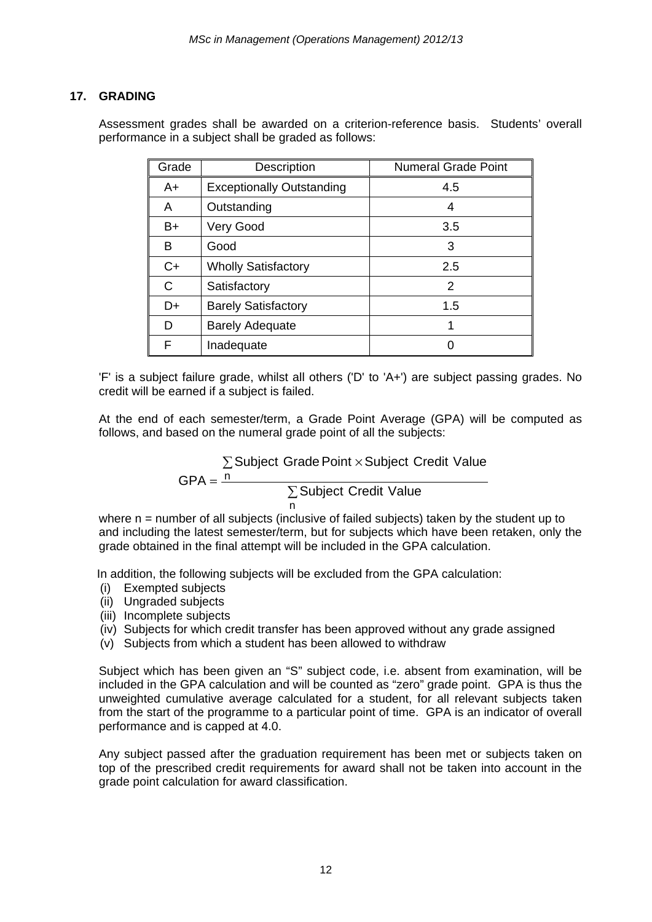## 17. GRADING

Assessment grades shall be awarded on a criterion-reference basis. Students' overall performance in a subject shall be graded as follows:

| Grade | Description | Numeral Grade Point |
|---|---|---|
| A+ | Exceptionally Outstanding | 4.5 |
| A | Outstanding | 4 |
| B+ | Very Good | 3.5 |
| B | Good | 3 |
| C+ | Wholly Satisfactory | 2.5 |
| C | Satisfactory | 2 |
| D+ | Barely Satisfactory | 1.5 |
| D | Barely Adequate | 1 |
| F | Inadequate | 0 |

'F' is a subject failure grade, whilst all others ('D' to 'A+') are subject passing grades. No credit will be earned if a subject is failed.

At the end of each semester/term, a Grade Point Average (GPA) will be computed as follows, and based on the numeral grade point of all the subjects:

$$\text{GPA} = \frac{\sum_{n} \text{Subject Grade Point} \times \text{Subject Credit Value}}{\sum_{n} \text{Subject Credit Value}}$$

where n = number of all subjects (inclusive of failed subjects) taken by the student up to and including the latest semester/term, but for subjects which have been retaken, only the grade obtained in the final attempt will be included in the GPA calculation.

In addition, the following subjects will be excluded from the GPA calculation:

(i) Exempted subjects
(ii) Ungraded subjects
(iii) Incomplete subjects
(iv) Subjects for which credit transfer has been approved without any grade assigned
(v) Subjects from which a student has been allowed to withdraw

Subject which has been given an "S" subject code, i.e. absent from examination, will be included in the GPA calculation and will be counted as "zero" grade point. GPA is thus the unweighted cumulative average calculated for a student, for all relevant subjects taken from the start of the programme to a particular point of time. GPA is an indicator of overall performance and is capped at 4.0.

Any subject passed after the graduation requirement has been met or subjects taken on top of the prescribed credit requirements for award shall not be taken into account in the grade point calculation for award classification.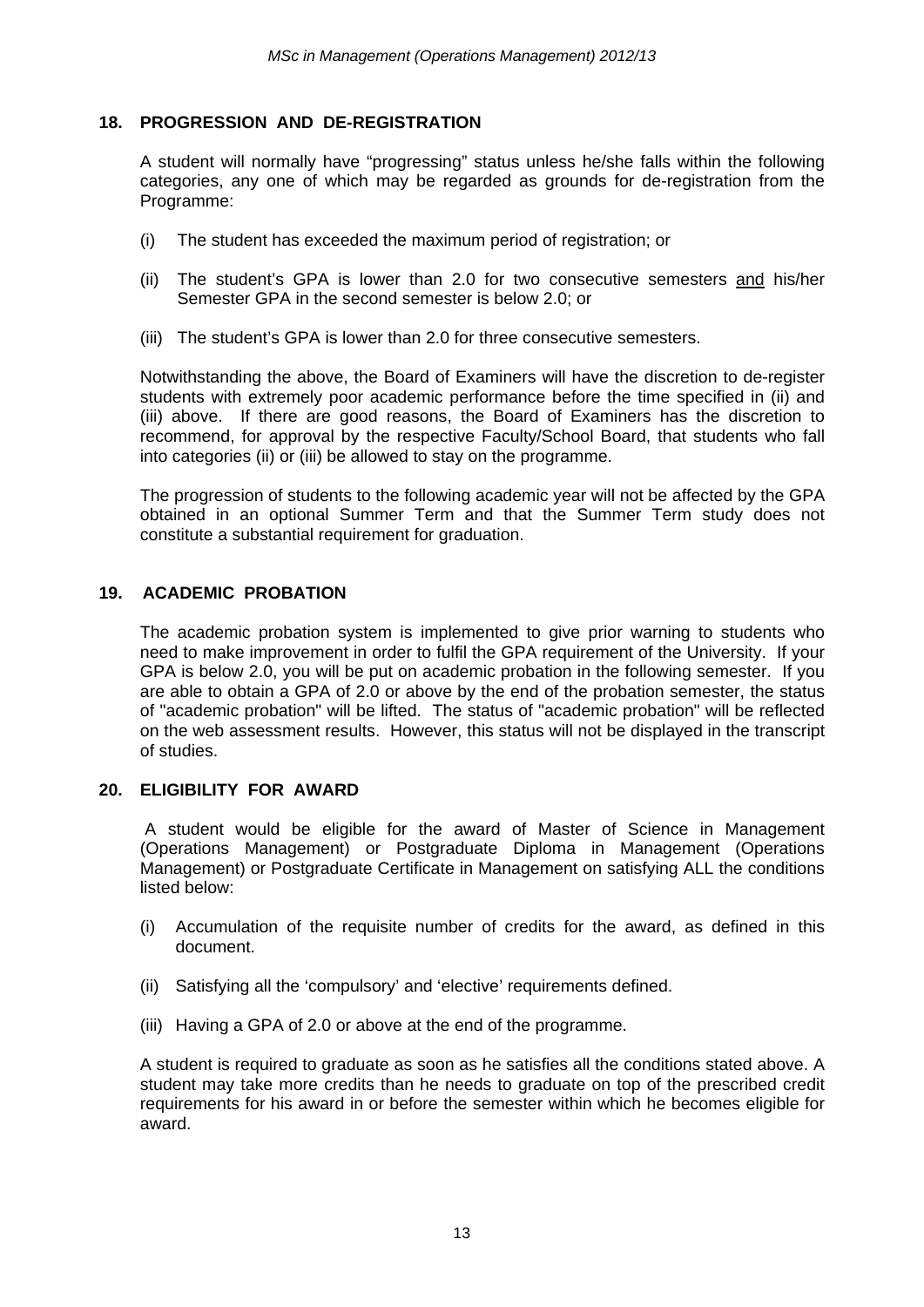## 18. PROGRESSION AND DE-REGISTRATION

A student will normally have "progressing" status unless he/she falls within the following categories, any one of which may be regarded as grounds for de-registration from the Programme:

(i) The student has exceeded the maximum period of registration; or

(ii) The student's GPA is lower than 2.0 for two consecutive semesters <u>and</u> his/her Semester GPA in the second semester is below 2.0; or

(iii) The student's GPA is lower than 2.0 for three consecutive semesters.

Notwithstanding the above, the Board of Examiners will have the discretion to de-register students with extremely poor academic performance before the time specified in (ii) and (iii) above. If there are good reasons, the Board of Examiners has the discretion to recommend, for approval by the respective Faculty/School Board, that students who fall into categories (ii) or (iii) be allowed to stay on the programme.

The progression of students to the following academic year will not be affected by the GPA obtained in an optional Summer Term and that the Summer Term study does not constitute a substantial requirement for graduation.

## 19. ACADEMIC PROBATION

The academic probation system is implemented to give prior warning to students who need to make improvement in order to fulfil the GPA requirement of the University. If your GPA is below 2.0, you will be put on academic probation in the following semester. If you are able to obtain a GPA of 2.0 or above by the end of the probation semester, the status of "academic probation" will be lifted. The status of "academic probation" will be reflected on the web assessment results. However, this status will not be displayed in the transcript of studies.

## 20. ELIGIBILITY FOR AWARD

A student would be eligible for the award of Master of Science in Management (Operations Management) or Postgraduate Diploma in Management (Operations Management) or Postgraduate Certificate in Management on satisfying ALL the conditions listed below:

(i) Accumulation of the requisite number of credits for the award, as defined in this document.

(ii) Satisfying all the 'compulsory' and 'elective' requirements defined.

(iii) Having a GPA of 2.0 or above at the end of the programme.

A student is required to graduate as soon as he satisfies all the conditions stated above. A student may take more credits than he needs to graduate on top of the prescribed credit requirements for his award in or before the semester within which he becomes eligible for award.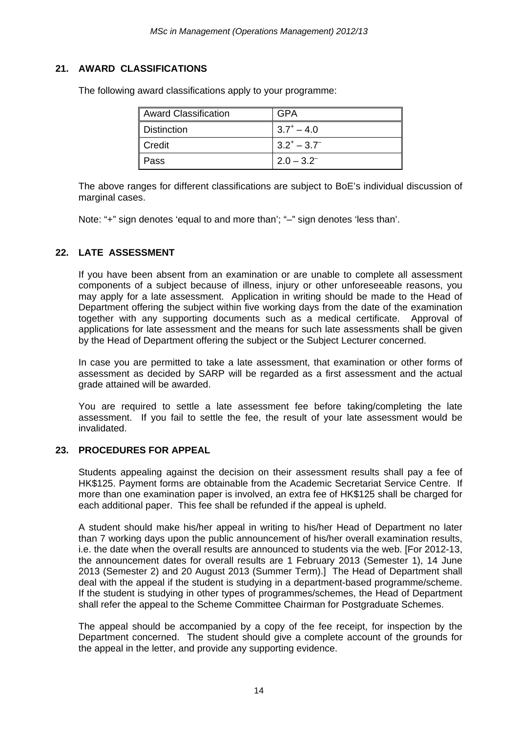## 21. AWARD CLASSIFICATIONS

The following award classifications apply to your programme:

| Award Classification | GPA |
|---|---|
| Distinction | $3.7^{+} – 4.0$ |
| Credit | $3.2^{+} – 3.7^{–}$ |
| Pass | $2.0 – 3.2^{–}$ |

The above ranges for different classifications are subject to BoE's individual discussion of marginal cases.

Note: "+" sign denotes 'equal to and more than'; "–" sign denotes 'less than'.

## 22. LATE ASSESSMENT

If you have been absent from an examination or are unable to complete all assessment components of a subject because of illness, injury or other unforeseeable reasons, you may apply for a late assessment. Application in writing should be made to the Head of Department offering the subject within five working days from the date of the examination together with any supporting documents such as a medical certificate. Approval of applications for late assessment and the means for such late assessments shall be given by the Head of Department offering the subject or the Subject Lecturer concerned.

In case you are permitted to take a late assessment, that examination or other forms of assessment as decided by SARP will be regarded as a first assessment and the actual grade attained will be awarded.

You are required to settle a late assessment fee before taking/completing the late assessment. If you fail to settle the fee, the result of your late assessment would be invalidated.

## 23. PROCEDURES FOR APPEAL

Students appealing against the decision on their assessment results shall pay a fee of HK$125. Payment forms are obtainable from the Academic Secretariat Service Centre. If more than one examination paper is involved, an extra fee of HK$125 shall be charged for each additional paper. This fee shall be refunded if the appeal is upheld.

A student should make his/her appeal in writing to his/her Head of Department no later than 7 working days upon the public announcement of his/her overall examination results, i.e. the date when the overall results are announced to students via the web. [For 2012-13, the announcement dates for overall results are 1 February 2013 (Semester 1), 14 June 2013 (Semester 2) and 20 August 2013 (Summer Term).] The Head of Department shall deal with the appeal if the student is studying in a department-based programme/scheme. If the student is studying in other types of programmes/schemes, the Head of Department shall refer the appeal to the Scheme Committee Chairman for Postgraduate Schemes.

The appeal should be accompanied by a copy of the fee receipt, for inspection by the Department concerned. The student should give a complete account of the grounds for the appeal in the letter, and provide any supporting evidence.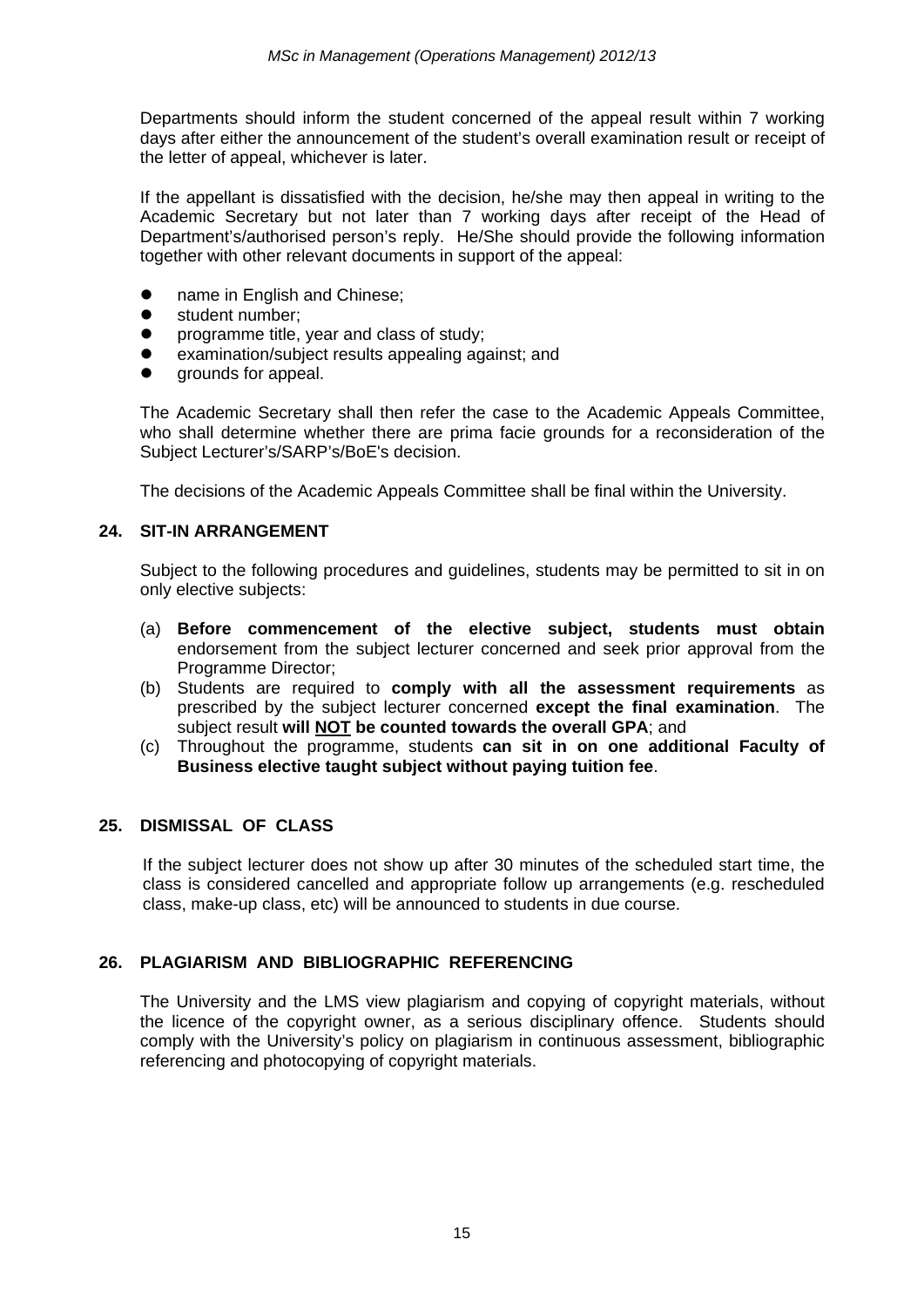Departments should inform the student concerned of the appeal result within 7 working days after either the announcement of the student's overall examination result or receipt of the letter of appeal, whichever is later.

If the appellant is dissatisfied with the decision, he/she may then appeal in writing to the Academic Secretary but not later than 7 working days after receipt of the Head of Department's/authorised person's reply. He/She should provide the following information together with other relevant documents in support of the appeal:

- name in English and Chinese;
- student number;
- programme title, year and class of study;
- examination/subject results appealing against; and
- grounds for appeal.

The Academic Secretary shall then refer the case to the Academic Appeals Committee, who shall determine whether there are prima facie grounds for a reconsideration of the Subject Lecturer's/SARP's/BoE's decision.

The decisions of the Academic Appeals Committee shall be final within the University.

## 24. SIT-IN ARRANGEMENT

Subject to the following procedures and guidelines, students may be permitted to sit in on only elective subjects:

(a) **Before commencement of the elective subject, students must obtain** endorsement from the subject lecturer concerned and seek prior approval from the Programme Director;

(b) Students are required to **comply with all the assessment requirements** as prescribed by the subject lecturer concerned **except the final examination**. The subject result **will <u>NOT</u> be counted towards the overall GPA**; and

(c) Throughout the programme, students **can sit in on one additional Faculty of Business elective taught subject without paying tuition fee**.

## 25. DISMISSAL OF CLASS

If the subject lecturer does not show up after 30 minutes of the scheduled start time, the class is considered cancelled and appropriate follow up arrangements (e.g. rescheduled class, make-up class, etc) will be announced to students in due course.

## 26. PLAGIARISM AND BIBLIOGRAPHIC REFERENCING

The University and the LMS view plagiarism and copying of copyright materials, without the licence of the copyright owner, as a serious disciplinary offence. Students should comply with the University's policy on plagiarism in continuous assessment, bibliographic referencing and photocopying of copyright materials.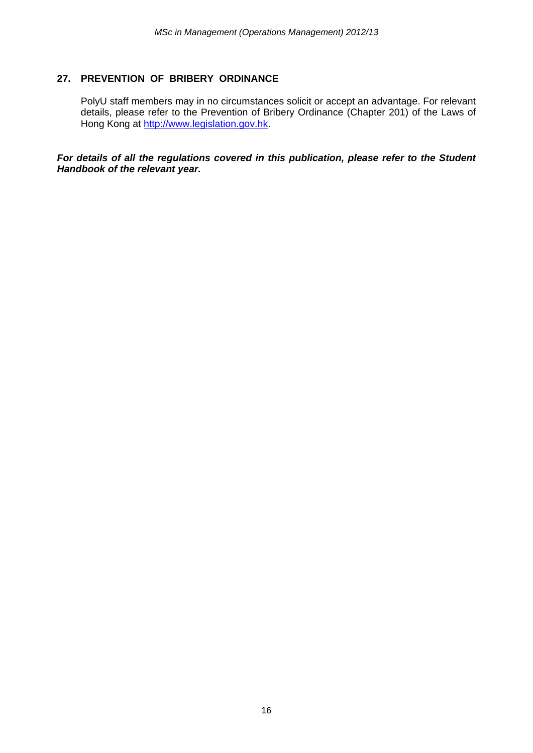## 27. PREVENTION OF BRIBERY ORDINANCE

PolyU staff members may in no circumstances solicit or accept an advantage. For relevant details, please refer to the Prevention of Bribery Ordinance (Chapter 201) of the Laws of Hong Kong at http://www.legislation.gov.hk.

***For details of all the regulations covered in this publication, please refer to the Student Handbook of the relevant year.***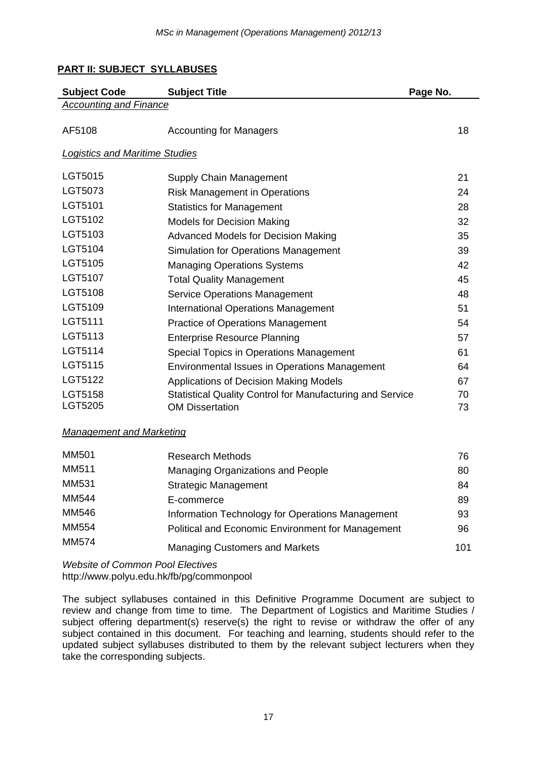## PART II: SUBJECT SYLLABUSES

| Subject Code | Subject Title | Page No. |
|---|---|---|
| *Accounting and Finance* | | |
| AF5108 | Accounting for Managers | 18 |
| *Logistics and Maritime Studies* | | |
| LGT5015 | Supply Chain Management | 21 |
| LGT5073 | Risk Management in Operations | 24 |
| LGT5101 | Statistics for Management | 28 |
| LGT5102 | Models for Decision Making | 32 |
| LGT5103 | Advanced Models for Decision Making | 35 |
| LGT5104 | Simulation for Operations Management | 39 |
| LGT5105 | Managing Operations Systems | 42 |
| LGT5107 | Total Quality Management | 45 |
| LGT5108 | Service Operations Management | 48 |
| LGT5109 | International Operations Management | 51 |
| LGT5111 | Practice of Operations Management | 54 |
| LGT5113 | Enterprise Resource Planning | 57 |
| LGT5114 | Special Topics in Operations Management | 61 |
| LGT5115 | Environmental Issues in Operations Management | 64 |
| LGT5122 | Applications of Decision Making Models | 67 |
| LGT5158 | Statistical Quality Control for Manufacturing and Service | 70 |
| LGT5205 | OM Dissertation | 73 |
| *Management and Marketing* | | |
| MM501 | Research Methods | 76 |
| MM511 | Managing Organizations and People | 80 |
| MM531 | Strategic Management | 84 |
| MM544 | E-commerce | 89 |
| MM546 | Information Technology for Operations Management | 93 |
| MM554 | Political and Economic Environment for Management | 96 |
| MM574 | Managing Customers and Markets | 101 |

*Website of Common Pool Electives*
http://www.polyu.edu.hk/fb/pg/commonpool

The subject syllabuses contained in this Definitive Programme Document are subject to review and change from time to time. The Department of Logistics and Maritime Studies / subject offering department(s) reserve(s) the right to revise or withdraw the offer of any subject contained in this document. For teaching and learning, students should refer to the updated subject syllabuses distributed to them by the relevant subject lecturers when they take the corresponding subjects.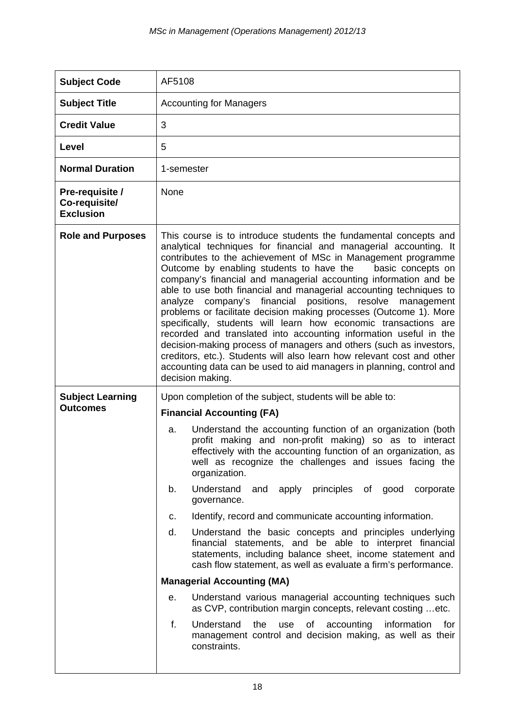| | |
|---|---|
| **Subject Code** | AF5108 |
| **Subject Title** | Accounting for Managers |
| **Credit Value** | 3 |
| **Level** | 5 |
| **Normal Duration** | 1-semester |
| **Pre-requisite / Co-requisite/ Exclusion** | None |
| **Role and Purposes** | This course is to introduce students the fundamental concepts and analytical techniques for financial and managerial accounting. It contributes to the achievement of MSc in Management programme Outcome by enabling students to have the basic concepts on company's financial and managerial accounting information and be able to use both financial and managerial accounting techniques to analyze company's financial positions, resolve management problems or facilitate decision making processes (Outcome 1). More specifically, students will learn how economic transactions are recorded and translated into accounting information useful in the decision-making process of managers and others (such as investors, creditors, etc.). Students will also learn how relevant cost and other accounting data can be used to aid managers in planning, control and decision making. |
| **Subject Learning Outcomes** | Upon completion of the subject, students will be able to:<br><br>**Financial Accounting (FA)**<br><br>a. Understand the accounting function of an organization (both profit making and non-profit making) so as to interact effectively with the accounting function of an organization, as well as recognize the challenges and issues facing the organization.<br><br>b. Understand and apply principles of good corporate governance.<br><br>c. Identify, record and communicate accounting information.<br><br>d. Understand the basic concepts and principles underlying financial statements, and be able to interpret financial statements, including balance sheet, income statement and cash flow statement, as well as evaluate a firm's performance.<br><br>**Managerial Accounting (MA)**<br><br>e. Understand various managerial accounting techniques such as CVP, contribution margin concepts, relevant costing …etc.<br><br>f. Understand the use of accounting information for management control and decision making, as well as their constraints. |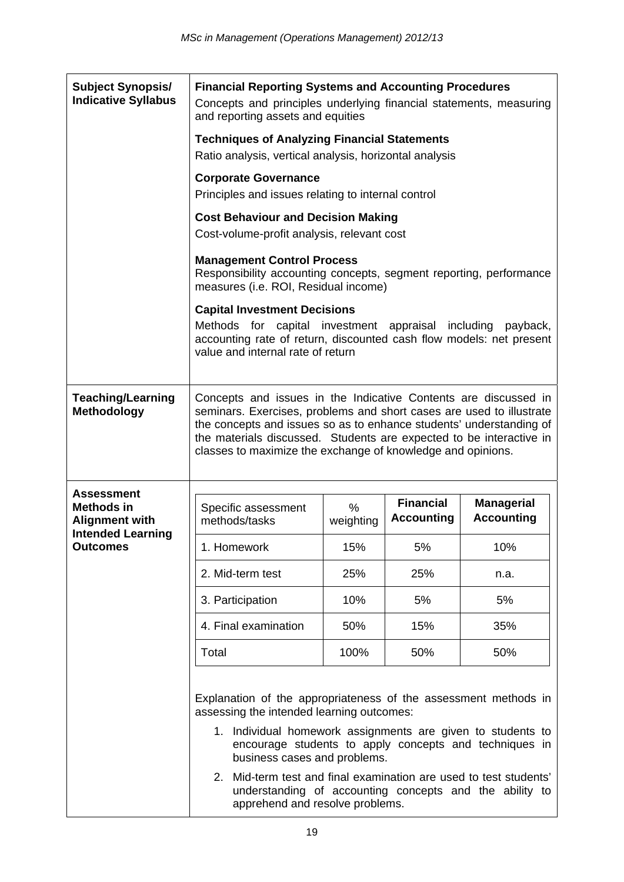| **Subject Synopsis/ Indicative Syllabus** | **Financial Reporting Systems and Accounting Procedures**<br>Concepts and principles underlying financial statements, measuring and reporting assets and equities<br><br>**Techniques of Analyzing Financial Statements**<br>Ratio analysis, vertical analysis, horizontal analysis<br><br>**Corporate Governance**<br>Principles and issues relating to internal control<br><br>**Cost Behaviour and Decision Making**<br>Cost-volume-profit analysis, relevant cost<br><br>**Management Control Process**<br>Responsibility accounting concepts, segment reporting, performance measures (i.e. ROI, Residual income)<br><br>**Capital Investment Decisions**<br>Methods for capital investment appraisal including payback, accounting rate of return, discounted cash flow models: net present value and internal rate of return |
|---|---|
| **Teaching/Learning Methodology** | Concepts and issues in the Indicative Contents are discussed in seminars. Exercises, problems and short cases are used to illustrate the concepts and issues so as to enhance students' understanding of the materials discussed. Students are expected to be interactive in classes to maximize the exchange of knowledge and opinions. |
| **Assessment Methods in Alignment with Intended Learning Outcomes** | (see table and explanation below) |

| Specific assessment methods/tasks | % weighting | **Financial Accounting** | **Managerial Accounting** |
|---|---|---|---|
| 1. Homework | 15% | 5% | 10% |
| 2. Mid-term test | 25% | 25% | n.a. |
| 3. Participation | 10% | 5% | 5% |
| 4. Final examination | 50% | 15% | 35% |
| Total | 100% | 50% | 50% |

Explanation of the appropriateness of the assessment methods in assessing the intended learning outcomes:

1. Individual homework assignments are given to students to encourage students to apply concepts and techniques in business cases and problems.
2. Mid-term test and final examination are used to test students' understanding of accounting concepts and the ability to apprehend and resolve problems.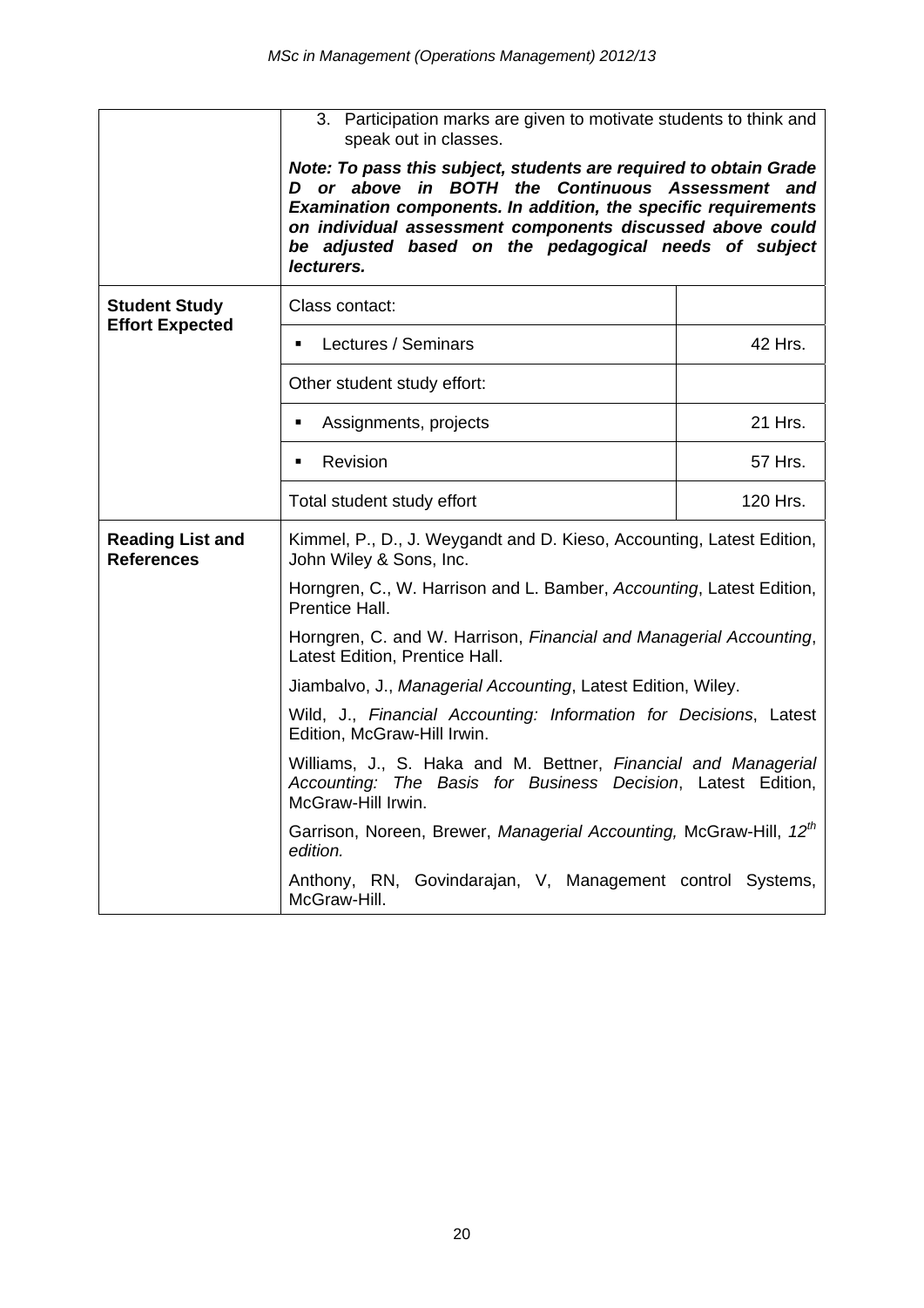| | | |
|---|---|---|
| | 3. Participation marks are given to motivate students to think and speak out in classes.<br><br>***Note: To pass this subject, students are required to obtain Grade D or above in BOTH the Continuous Assessment and Examination components. In addition, the specific requirements on individual assessment components discussed above could be adjusted based on the pedagogical needs of subject lecturers.*** | |
| **Student Study Effort Expected** | Class contact: | |
| | ▪ Lectures / Seminars | 42 Hrs. |
| | Other student study effort: | |
| | ▪ Assignments, projects | 21 Hrs. |
| | ▪ Revision | 57 Hrs. |
| | Total student study effort | 120 Hrs. |
| **Reading List and References** | Kimmel, P., D., J. Weygandt and D. Kieso, Accounting, Latest Edition, John Wiley & Sons, Inc.<br><br>Horngren, C., W. Harrison and L. Bamber, *Accounting*, Latest Edition, Prentice Hall.<br><br>Horngren, C. and W. Harrison, *Financial and Managerial Accounting*, Latest Edition, Prentice Hall.<br><br>Jiambalvo, J., *Managerial Accounting*, Latest Edition, Wiley.<br><br>Wild, J., *Financial Accounting: Information for Decisions*, Latest Edition, McGraw-Hill Irwin.<br><br>Williams, J., S. Haka and M. Bettner, *Financial and Managerial Accounting: The Basis for Business Decision*, Latest Edition, McGraw-Hill Irwin.<br><br>Garrison, Noreen, Brewer, *Managerial Accounting,* McGraw-Hill, *12th edition.*<br><br>Anthony, RN, Govindarajan, V, Management control Systems, McGraw-Hill. | |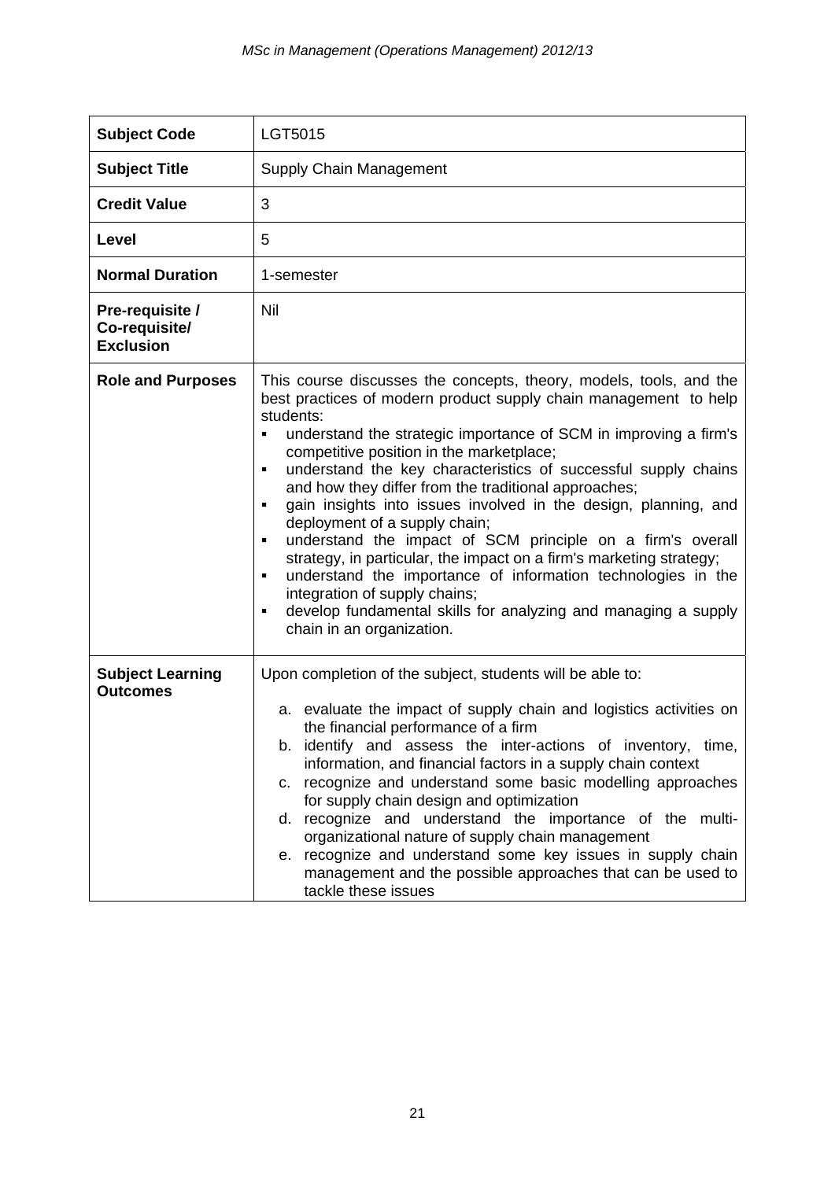| | |
|---|---|
| **Subject Code** | LGT5015 |
| **Subject Title** | Supply Chain Management |
| **Credit Value** | 3 |
| **Level** | 5 |
| **Normal Duration** | 1-semester |
| **Pre-requisite / Co-requisite/ Exclusion** | Nil |
| **Role and Purposes** | This course discusses the concepts, theory, models, tools, and the best practices of modern product supply chain management to help students:<br>▪ understand the strategic importance of SCM in improving a firm's competitive position in the marketplace;<br>▪ understand the key characteristics of successful supply chains and how they differ from the traditional approaches;<br>▪ gain insights into issues involved in the design, planning, and deployment of a supply chain;<br>▪ understand the impact of SCM principle on a firm's overall strategy, in particular, the impact on a firm's marketing strategy;<br>▪ understand the importance of information technologies in the integration of supply chains;<br>▪ develop fundamental skills for analyzing and managing a supply chain in an organization. |
| **Subject Learning Outcomes** | Upon completion of the subject, students will be able to:<br>a. evaluate the impact of supply chain and logistics activities on the financial performance of a firm<br>b. identify and assess the inter-actions of inventory, time, information, and financial factors in a supply chain context<br>c. recognize and understand some basic modelling approaches for supply chain design and optimization<br>d. recognize and understand the importance of the multi-organizational nature of supply chain management<br>e. recognize and understand some key issues in supply chain management and the possible approaches that can be used to tackle these issues |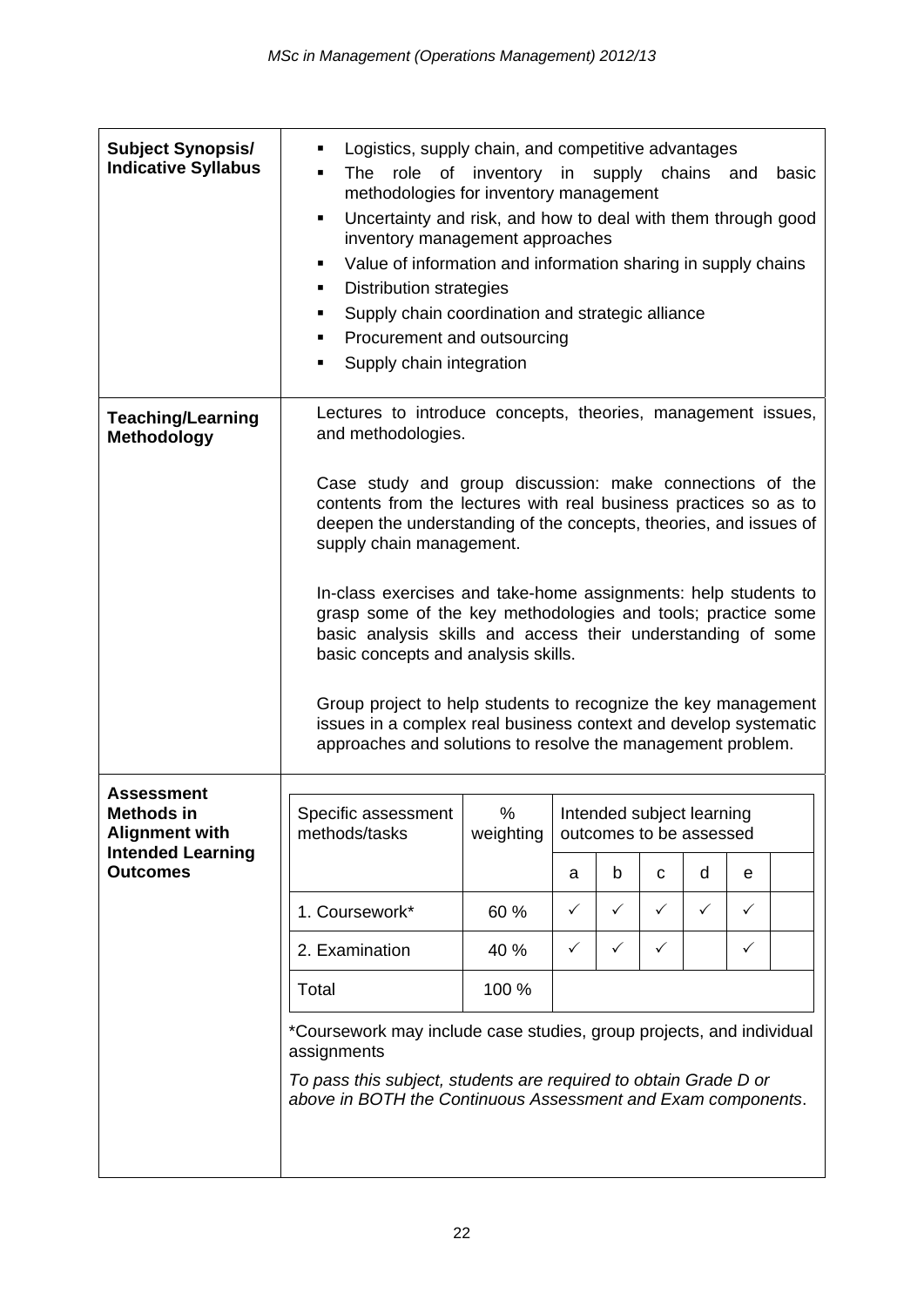| **Subject Synopsis/ Indicative Syllabus** | ▪ Logistics, supply chain, and competitive advantages<br>▪ The role of inventory in supply chains and basic methodologies for inventory management<br>▪ Uncertainty and risk, and how to deal with them through good inventory management approaches<br>▪ Value of information and information sharing in supply chains<br>▪ Distribution strategies<br>▪ Supply chain coordination and strategic alliance<br>▪ Procurement and outsourcing<br>▪ Supply chain integration |
|---|---|
| **Teaching/Learning Methodology** | Lectures to introduce concepts, theories, management issues, and methodologies.<br><br>Case study and group discussion: make connections of the contents from the lectures with real business practices so as to deepen the understanding of the concepts, theories, and issues of supply chain management.<br><br>In-class exercises and take-home assignments: help students to grasp some of the key methodologies and tools; practice some basic analysis skills and access their understanding of some basic concepts and analysis skills.<br><br>Group project to help students to recognize the key management issues in a complex real business context and develop systematic approaches and solutions to resolve the management problem. |
| **Assessment Methods in Alignment with Intended Learning Outcomes** | See table below |

| Specific assessment methods/tasks | % weighting | Intended subject learning outcomes to be assessed | | | | | |
|---|---|---|---|---|---|---|---|
| | | a | b | c | d | e | |
| 1. Coursework* | 60 % | ✓ | ✓ | ✓ | ✓ | ✓ | |
| 2. Examination | 40 % | ✓ | ✓ | ✓ | | ✓ | |
| Total | 100 % | | | | | | |

*Coursework may include case studies, group projects, and individual assignments

*To pass this subject, students are required to obtain Grade D or above in BOTH the Continuous Assessment and Exam components.*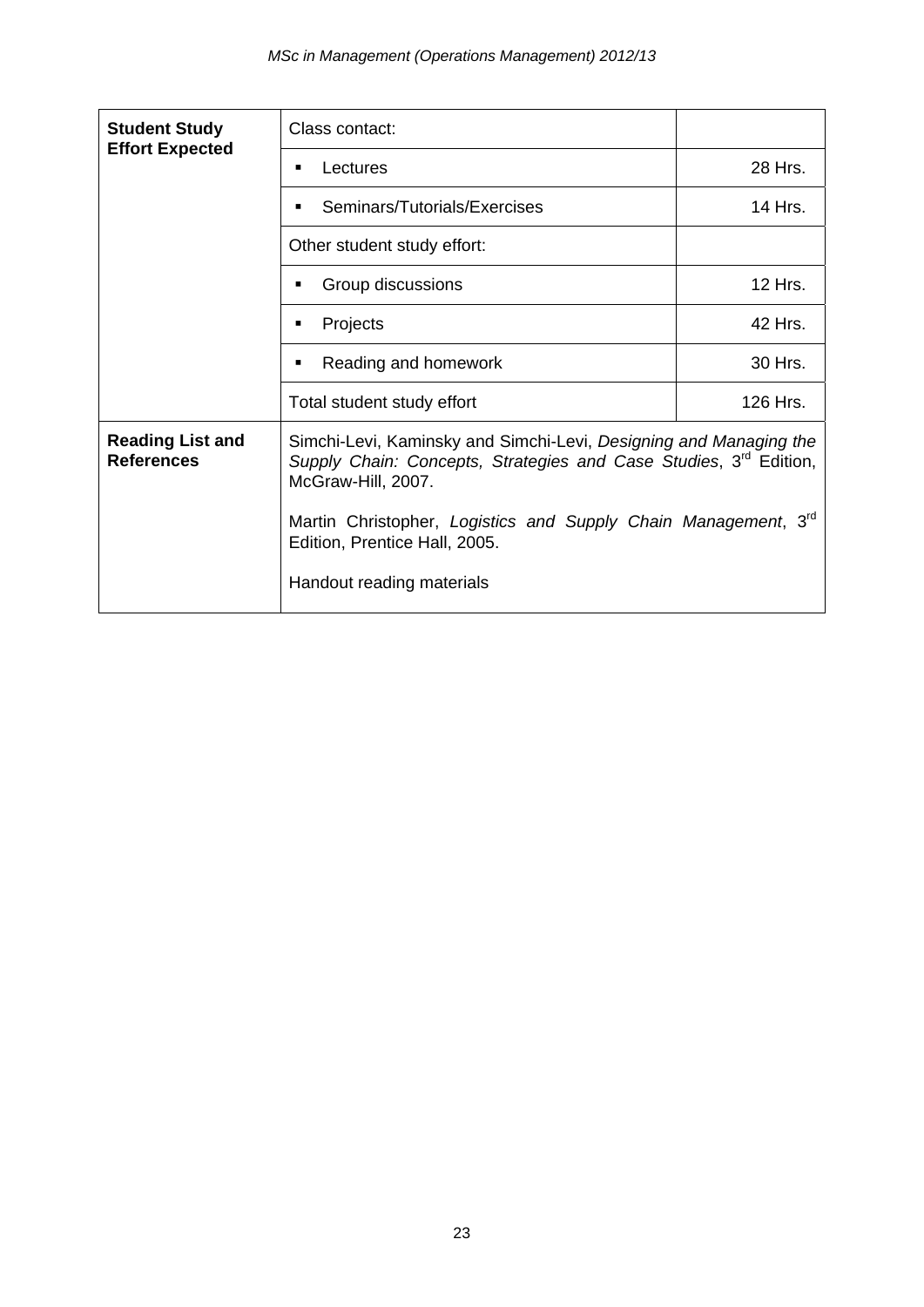| | | |
|---|---|---|
| **Student Study Effort Expected** | Class contact: | |
| | ▪ Lectures | 28 Hrs. |
| | ▪ Seminars/Tutorials/Exercises | 14 Hrs. |
| | Other student study effort: | |
| | ▪ Group discussions | 12 Hrs. |
| | ▪ Projects | 42 Hrs. |
| | ▪ Reading and homework | 30 Hrs. |
| | Total student study effort | 126 Hrs. |
| **Reading List and References** | Simchi-Levi, Kaminsky and Simchi-Levi, *Designing and Managing the Supply Chain: Concepts, Strategies and Case Studies*, 3rd Edition, McGraw-Hill, 2007.<br><br>Martin Christopher, *Logistics and Supply Chain Management*, 3rd Edition, Prentice Hall, 2005.<br><br>Handout reading materials | |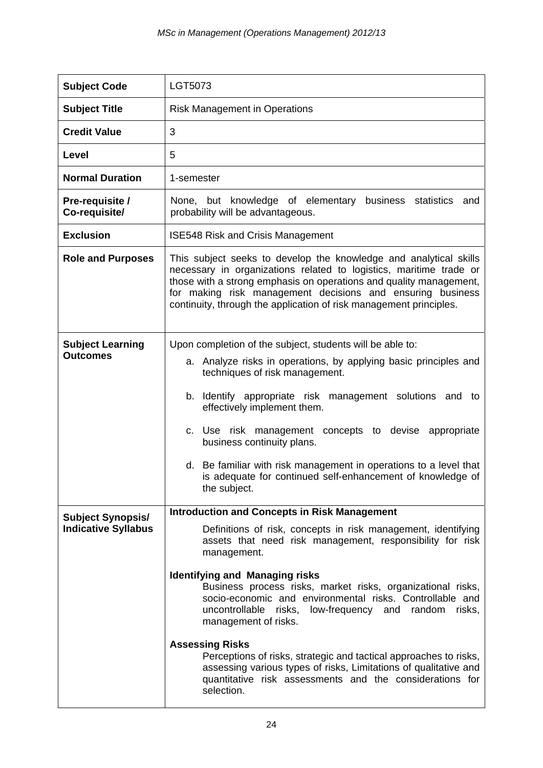| **Subject Code** | LGT5073 |
|---|---|
| **Subject Title** | Risk Management in Operations |
| **Credit Value** | 3 |
| **Level** | 5 |
| **Normal Duration** | 1-semester |
| **Pre-requisite / Co-requisite/** | None, but knowledge of elementary business statistics and probability will be advantageous. |
| **Exclusion** | ISE548 Risk and Crisis Management |
| **Role and Purposes** | This subject seeks to develop the knowledge and analytical skills necessary in organizations related to logistics, maritime trade or those with a strong emphasis on operations and quality management, for making risk management decisions and ensuring business continuity, through the application of risk management principles. |
| **Subject Learning Outcomes** | Upon completion of the subject, students will be able to:<br>a. Analyze risks in operations, by applying basic principles and techniques of risk management.<br>b. Identify appropriate risk management solutions and to effectively implement them.<br>c. Use risk management concepts to devise appropriate business continuity plans.<br>d. Be familiar with risk management in operations to a level that is adequate for continued self-enhancement of knowledge of the subject. |
| **Subject Synopsis/ Indicative Syllabus** | **Introduction and Concepts in Risk Management**<br>Definitions of risk, concepts in risk management, identifying assets that need risk management, responsibility for risk management.<br>**Identifying and Managing risks**<br>Business process risks, market risks, organizational risks, socio-economic and environmental risks. Controllable and uncontrollable risks, low-frequency and random risks, management of risks.<br>**Assessing Risks**<br>Perceptions of risks, strategic and tactical approaches to risks, assessing various types of risks, Limitations of qualitative and quantitative risk assessments and the considerations for selection. |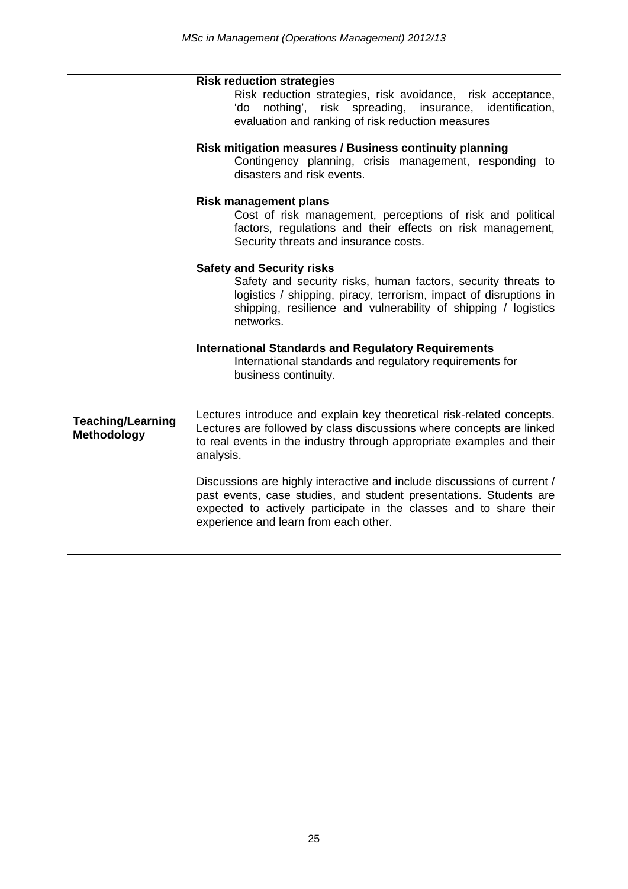| | |
|---|---|
| | **Risk reduction strategies**<br>Risk reduction strategies, risk avoidance, risk acceptance, 'do nothing', risk spreading, insurance, identification, evaluation and ranking of risk reduction measures<br><br>**Risk mitigation measures / Business continuity planning**<br>Contingency planning, crisis management, responding to disasters and risk events.<br><br>**Risk management plans**<br>Cost of risk management, perceptions of risk and political factors, regulations and their effects on risk management, Security threats and insurance costs.<br><br>**Safety and Security risks**<br>Safety and security risks, human factors, security threats to logistics / shipping, piracy, terrorism, impact of disruptions in shipping, resilience and vulnerability of shipping / logistics networks.<br><br>**International Standards and Regulatory Requirements**<br>International standards and regulatory requirements for business continuity. |
| **Teaching/Learning Methodology** | Lectures introduce and explain key theoretical risk-related concepts. Lectures are followed by class discussions where concepts are linked to real events in the industry through appropriate examples and their analysis.<br><br>Discussions are highly interactive and include discussions of current / past events, case studies, and student presentations. Students are expected to actively participate in the classes and to share their experience and learn from each other. |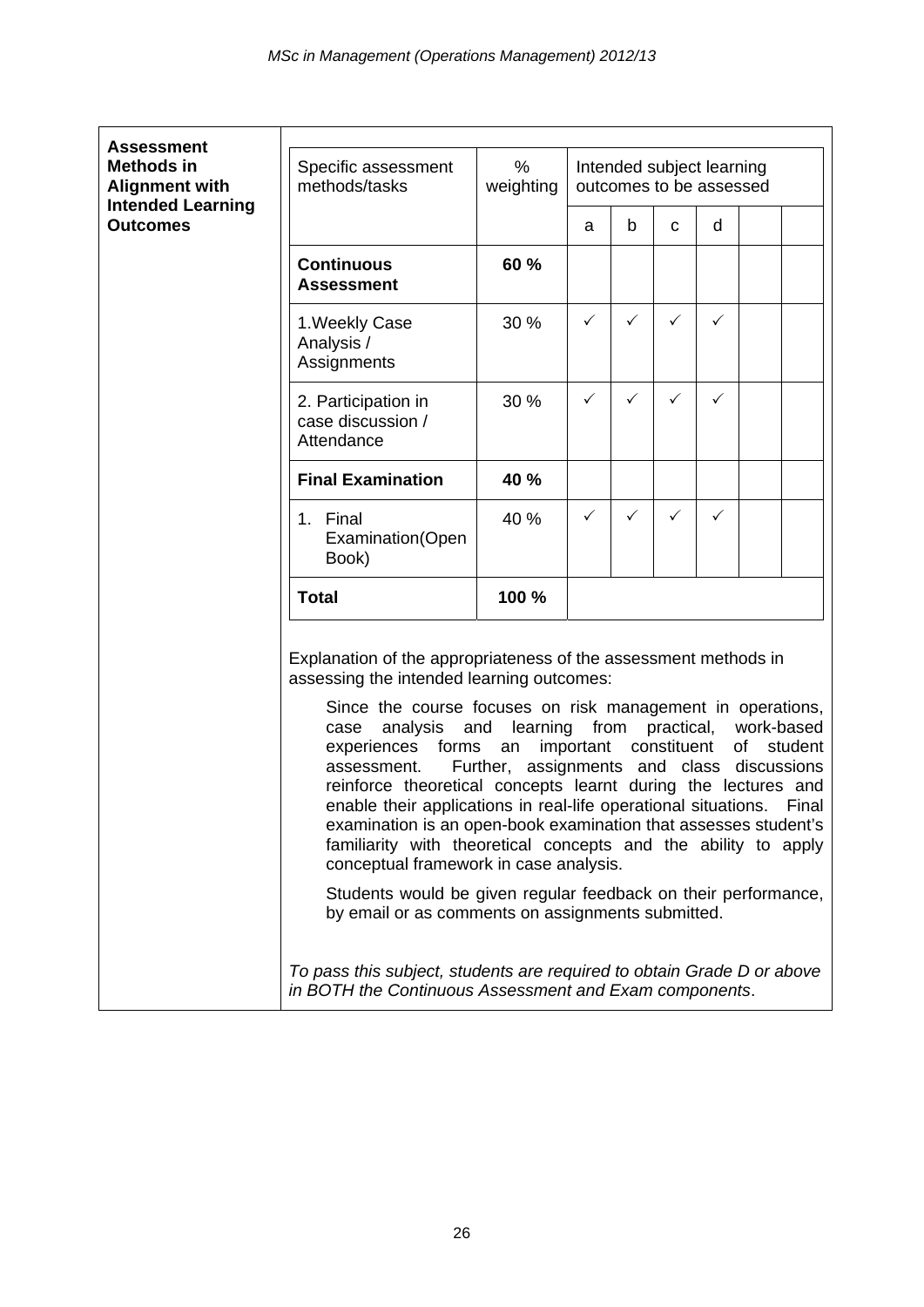**Assessment Methods in Alignment with Intended Learning Outcomes**

| Specific assessment methods/tasks | % weighting | Intended subject learning outcomes to be assessed | | | | | |
|---|---|---|---|---|---|---|---|
| | | a | b | c | d | | |
| **Continuous Assessment** | **60 %** | | | | | | |
| 1. Weekly Case Analysis / Assignments | 30 % | ✓ | ✓ | ✓ | ✓ | | |
| 2. Participation in case discussion / Attendance | 30 % | ✓ | ✓ | ✓ | ✓ | | |
| **Final Examination** | **40 %** | | | | | | |
| 1. Final Examination(Open Book) | 40 % | ✓ | ✓ | ✓ | ✓ | | |
| **Total** | **100 %** | | | | | | |

Explanation of the appropriateness of the assessment methods in assessing the intended learning outcomes:

Since the course focuses on risk management in operations, case analysis and learning from practical, work-based experiences forms an important constituent of student assessment. Further, assignments and class discussions reinforce theoretical concepts learnt during the lectures and enable their applications in real-life operational situations. Final examination is an open-book examination that assesses student's familiarity with theoretical concepts and the ability to apply conceptual framework in case analysis.

Students would be given regular feedback on their performance, by email or as comments on assignments submitted.

*To pass this subject, students are required to obtain Grade D or above in BOTH the Continuous Assessment and Exam components*.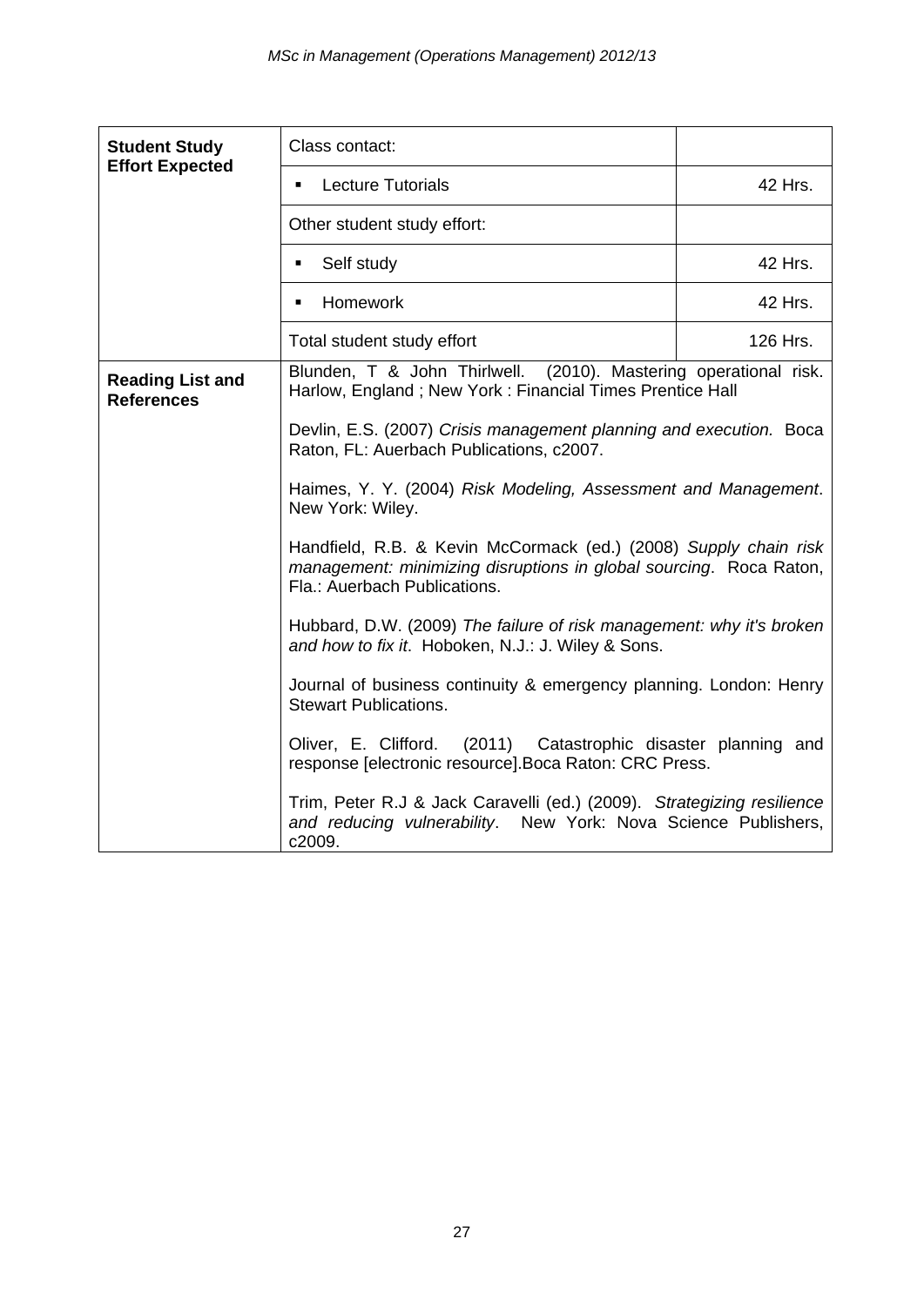| **Student Study Effort Expected** | Class contact: | |
|---|---|---|
| | ▪ Lecture Tutorials | 42 Hrs. |
| | Other student study effort: | |
| | ▪ Self study | 42 Hrs. |
| | ▪ Homework | 42 Hrs. |
| | Total student study effort | 126 Hrs. |
| **Reading List and References** | Blunden, T & John Thirlwell. (2010). Mastering operational risk. Harlow, England ; New York : Financial Times Prentice Hall<br><br>Devlin, E.S. (2007) *Crisis management planning and execution.* Boca Raton, FL: Auerbach Publications, c2007.<br><br>Haimes, Y. Y. (2004) *Risk Modeling, Assessment and Management*. New York: Wiley.<br><br>Handfield, R.B. & Kevin McCormack (ed.) (2008) *Supply chain risk management: minimizing disruptions in global sourcing*. Roca Raton, Fla.: Auerbach Publications.<br><br>Hubbard, D.W. (2009) *The failure of risk management: why it's broken and how to fix it*. Hoboken, N.J.: J. Wiley & Sons.<br><br>Journal of business continuity & emergency planning. London: Henry Stewart Publications.<br><br>Oliver, E. Clifford. (2011) Catastrophic disaster planning and response [electronic resource].Boca Raton: CRC Press.<br><br>Trim, Peter R.J & Jack Caravelli (ed.) (2009). *Strategizing resilience and reducing vulnerability*. New York: Nova Science Publishers, c2009. | |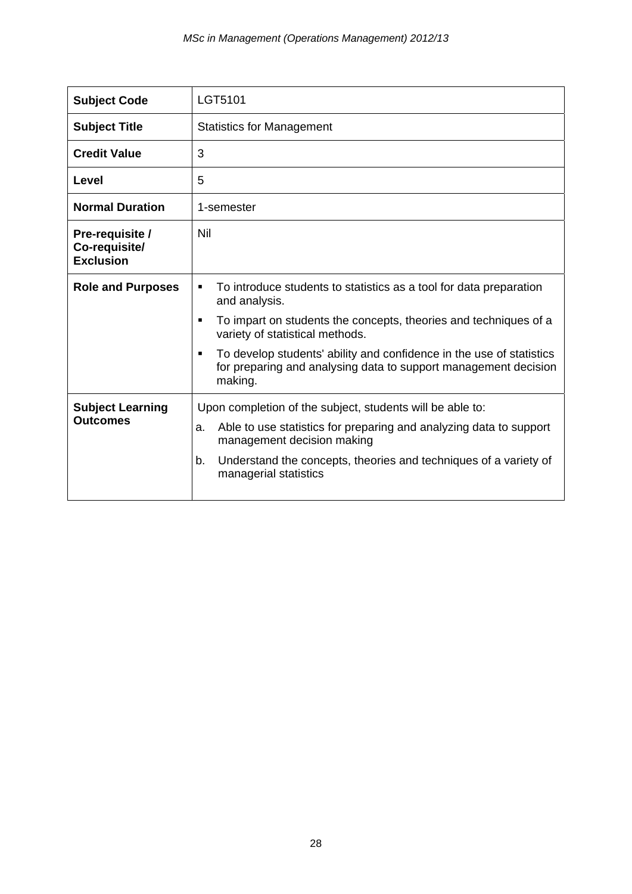| Subject Code | LGT5101 |
|---|---|
| **Subject Title** | Statistics for Management |
| **Credit Value** | 3 |
| **Level** | 5 |
| **Normal Duration** | 1-semester |
| **Pre-requisite / Co-requisite/ Exclusion** | Nil |
| **Role and Purposes** | ▪ To introduce students to statistics as a tool for data preparation and analysis.<br>▪ To impart on students the concepts, theories and techniques of a variety of statistical methods.<br>▪ To develop students' ability and confidence in the use of statistics for preparing and analysing data to support management decision making. |
| **Subject Learning Outcomes** | Upon completion of the subject, students will be able to:<br>a. Able to use statistics for preparing and analyzing data to support management decision making<br>b. Understand the concepts, theories and techniques of a variety of managerial statistics |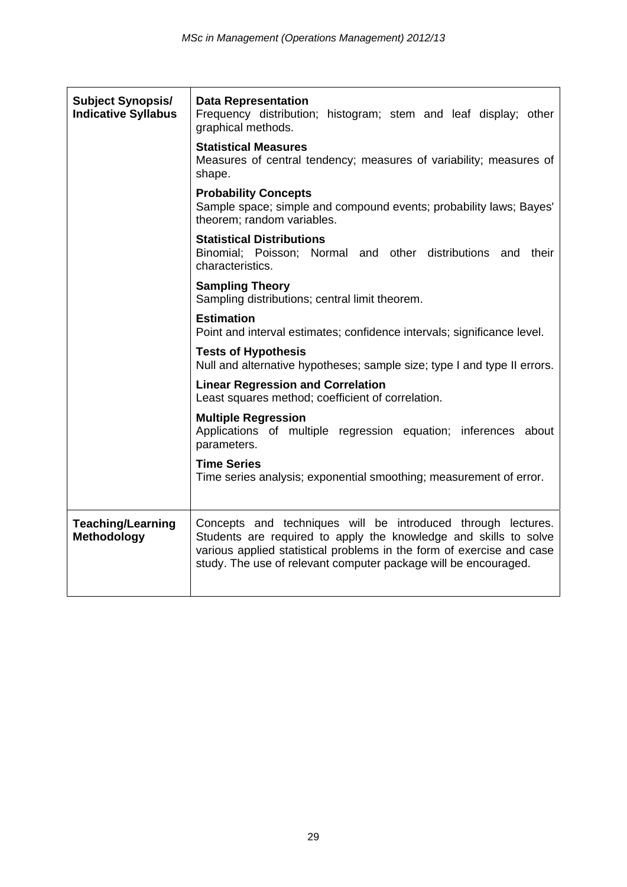| | |
|---|---|
| **Subject Synopsis/ Indicative Syllabus** | **Data Representation**<br>Frequency distribution; histogram; stem and leaf display; other graphical methods.<br><br>**Statistical Measures**<br>Measures of central tendency; measures of variability; measures of shape.<br><br>**Probability Concepts**<br>Sample space; simple and compound events; probability laws; Bayes' theorem; random variables.<br><br>**Statistical Distributions**<br>Binomial; Poisson; Normal and other distributions and their characteristics.<br><br>**Sampling Theory**<br>Sampling distributions; central limit theorem.<br><br>**Estimation**<br>Point and interval estimates; confidence intervals; significance level.<br><br>**Tests of Hypothesis**<br>Null and alternative hypotheses; sample size; type I and type II errors.<br><br>**Linear Regression and Correlation**<br>Least squares method; coefficient of correlation.<br><br>**Multiple Regression**<br>Applications of multiple regression equation; inferences about parameters.<br><br>**Time Series**<br>Time series analysis; exponential smoothing; measurement of error. |
| **Teaching/Learning Methodology** | Concepts and techniques will be introduced through lectures. Students are required to apply the knowledge and skills to solve various applied statistical problems in the form of exercise and case study. The use of relevant computer package will be encouraged. |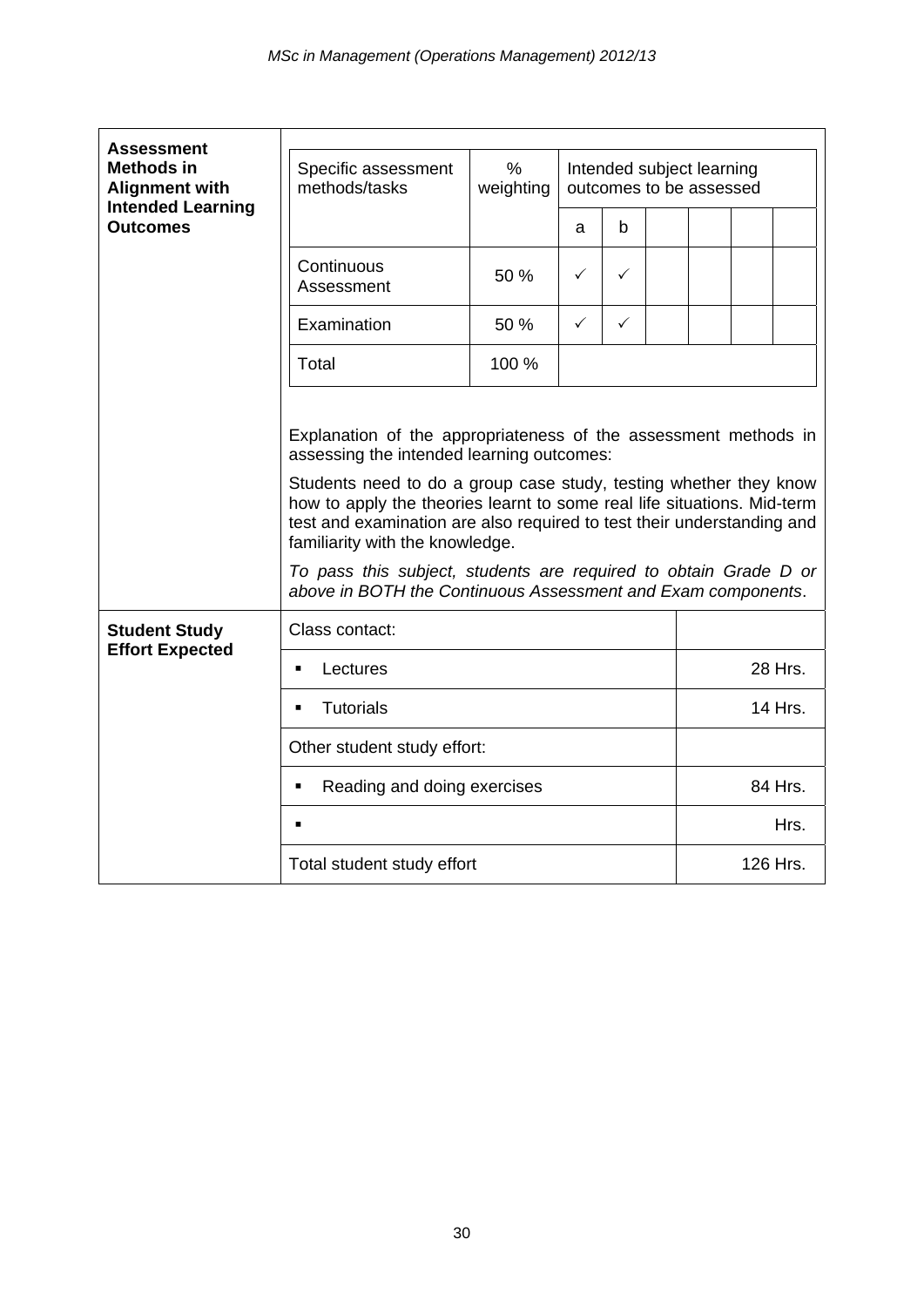| | |
|---|---|
| **Assessment Methods in Alignment with Intended Learning Outcomes** | |

| Specific assessment methods/tasks | % weighting | Intended subject learning outcomes to be assessed | | | | | |
|---|---|---|---|---|---|---|---|
| | | a | b | | | | |
| Continuous Assessment | 50 % | ✓ | ✓ | | | | |
| Examination | 50 % | ✓ | ✓ | | | | |
| Total | 100 % | | | | | | |

Explanation of the appropriateness of the assessment methods in assessing the intended learning outcomes:

Students need to do a group case study, testing whether they know how to apply the theories learnt to some real life situations. Mid-term test and examination are also required to test their understanding and familiarity with the knowledge.

*To pass this subject, students are required to obtain Grade D or above in BOTH the Continuous Assessment and Exam components*.

| **Student Study Effort Expected** | | |
|---|---|---|
| | Class contact: | |
| | ▪ Lectures | 28 Hrs. |
| | ▪ Tutorials | 14 Hrs. |
| | Other student study effort: | |
| | ▪ Reading and doing exercises | 84 Hrs. |
| | ▪ | Hrs. |
| | Total student study effort | 126 Hrs. |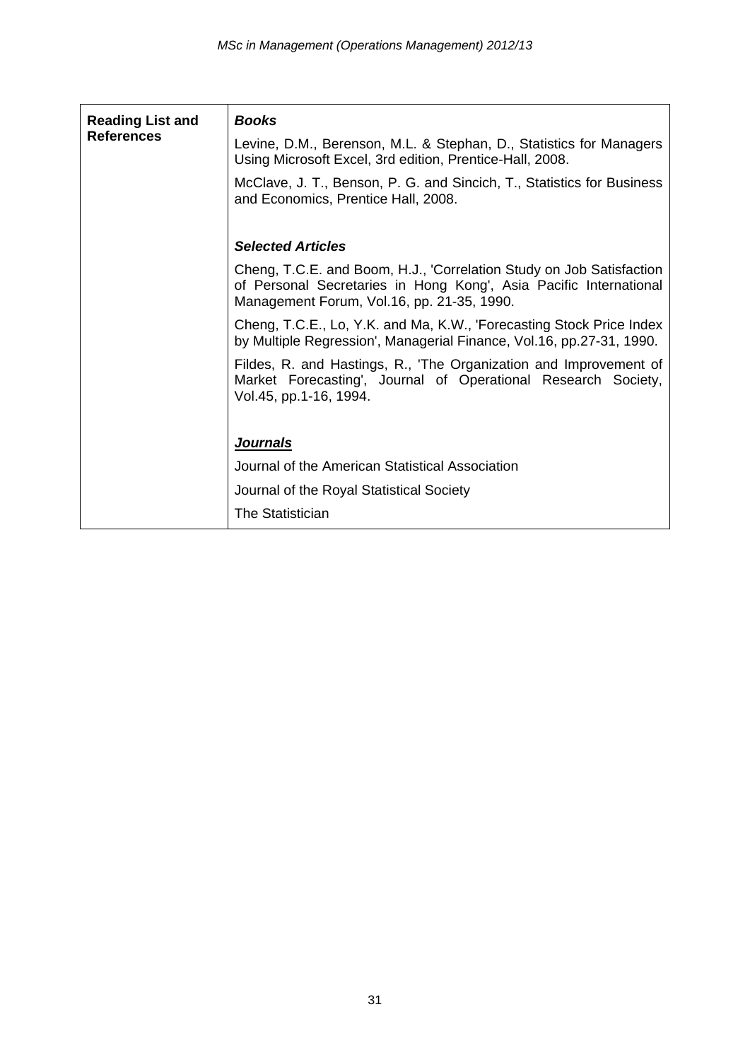| Reading List and References | ***Books***<br><br>Levine, D.M., Berenson, M.L. & Stephan, D., Statistics for Managers Using Microsoft Excel, 3rd edition, Prentice-Hall, 2008.<br><br>McClave, J. T., Benson, P. G. and Sincich, T., Statistics for Business and Economics, Prentice Hall, 2008.<br><br>***Selected Articles***<br><br>Cheng, T.C.E. and Boom, H.J., 'Correlation Study on Job Satisfaction of Personal Secretaries in Hong Kong', Asia Pacific International Management Forum, Vol.16, pp. 21-35, 1990.<br><br>Cheng, T.C.E., Lo, Y.K. and Ma, K.W., 'Forecasting Stock Price Index by Multiple Regression', Managerial Finance, Vol.16, pp.27-31, 1990.<br><br>Fildes, R. and Hastings, R., 'The Organization and Improvement of Market Forecasting', Journal of Operational Research Society, Vol.45, pp.1-16, 1994.<br><br>***<u>Journals</u>***<br><br>Journal of the American Statistical Association<br><br>Journal of the Royal Statistical Society<br><br>The Statistician |
|---|---|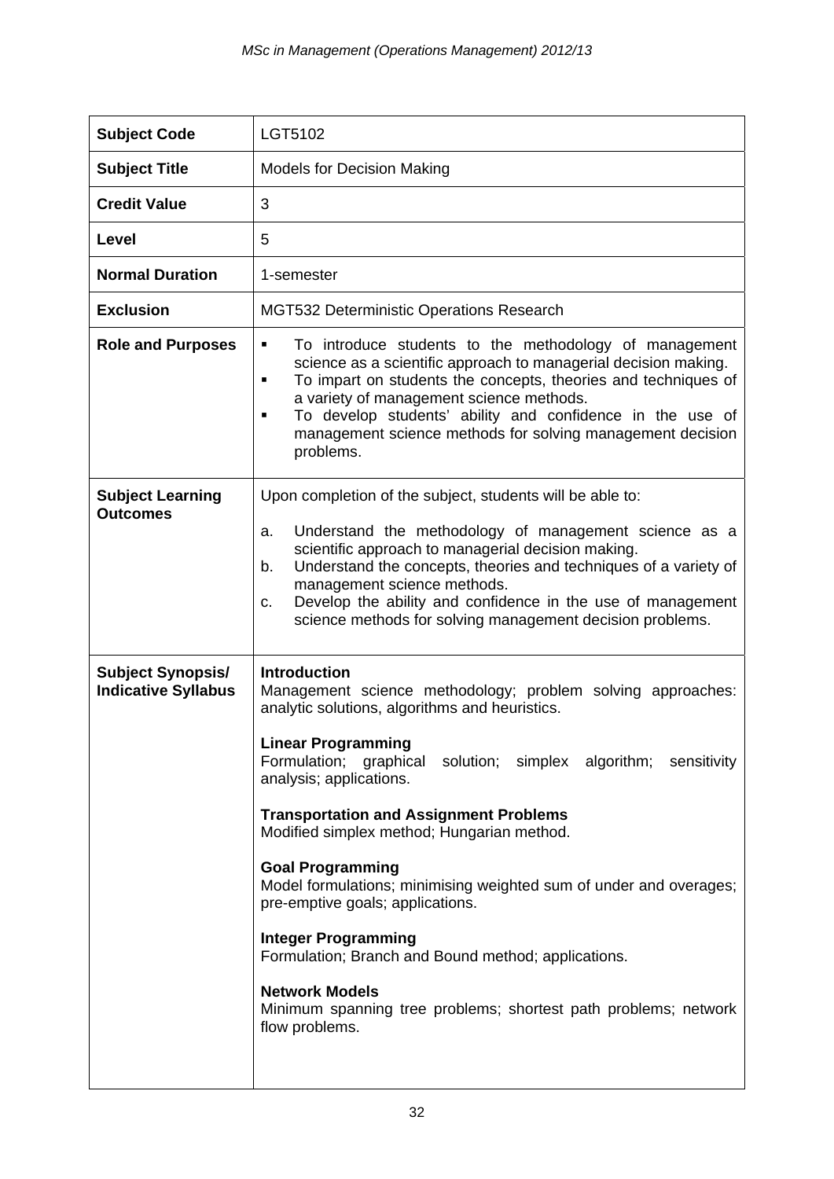| Subject Code | LGT5102 |
|---|---|
| **Subject Title** | Models for Decision Making |
| **Credit Value** | 3 |
| **Level** | 5 |
| **Normal Duration** | 1-semester |
| **Exclusion** | MGT532 Deterministic Operations Research |
| **Role and Purposes** | ▪ To introduce students to the methodology of management science as a scientific approach to managerial decision making.<br>▪ To impart on students the concepts, theories and techniques of a variety of management science methods.<br>▪ To develop students' ability and confidence in the use of management science methods for solving management decision problems. |
| **Subject Learning Outcomes** | Upon completion of the subject, students will be able to:<br>a. Understand the methodology of management science as a scientific approach to managerial decision making.<br>b. Understand the concepts, theories and techniques of a variety of management science methods.<br>c. Develop the ability and confidence in the use of management science methods for solving management decision problems. |
| **Subject Synopsis/ Indicative Syllabus** | **Introduction**<br>Management science methodology; problem solving approaches: analytic solutions, algorithms and heuristics.<br><br>**Linear Programming**<br>Formulation; graphical solution; simplex algorithm; sensitivity analysis; applications.<br><br>**Transportation and Assignment Problems**<br>Modified simplex method; Hungarian method.<br><br>**Goal Programming**<br>Model formulations; minimising weighted sum of under and overages; pre-emptive goals; applications.<br><br>**Integer Programming**<br>Formulation; Branch and Bound method; applications.<br><br>**Network Models**<br>Minimum spanning tree problems; shortest path problems; network flow problems. |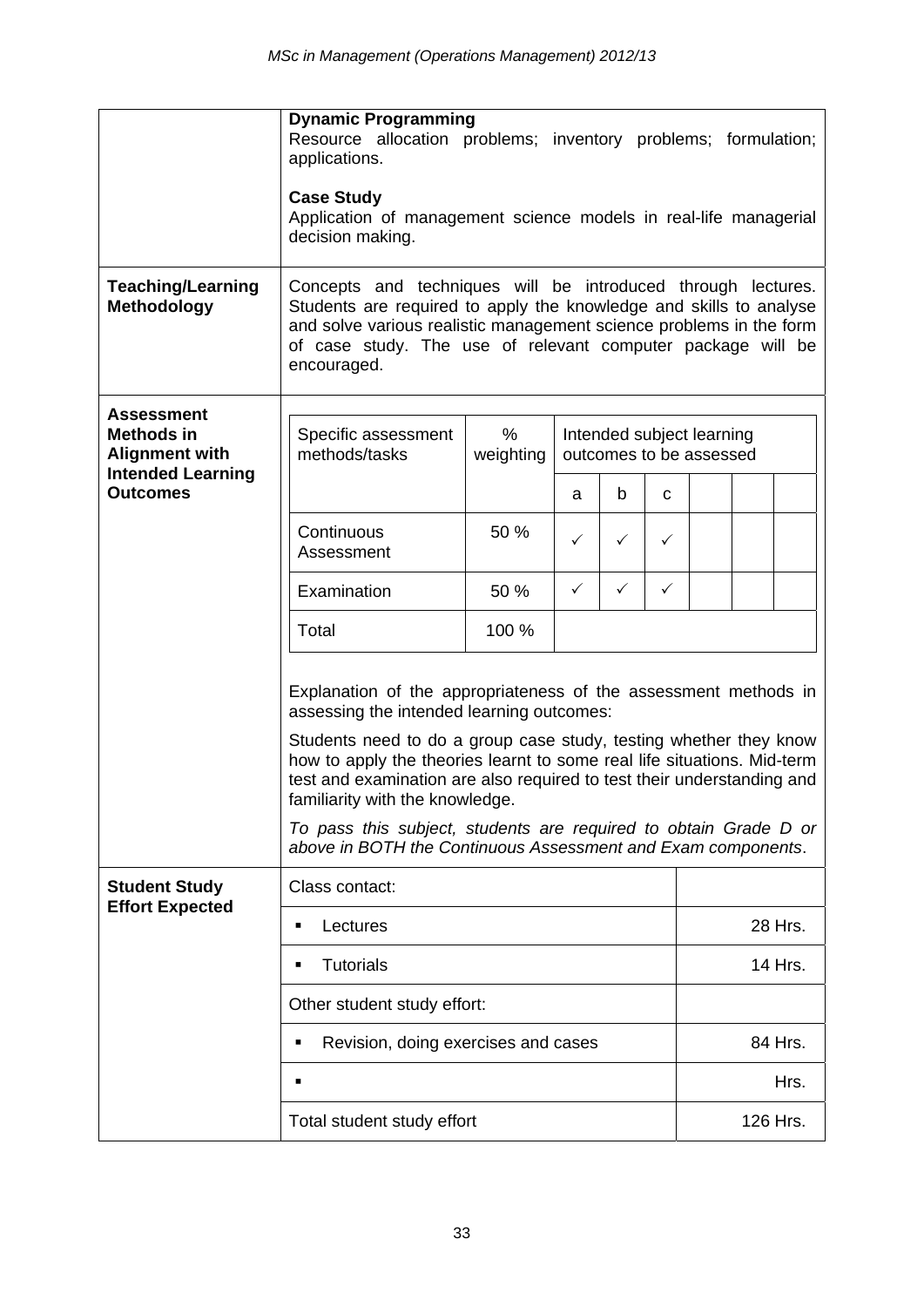| | |
|---|---|
| | **Dynamic Programming**<br>Resource allocation problems; inventory problems; formulation; applications.<br><br>**Case Study**<br>Application of management science models in real-life managerial decision making. |
| **Teaching/Learning Methodology** | Concepts and techniques will be introduced through lectures. Students are required to apply the knowledge and skills to analyse and solve various realistic management science problems in the form of case study. The use of relevant computer package will be encouraged. |
| **Assessment Methods in Alignment with Intended Learning Outcomes** | (see table below) |

| Specific assessment methods/tasks | % weighting | Intended subject learning outcomes to be assessed | | | | | |
|---|---|---|---|---|---|---|---|
| | | a | b | c | | | |
| Continuous Assessment | 50 % | ✓ | ✓ | ✓ | | | |
| Examination | 50 % | ✓ | ✓ | ✓ | | | |
| Total | 100 % | | | | | | |

Explanation of the appropriateness of the assessment methods in assessing the intended learning outcomes:

Students need to do a group case study, testing whether they know how to apply the theories learnt to some real life situations. Mid-term test and examination are also required to test their understanding and familiarity with the knowledge.

*To pass this subject, students are required to obtain Grade D or above in BOTH the Continuous Assessment and Exam components*.

| **Student Study Effort Expected** | | |
|---|---|---|
| | Class contact: | |
| | ▪ Lectures | 28 Hrs. |
| | ▪ Tutorials | 14 Hrs. |
| | Other student study effort: | |
| | ▪ Revision, doing exercises and cases | 84 Hrs. |
| | ▪ | Hrs. |
| | Total student study effort | 126 Hrs. |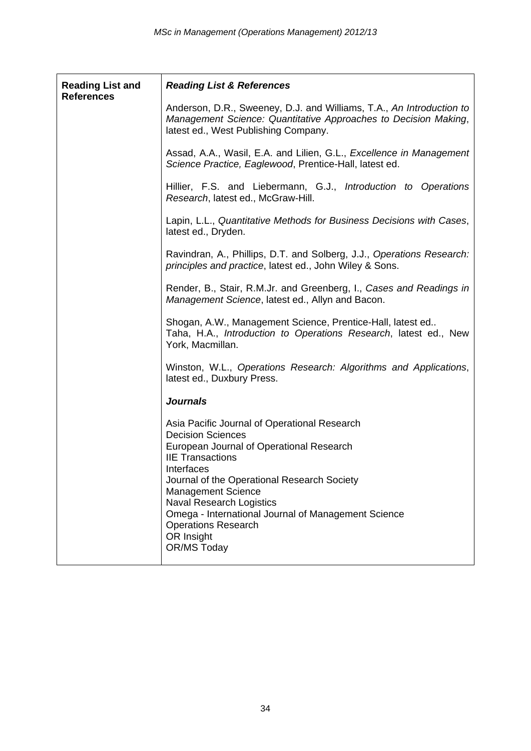| **Reading List and References** | ***Reading List & References*** <br><br> Anderson, D.R., Sweeney, D.J. and Williams, T.A., *An Introduction to Management Science: Quantitative Approaches to Decision Making*, latest ed., West Publishing Company. <br><br> Assad, A.A., Wasil, E.A. and Lilien, G.L., *Excellence in Management Science Practice, Eaglewood*, Prentice-Hall, latest ed. <br><br> Hillier, F.S. and Liebermann, G.J., *Introduction to Operations Research*, latest ed., McGraw-Hill. <br><br> Lapin, L.L., *Quantitative Methods for Business Decisions with Cases*, latest ed., Dryden. <br><br> Ravindran, A., Phillips, D.T. and Solberg, J.J., *Operations Research: principles and practice*, latest ed., John Wiley & Sons. <br><br> Render, B., Stair, R.M.Jr. and Greenberg, I., *Cases and Readings in Management Science*, latest ed., Allyn and Bacon. <br><br> Shogan, A.W., Management Science, Prentice-Hall, latest ed.. <br> Taha, H.A., *Introduction to Operations Research*, latest ed., New York, Macmillan. <br><br> Winston, W.L., *Operations Research: Algorithms and Applications*, latest ed., Duxbury Press. <br><br> ***Journals*** <br><br> Asia Pacific Journal of Operational Research <br> Decision Sciences <br> European Journal of Operational Research <br> IIE Transactions <br> Interfaces <br> Journal of the Operational Research Society <br> Management Science <br> Naval Research Logistics <br> Omega - International Journal of Management Science <br> Operations Research <br> OR Insight <br> OR/MS Today |
|---|---|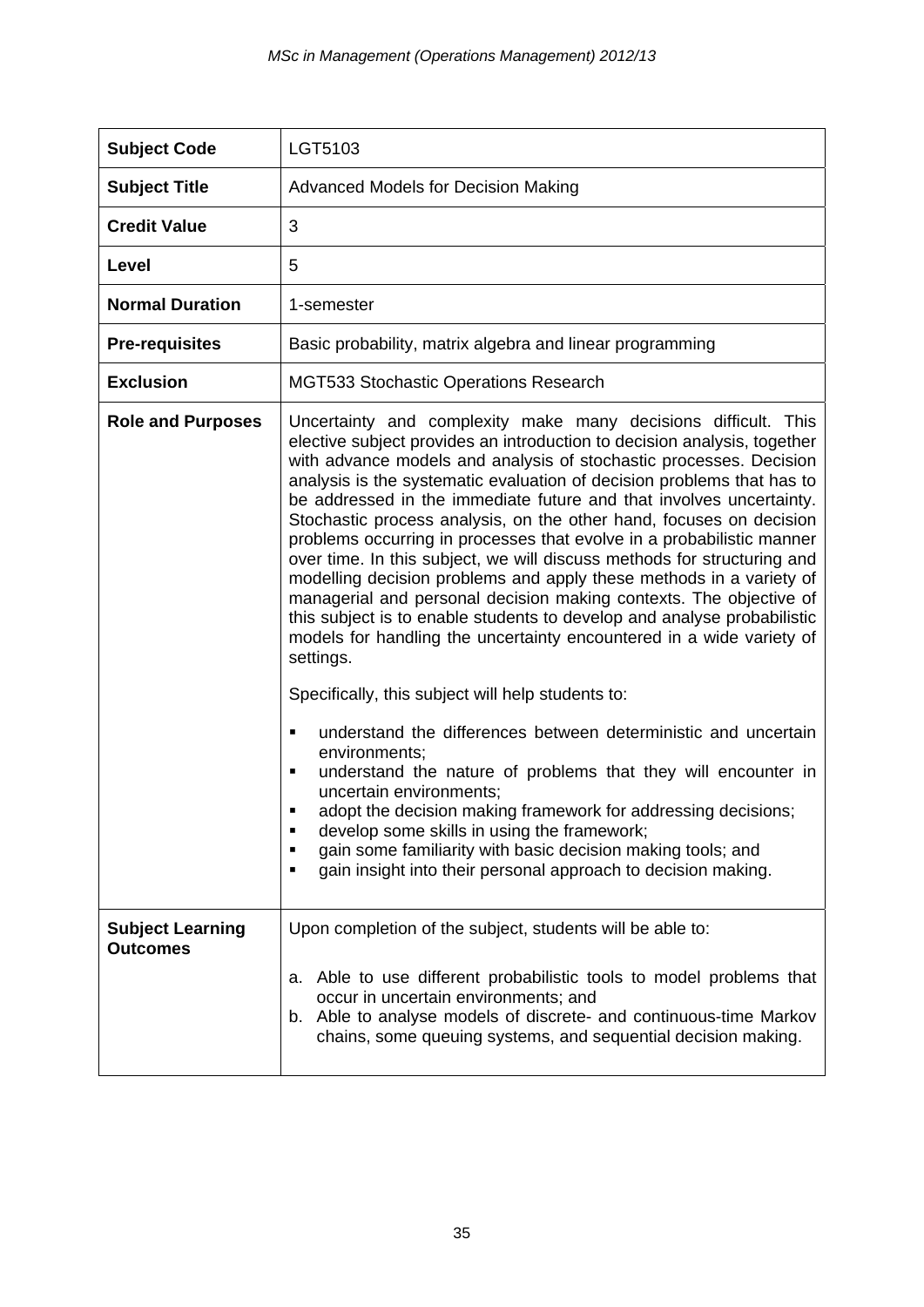| **Subject Code** | LGT5103 |
|---|---|
| **Subject Title** | Advanced Models for Decision Making |
| **Credit Value** | 3 |
| **Level** | 5 |
| **Normal Duration** | 1-semester |
| **Pre-requisites** | Basic probability, matrix algebra and linear programming |
| **Exclusion** | MGT533 Stochastic Operations Research |
| **Role and Purposes** | Uncertainty and complexity make many decisions difficult. This elective subject provides an introduction to decision analysis, together with advance models and analysis of stochastic processes. Decision analysis is the systematic evaluation of decision problems that has to be addressed in the immediate future and that involves uncertainty. Stochastic process analysis, on the other hand, focuses on decision problems occurring in processes that evolve in a probabilistic manner over time. In this subject, we will discuss methods for structuring and modelling decision problems and apply these methods in a variety of managerial and personal decision making contexts. The objective of this subject is to enable students to develop and analyse probabilistic models for handling the uncertainty encountered in a wide variety of settings.<br><br>Specifically, this subject will help students to:<br><br>▪ understand the differences between deterministic and uncertain environments;<br>▪ understand the nature of problems that they will encounter in uncertain environments;<br>▪ adopt the decision making framework for addressing decisions;<br>▪ develop some skills in using the framework;<br>▪ gain some familiarity with basic decision making tools; and<br>▪ gain insight into their personal approach to decision making. |
| **Subject Learning Outcomes** | Upon completion of the subject, students will be able to:<br><br>a. Able to use different probabilistic tools to model problems that occur in uncertain environments; and<br>b. Able to analyse models of discrete- and continuous-time Markov chains, some queuing systems, and sequential decision making. |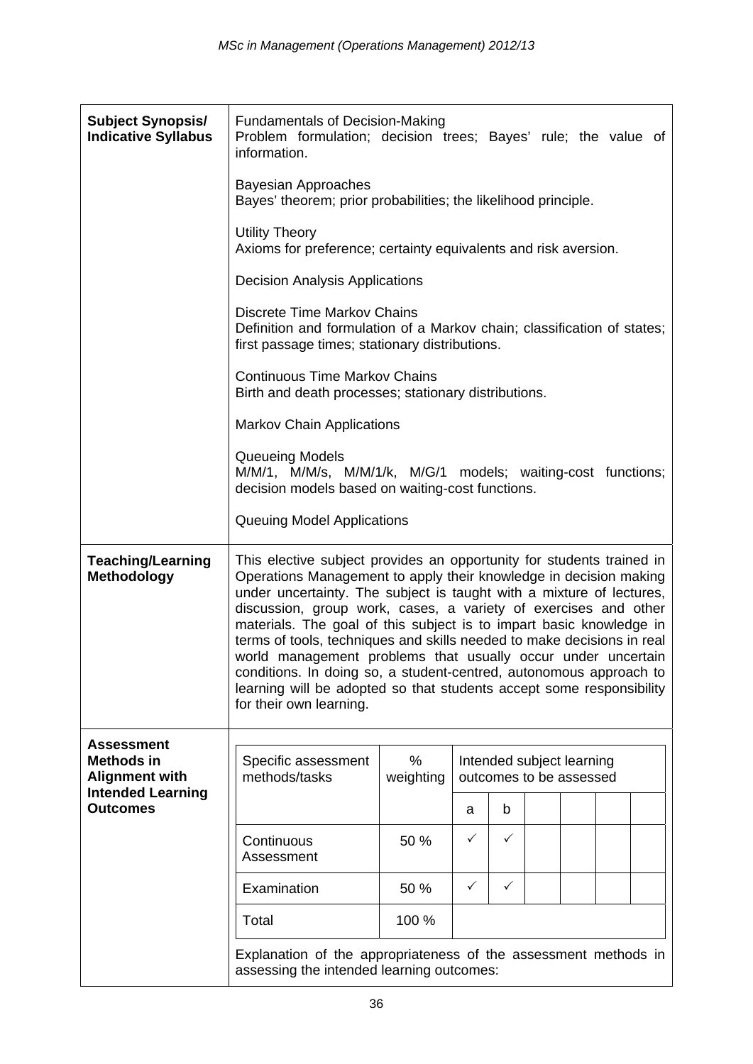| | |
|---|---|
| **Subject Synopsis/ Indicative Syllabus** | Fundamentals of Decision-Making<br>Problem formulation; decision trees; Bayes' rule; the value of information.<br><br>Bayesian Approaches<br>Bayes' theorem; prior probabilities; the likelihood principle.<br><br>Utility Theory<br>Axioms for preference; certainty equivalents and risk aversion.<br><br>Decision Analysis Applications<br><br>Discrete Time Markov Chains<br>Definition and formulation of a Markov chain; classification of states; first passage times; stationary distributions.<br><br>Continuous Time Markov Chains<br>Birth and death processes; stationary distributions.<br><br>Markov Chain Applications<br><br>Queueing Models<br>M/M/1, M/M/s, M/M/1/k, M/G/1 models; waiting-cost functions; decision models based on waiting-cost functions.<br><br>Queuing Model Applications |
| **Teaching/Learning Methodology** | This elective subject provides an opportunity for students trained in Operations Management to apply their knowledge in decision making under uncertainty. The subject is taught with a mixture of lectures, discussion, group work, cases, a variety of exercises and other materials. The goal of this subject is to impart basic knowledge in terms of tools, techniques and skills needed to make decisions in real world management problems that usually occur under uncertain conditions. In doing so, a student-centred, autonomous approach to learning will be adopted so that students accept some responsibility for their own learning. |
| **Assessment Methods in Alignment with Intended Learning Outcomes** | (see table below) |

| Specific assessment methods/tasks | % weighting | Intended subject learning outcomes to be assessed | | | | | |
|---|---|---|---|---|---|---|---|
| | | a | b | | | | |
| Continuous Assessment | 50 % | ✓ | ✓ | | | | |
| Examination | 50 % | ✓ | ✓ | | | | |
| Total | 100 % | | | | | | |

Explanation of the appropriateness of the assessment methods in assessing the intended learning outcomes: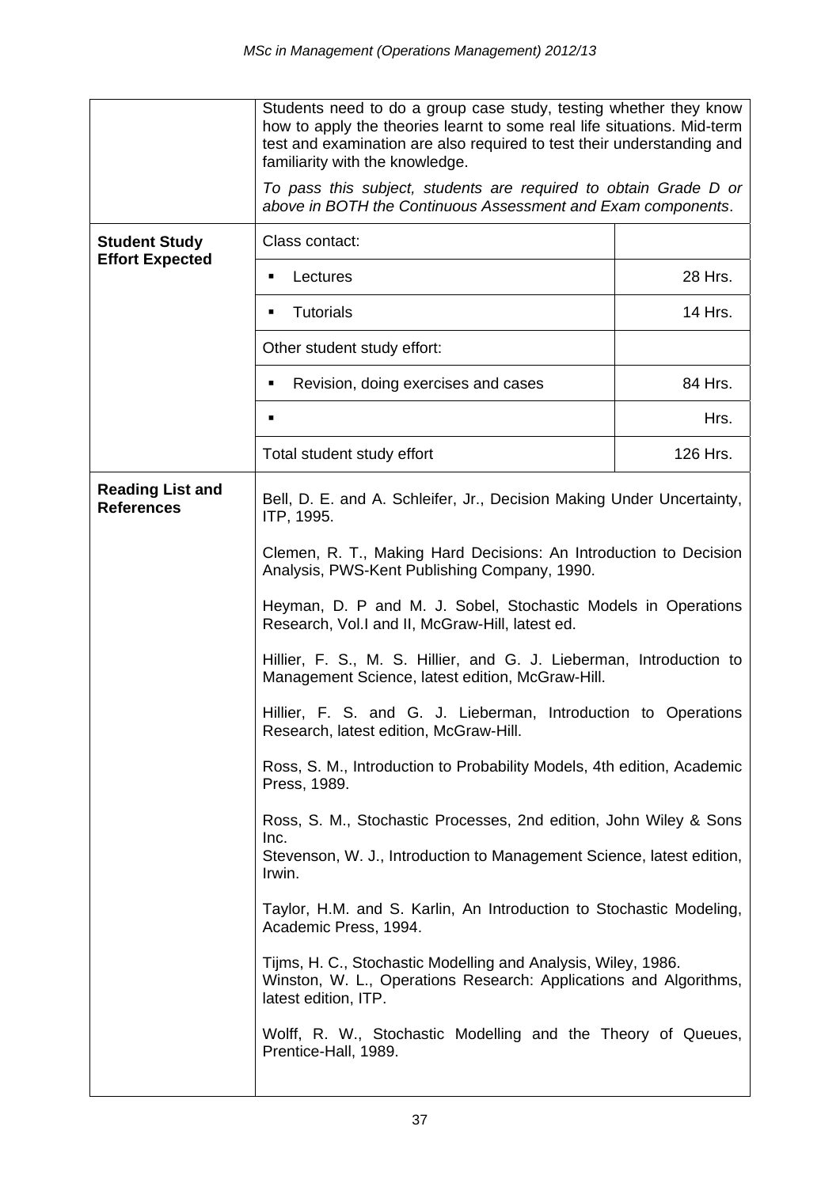| | | |
|---|---|---|
| | Students need to do a group case study, testing whether they know how to apply the theories learnt to some real life situations. Mid-term test and examination are also required to test their understanding and familiarity with the knowledge.<br><br>*To pass this subject, students are required to obtain Grade D or above in BOTH the Continuous Assessment and Exam components.* | |
| **Student Study Effort Expected** | Class contact: | |
| | ▪ Lectures | 28 Hrs. |
| | ▪ Tutorials | 14 Hrs. |
| | Other student study effort: | |
| | ▪ Revision, doing exercises and cases | 84 Hrs. |
| | ▪ | Hrs. |
| | Total student study effort | 126 Hrs. |
| **Reading List and References** | Bell, D. E. and A. Schleifer, Jr., Decision Making Under Uncertainty, ITP, 1995.<br><br>Clemen, R. T., Making Hard Decisions: An Introduction to Decision Analysis, PWS-Kent Publishing Company, 1990.<br><br>Heyman, D. P and M. J. Sobel, Stochastic Models in Operations Research, Vol.I and II, McGraw-Hill, latest ed.<br><br>Hillier, F. S., M. S. Hillier, and G. J. Lieberman, Introduction to Management Science, latest edition, McGraw-Hill.<br><br>Hillier, F. S. and G. J. Lieberman, Introduction to Operations Research, latest edition, McGraw-Hill.<br><br>Ross, S. M., Introduction to Probability Models, 4th edition, Academic Press, 1989.<br><br>Ross, S. M., Stochastic Processes, 2nd edition, John Wiley & Sons Inc.<br>Stevenson, W. J., Introduction to Management Science, latest edition, Irwin.<br><br>Taylor, H.M. and S. Karlin, An Introduction to Stochastic Modeling, Academic Press, 1994.<br><br>Tijms, H. C., Stochastic Modelling and Analysis, Wiley, 1986.<br>Winston, W. L., Operations Research: Applications and Algorithms, latest edition, ITP.<br><br>Wolff, R. W., Stochastic Modelling and the Theory of Queues, Prentice-Hall, 1989. | |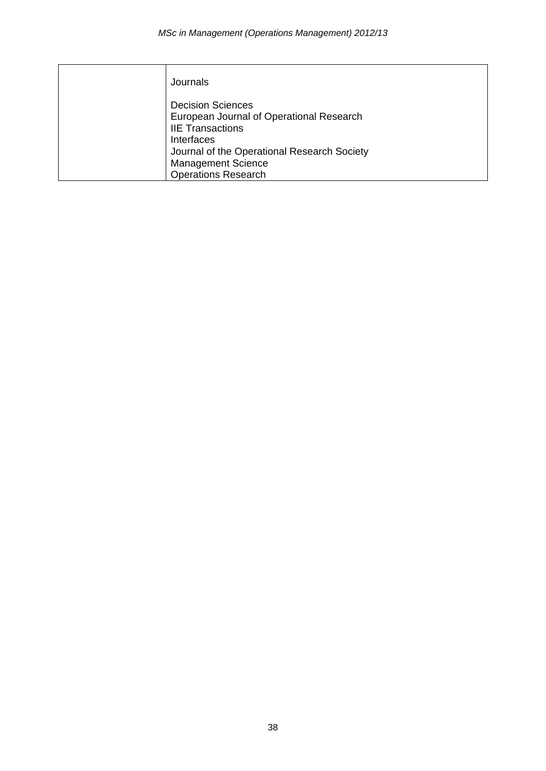|  | Journals<br><br>Decision Sciences<br>European Journal of Operational Research<br>IIE Transactions<br>Interfaces<br>Journal of the Operational Research Society<br>Management Science<br>Operations Research |
| --- | --- |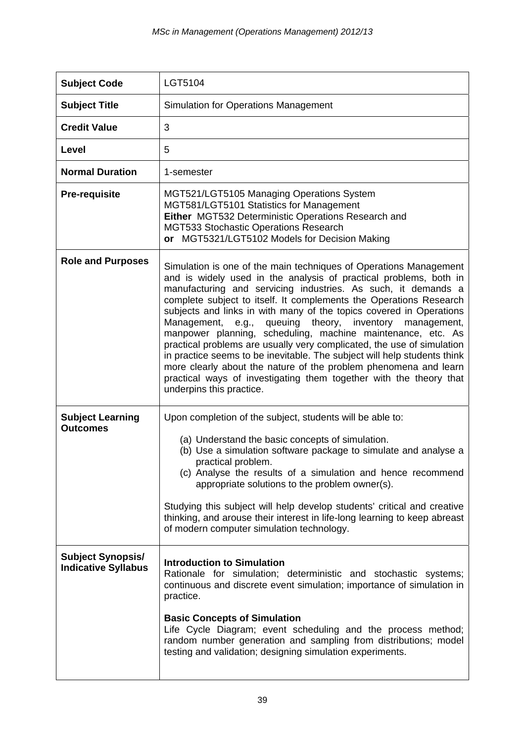| Subject Code | LGT5104 |
|---|---|
| **Subject Title** | Simulation for Operations Management |
| **Credit Value** | 3 |
| **Level** | 5 |
| **Normal Duration** | 1-semester |
| **Pre-requisite** | MGT521/LGT5105 Managing Operations System<br>MGT581/LGT5101 Statistics for Management<br>**Either** MGT532 Deterministic Operations Research and MGT533 Stochastic Operations Research<br>**or** MGT5321/LGT5102 Models for Decision Making |
| **Role and Purposes** | Simulation is one of the main techniques of Operations Management and is widely used in the analysis of practical problems, both in manufacturing and servicing industries. As such, it demands a complete subject to itself. It complements the Operations Research subjects and links in with many of the topics covered in Operations Management, e.g., queuing theory, inventory management, manpower planning, scheduling, machine maintenance, etc. As practical problems are usually very complicated, the use of simulation in practice seems to be inevitable. The subject will help students think more clearly about the nature of the problem phenomena and learn practical ways of investigating them together with the theory that underpins this practice. |
| **Subject Learning Outcomes** | Upon completion of the subject, students will be able to:<br><br>(a) Understand the basic concepts of simulation.<br>(b) Use a simulation software package to simulate and analyse a practical problem.<br>(c) Analyse the results of a simulation and hence recommend appropriate solutions to the problem owner(s).<br><br>Studying this subject will help develop students' critical and creative thinking, and arouse their interest in life-long learning to keep abreast of modern computer simulation technology. |
| **Subject Synopsis/ Indicative Syllabus** | **Introduction to Simulation**<br>Rationale for simulation; deterministic and stochastic systems; continuous and discrete event simulation; importance of simulation in practice.<br><br>**Basic Concepts of Simulation**<br>Life Cycle Diagram; event scheduling and the process method; random number generation and sampling from distributions; model testing and validation; designing simulation experiments. |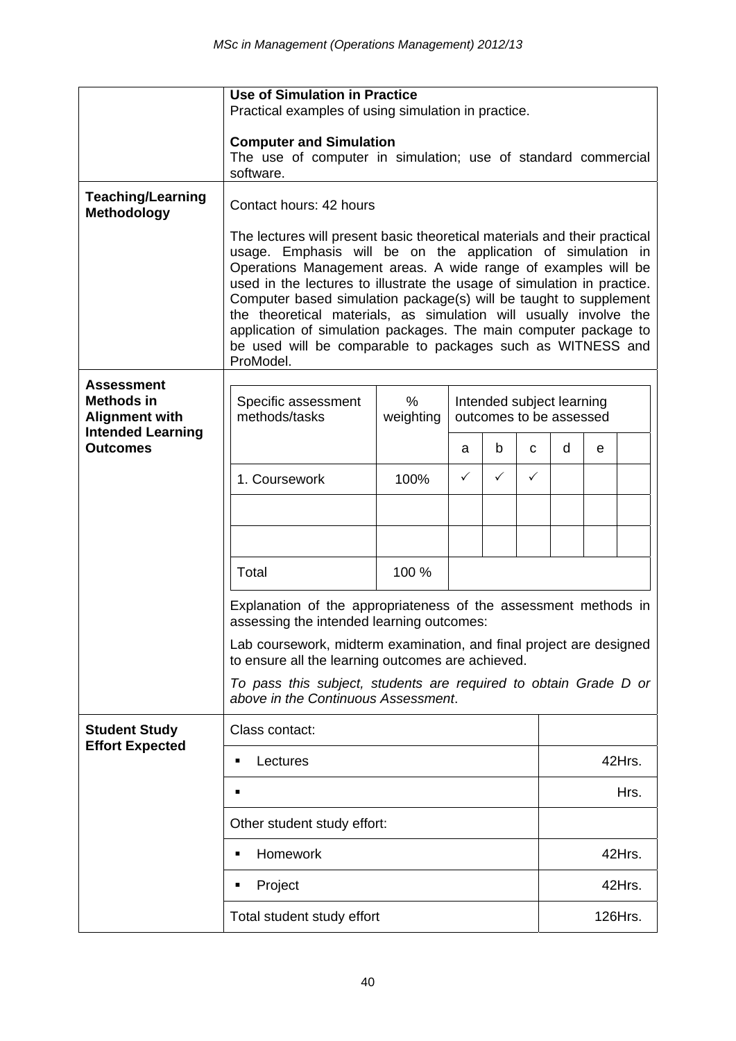| | |
|---|---|
| | **Use of Simulation in Practice**<br>Practical examples of using simulation in practice.<br><br>**Computer and Simulation**<br>The use of computer in simulation; use of standard commercial software. |
| **Teaching/Learning Methodology** | Contact hours: 42 hours<br><br>The lectures will present basic theoretical materials and their practical usage. Emphasis will be on the application of simulation in Operations Management areas. A wide range of examples will be used in the lectures to illustrate the usage of simulation in practice. Computer based simulation package(s) will be taught to supplement the theoretical materials, as simulation will usually involve the application of simulation packages. The main computer package to be used will be comparable to packages such as WITNESS and ProModel. |

**Assessment Methods in Alignment with Intended Learning Outcomes**

| Specific assessment methods/tasks | % weighting | Intended subject learning outcomes to be assessed | | | | | |
|---|---|---|---|---|---|---|---|
| | | a | b | c | d | e | |
| 1. Coursework | 100% | ✓ | ✓ | ✓ | | | |
| | | | | | | | |
| | | | | | | | |
| Total | 100 % | | | | | | |

Explanation of the appropriateness of the assessment methods in assessing the intended learning outcomes:

Lab coursework, midterm examination, and final project are designed to ensure all the learning outcomes are achieved.

*To pass this subject, students are required to obtain Grade D or above in the Continuous Assessment*.

**Student Study Effort Expected**

| | |
|---|---|
| Class contact: | |
| ▪ Lectures | 42Hrs. |
| ▪ | Hrs. |
| Other student study effort: | |
| ▪ Homework | 42Hrs. |
| ▪ Project | 42Hrs. |
| Total student study effort | 126Hrs. |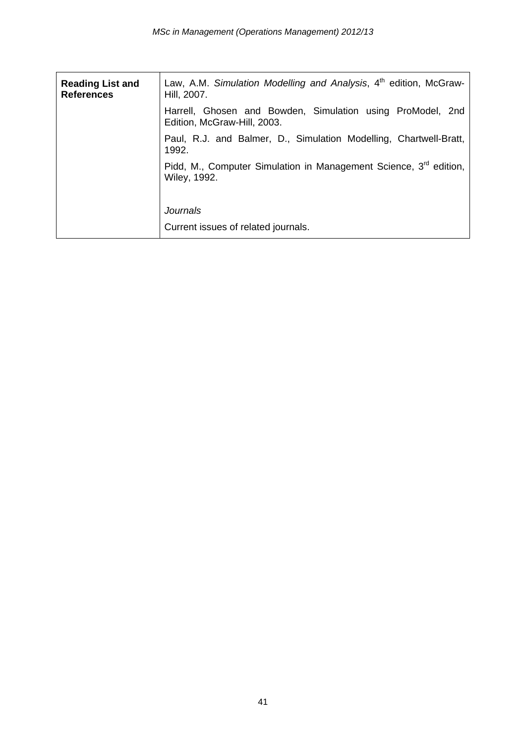| **Reading List and References** | Law, A.M. *Simulation Modelling and Analysis*, 4th edition, McGraw-Hill, 2007.<br><br>Harrell, Ghosen and Bowden, Simulation using ProModel, 2nd Edition, McGraw-Hill, 2003.<br><br>Paul, R.J. and Balmer, D., Simulation Modelling, Chartwell-Bratt, 1992.<br><br>Pidd, M., Computer Simulation in Management Science, 3rd edition, Wiley, 1992.<br><br>*Journals*<br><br>Current issues of related journals. |
|---|---|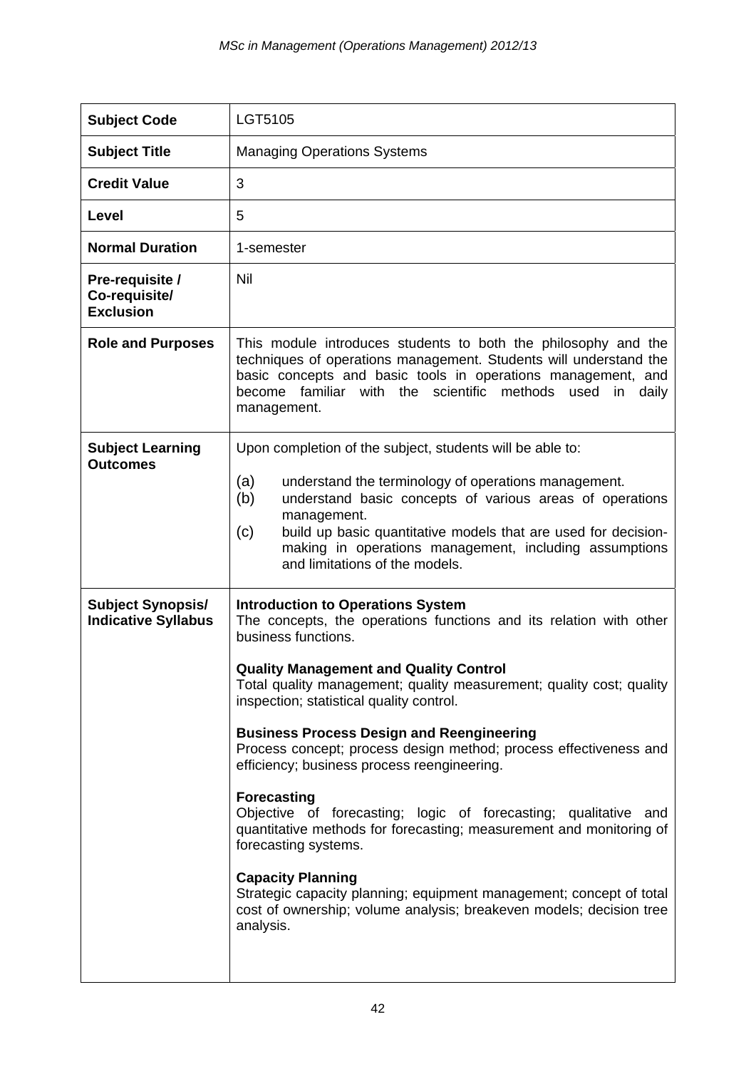| **Subject Code** | LGT5105 |
|---|---|
| **Subject Title** | Managing Operations Systems |
| **Credit Value** | 3 |
| **Level** | 5 |
| **Normal Duration** | 1-semester |
| **Pre-requisite / Co-requisite/ Exclusion** | Nil |
| **Role and Purposes** | This module introduces students to both the philosophy and the techniques of operations management. Students will understand the basic concepts and basic tools in operations management, and become familiar with the scientific methods used in daily management. |
| **Subject Learning Outcomes** | Upon completion of the subject, students will be able to:<br><br>(a) understand the terminology of operations management.<br>(b) understand basic concepts of various areas of operations management.<br>(c) build up basic quantitative models that are used for decision-making in operations management, including assumptions and limitations of the models. |
| **Subject Synopsis/ Indicative Syllabus** | **Introduction to Operations System**<br>The concepts, the operations functions and its relation with other business functions.<br><br>**Quality Management and Quality Control**<br>Total quality management; quality measurement; quality cost; quality inspection; statistical quality control.<br><br>**Business Process Design and Reengineering**<br>Process concept; process design method; process effectiveness and efficiency; business process reengineering.<br><br>**Forecasting**<br>Objective of forecasting; logic of forecasting; qualitative and quantitative methods for forecasting; measurement and monitoring of forecasting systems.<br><br>**Capacity Planning**<br>Strategic capacity planning; equipment management; concept of total cost of ownership; volume analysis; breakeven models; decision tree analysis. |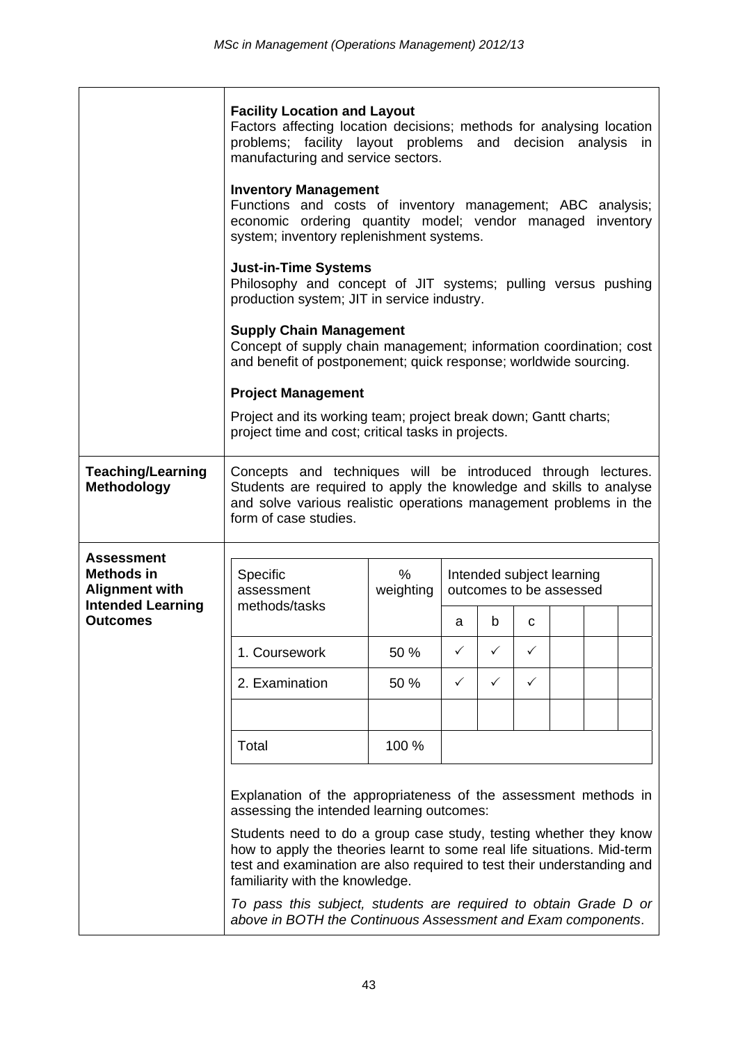| | |
|---|---|
| | **Facility Location and Layout**<br>Factors affecting location decisions; methods for analysing location problems; facility layout problems and decision analysis in manufacturing and service sectors.<br><br>**Inventory Management**<br>Functions and costs of inventory management; ABC analysis; economic ordering quantity model; vendor managed inventory system; inventory replenishment systems.<br><br>**Just-in-Time Systems**<br>Philosophy and concept of JIT systems; pulling versus pushing production system; JIT in service industry.<br><br>**Supply Chain Management**<br>Concept of supply chain management; information coordination; cost and benefit of postponement; quick response; worldwide sourcing.<br><br>**Project Management**<br>Project and its working team; project break down; Gantt charts; project time and cost; critical tasks in projects. |
| **Teaching/Learning Methodology** | Concepts and techniques will be introduced through lectures. Students are required to apply the knowledge and skills to analyse and solve various realistic operations management problems in the form of case studies. |
| **Assessment Methods in Alignment with Intended Learning Outcomes** | See table below |

| Specific assessment methods/tasks | % weighting | Intended subject learning outcomes to be assessed | | | | | |
|---|---|---|---|---|---|---|---|
| | | a | b | c | | | |
| 1. Coursework | 50 % | ✓ | ✓ | ✓ | | | |
| 2. Examination | 50 % | ✓ | ✓ | ✓ | | | |
| | | | | | | | |
| Total | 100 % | | | | | | |

Explanation of the appropriateness of the assessment methods in assessing the intended learning outcomes:

Students need to do a group case study, testing whether they know how to apply the theories learnt to some real life situations. Mid-term test and examination are also required to test their understanding and familiarity with the knowledge.

*To pass this subject, students are required to obtain Grade D or above in BOTH the Continuous Assessment and Exam components*.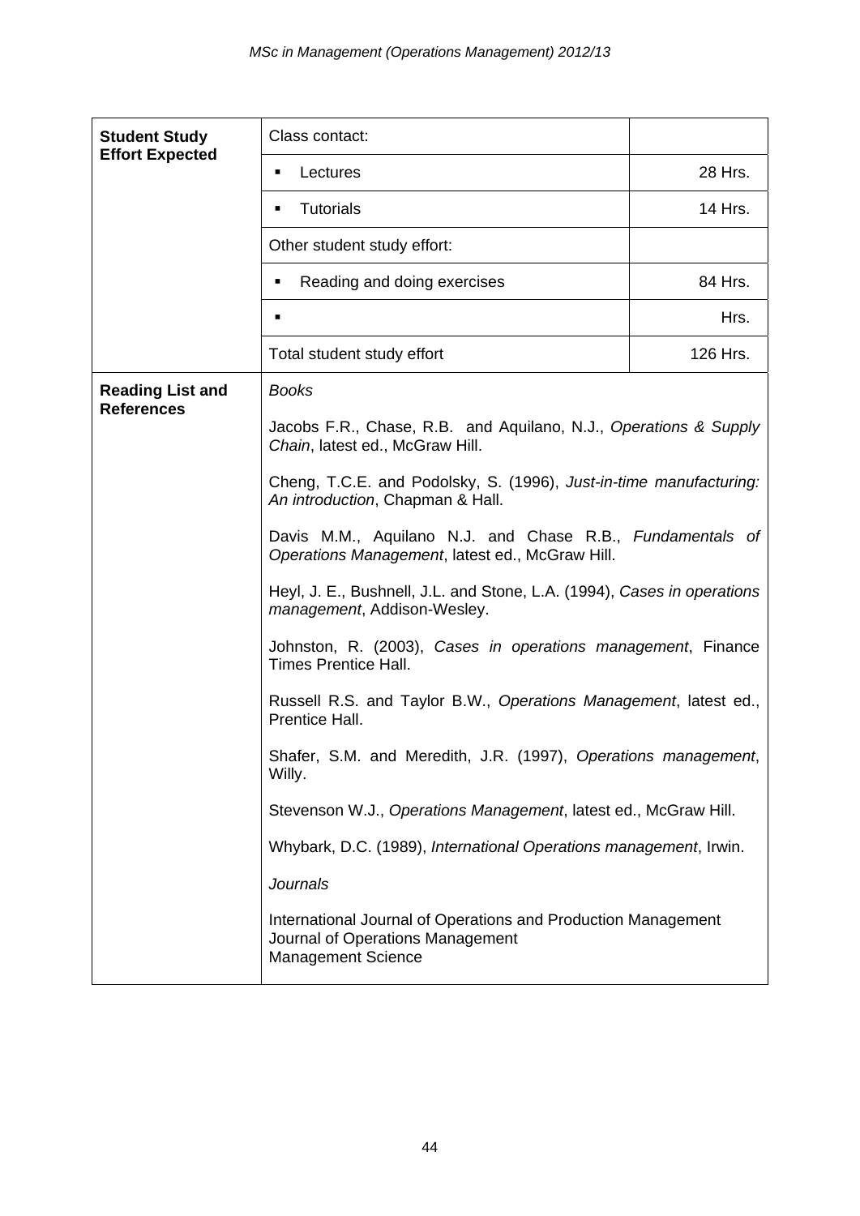| **Student Study Effort Expected** | Class contact: | |
|---|---|---|
| | ▪ Lectures | 28 Hrs. |
| | ▪ Tutorials | 14 Hrs. |
| | Other student study effort: | |
| | ▪ Reading and doing exercises | 84 Hrs. |
| | ▪ | Hrs. |
| | Total student study effort | 126 Hrs. |
| **Reading List and References** | *Books*<br><br>Jacobs F.R., Chase, R.B. and Aquilano, N.J., *Operations & Supply Chain*, latest ed., McGraw Hill.<br><br>Cheng, T.C.E. and Podolsky, S. (1996), *Just-in-time manufacturing: An introduction*, Chapman & Hall.<br><br>Davis M.M., Aquilano N.J. and Chase R.B., *Fundamentals of Operations Management*, latest ed., McGraw Hill.<br><br>Heyl, J. E., Bushnell, J.L. and Stone, L.A. (1994), *Cases in operations management*, Addison-Wesley.<br><br>Johnston, R. (2003), *Cases in operations management*, Finance Times Prentice Hall.<br><br>Russell R.S. and Taylor B.W., *Operations Management*, latest ed., Prentice Hall.<br><br>Shafer, S.M. and Meredith, J.R. (1997), *Operations management*, Willy.<br><br>Stevenson W.J., *Operations Management*, latest ed., McGraw Hill.<br><br>Whybark, D.C. (1989), *International Operations management*, Irwin.<br><br>*Journals*<br><br>International Journal of Operations and Production Management<br>Journal of Operations Management<br>Management Science | |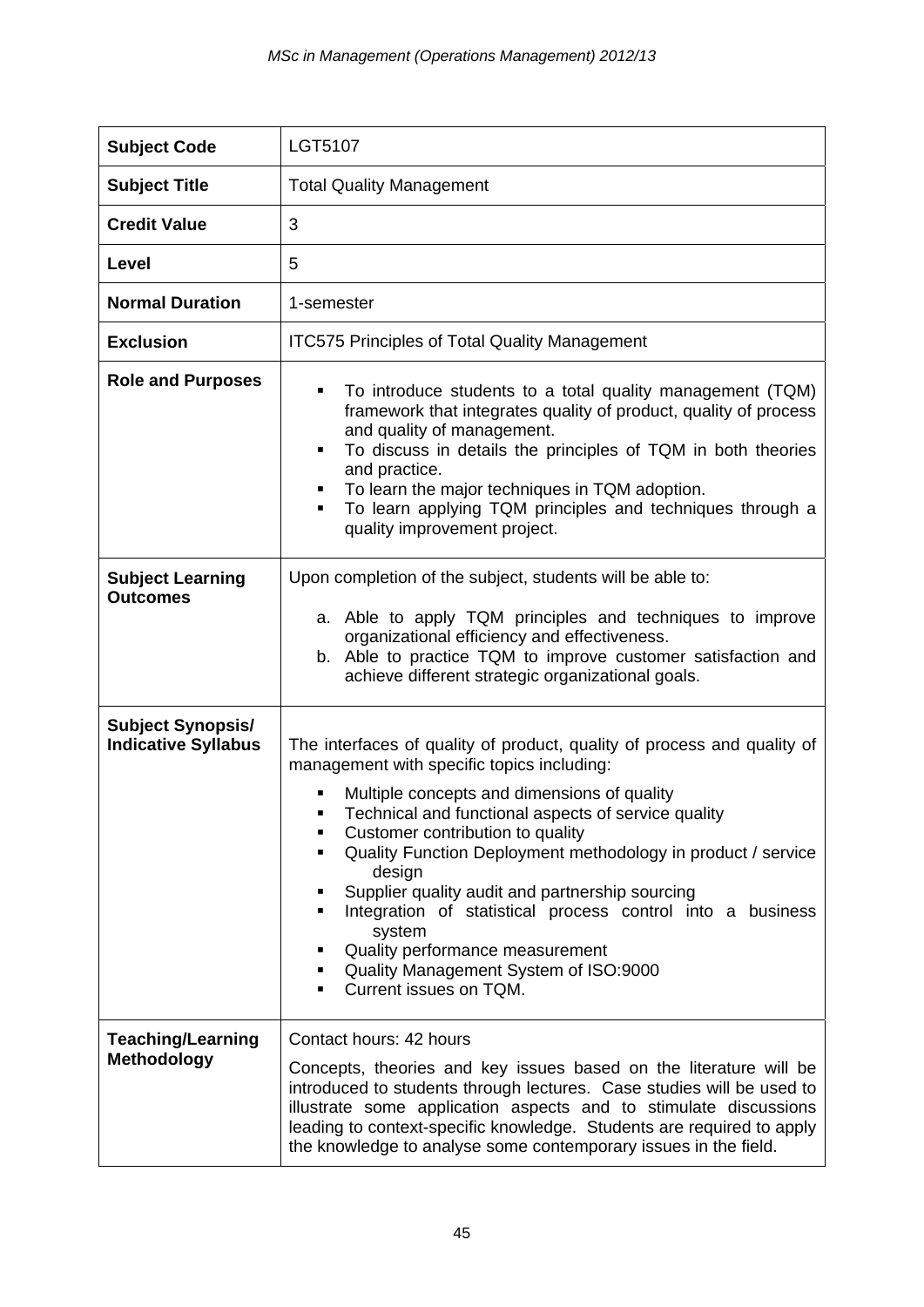| | |
|---|---|
| **Subject Code** | LGT5107 |
| **Subject Title** | Total Quality Management |
| **Credit Value** | 3 |
| **Level** | 5 |
| **Normal Duration** | 1-semester |
| **Exclusion** | ITC575 Principles of Total Quality Management |
| **Role and Purposes** | ▪ To introduce students to a total quality management (TQM) framework that integrates quality of product, quality of process and quality of management.<br>▪ To discuss in details the principles of TQM in both theories and practice.<br>▪ To learn the major techniques in TQM adoption.<br>▪ To learn applying TQM principles and techniques through a quality improvement project. |
| **Subject Learning Outcomes** | Upon completion of the subject, students will be able to:<br><br>a. Able to apply TQM principles and techniques to improve organizational efficiency and effectiveness.<br>b. Able to practice TQM to improve customer satisfaction and achieve different strategic organizational goals. |
| **Subject Synopsis/ Indicative Syllabus** | The interfaces of quality of product, quality of process and quality of management with specific topics including:<br><br>▪ Multiple concepts and dimensions of quality<br>▪ Technical and functional aspects of service quality<br>▪ Customer contribution to quality<br>▪ Quality Function Deployment methodology in product / service design<br>▪ Supplier quality audit and partnership sourcing<br>▪ Integration of statistical process control into a business system<br>▪ Quality performance measurement<br>▪ Quality Management System of ISO:9000<br>▪ Current issues on TQM. |
| **Teaching/Learning Methodology** | Contact hours: 42 hours<br><br>Concepts, theories and key issues based on the literature will be introduced to students through lectures. Case studies will be used to illustrate some application aspects and to stimulate discussions leading to context-specific knowledge. Students are required to apply the knowledge to analyse some contemporary issues in the field. |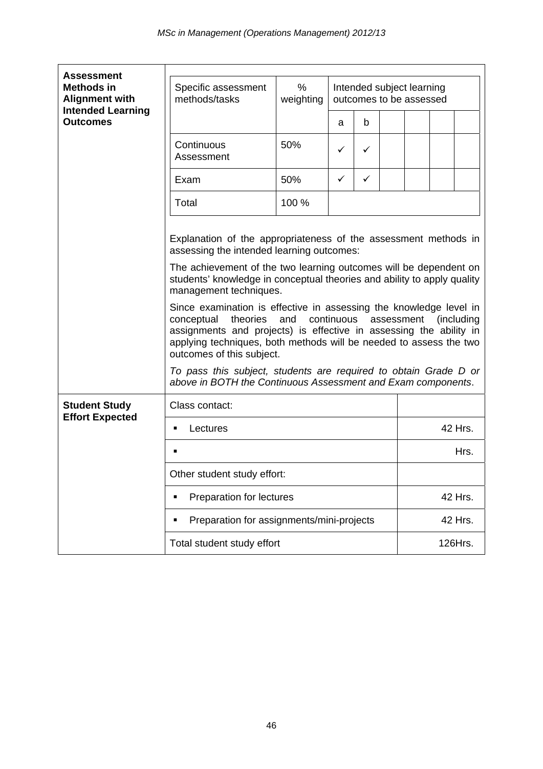| **Assessment Methods in Alignment with Intended Learning Outcomes** | |
|---|---|

| Specific assessment methods/tasks | % weighting | Intended subject learning outcomes to be assessed | | | | | |
|---|---|---|---|---|---|---|---|
| | | a | b | | | | |
| Continuous Assessment | 50% | ✓ | ✓ | | | | |
| Exam | 50% | ✓ | ✓ | | | | |
| Total | 100 % | | | | | | |

Explanation of the appropriateness of the assessment methods in assessing the intended learning outcomes:

The achievement of the two learning outcomes will be dependent on students' knowledge in conceptual theories and ability to apply quality management techniques.

Since examination is effective in assessing the knowledge level in conceptual theories and continuous assessment (including assignments and projects) is effective in assessing the ability in applying techniques, both methods will be needed to assess the two outcomes of this subject.

*To pass this subject, students are required to obtain Grade D or above in BOTH the Continuous Assessment and Exam components*.

| **Student Study Effort Expected** | | |
|---|---|---|
| | Class contact: | |
| | ▪ Lectures | 42 Hrs. |
| | ▪ | Hrs. |
| | Other student study effort: | |
| | ▪ Preparation for lectures | 42 Hrs. |
| | ▪ Preparation for assignments/mini-projects | 42 Hrs. |
| | Total student study effort | 126Hrs. |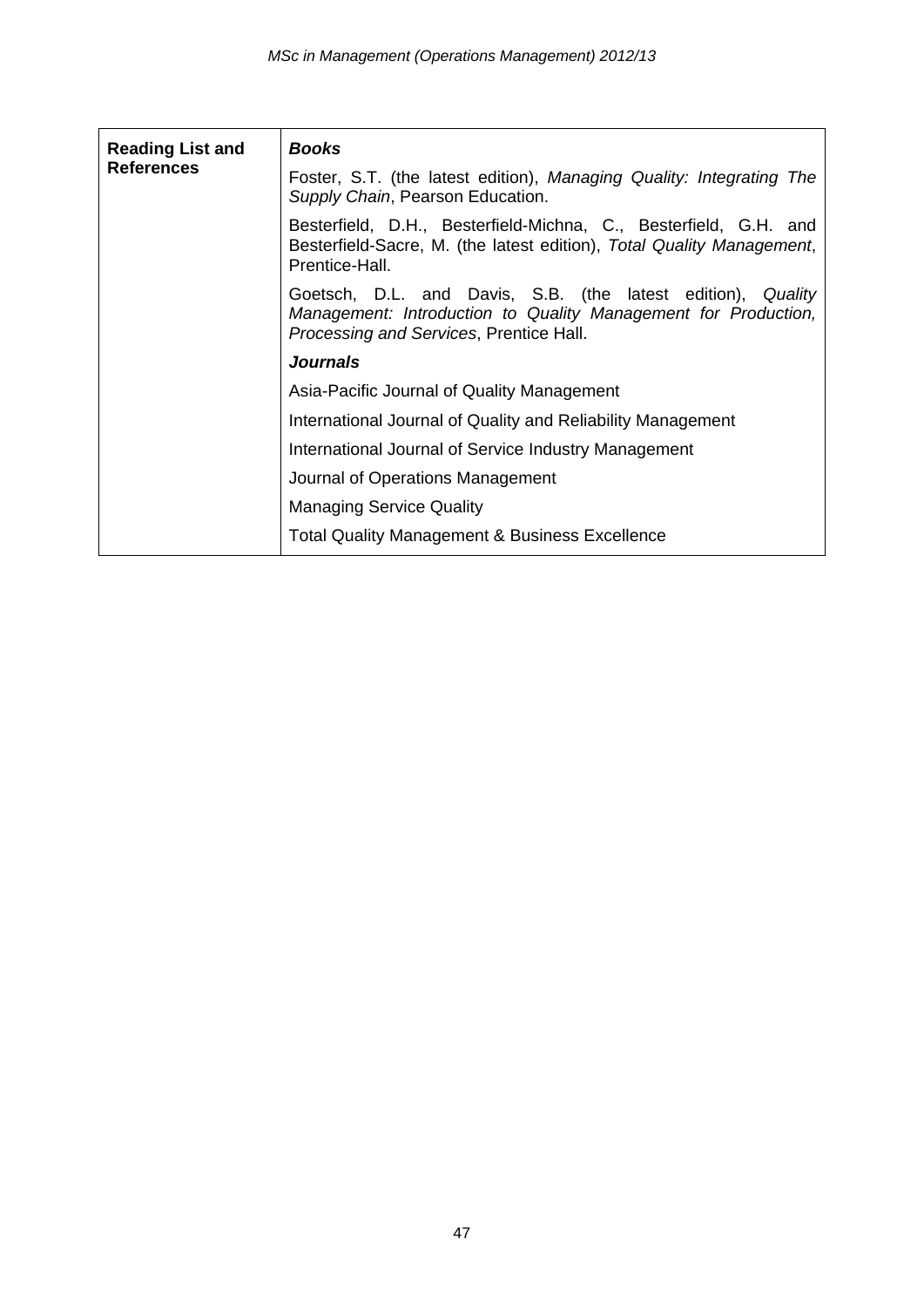| **Reading List and References** | ***Books*** |
|---|---|
| | Foster, S.T. (the latest edition), *Managing Quality: Integrating The Supply Chain*, Pearson Education. |
| | Besterfield, D.H., Besterfield-Michna, C., Besterfield, G.H. and Besterfield-Sacre, M. (the latest edition), *Total Quality Management*, Prentice-Hall. |
| | Goetsch, D.L. and Davis, S.B. (the latest edition), *Quality Management: Introduction to Quality Management for Production, Processing and Services*, Prentice Hall. |
| | ***Journals*** |
| | Asia-Pacific Journal of Quality Management |
| | International Journal of Quality and Reliability Management |
| | International Journal of Service Industry Management |
| | Journal of Operations Management |
| | Managing Service Quality |
| | Total Quality Management & Business Excellence |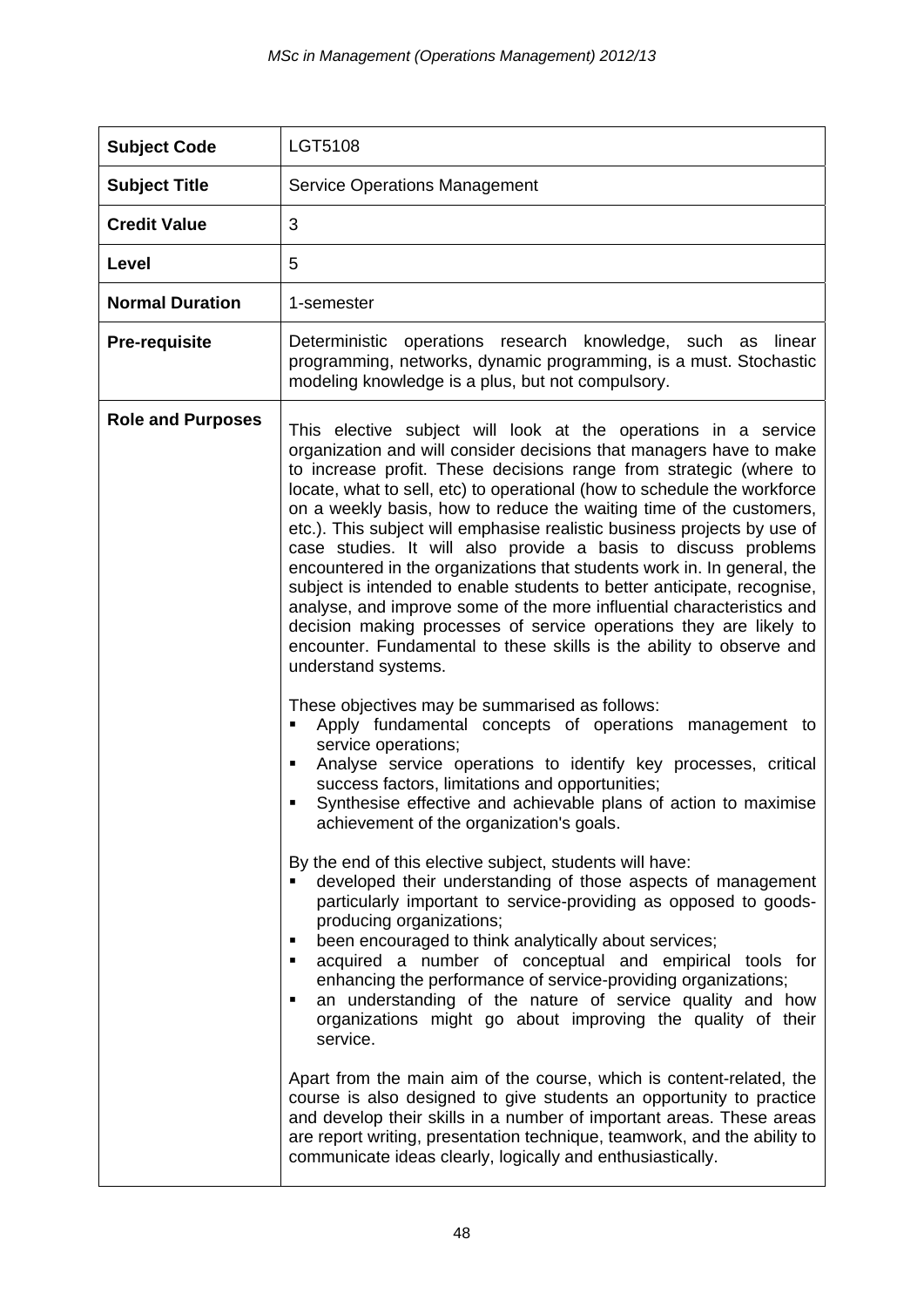| Subject Code | LGT5108 |
|---|---|
| **Subject Title** | Service Operations Management |
| **Credit Value** | 3 |
| **Level** | 5 |
| **Normal Duration** | 1-semester |
| **Pre-requisite** | Deterministic operations research knowledge, such as linear programming, networks, dynamic programming, is a must. Stochastic modeling knowledge is a plus, but not compulsory. |
| **Role and Purposes** | This elective subject will look at the operations in a service organization and will consider decisions that managers have to make to increase profit. These decisions range from strategic (where to locate, what to sell, etc) to operational (how to schedule the workforce on a weekly basis, how to reduce the waiting time of the customers, etc.). This subject will emphasise realistic business projects by use of case studies. It will also provide a basis to discuss problems encountered in the organizations that students work in. In general, the subject is intended to enable students to better anticipate, recognise, analyse, and improve some of the more influential characteristics and decision making processes of service operations they are likely to encounter. Fundamental to these skills is the ability to observe and understand systems.<br><br>These objectives may be summarised as follows:<br>▪ Apply fundamental concepts of operations management to service operations;<br>▪ Analyse service operations to identify key processes, critical success factors, limitations and opportunities;<br>▪ Synthesise effective and achievable plans of action to maximise achievement of the organization's goals.<br><br>By the end of this elective subject, students will have:<br>▪ developed their understanding of those aspects of management particularly important to service-providing as opposed to goods-producing organizations;<br>▪ been encouraged to think analytically about services;<br>▪ acquired a number of conceptual and empirical tools for enhancing the performance of service-providing organizations;<br>▪ an understanding of the nature of service quality and how organizations might go about improving the quality of their service.<br><br>Apart from the main aim of the course, which is content-related, the course is also designed to give students an opportunity to practice and develop their skills in a number of important areas. These areas are report writing, presentation technique, teamwork, and the ability to communicate ideas clearly, logically and enthusiastically. |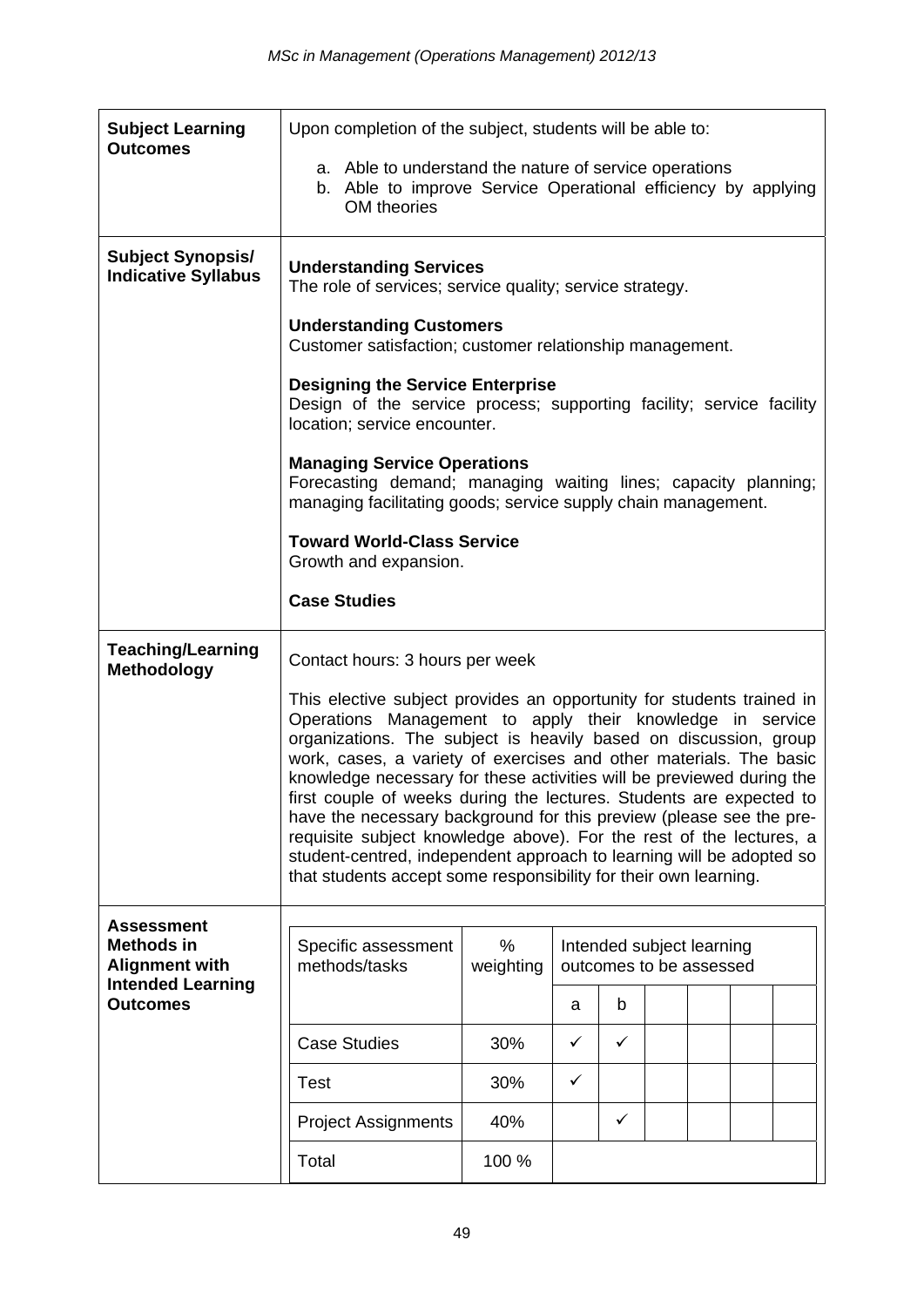| | |
|---|---|
| **Subject Learning Outcomes** | Upon completion of the subject, students will be able to:<br><br>a. Able to understand the nature of service operations<br>b. Able to improve Service Operational efficiency by applying OM theories |
| **Subject Synopsis/ Indicative Syllabus** | **Understanding Services**<br>The role of services; service quality; service strategy.<br><br>**Understanding Customers**<br>Customer satisfaction; customer relationship management.<br><br>**Designing the Service Enterprise**<br>Design of the service process; supporting facility; service facility location; service encounter.<br><br>**Managing Service Operations**<br>Forecasting demand; managing waiting lines; capacity planning; managing facilitating goods; service supply chain management.<br><br>**Toward World-Class Service**<br>Growth and expansion.<br><br>**Case Studies** |
| **Teaching/Learning Methodology** | Contact hours: 3 hours per week<br><br>This elective subject provides an opportunity for students trained in Operations Management to apply their knowledge in service organizations. The subject is heavily based on discussion, group work, cases, a variety of exercises and other materials. The basic knowledge necessary for these activities will be previewed during the first couple of weeks during the lectures. Students are expected to have the necessary background for this preview (please see the pre-requisite subject knowledge above). For the rest of the lectures, a student-centred, independent approach to learning will be adopted so that students accept some responsibility for their own learning. |
| **Assessment Methods in Alignment with Intended Learning Outcomes** | |

| Specific assessment methods/tasks | % weighting | Intended subject learning outcomes to be assessed | | | | | |
|---|---|---|---|---|---|---|---|
| | | a | b | | | | |
| Case Studies | 30% | ✓ | ✓ | | | | |
| Test | 30% | ✓ | | | | | |
| Project Assignments | 40% | | ✓ | | | | |
| Total | 100 % | | | | | | |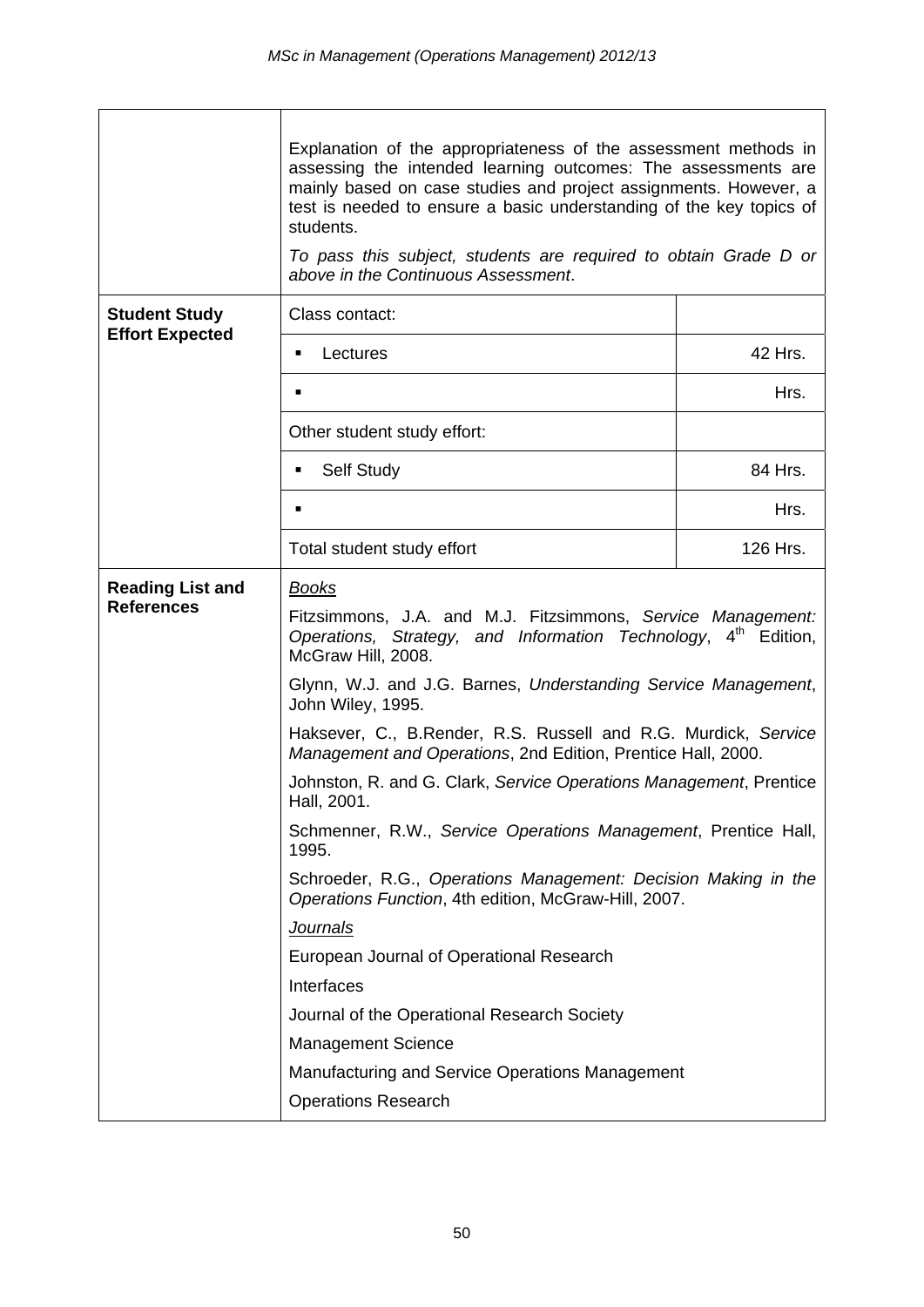| | | |
|---|---|---|
| | Explanation of the appropriateness of the assessment methods in assessing the intended learning outcomes: The assessments are mainly based on case studies and project assignments. However, a test is needed to ensure a basic understanding of the key topics of students.<br><br>*To pass this subject, students are required to obtain Grade D or above in the Continuous Assessment*. | |
| **Student Study Effort Expected** | Class contact: | |
| | ▪ Lectures | 42 Hrs. |
| | ▪ | Hrs. |
| | Other student study effort: | |
| | ▪ Self Study | 84 Hrs. |
| | ▪ | Hrs. |
| | Total student study effort | 126 Hrs. |
| **Reading List and References** | <u>Books</u><br><br>Fitzsimmons, J.A. and M.J. Fitzsimmons, *Service Management: Operations, Strategy, and Information Technology*, 4th Edition, McGraw Hill, 2008.<br><br>Glynn, W.J. and J.G. Barnes, *Understanding Service Management*, John Wiley, 1995.<br><br>Haksever, C., B.Render, R.S. Russell and R.G. Murdick, *Service Management and Operations*, 2nd Edition, Prentice Hall, 2000.<br><br>Johnston, R. and G. Clark, *Service Operations Management*, Prentice Hall, 2001.<br><br>Schmenner, R.W., *Service Operations Management*, Prentice Hall, 1995.<br><br>Schroeder, R.G., *Operations Management: Decision Making in the Operations Function*, 4th edition, McGraw-Hill, 2007.<br><br><u>Journals</u><br><br>European Journal of Operational Research<br><br>Interfaces<br><br>Journal of the Operational Research Society<br><br>Management Science<br><br>Manufacturing and Service Operations Management<br><br>Operations Research | |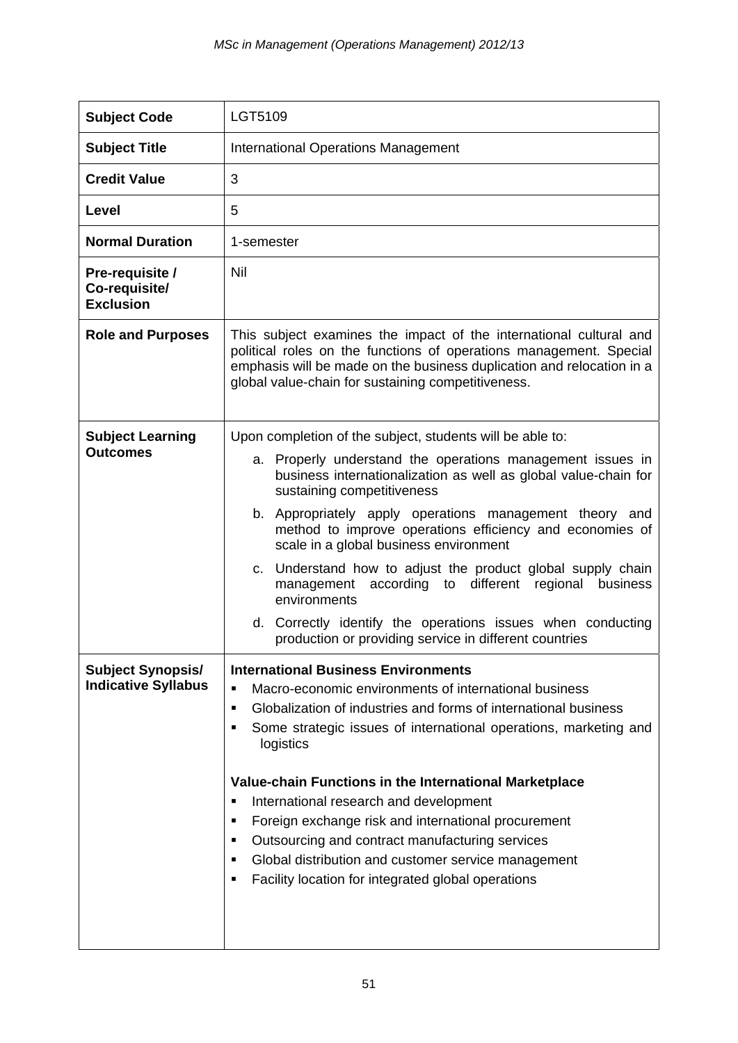| **Subject Code** | LGT5109 |
|---|---|
| **Subject Title** | International Operations Management |
| **Credit Value** | 3 |
| **Level** | 5 |
| **Normal Duration** | 1-semester |
| **Pre-requisite / Co-requisite/ Exclusion** | Nil |
| **Role and Purposes** | This subject examines the impact of the international cultural and political roles on the functions of operations management. Special emphasis will be made on the business duplication and relocation in a global value-chain for sustaining competitiveness. |
| **Subject Learning Outcomes** | Upon completion of the subject, students will be able to:<br>a. Properly understand the operations management issues in business internationalization as well as global value-chain for sustaining competitiveness<br>b. Appropriately apply operations management theory and method to improve operations efficiency and economies of scale in a global business environment<br>c. Understand how to adjust the product global supply chain management according to different regional business environments<br>d. Correctly identify the operations issues when conducting production or providing service in different countries |
| **Subject Synopsis/ Indicative Syllabus** | **International Business Environments**<br>▪ Macro-economic environments of international business<br>▪ Globalization of industries and forms of international business<br>▪ Some strategic issues of international operations, marketing and logistics<br><br>**Value-chain Functions in the International Marketplace**<br>▪ International research and development<br>▪ Foreign exchange risk and international procurement<br>▪ Outsourcing and contract manufacturing services<br>▪ Global distribution and customer service management<br>▪ Facility location for integrated global operations |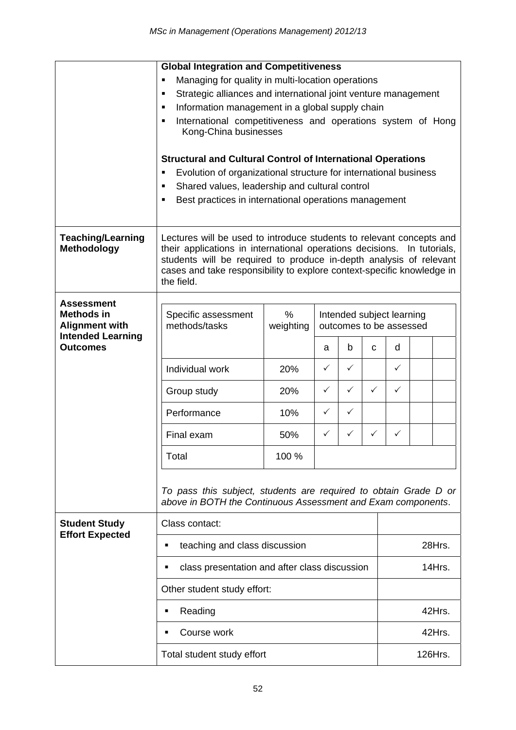| | |
|---|---|
| | **Global Integration and Competitiveness**<br>▪ Managing for quality in multi-location operations<br>▪ Strategic alliances and international joint venture management<br>▪ Information management in a global supply chain<br>▪ International competitiveness and operations system of Hong Kong-China businesses<br><br>**Structural and Cultural Control of International Operations**<br>▪ Evolution of organizational structure for international business<br>▪ Shared values, leadership and cultural control<br>▪ Best practices in international operations management |
| **Teaching/Learning Methodology** | Lectures will be used to introduce students to relevant concepts and their applications in international operations decisions. In tutorials, students will be required to produce in-depth analysis of relevant cases and take responsibility to explore context-specific knowledge in the field. |
| **Assessment Methods in Alignment with Intended Learning Outcomes** | (see table below) |

| Specific assessment methods/tasks | % weighting | Intended subject learning outcomes to be assessed | | | | | |
|---|---|---|---|---|---|---|---|
| | | a | b | c | d | | |
| Individual work | 20% | ✓ | ✓ | | ✓ | | |
| Group study | 20% | ✓ | ✓ | ✓ | ✓ | | |
| Performance | 10% | ✓ | ✓ | | | | |
| Final exam | 50% | ✓ | ✓ | ✓ | ✓ | | |
| Total | 100 % | | | | | | |

*To pass this subject, students are required to obtain Grade D or above in BOTH the Continuous Assessment and Exam components*.

**Student Study Effort Expected**

| | |
|---|---|
| Class contact: | |
| ▪ teaching and class discussion | 28Hrs. |
| ▪ class presentation and after class discussion | 14Hrs. |
| Other student study effort: | |
| ▪ Reading | 42Hrs. |
| ▪ Course work | 42Hrs. |
| Total student study effort | 126Hrs. |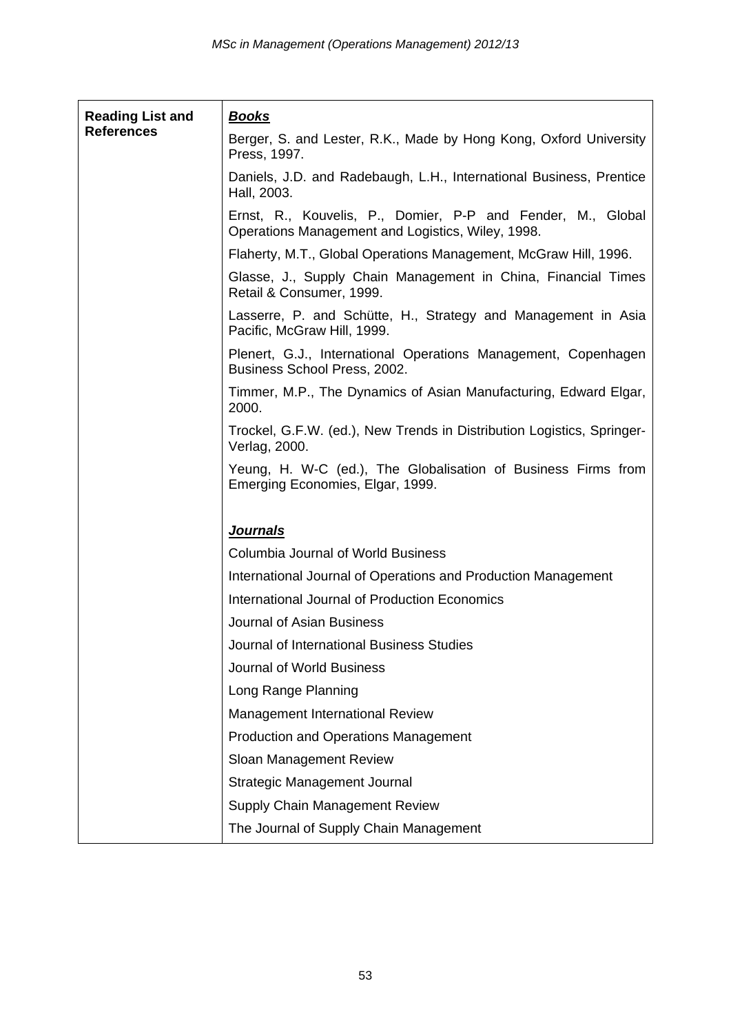| **Reading List and References** | ***Books*** |
|---|---|
| | Berger, S. and Lester, R.K., Made by Hong Kong, Oxford University Press, 1997. |
| | Daniels, J.D. and Radebaugh, L.H., International Business, Prentice Hall, 2003. |
| | Ernst, R., Kouvelis, P., Domier, P-P and Fender, M., Global Operations Management and Logistics, Wiley, 1998. |
| | Flaherty, M.T., Global Operations Management, McGraw Hill, 1996. |
| | Glasse, J., Supply Chain Management in China, Financial Times Retail & Consumer, 1999. |
| | Lasserre, P. and Schütte, H., Strategy and Management in Asia Pacific, McGraw Hill, 1999. |
| | Plenert, G.J., International Operations Management, Copenhagen Business School Press, 2002. |
| | Timmer, M.P., The Dynamics of Asian Manufacturing, Edward Elgar, 2000. |
| | Trockel, G.F.W. (ed.), New Trends in Distribution Logistics, Springer-Verlag, 2000. |
| | Yeung, H. W-C (ed.), The Globalisation of Business Firms from Emerging Economies, Elgar, 1999. |
| | ***Journals*** |
| | Columbia Journal of World Business |
| | International Journal of Operations and Production Management |
| | International Journal of Production Economics |
| | Journal of Asian Business |
| | Journal of International Business Studies |
| | Journal of World Business |
| | Long Range Planning |
| | Management International Review |
| | Production and Operations Management |
| | Sloan Management Review |
| | Strategic Management Journal |
| | Supply Chain Management Review |
| | The Journal of Supply Chain Management |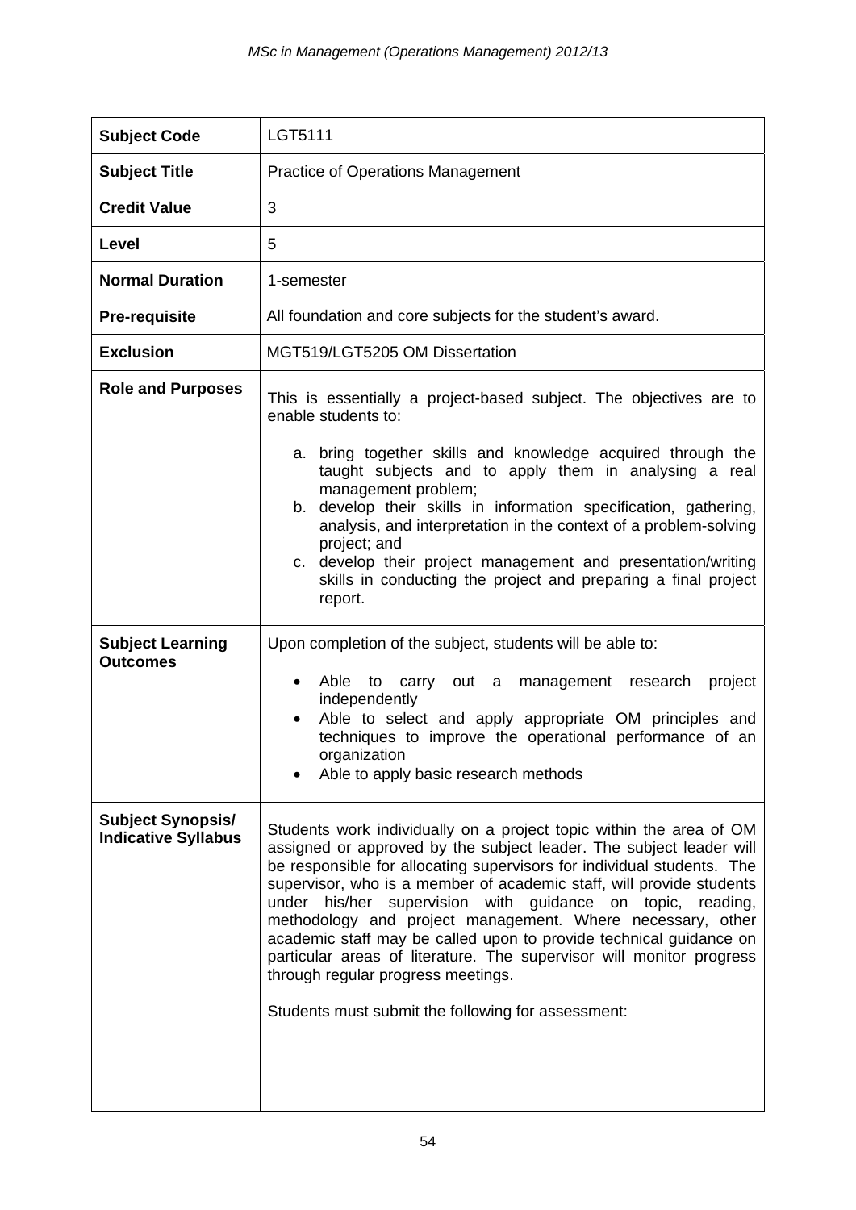| **Subject Code** | LGT5111 |
|---|---|
| **Subject Title** | Practice of Operations Management |
| **Credit Value** | 3 |
| **Level** | 5 |
| **Normal Duration** | 1-semester |
| **Pre-requisite** | All foundation and core subjects for the student's award. |
| **Exclusion** | MGT519/LGT5205 OM Dissertation |
| **Role and Purposes** | This is essentially a project-based subject. The objectives are to enable students to:<br><br>a. bring together skills and knowledge acquired through the taught subjects and to apply them in analysing a real management problem;<br>b. develop their skills in information specification, gathering, analysis, and interpretation in the context of a problem-solving project; and<br>c. develop their project management and presentation/writing skills in conducting the project and preparing a final project report. |
| **Subject Learning Outcomes** | Upon completion of the subject, students will be able to:<br><br>• Able to carry out a management research project independently<br>• Able to select and apply appropriate OM principles and techniques to improve the operational performance of an organization<br>• Able to apply basic research methods |
| **Subject Synopsis/ Indicative Syllabus** | Students work individually on a project topic within the area of OM assigned or approved by the subject leader. The subject leader will be responsible for allocating supervisors for individual students. The supervisor, who is a member of academic staff, will provide students under his/her supervision with guidance on topic, reading, methodology and project management. Where necessary, other academic staff may be called upon to provide technical guidance on particular areas of literature. The supervisor will monitor progress through regular progress meetings.<br><br>Students must submit the following for assessment: |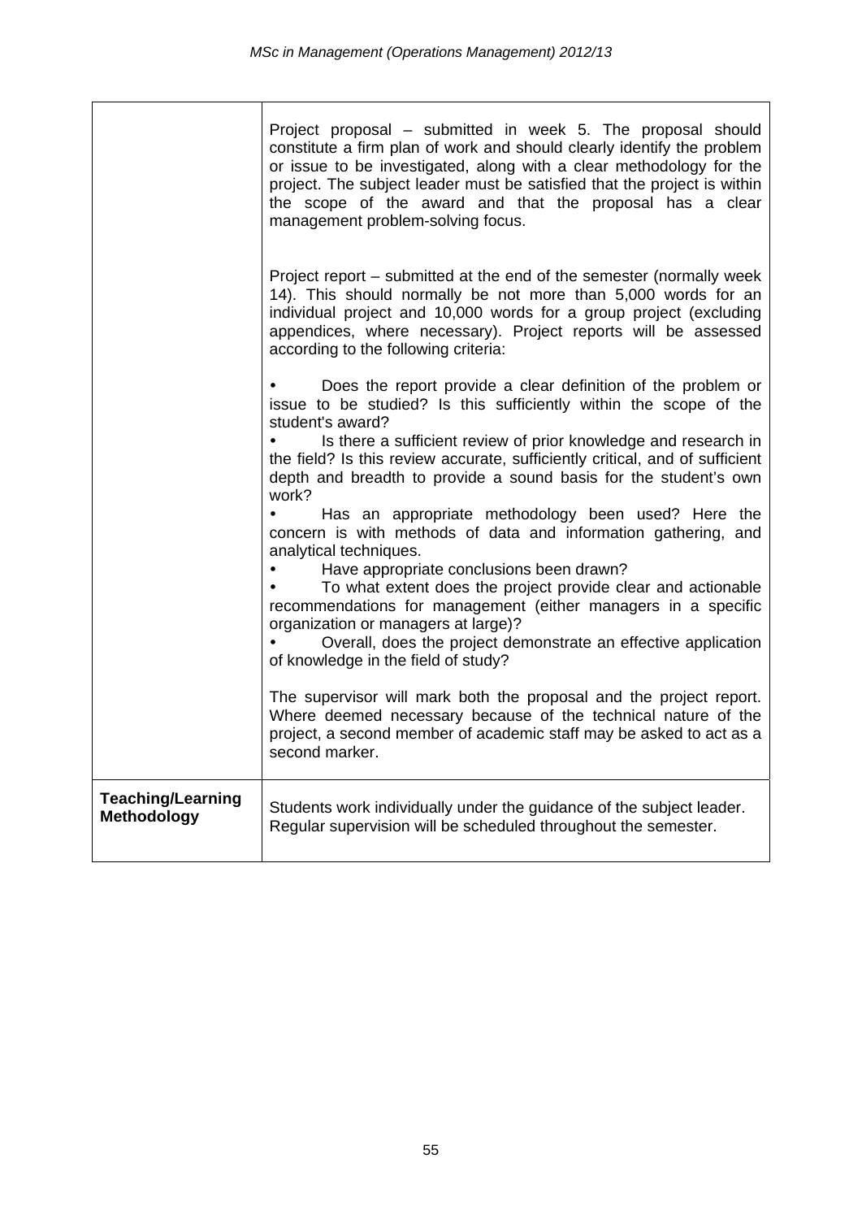| | |
|---|---|
| | Project proposal – submitted in week 5. The proposal should constitute a firm plan of work and should clearly identify the problem or issue to be investigated, along with a clear methodology for the project. The subject leader must be satisfied that the project is within the scope of the award and that the proposal has a clear management problem-solving focus.<br><br>Project report – submitted at the end of the semester (normally week 14). This should normally be not more than 5,000 words for an individual project and 10,000 words for a group project (excluding appendices, where necessary). Project reports will be assessed according to the following criteria:<br><br>• Does the report provide a clear definition of the problem or issue to be studied? Is this sufficiently within the scope of the student's award?<br>• Is there a sufficient review of prior knowledge and research in the field? Is this review accurate, sufficiently critical, and of sufficient depth and breadth to provide a sound basis for the student's own work?<br>• Has an appropriate methodology been used? Here the concern is with methods of data and information gathering, and analytical techniques.<br>• Have appropriate conclusions been drawn?<br>• To what extent does the project provide clear and actionable recommendations for management (either managers in a specific organization or managers at large)?<br>• Overall, does the project demonstrate an effective application of knowledge in the field of study?<br><br>The supervisor will mark both the proposal and the project report. Where deemed necessary because of the technical nature of the project, a second member of academic staff may be asked to act as a second marker. |
| **Teaching/Learning Methodology** | Students work individually under the guidance of the subject leader. Regular supervision will be scheduled throughout the semester. |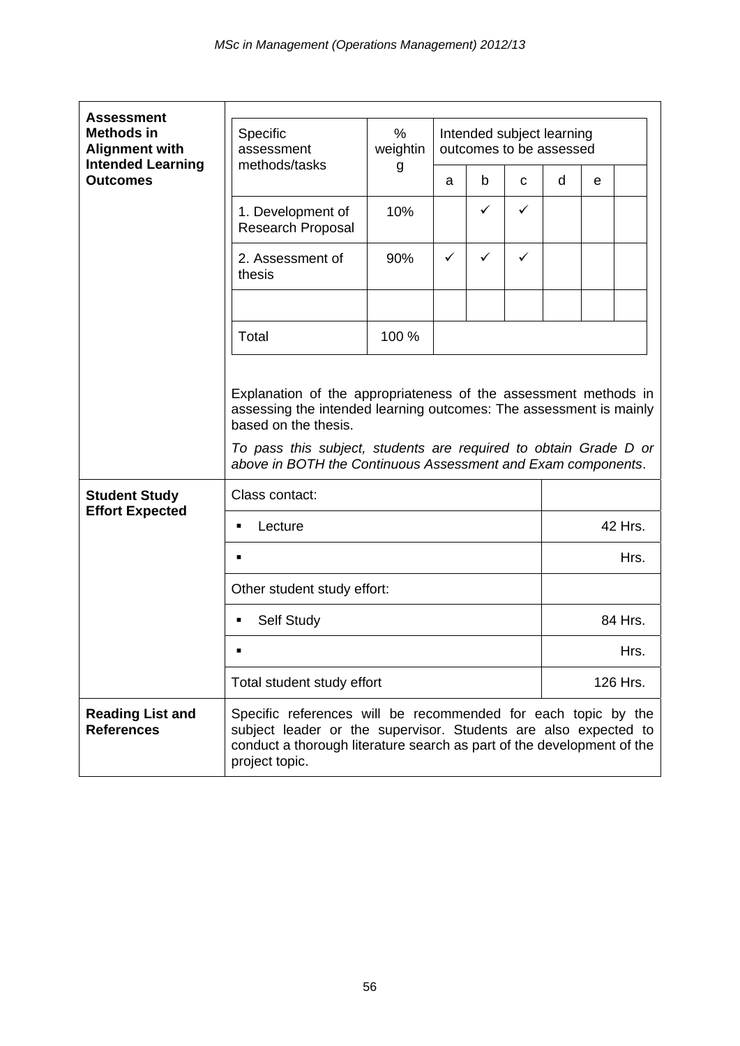| **Assessment Methods in Alignment with Intended Learning Outcomes** | | | | | | | | |
|---|---|---|---|---|---|---|---|---|

| Specific assessment methods/tasks | % weighting | Intended subject learning outcomes to be assessed | | | | | |
|---|---|---|---|---|---|---|---|
| | | a | b | c | d | e | |
| 1. Development of Research Proposal | 10% | | ✓ | ✓ | | | |
| 2. Assessment of thesis | 90% | ✓ | ✓ | ✓ | | | |
| | | | | | | | |
| Total | 100 % | | | | | | |

Explanation of the appropriateness of the assessment methods in assessing the intended learning outcomes: The assessment is mainly based on the thesis.

*To pass this subject, students are required to obtain Grade D or above in BOTH the Continuous Assessment and Exam components*.

| **Student Study Effort Expected** | | |
|---|---|---|
| | Class contact: | |
| | ▪ Lecture | 42 Hrs. |
| | ▪ | Hrs. |
| | Other student study effort: | |
| | ▪ Self Study | 84 Hrs. |
| | ▪ | Hrs. |
| | Total student study effort | 126 Hrs. |

| **Reading List and References** | Specific references will be recommended for each topic by the subject leader or the supervisor. Students are also expected to conduct a thorough literature search as part of the development of the project topic. |
|---|---|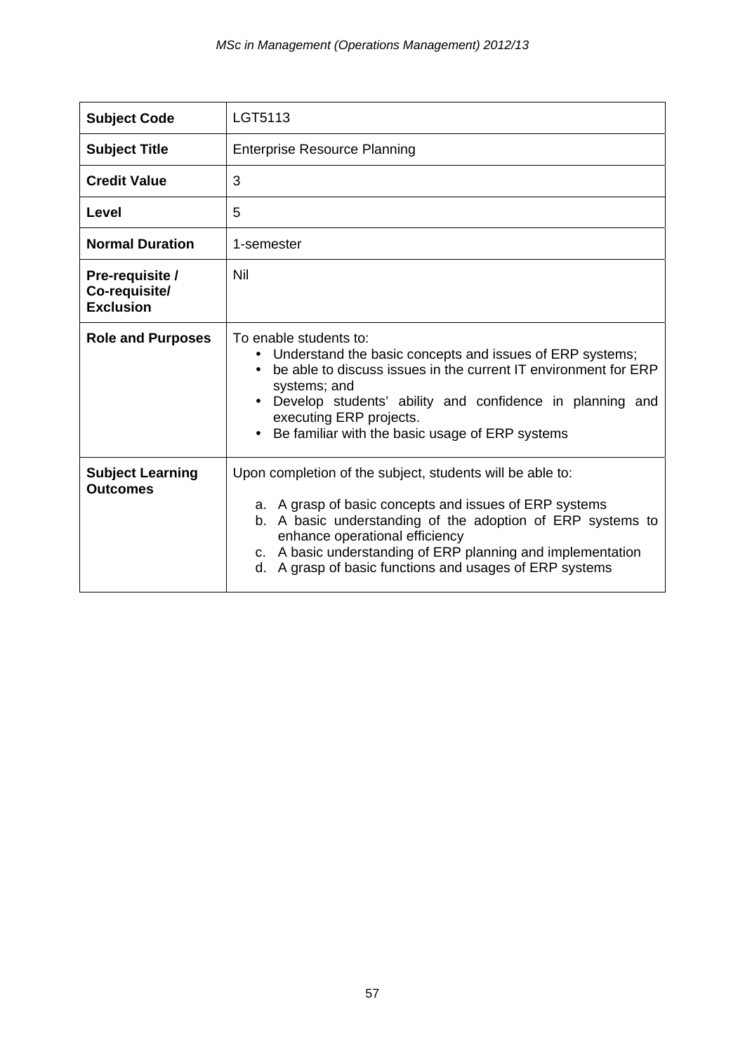| | |
|---|---|
| **Subject Code** | LGT5113 |
| **Subject Title** | Enterprise Resource Planning |
| **Credit Value** | 3 |
| **Level** | 5 |
| **Normal Duration** | 1-semester |
| **Pre-requisite / Co-requisite/ Exclusion** | Nil |
| **Role and Purposes** | To enable students to:<br>• Understand the basic concepts and issues of ERP systems;<br>• be able to discuss issues in the current IT environment for ERP systems; and<br>• Develop students' ability and confidence in planning and executing ERP projects.<br>• Be familiar with the basic usage of ERP systems |
| **Subject Learning Outcomes** | Upon completion of the subject, students will be able to:<br><br>a. A grasp of basic concepts and issues of ERP systems<br>b. A basic understanding of the adoption of ERP systems to enhance operational efficiency<br>c. A basic understanding of ERP planning and implementation<br>d. A grasp of basic functions and usages of ERP systems |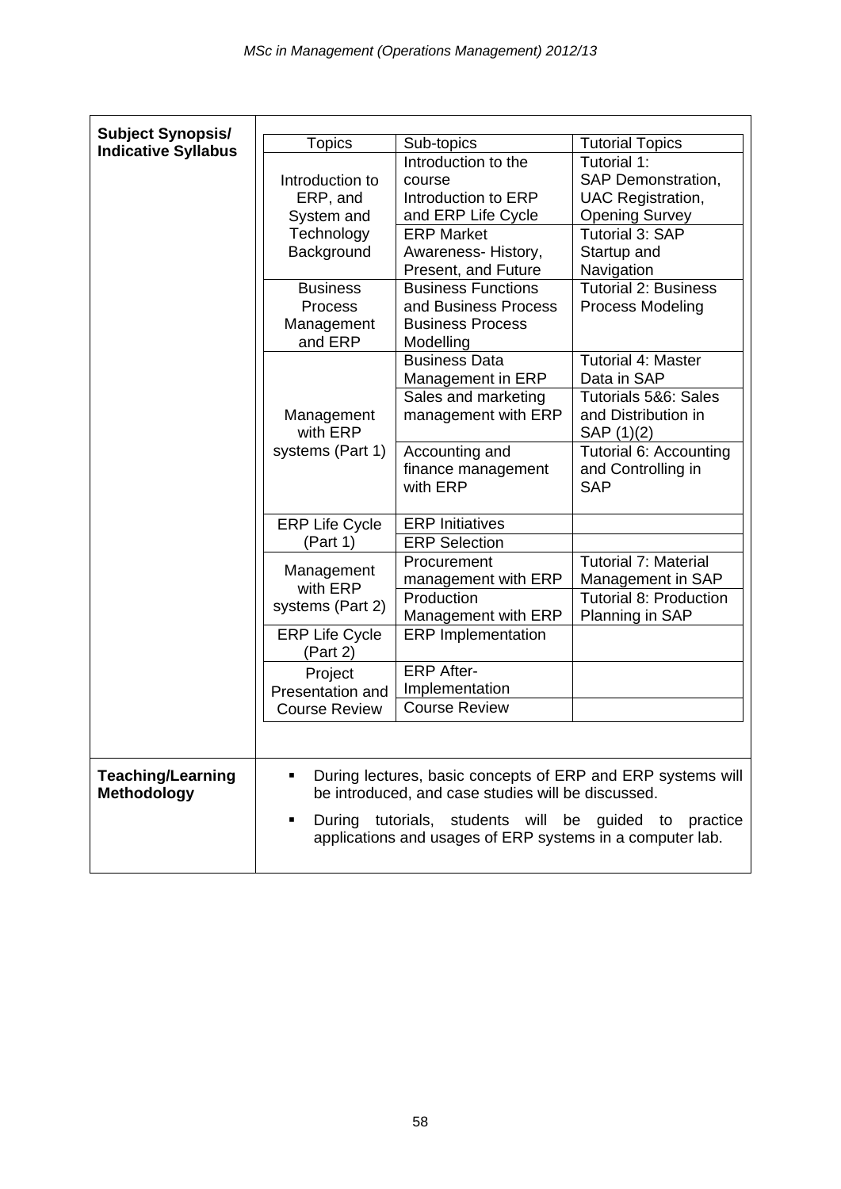**Subject Synopsis/ Indicative Syllabus**

| Topics | Sub-topics | Tutorial Topics |
|---|---|---|
| Introduction to ERP, and System and Technology Background | Introduction to the course<br>Introduction to ERP and ERP Life Cycle | Tutorial 1:<br>SAP Demonstration, UAC Registration, Opening Survey |
| | ERP Market Awareness- History, Present, and Future | Tutorial 3: SAP Startup and Navigation |
| Business Process Management and ERP | Business Functions and Business Process<br>Business Process Modelling | Tutorial 2: Business Process Modeling |
| Management with ERP systems (Part 1) | Business Data Management in ERP | Tutorial 4: Master Data in SAP |
| | Sales and marketing management with ERP | Tutorials 5&6: Sales and Distribution in SAP (1)(2) |
| | Accounting and finance management with ERP | Tutorial 6: Accounting and Controlling in SAP |
| ERP Life Cycle (Part 1) | ERP Initiatives | |
| | ERP Selection | |
| Management with ERP systems (Part 2) | Procurement management with ERP | Tutorial 7: Material Management in SAP |
| | Production Management with ERP | Tutorial 8: Production Planning in SAP |
| ERP Life Cycle (Part 2) | ERP Implementation | |
| Project Presentation and Course Review | ERP After-Implementation | |
| | Course Review | |

**Teaching/Learning Methodology**

- During lectures, basic concepts of ERP and ERP systems will be introduced, and case studies will be discussed.
- During tutorials, students will be guided to practice applications and usages of ERP systems in a computer lab.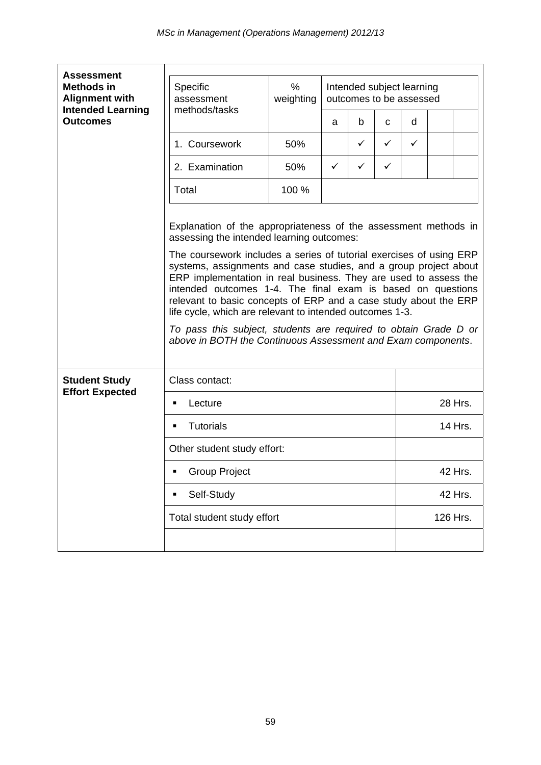**Assessment Methods in Alignment with Intended Learning Outcomes**

| Specific assessment methods/tasks | % weighting | Intended subject learning outcomes to be assessed | | | | | |
|---|---|---|---|---|---|---|---|
| | | a | b | c | d | | |
| 1. Coursework | 50% | | ✓ | ✓ | ✓ | | |
| 2. Examination | 50% | ✓ | ✓ | ✓ | | | |
| Total | 100 % | | | | | | |

Explanation of the appropriateness of the assessment methods in assessing the intended learning outcomes:

The coursework includes a series of tutorial exercises of using ERP systems, assignments and case studies, and a group project about ERP implementation in real business. They are used to assess the intended outcomes 1-4. The final exam is based on questions relevant to basic concepts of ERP and a case study about the ERP life cycle, which are relevant to intended outcomes 1-3.

*To pass this subject, students are required to obtain Grade D or above in BOTH the Continuous Assessment and Exam components*.

**Student Study Effort Expected**

| | |
|---|---|
| Class contact: | |
| ▪ Lecture | 28 Hrs. |
| ▪ Tutorials | 14 Hrs. |
| Other student study effort: | |
| ▪ Group Project | 42 Hrs. |
| ▪ Self-Study | 42 Hrs. |
| Total student study effort | 126 Hrs. |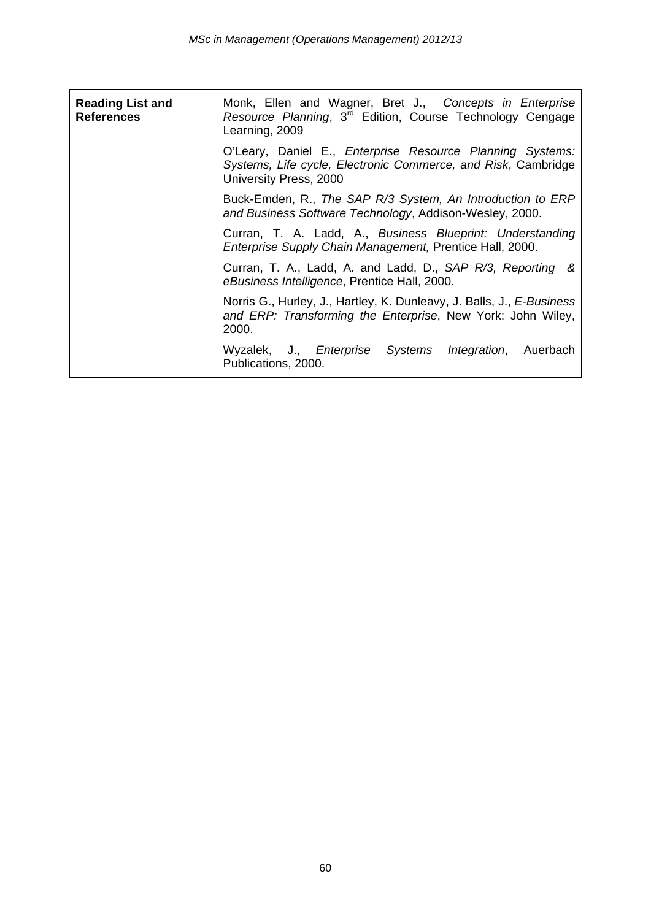| **Reading List and References** | Monk, Ellen and Wagner, Bret J., *Concepts in Enterprise Resource Planning*, 3rd Edition, Course Technology Cengage Learning, 2009<br><br>O'Leary, Daniel E., *Enterprise Resource Planning Systems: Systems, Life cycle, Electronic Commerce, and Risk*, Cambridge University Press, 2000<br><br>Buck-Emden, R., *The SAP R/3 System, An Introduction to ERP and Business Software Technology*, Addison-Wesley, 2000.<br><br>Curran, T. A. Ladd, A., *Business Blueprint: Understanding Enterprise Supply Chain Management,* Prentice Hall, 2000.<br><br>Curran, T. A., Ladd, A. and Ladd, D., *SAP R/3, Reporting & eBusiness Intelligence*, Prentice Hall, 2000.<br><br>Norris G., Hurley, J., Hartley, K. Dunleavy, J. Balls, J., *E-Business and ERP: Transforming the Enterprise*, New York: John Wiley, 2000.<br><br>Wyzalek, J., *Enterprise Systems Integration*, Auerbach Publications, 2000. |
|---|---|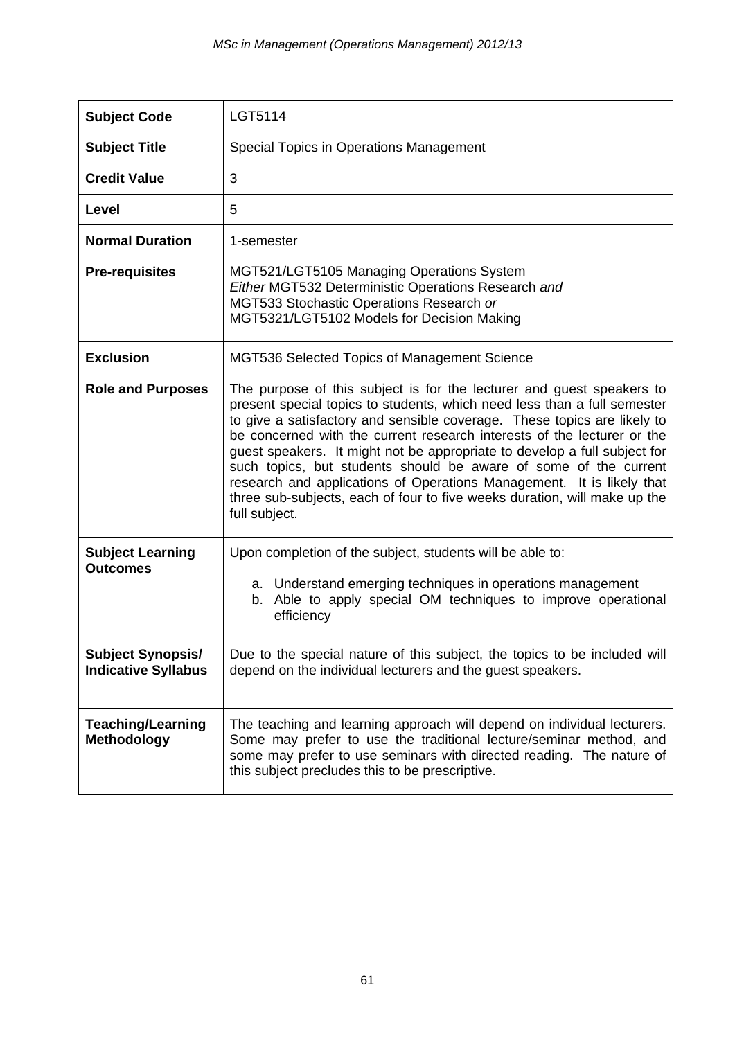| **Subject Code** | LGT5114 |
|---|---|
| **Subject Title** | Special Topics in Operations Management |
| **Credit Value** | 3 |
| **Level** | 5 |
| **Normal Duration** | 1-semester |
| **Pre-requisites** | MGT521/LGT5105 Managing Operations System<br>*Either* MGT532 Deterministic Operations Research *and*<br>MGT533 Stochastic Operations Research *or*<br>MGT5321/LGT5102 Models for Decision Making |
| **Exclusion** | MGT536 Selected Topics of Management Science |
| **Role and Purposes** | The purpose of this subject is for the lecturer and guest speakers to present special topics to students, which need less than a full semester to give a satisfactory and sensible coverage. These topics are likely to be concerned with the current research interests of the lecturer or the guest speakers. It might not be appropriate to develop a full subject for such topics, but students should be aware of some of the current research and applications of Operations Management. It is likely that three sub-subjects, each of four to five weeks duration, will make up the full subject. |
| **Subject Learning Outcomes** | Upon completion of the subject, students will be able to:<br><br>a. Understand emerging techniques in operations management<br>b. Able to apply special OM techniques to improve operational efficiency |
| **Subject Synopsis/ Indicative Syllabus** | Due to the special nature of this subject, the topics to be included will depend on the individual lecturers and the guest speakers. |
| **Teaching/Learning Methodology** | The teaching and learning approach will depend on individual lecturers. Some may prefer to use the traditional lecture/seminar method, and some may prefer to use seminars with directed reading. The nature of this subject precludes this to be prescriptive. |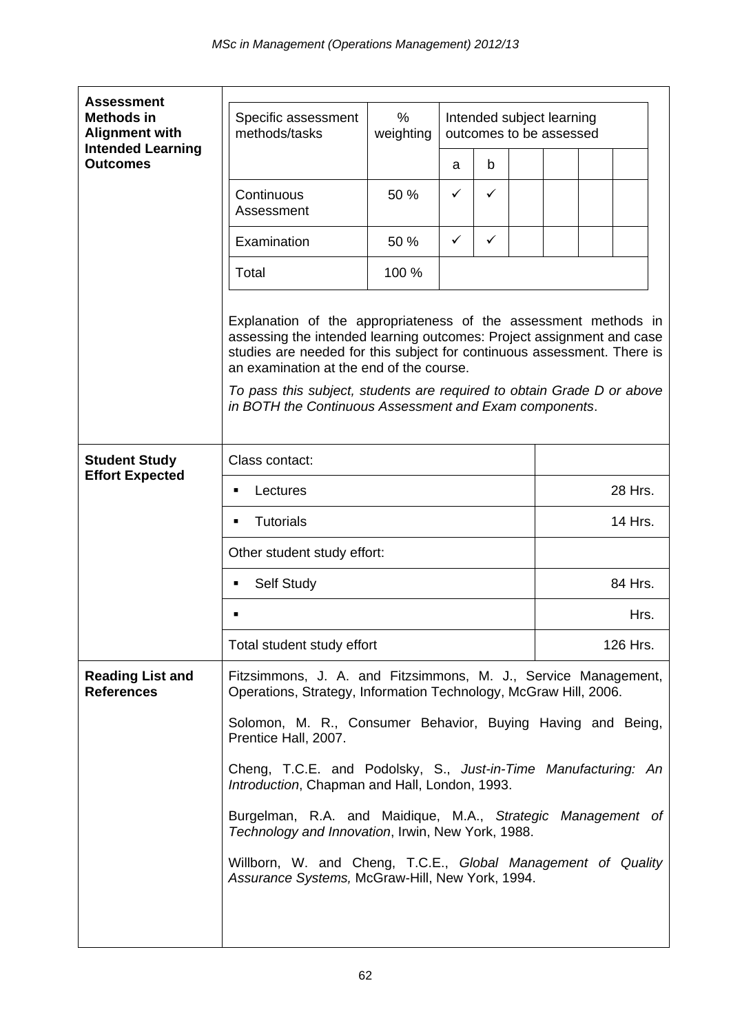| Assessment Methods in Alignment with Intended Learning Outcomes | | | | | | | | |
|---|---|---|---|---|---|---|---|---|
| | Specific assessment methods/tasks | % weighting | Intended subject learning outcomes to be assessed | | | | | |
| | | | a | b | | | | |
| | Continuous Assessment | 50 % | ✓ | ✓ | | | | |
| | Examination | 50 % | ✓ | ✓ | | | | |
| | Total | 100 % | | | | | | |

Explanation of the appropriateness of the assessment methods in assessing the intended learning outcomes: Project assignment and case studies are needed for this subject for continuous assessment. There is an examination at the end of the course.

*To pass this subject, students are required to obtain Grade D or above in BOTH the Continuous Assessment and Exam components*.

| Student Study Effort Expected | | |
|---|---|---|
| | Class contact: | |
| | ▪ Lectures | 28 Hrs. |
| | ▪ Tutorials | 14 Hrs. |
| | Other student study effort: | |
| | ▪ Self Study | 84 Hrs. |
| | ▪ | Hrs. |
| | Total student study effort | 126 Hrs. |

**Reading List and References**

Fitzsimmons, J. A. and Fitzsimmons, M. J., Service Management, Operations, Strategy, Information Technology, McGraw Hill, 2006.

Solomon, M. R., Consumer Behavior, Buying Having and Being, Prentice Hall, 2007.

Cheng, T.C.E. and Podolsky, S., *Just-in-Time Manufacturing: An Introduction*, Chapman and Hall, London, 1993.

Burgelman, R.A. and Maidique, M.A., *Strategic Management of Technology and Innovation*, Irwin, New York, 1988.

Willborn, W. and Cheng, T.C.E., *Global Management of Quality Assurance Systems,* McGraw-Hill, New York, 1994.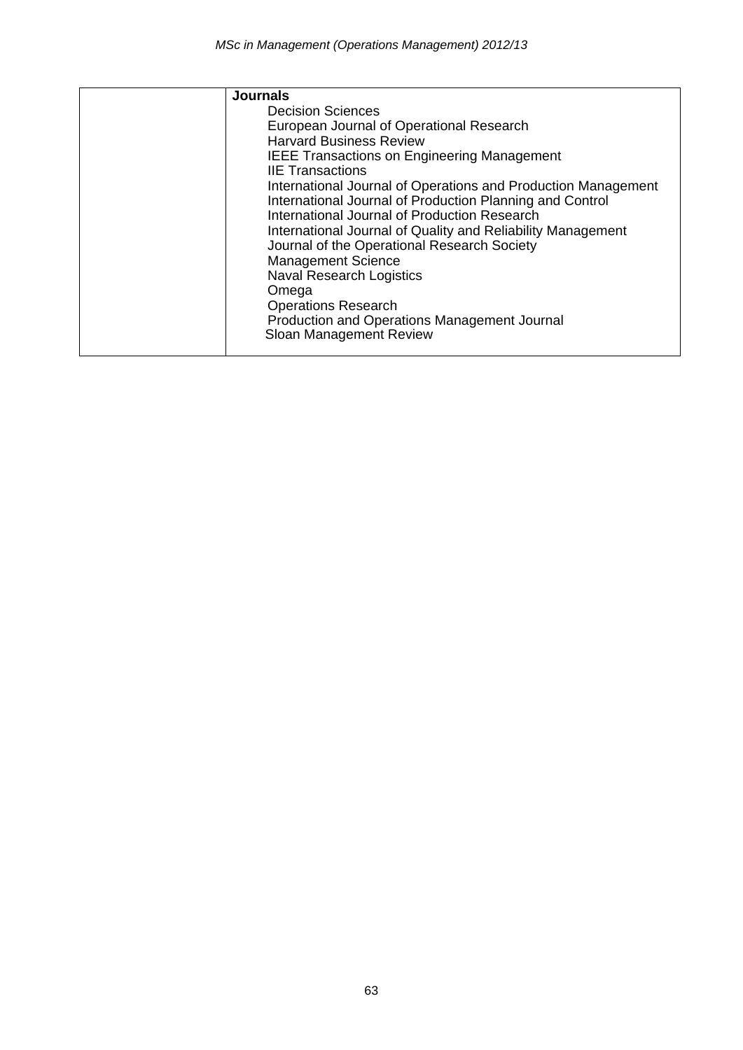| | **Journals**<br>Decision Sciences<br>European Journal of Operational Research<br>Harvard Business Review<br>IEEE Transactions on Engineering Management<br>IIE Transactions<br>International Journal of Operations and Production Management<br>International Journal of Production Planning and Control<br>International Journal of Production Research<br>International Journal of Quality and Reliability Management<br>Journal of the Operational Research Society<br>Management Science<br>Naval Research Logistics<br>Omega<br>Operations Research<br>Production and Operations Management Journal<br>Sloan Management Review |
|---|---|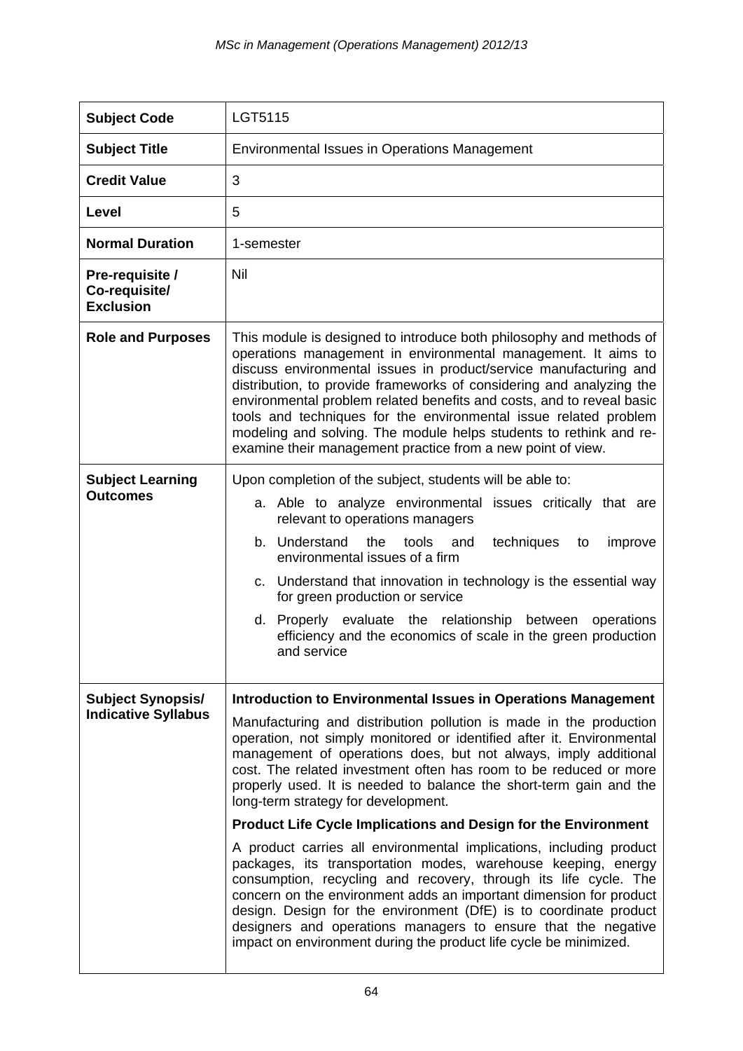| | |
|---|---|
| **Subject Code** | LGT5115 |
| **Subject Title** | Environmental Issues in Operations Management |
| **Credit Value** | 3 |
| **Level** | 5 |
| **Normal Duration** | 1-semester |
| **Pre-requisite / Co-requisite/ Exclusion** | Nil |
| **Role and Purposes** | This module is designed to introduce both philosophy and methods of operations management in environmental management. It aims to discuss environmental issues in product/service manufacturing and distribution, to provide frameworks of considering and analyzing the environmental problem related benefits and costs, and to reveal basic tools and techniques for the environmental issue related problem modeling and solving. The module helps students to rethink and re-examine their management practice from a new point of view. |
| **Subject Learning Outcomes** | Upon completion of the subject, students will be able to:<br>a. Able to analyze environmental issues critically that are relevant to operations managers<br>b. Understand the tools and techniques to improve environmental issues of a firm<br>c. Understand that innovation in technology is the essential way for green production or service<br>d. Properly evaluate the relationship between operations efficiency and the economics of scale in the green production and service |
| **Subject Synopsis/ Indicative Syllabus** | **Introduction to Environmental Issues in Operations Management**<br>Manufacturing and distribution pollution is made in the production operation, not simply monitored or identified after it. Environmental management of operations does, but not always, imply additional cost. The related investment often has room to be reduced or more properly used. It is needed to balance the short-term gain and the long-term strategy for development.<br>**Product Life Cycle Implications and Design for the Environment**<br>A product carries all environmental implications, including product packages, its transportation modes, warehouse keeping, energy consumption, recycling and recovery, through its life cycle. The concern on the environment adds an important dimension for product design. Design for the environment (DfE) is to coordinate product designers and operations managers to ensure that the negative impact on environment during the product life cycle be minimized. |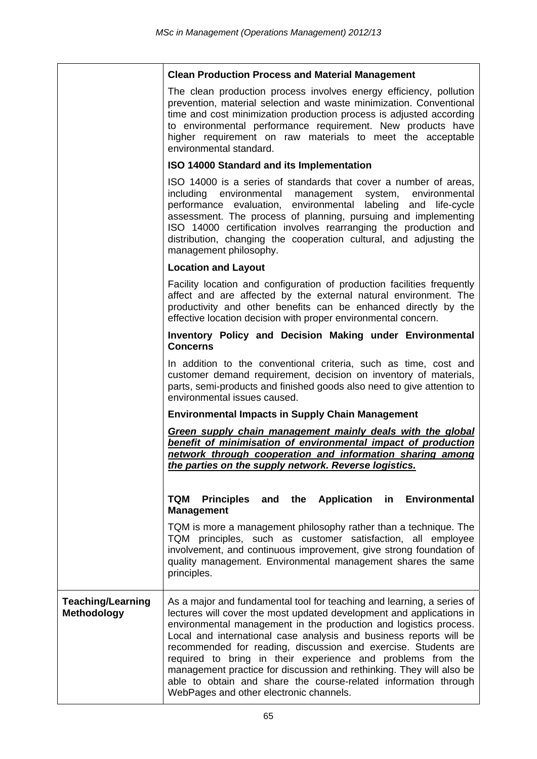| | |
|---|---|
| | **Clean Production Process and Material Management**<br><br>The clean production process involves energy efficiency, pollution prevention, material selection and waste minimization. Conventional time and cost minimization production process is adjusted according to environmental performance requirement. New products have higher requirement on raw materials to meet the acceptable environmental standard.<br><br>**ISO 14000 Standard and its Implementation**<br><br>ISO 14000 is a series of standards that cover a number of areas, including environmental management system, environmental performance evaluation, environmental labeling and life-cycle assessment. The process of planning, pursuing and implementing ISO 14000 certification involves rearranging the production and distribution, changing the cooperation cultural, and adjusting the management philosophy.<br><br>**Location and Layout**<br><br>Facility location and configuration of production facilities frequently affect and are affected by the external natural environment. The productivity and other benefits can be enhanced directly by the effective location decision with proper environmental concern.<br><br>**Inventory Policy and Decision Making under Environmental Concerns**<br><br>In addition to the conventional criteria, such as time, cost and customer demand requirement, decision on inventory of materials, parts, semi-products and finished goods also need to give attention to environmental issues caused.<br><br>**Environmental Impacts in Supply Chain Management**<br><br>***<u>Green supply chain management mainly deals with the global benefit of minimisation of environmental impact of production network through cooperation and information sharing among the parties on the supply network. Reverse logistics.</u>***<br><br>**TQM Principles and the Application in Environmental Management**<br><br>TQM is more a management philosophy rather than a technique. The TQM principles, such as customer satisfaction, all employee involvement, and continuous improvement, give strong foundation of quality management. Environmental management shares the same principles. |
| **Teaching/Learning Methodology** | As a major and fundamental tool for teaching and learning, a series of lectures will cover the most updated development and applications in environmental management in the production and logistics process. Local and international case analysis and business reports will be recommended for reading, discussion and exercise. Students are required to bring in their experience and problems from the management practice for discussion and rethinking. They will also be able to obtain and share the course-related information through WebPages and other electronic channels. |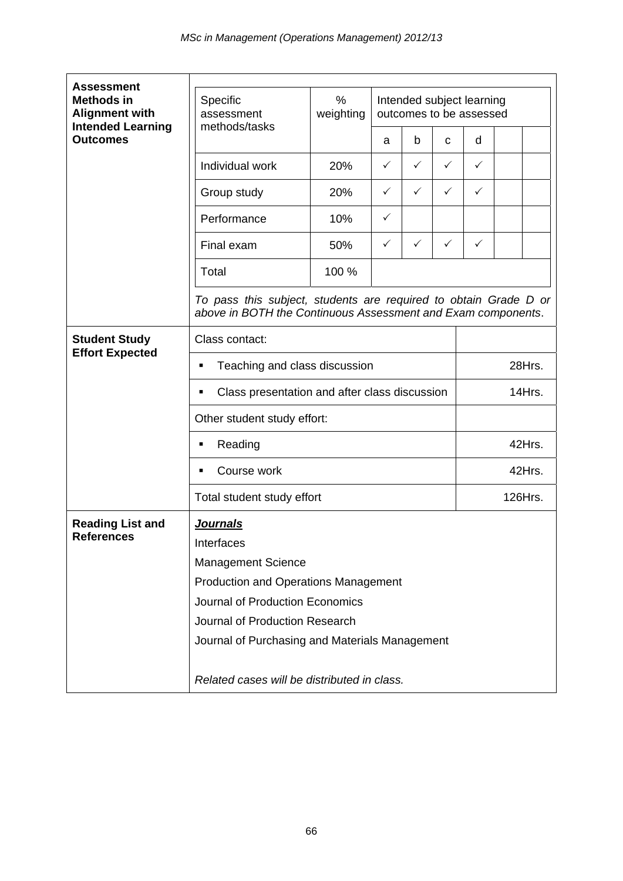| Assessment Methods in Alignment with Intended Learning Outcomes | | | | | | | | |
|---|---|---|---|---|---|---|---|---|
| | Specific assessment methods/tasks | % weighting | Intended subject learning outcomes to be assessed | | | | | |
| | | | a | b | c | d | | |
| | Individual work | 20% | ✓ | ✓ | ✓ | ✓ | | |
| | Group study | 20% | ✓ | ✓ | ✓ | ✓ | | |
| | Performance | 10% | ✓ | | | | | |
| | Final exam | 50% | ✓ | ✓ | ✓ | ✓ | | |
| | Total | 100 % | | | | | | |

*To pass this subject, students are required to obtain Grade D or above in BOTH the Continuous Assessment and Exam components.*

| Student Study Effort Expected | | |
|---|---|---|
| | Class contact: | |
| | ▪ Teaching and class discussion | 28Hrs. |
| | ▪ Class presentation and after class discussion | 14Hrs. |
| | Other student study effort: | |
| | ▪ Reading | 42Hrs. |
| | ▪ Course work | 42Hrs. |
| | Total student study effort | 126Hrs. |

**Reading List and References**

***Journals***

Interfaces

Management Science

Production and Operations Management

Journal of Production Economics

Journal of Production Research

Journal of Purchasing and Materials Management

*Related cases will be distributed in class.*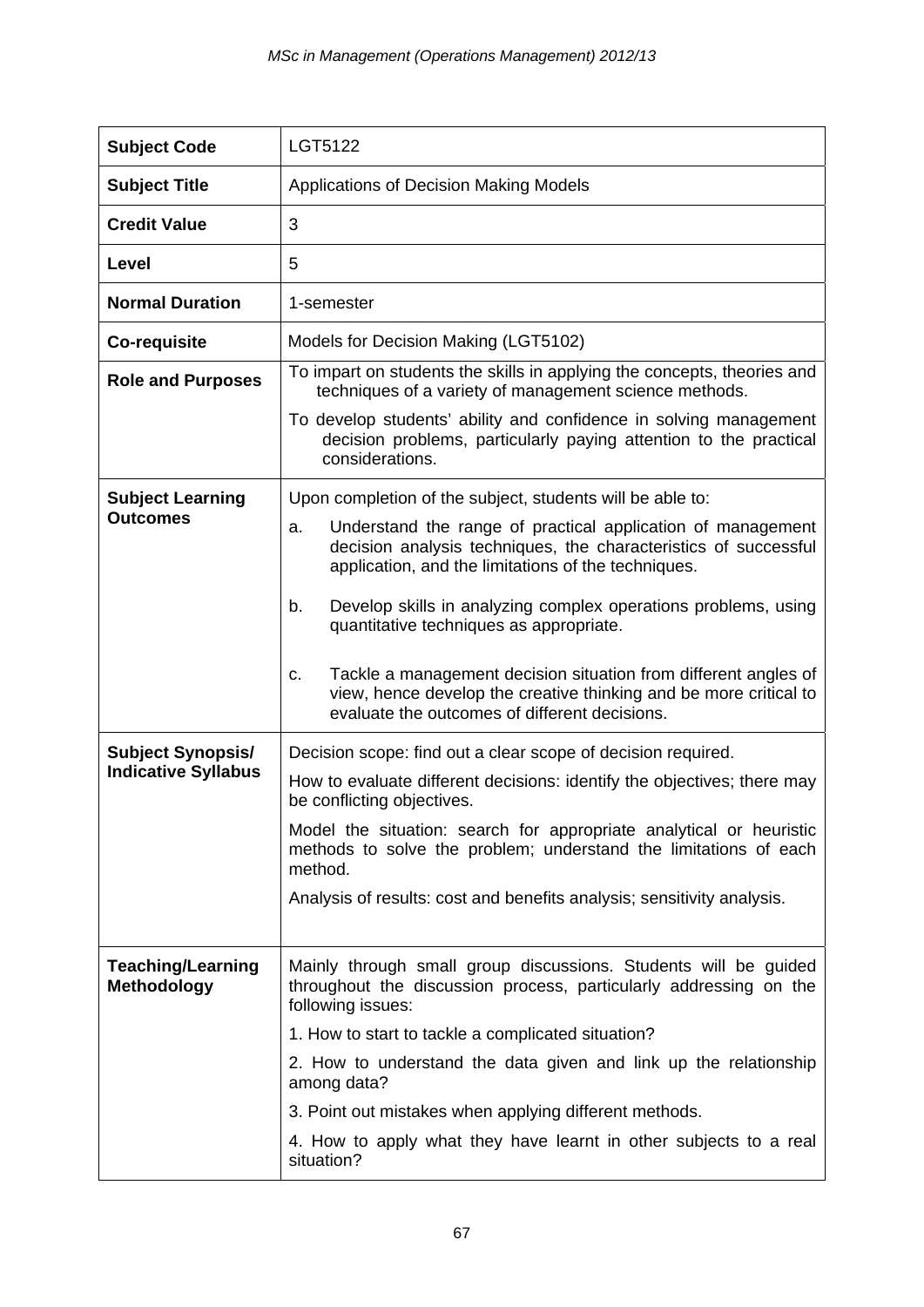| **Subject Code** | LGT5122 |
|---|---|
| **Subject Title** | Applications of Decision Making Models |
| **Credit Value** | 3 |
| **Level** | 5 |
| **Normal Duration** | 1-semester |
| **Co-requisite** | Models for Decision Making (LGT5102) |
| **Role and Purposes** | To impart on students the skills in applying the concepts, theories and techniques of a variety of management science methods.<br><br>To develop students' ability and confidence in solving management decision problems, particularly paying attention to the practical considerations. |
| **Subject Learning Outcomes** | Upon completion of the subject, students will be able to:<br><br>a. Understand the range of practical application of management decision analysis techniques, the characteristics of successful application, and the limitations of the techniques.<br><br>b. Develop skills in analyzing complex operations problems, using quantitative techniques as appropriate.<br><br>c. Tackle a management decision situation from different angles of view, hence develop the creative thinking and be more critical to evaluate the outcomes of different decisions. |
| **Subject Synopsis/ Indicative Syllabus** | Decision scope: find out a clear scope of decision required.<br><br>How to evaluate different decisions: identify the objectives; there may be conflicting objectives.<br><br>Model the situation: search for appropriate analytical or heuristic methods to solve the problem; understand the limitations of each method.<br><br>Analysis of results: cost and benefits analysis; sensitivity analysis. |
| **Teaching/Learning Methodology** | Mainly through small group discussions. Students will be guided throughout the discussion process, particularly addressing on the following issues:<br><br>1. How to start to tackle a complicated situation?<br><br>2. How to understand the data given and link up the relationship among data?<br><br>3. Point out mistakes when applying different methods.<br><br>4. How to apply what they have learnt in other subjects to a real situation? |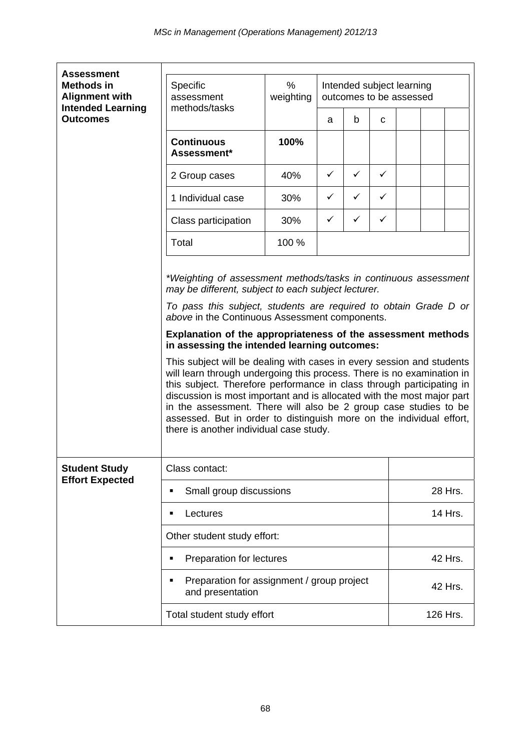| Assessment Methods in Alignment with Intended Learning Outcomes | | | | | | | | |
|---|---|---|---|---|---|---|---|---|
| | Specific assessment methods/tasks | % weighting | Intended subject learning outcomes to be assessed | | | | | |
| | | | a | b | c | | | |
| | **Continuous Assessment*** | **100%** | | | | | | |
| | 2 Group cases | 40% | ✓ | ✓ | ✓ | | | |
| | 1 Individual case | 30% | ✓ | ✓ | ✓ | | | |
| | Class participation | 30% | ✓ | ✓ | ✓ | | | |
| | Total | 100 % | | | | | | |

*\*Weighting of assessment methods/tasks in continuous assessment may be different, subject to each subject lecturer.*

*To pass this subject, students are required to obtain Grade D or above* in the Continuous Assessment components.

**Explanation of the appropriateness of the assessment methods in assessing the intended learning outcomes:**

This subject will be dealing with cases in every session and students will learn through undergoing this process. There is no examination in this subject. Therefore performance in class through participating in discussion is most important and is allocated with the most major part in the assessment. There will also be 2 group case studies to be assessed. But in order to distinguish more on the individual effort, there is another individual case study.

| Student Study Effort Expected | | |
|---|---|---|
| | Class contact: | |
| | ▪ Small group discussions | 28 Hrs. |
| | ▪ Lectures | 14 Hrs. |
| | Other student study effort: | |
| | ▪ Preparation for lectures | 42 Hrs. |
| | ▪ Preparation for assignment / group project and presentation | 42 Hrs. |
| | Total student study effort | 126 Hrs. |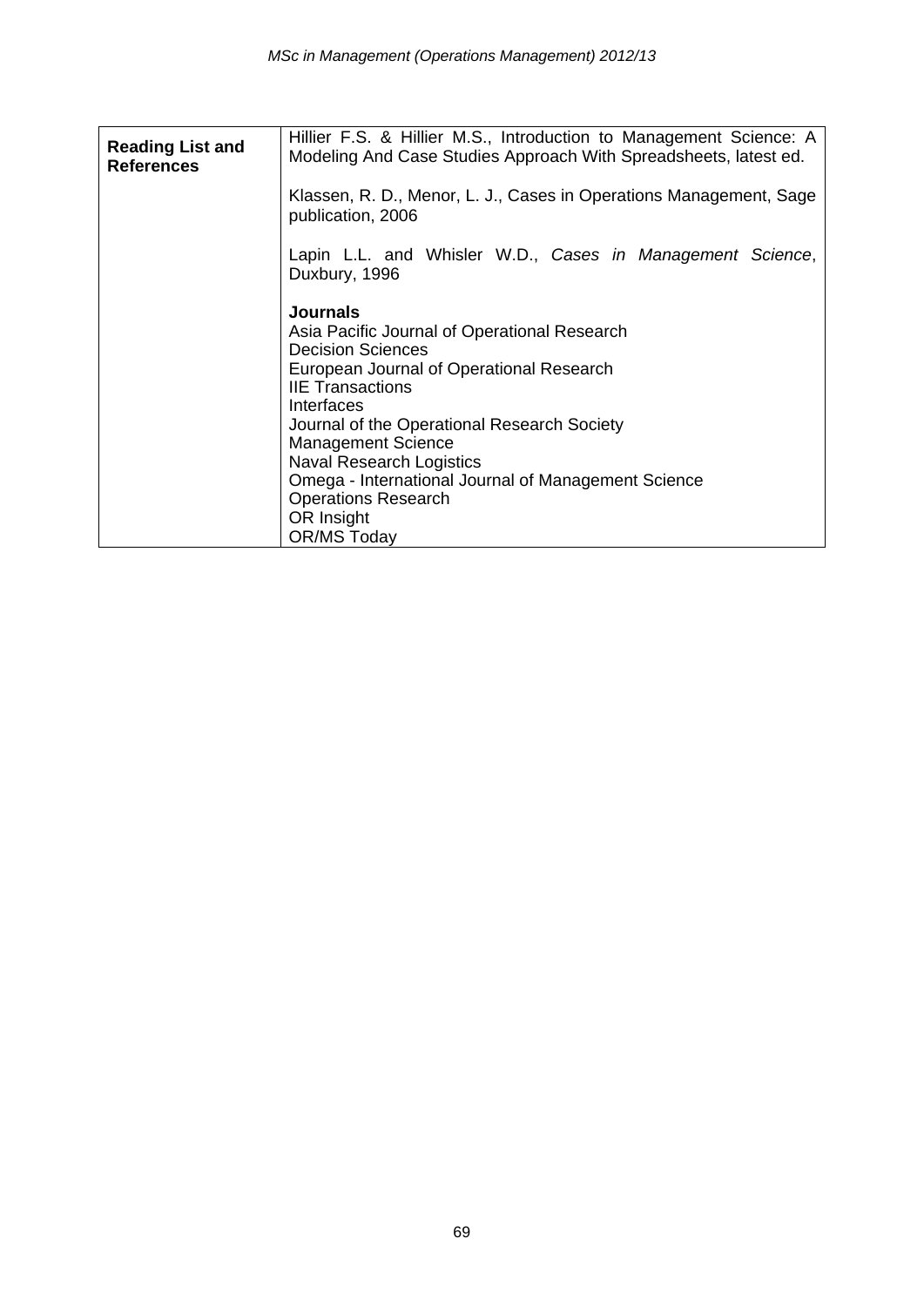| **Reading List and References** | Hillier F.S. & Hillier M.S., Introduction to Management Science: A Modeling And Case Studies Approach With Spreadsheets, latest ed.<br><br>Klassen, R. D., Menor, L. J., Cases in Operations Management, Sage publication, 2006<br><br>Lapin L.L. and Whisler W.D., *Cases in Management Science*, Duxbury, 1996<br><br>**Journals**<br>Asia Pacific Journal of Operational Research<br>Decision Sciences<br>European Journal of Operational Research<br>IIE Transactions<br>Interfaces<br>Journal of the Operational Research Society<br>Management Science<br>Naval Research Logistics<br>Omega - International Journal of Management Science<br>Operations Research<br>OR Insight<br>OR/MS Today |
|---|---|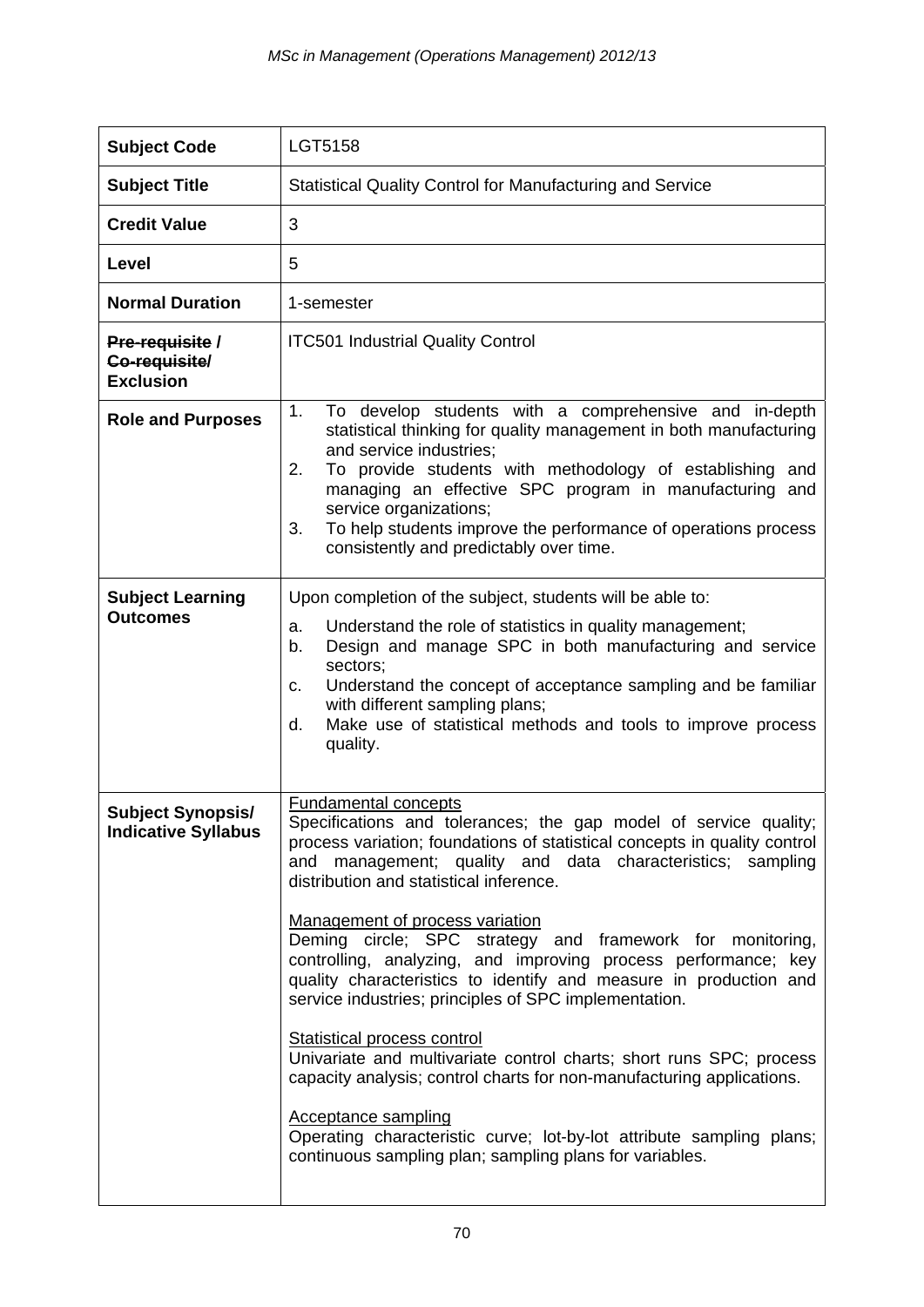| Subject Code | LGT5158 |
|---|---|
| **Subject Title** | Statistical Quality Control for Manufacturing and Service |
| **Credit Value** | 3 |
| **Level** | 5 |
| **Normal Duration** | 1-semester |
| **~~Pre-requisite~~ / ~~Co-requisite~~/ Exclusion** | ITC501 Industrial Quality Control |
| **Role and Purposes** | 1. To develop students with a comprehensive and in-depth statistical thinking for quality management in both manufacturing and service industries;<br>2. To provide students with methodology of establishing and managing an effective SPC program in manufacturing and service organizations;<br>3. To help students improve the performance of operations process consistently and predictably over time. |
| **Subject Learning Outcomes** | Upon completion of the subject, students will be able to:<br>a. Understand the role of statistics in quality management;<br>b. Design and manage SPC in both manufacturing and service sectors;<br>c. Understand the concept of acceptance sampling and be familiar with different sampling plans;<br>d. Make use of statistical methods and tools to improve process quality. |
| **Subject Synopsis/ Indicative Syllabus** | <u>Fundamental concepts</u><br>Specifications and tolerances; the gap model of service quality; process variation; foundations of statistical concepts in quality control and management; quality and data characteristics; sampling distribution and statistical inference.<br><br><u>Management of process variation</u><br>Deming circle; SPC strategy and framework for monitoring, controlling, analyzing, and improving process performance; key quality characteristics to identify and measure in production and service industries; principles of SPC implementation.<br><br><u>Statistical process control</u><br>Univariate and multivariate control charts; short runs SPC; process capacity analysis; control charts for non-manufacturing applications.<br><br><u>Acceptance sampling</u><br>Operating characteristic curve; lot-by-lot attribute sampling plans; continuous sampling plan; sampling plans for variables. |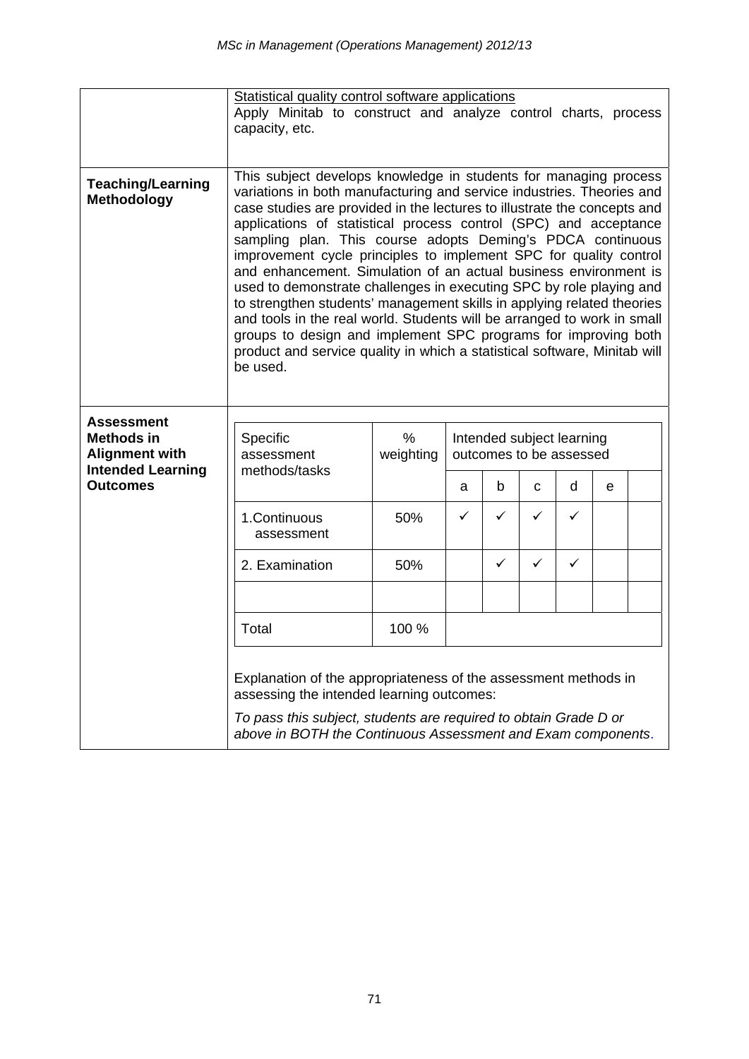| | |
|---|---|
| | Statistical quality control software applications<br>Apply Minitab to construct and analyze control charts, process capacity, etc. |
| **Teaching/Learning Methodology** | This subject develops knowledge in students for managing process variations in both manufacturing and service industries. Theories and case studies are provided in the lectures to illustrate the concepts and applications of statistical process control (SPC) and acceptance sampling plan. This course adopts Deming's PDCA continuous improvement cycle principles to implement SPC for quality control and enhancement. Simulation of an actual business environment is used to demonstrate challenges in executing SPC by role playing and to strengthen students' management skills in applying related theories and tools in the real world. Students will be arranged to work in small groups to design and implement SPC programs for improving both product and service quality in which a statistical software, Minitab will be used. |
| **Assessment Methods in Alignment with Intended Learning Outcomes** | See table below |

| Specific assessment methods/tasks | % weighting | Intended subject learning outcomes to be assessed | | | | | |
|---|---|---|---|---|---|---|---|
| | | a | b | c | d | e | |
| 1.Continuous assessment | 50% | ✓ | ✓ | ✓ | ✓ | | |
| 2. Examination | 50% | | ✓ | ✓ | ✓ | | |
| | | | | | | | |
| Total | 100 % | | | | | | |

Explanation of the appropriateness of the assessment methods in assessing the intended learning outcomes:

*To pass this subject, students are required to obtain Grade D or above in BOTH the Continuous Assessment and Exam components.*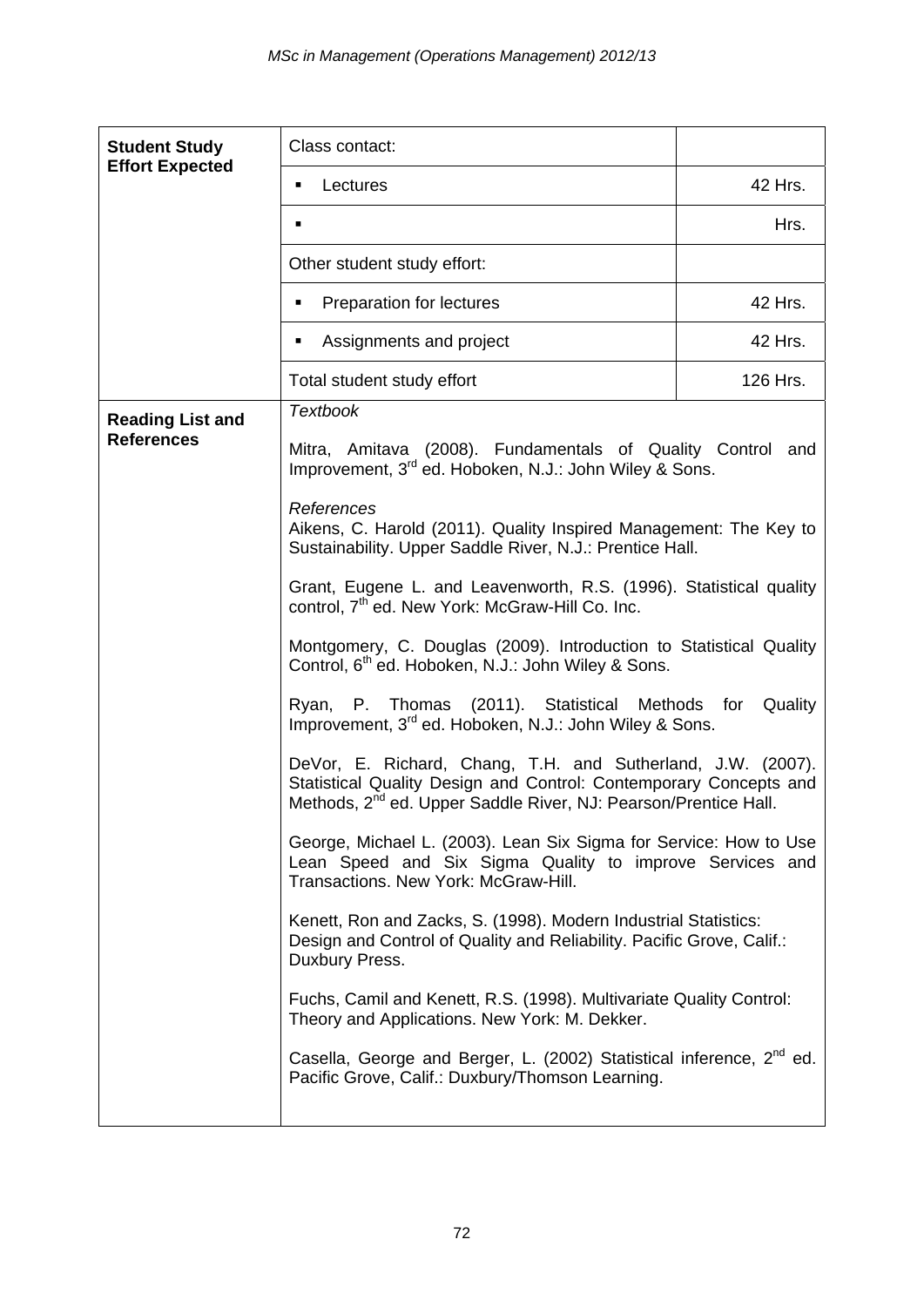| Student Study Effort Expected | Class contact: | |
|---|---|---|
| | ▪ Lectures | 42 Hrs. |
| | ▪ | Hrs. |
| | Other student study effort: | |
| | ▪ Preparation for lectures | 42 Hrs. |
| | ▪ Assignments and project | 42 Hrs. |
| | Total student study effort | 126 Hrs. |

**Reading List and References**

*Textbook*

Mitra, Amitava (2008). Fundamentals of Quality Control and Improvement, 3rd ed. Hoboken, N.J.: John Wiley & Sons.

*References*

Aikens, C. Harold (2011). Quality Inspired Management: The Key to Sustainability. Upper Saddle River, N.J.: Prentice Hall.

Grant, Eugene L. and Leavenworth, R.S. (1996). Statistical quality control, 7th ed. New York: McGraw-Hill Co. Inc.

Montgomery, C. Douglas (2009). Introduction to Statistical Quality Control, 6th ed. Hoboken, N.J.: John Wiley & Sons.

Ryan, P. Thomas (2011). Statistical Methods for Quality Improvement, 3rd ed. Hoboken, N.J.: John Wiley & Sons.

DeVor, E. Richard, Chang, T.H. and Sutherland, J.W. (2007). Statistical Quality Design and Control: Contemporary Concepts and Methods, 2nd ed. Upper Saddle River, NJ: Pearson/Prentice Hall.

George, Michael L. (2003). Lean Six Sigma for Service: How to Use Lean Speed and Six Sigma Quality to improve Services and Transactions. New York: McGraw-Hill.

Kenett, Ron and Zacks, S. (1998). Modern Industrial Statistics: Design and Control of Quality and Reliability. Pacific Grove, Calif.: Duxbury Press.

Fuchs, Camil and Kenett, R.S. (1998). Multivariate Quality Control: Theory and Applications. New York: M. Dekker.

Casella, George and Berger, L. (2002) Statistical inference, 2nd ed. Pacific Grove, Calif.: Duxbury/Thomson Learning.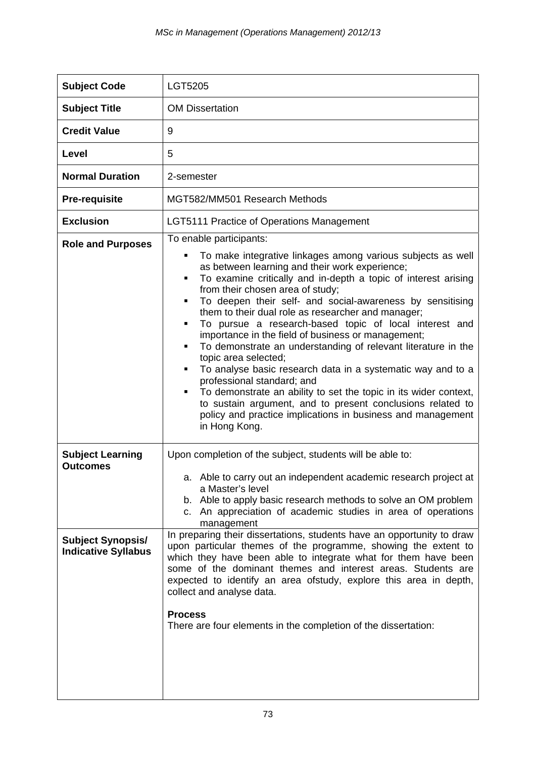| | |
|---|---|
| **Subject Code** | LGT5205 |
| **Subject Title** | OM Dissertation |
| **Credit Value** | 9 |
| **Level** | 5 |
| **Normal Duration** | 2-semester |
| **Pre-requisite** | MGT582/MM501 Research Methods |
| **Exclusion** | LGT5111 Practice of Operations Management |
| **Role and Purposes** | To enable participants:<br>▪ To make integrative linkages among various subjects as well as between learning and their work experience;<br>▪ To examine critically and in-depth a topic of interest arising from their chosen area of study;<br>▪ To deepen their self- and social-awareness by sensitising them to their dual role as researcher and manager;<br>▪ To pursue a research-based topic of local interest and importance in the field of business or management;<br>▪ To demonstrate an understanding of relevant literature in the topic area selected;<br>▪ To analyse basic research data in a systematic way and to a professional standard; and<br>▪ To demonstrate an ability to set the topic in its wider context, to sustain argument, and to present conclusions related to policy and practice implications in business and management in Hong Kong. |
| **Subject Learning Outcomes** | Upon completion of the subject, students will be able to:<br>a. Able to carry out an independent academic research project at a Master's level<br>b. Able to apply basic research methods to solve an OM problem<br>c. An appreciation of academic studies in area of operations management |
| **Subject Synopsis/ Indicative Syllabus** | In preparing their dissertations, students have an opportunity to draw upon particular themes of the programme, showing the extent to which they have been able to integrate what for them have been some of the dominant themes and interest areas. Students are expected to identify an area ofstudy, explore this area in depth, collect and analyse data.<br><br>**Process**<br>There are four elements in the completion of the dissertation: |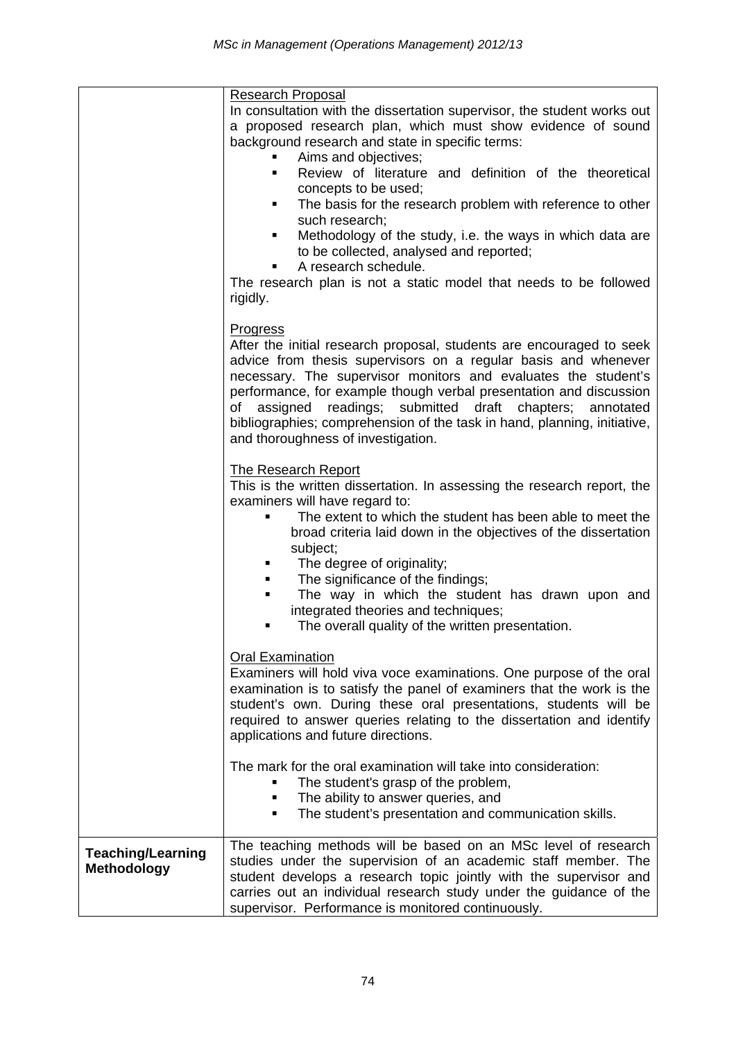| | |
|---|---|
| | <u>Research Proposal</u><br>In consultation with the dissertation supervisor, the student works out a proposed research plan, which must show evidence of sound background research and state in specific terms:<br>▪ Aims and objectives;<br>▪ Review of literature and definition of the theoretical concepts to be used;<br>▪ The basis for the research problem with reference to other such research;<br>▪ Methodology of the study, i.e. the ways in which data are to be collected, analysed and reported;<br>▪ A research schedule.<br>The research plan is not a static model that needs to be followed rigidly.<br><br><u>Progress</u><br>After the initial research proposal, students are encouraged to seek advice from thesis supervisors on a regular basis and whenever necessary. The supervisor monitors and evaluates the student's performance, for example though verbal presentation and discussion of assigned readings; submitted draft chapters; annotated bibliographies; comprehension of the task in hand, planning, initiative, and thoroughness of investigation.<br><br><u>The Research Report</u><br>This is the written dissertation. In assessing the research report, the examiners will have regard to:<br>▪ The extent to which the student has been able to meet the broad criteria laid down in the objectives of the dissertation subject;<br>▪ The degree of originality;<br>▪ The significance of the findings;<br>▪ The way in which the student has drawn upon and integrated theories and techniques;<br>▪ The overall quality of the written presentation.<br><br><u>Oral Examination</u><br>Examiners will hold viva voce examinations. One purpose of the oral examination is to satisfy the panel of examiners that the work is the student's own. During these oral presentations, students will be required to answer queries relating to the dissertation and identify applications and future directions.<br><br>The mark for the oral examination will take into consideration:<br>▪ The student's grasp of the problem,<br>▪ The ability to answer queries, and<br>▪ The student's presentation and communication skills. |
| **Teaching/Learning Methodology** | The teaching methods will be based on an MSc level of research studies under the supervision of an academic staff member. The student develops a research topic jointly with the supervisor and carries out an individual research study under the guidance of the supervisor. Performance is monitored continuously. |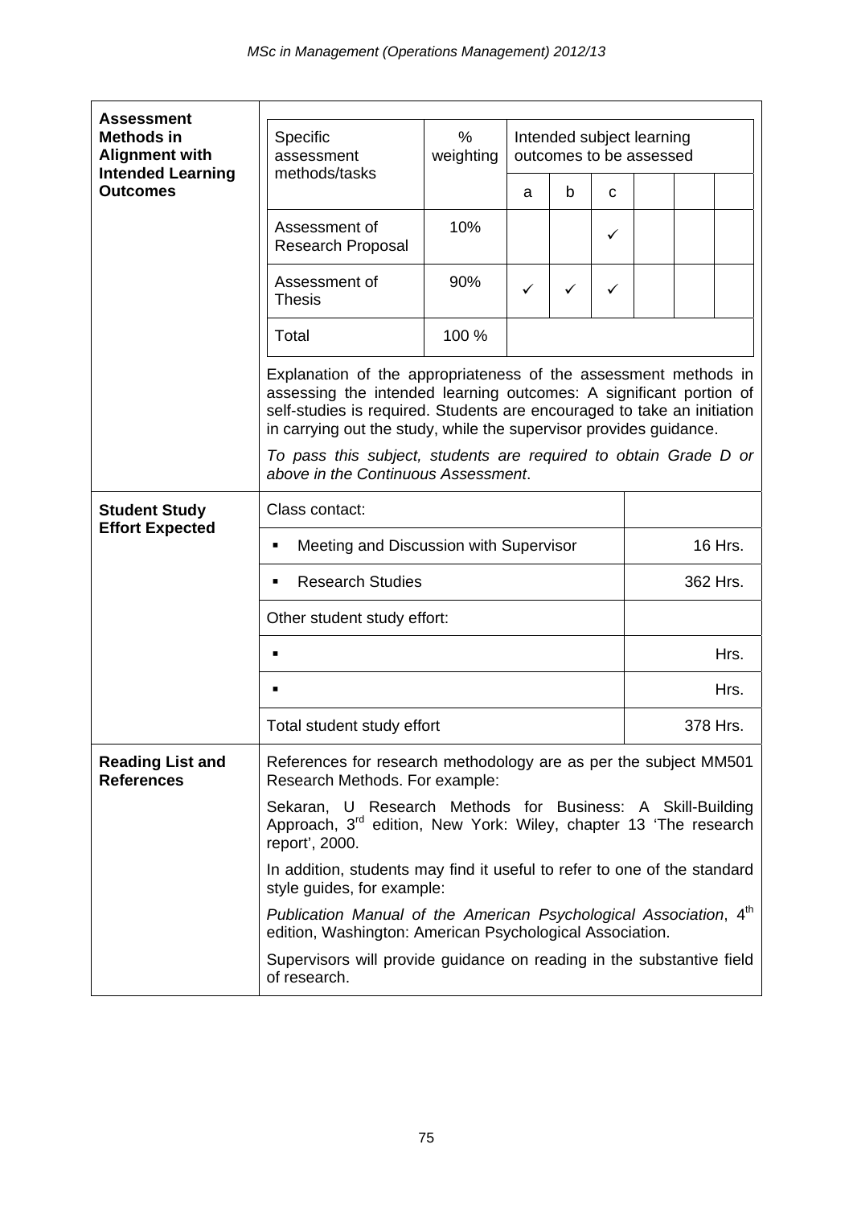| | |
|---|---|
| **Assessment Methods in Alignment with Intended Learning Outcomes** | |

| Specific assessment methods/tasks | % weighting | Intended subject learning outcomes to be assessed | | | | | |
|---|---|---|---|---|---|---|---|
| | | a | b | c | | | |
| Assessment of Research Proposal | 10% | | | ✓ | | | |
| Assessment of Thesis | 90% | ✓ | ✓ | ✓ | | | |
| Total | 100 % | | | | | | |

Explanation of the appropriateness of the assessment methods in assessing the intended learning outcomes: A significant portion of self-studies is required. Students are encouraged to take an initiation in carrying out the study, while the supervisor provides guidance.

*To pass this subject, students are required to obtain Grade D or above in the Continuous Assessment*.

| **Student Study Effort Expected** | | |
|---|---|---|
| | Class contact: | |
| | ▪ Meeting and Discussion with Supervisor | 16 Hrs. |
| | ▪ Research Studies | 362 Hrs. |
| | Other student study effort: | |
| | ▪ | Hrs. |
| | ▪ | Hrs. |
| | Total student study effort | 378 Hrs. |

**Reading List and References**

References for research methodology are as per the subject MM501 Research Methods. For example:

Sekaran, U Research Methods for Business: A Skill-Building Approach, 3rd edition, New York: Wiley, chapter 13 'The research report', 2000.

In addition, students may find it useful to refer to one of the standard style guides, for example:

*Publication Manual of the American Psychological Association*, 4th edition, Washington: American Psychological Association.

Supervisors will provide guidance on reading in the substantive field of research.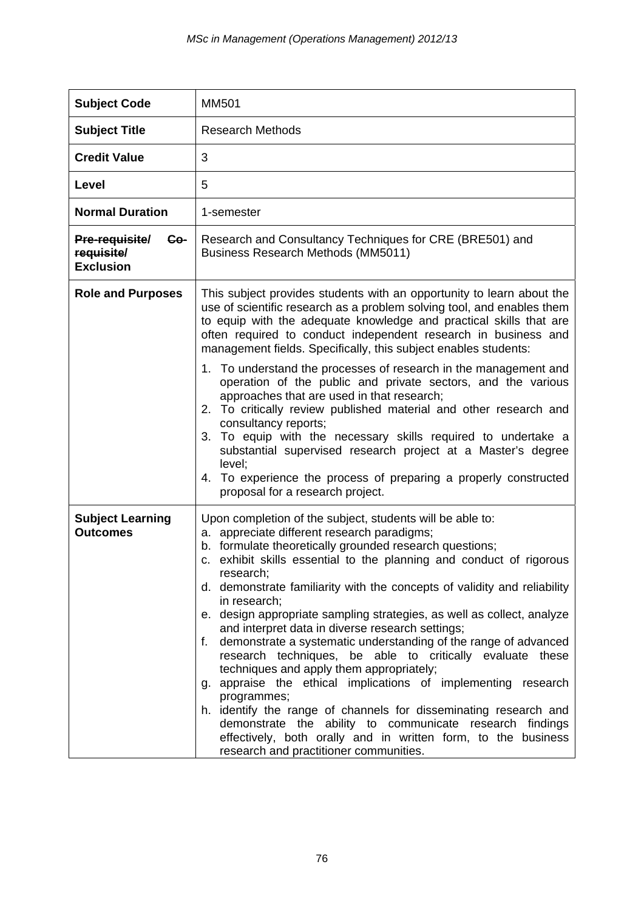| Subject Code | MM501 |
|---|---|
| **Subject Title** | Research Methods |
| **Credit Value** | 3 |
| **Level** | 5 |
| **Normal Duration** | 1-semester |
| **~~Pre-requisite/ Co-requisite/~~ Exclusion** | Research and Consultancy Techniques for CRE (BRE501) and Business Research Methods (MM5011) |
| **Role and Purposes** | This subject provides students with an opportunity to learn about the use of scientific research as a problem solving tool, and enables them to equip with the adequate knowledge and practical skills that are often required to conduct independent research in business and management fields. Specifically, this subject enables students:<br><br>1. To understand the processes of research in the management and operation of the public and private sectors, and the various approaches that are used in that research;<br>2. To critically review published material and other research and consultancy reports;<br>3. To equip with the necessary skills required to undertake a substantial supervised research project at a Master's degree level;<br>4. To experience the process of preparing a properly constructed proposal for a research project. |
| **Subject Learning Outcomes** | Upon completion of the subject, students will be able to:<br>a. appreciate different research paradigms;<br>b. formulate theoretically grounded research questions;<br>c. exhibit skills essential to the planning and conduct of rigorous research;<br>d. demonstrate familiarity with the concepts of validity and reliability in research;<br>e. design appropriate sampling strategies, as well as collect, analyze and interpret data in diverse research settings;<br>f. demonstrate a systematic understanding of the range of advanced research techniques, be able to critically evaluate these techniques and apply them appropriately;<br>g. appraise the ethical implications of implementing research programmes;<br>h. identify the range of channels for disseminating research and demonstrate the ability to communicate research findings effectively, both orally and in written form, to the business research and practitioner communities. |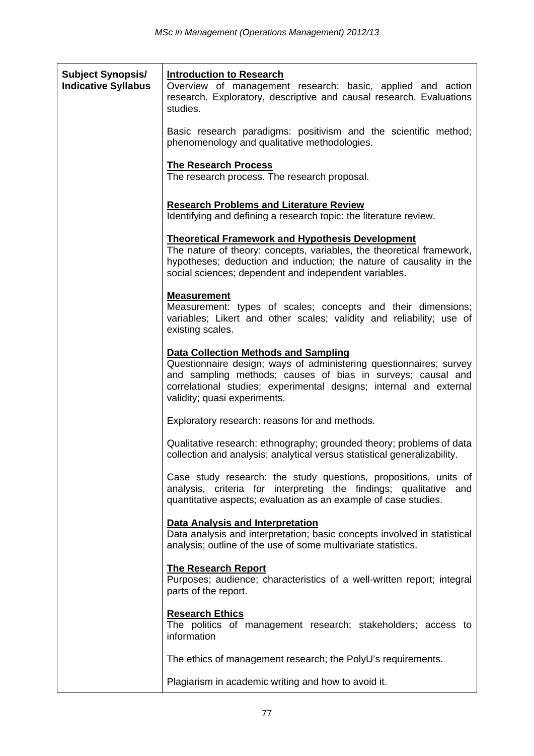| **Subject Synopsis/ Indicative Syllabus** | **Introduction to Research**<br>Overview of management research: basic, applied and action research. Exploratory, descriptive and causal research. Evaluations studies.<br><br>Basic research paradigms: positivism and the scientific method; phenomenology and qualitative methodologies.<br><br>**The Research Process**<br>The research process. The research proposal.<br><br>**Research Problems and Literature Review**<br>Identifying and defining a research topic: the literature review.<br><br>**Theoretical Framework and Hypothesis Development**<br>The nature of theory: concepts, variables, the theoretical framework, hypotheses; deduction and induction; the nature of causality in the social sciences; dependent and independent variables.<br><br>**Measurement**<br>Measurement: types of scales; concepts and their dimensions; variables; Likert and other scales; validity and reliability; use of existing scales.<br><br>**Data Collection Methods and Sampling**<br>Questionnaire design; ways of administering questionnaires; survey and sampling methods; causes of bias in surveys; causal and correlational studies; experimental designs; internal and external validity; quasi experiments.<br><br>Exploratory research: reasons for and methods.<br><br>Qualitative research: ethnography; grounded theory; problems of data collection and analysis; analytical versus statistical generalizability.<br><br>Case study research: the study questions, propositions, units of analysis, criteria for interpreting the findings; qualitative and quantitative aspects; evaluation as an example of case studies.<br><br>**Data Analysis and Interpretation**<br>Data analysis and interpretation; basic concepts involved in statistical analysis; outline of the use of some multivariate statistics.<br><br>**The Research Report**<br>Purposes; audience; characteristics of a well-written report; integral parts of the report.<br><br>**Research Ethics**<br>The politics of management research; stakeholders; access to information<br><br>The ethics of management research; the PolyU's requirements.<br><br>Plagiarism in academic writing and how to avoid it. |
|---|---|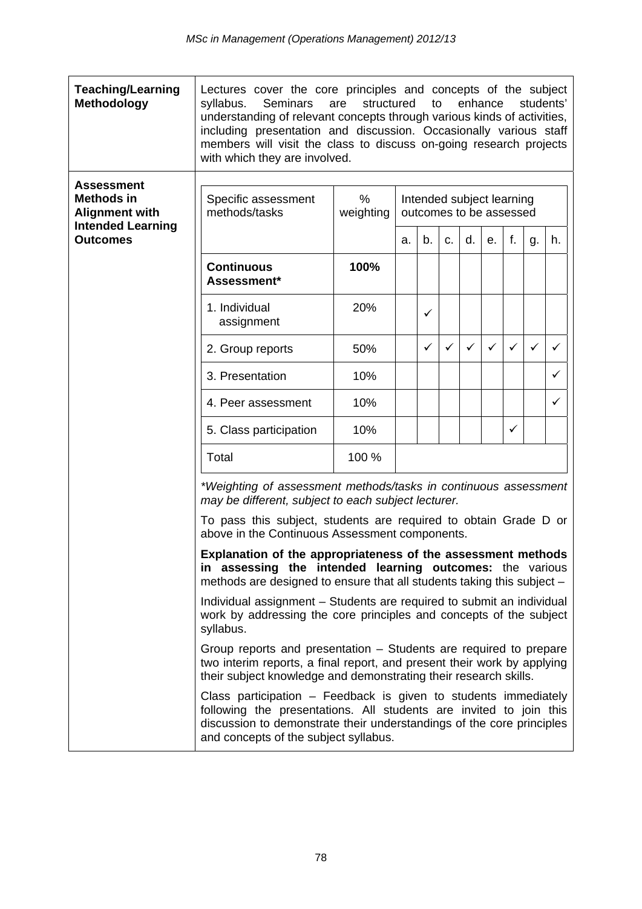| **Teaching/Learning Methodology** | Lectures cover the core principles and concepts of the subject syllabus. Seminars are structured to enhance students' understanding of relevant concepts through various kinds of activities, including presentation and discussion. Occasionally various staff members will visit the class to discuss on-going research projects with which they are involved. |
|---|---|

**Assessment Methods in Alignment with Intended Learning Outcomes**

| Specific assessment methods/tasks | % weighting | Intended subject learning outcomes to be assessed | | | | | | | |
|---|---|---|---|---|---|---|---|---|---|
| | | a. | b. | c. | d. | e. | f. | g. | h. |
| **Continuous Assessment*** | **100%** | | | | | | | | |
| 1. Individual assignment | 20% | | ✓ | | | | | | |
| 2. Group reports | 50% | | ✓ | ✓ | ✓ | ✓ | ✓ | ✓ | ✓ |
| 3. Presentation | 10% | | | | | | | | ✓ |
| 4. Peer assessment | 10% | | | | | | | | ✓ |
| 5. Class participation | 10% | | | | | | ✓ | | |
| Total | 100 % | | | | | | | | |

*\*Weighting of assessment methods/tasks in continuous assessment may be different, subject to each subject lecturer.*

To pass this subject, students are required to obtain Grade D or above in the Continuous Assessment components.

**Explanation of the appropriateness of the assessment methods in assessing the intended learning outcomes:** the various methods are designed to ensure that all students taking this subject –

Individual assignment – Students are required to submit an individual work by addressing the core principles and concepts of the subject syllabus.

Group reports and presentation – Students are required to prepare two interim reports, a final report, and present their work by applying their subject knowledge and demonstrating their research skills.

Class participation – Feedback is given to students immediately following the presentations. All students are invited to join this discussion to demonstrate their understandings of the core principles and concepts of the subject syllabus.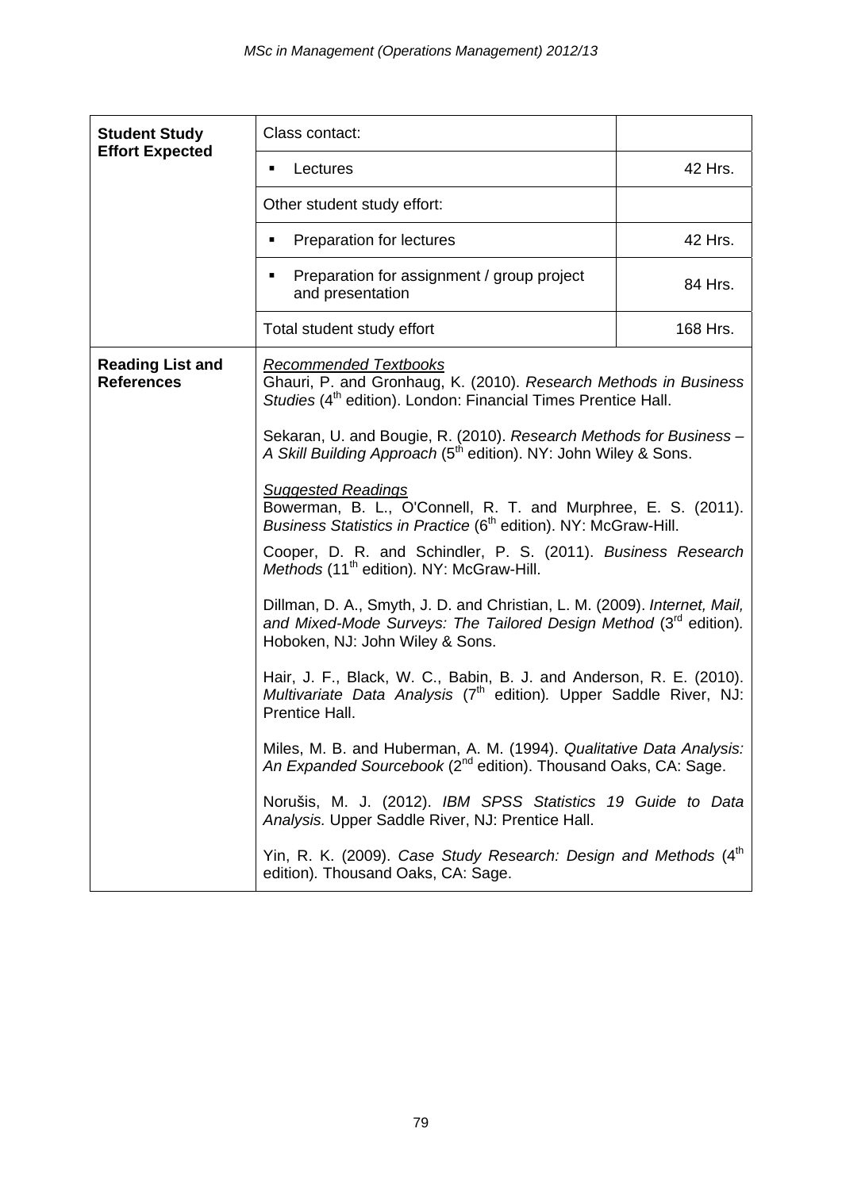| | | |
|---|---|---|
| **Student Study Effort Expected** | Class contact: | |
| | ▪ Lectures | 42 Hrs. |
| | Other student study effort: | |
| | ▪ Preparation for lectures | 42 Hrs. |
| | ▪ Preparation for assignment / group project and presentation | 84 Hrs. |
| | Total student study effort | 168 Hrs. |
| **Reading List and References** | <u>*Recommended Textbooks*</u><br>Ghauri, P. and Gronhaug, K. (2010). *Research Methods in Business Studies* (4th edition). London: Financial Times Prentice Hall.<br><br>Sekaran, U. and Bougie, R. (2010). *Research Methods for Business – A Skill Building Approach* (5th edition). NY: John Wiley & Sons.<br><br><u>*Suggested Readings*</u><br>Bowerman, B. L., O'Connell, R. T. and Murphree, E. S. (2011). *Business Statistics in Practice* (6th edition). NY: McGraw-Hill.<br><br>Cooper, D. R. and Schindler, P. S. (2011). *Business Research Methods* (11th edition). NY: McGraw-Hill.<br><br>Dillman, D. A., Smyth, J. D. and Christian, L. M. (2009). *Internet, Mail, and Mixed-Mode Surveys: The Tailored Design Method* (3rd edition). Hoboken, NJ: John Wiley & Sons.<br><br>Hair, J. F., Black, W. C., Babin, B. J. and Anderson, R. E. (2010). *Multivariate Data Analysis* (7th edition). Upper Saddle River, NJ: Prentice Hall.<br><br>Miles, M. B. and Huberman, A. M. (1994). *Qualitative Data Analysis: An Expanded Sourcebook* (2nd edition). Thousand Oaks, CA: Sage.<br><br>Norušis, M. J. (2012). *IBM SPSS Statistics 19 Guide to Data Analysis.* Upper Saddle River, NJ: Prentice Hall.<br><br>Yin, R. K. (2009). *Case Study Research: Design and Methods* (4th edition). Thousand Oaks, CA: Sage. | |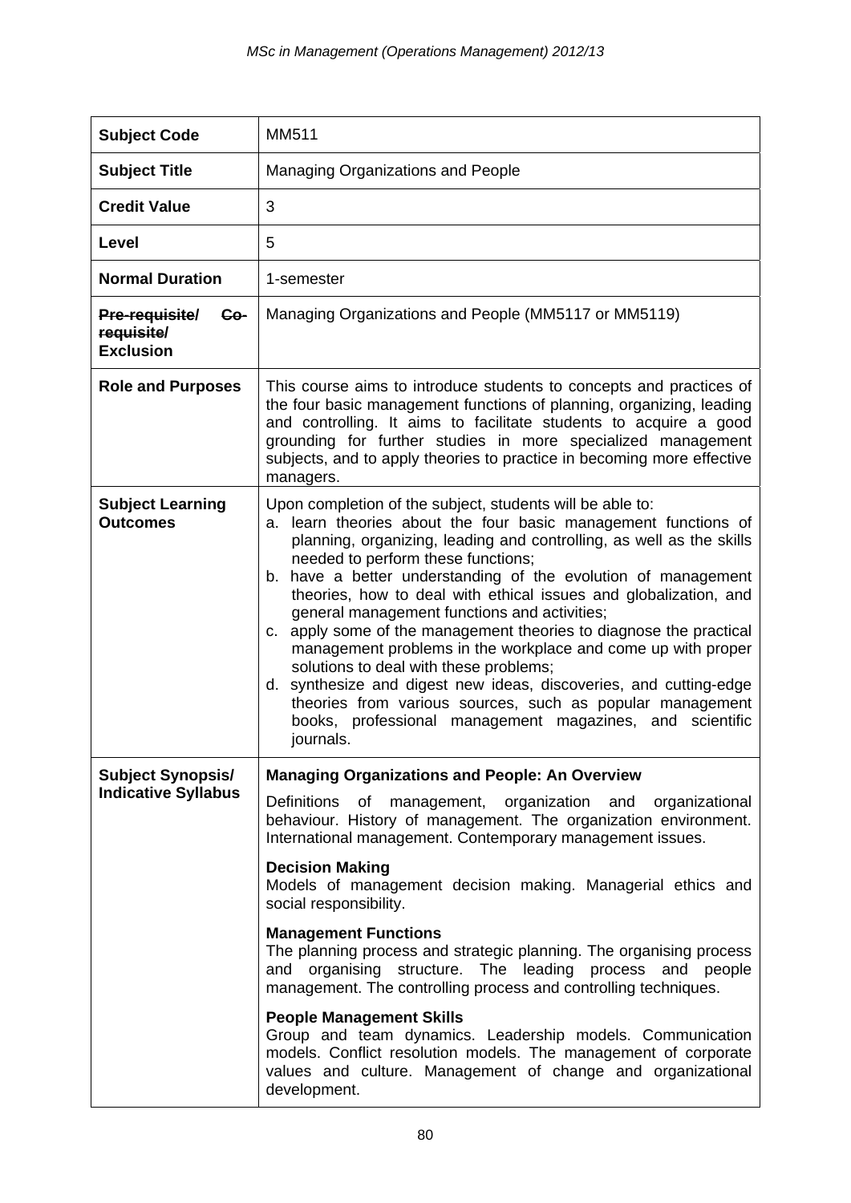| | |
|---|---|
| **Subject Code** | MM511 |
| **Subject Title** | Managing Organizations and People |
| **Credit Value** | 3 |
| **Level** | 5 |
| **Normal Duration** | 1-semester |
| **~~Pre-requisite/ Co-requisite/~~ Exclusion** | Managing Organizations and People (MM5117 or MM5119) |
| **Role and Purposes** | This course aims to introduce students to concepts and practices of the four basic management functions of planning, organizing, leading and controlling. It aims to facilitate students to acquire a good grounding for further studies in more specialized management subjects, and to apply theories to practice in becoming more effective managers. |
| **Subject Learning Outcomes** | Upon completion of the subject, students will be able to:<br>a. learn theories about the four basic management functions of planning, organizing, leading and controlling, as well as the skills needed to perform these functions;<br>b. have a better understanding of the evolution of management theories, how to deal with ethical issues and globalization, and general management functions and activities;<br>c. apply some of the management theories to diagnose the practical management problems in the workplace and come up with proper solutions to deal with these problems;<br>d. synthesize and digest new ideas, discoveries, and cutting-edge theories from various sources, such as popular management books, professional management magazines, and scientific journals. |
| **Subject Synopsis/ Indicative Syllabus** | **Managing Organizations and People: An Overview**<br>Definitions of management, organization and organizational behaviour. History of management. The organization environment. International management. Contemporary management issues.<br><br>**Decision Making**<br>Models of management decision making. Managerial ethics and social responsibility.<br><br>**Management Functions**<br>The planning process and strategic planning. The organising process and organising structure. The leading process and people management. The controlling process and controlling techniques.<br><br>**People Management Skills**<br>Group and team dynamics. Leadership models. Communication models. Conflict resolution models. The management of corporate values and culture. Management of change and organizational development. |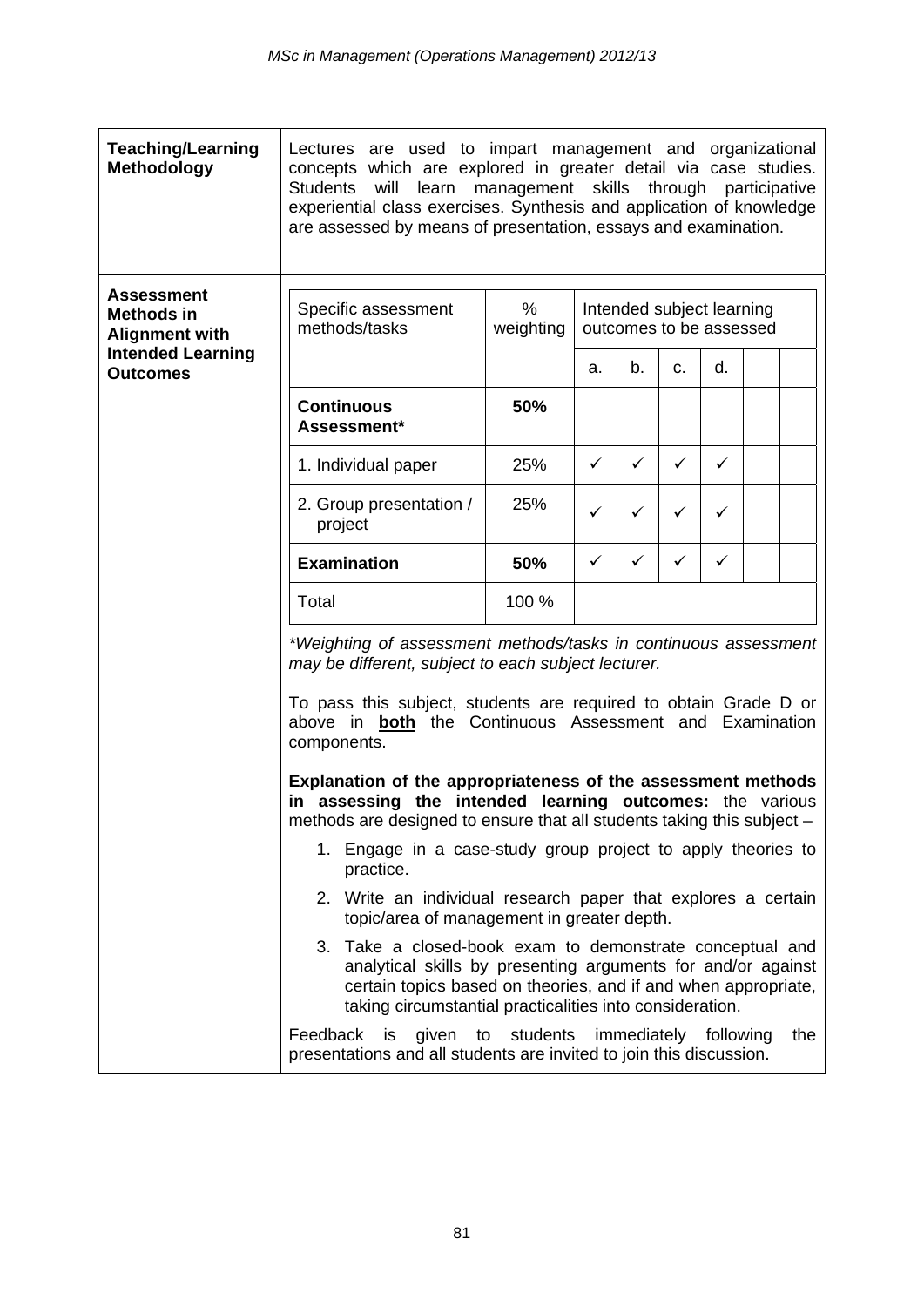| | |
|---|---|
| **Teaching/Learning Methodology** | Lectures are used to impart management and organizational concepts which are explored in greater detail via case studies. Students will learn management skills through participative experiential class exercises. Synthesis and application of knowledge are assessed by means of presentation, essays and examination. |
| **Assessment Methods in Alignment with Intended Learning Outcomes** | See below |

| Specific assessment methods/tasks | % weighting | Intended subject learning outcomes to be assessed | | | | | |
|---|---|---|---|---|---|---|---|
| | | a. | b. | c. | d. | | |
| **Continuous Assessment*** | **50%** | | | | | | |
| 1. Individual paper | 25% | ✓ | ✓ | ✓ | ✓ | | |
| 2. Group presentation / project | 25% | ✓ | ✓ | ✓ | ✓ | | |
| **Examination** | **50%** | ✓ | ✓ | ✓ | ✓ | | |
| Total | 100 % | | | | | | |

*\*Weighting of assessment methods/tasks in continuous assessment may be different, subject to each subject lecturer.*

To pass this subject, students are required to obtain Grade D or above in **both** the Continuous Assessment and Examination components.

**Explanation of the appropriateness of the assessment methods in assessing the intended learning outcomes:** the various methods are designed to ensure that all students taking this subject –

1. Engage in a case-study group project to apply theories to practice.
2. Write an individual research paper that explores a certain topic/area of management in greater depth.
3. Take a closed-book exam to demonstrate conceptual and analytical skills by presenting arguments for and/or against certain topics based on theories, and if and when appropriate, taking circumstantial practicalities into consideration.

Feedback is given to students immediately following the presentations and all students are invited to join this discussion.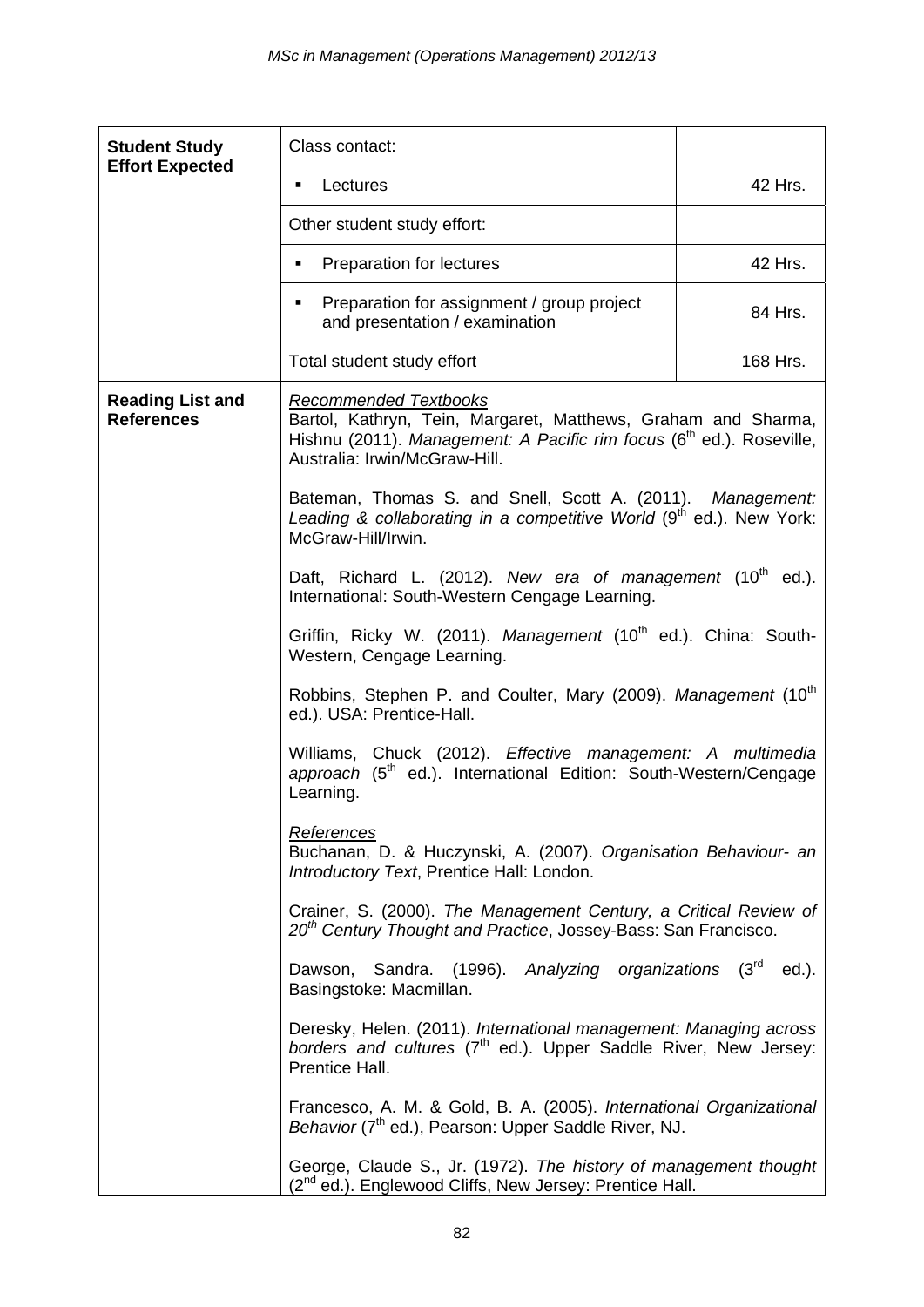| Student Study Effort Expected | Class contact: | |
|---|---|---|
| | ▪ Lectures | 42 Hrs. |
| | Other student study effort: | |
| | ▪ Preparation for lectures | 42 Hrs. |
| | ▪ Preparation for assignment / group project and presentation / examination | 84 Hrs. |
| | Total student study effort | 168 Hrs. |
| **Reading List and References** | <u>*Recommended Textbooks*</u><br>Bartol, Kathryn, Tein, Margaret, Matthews, Graham and Sharma, Hishnu (2011). *Management: A Pacific rim focus* (6th ed.). Roseville, Australia: Irwin/McGraw-Hill.<br><br>Bateman, Thomas S. and Snell, Scott A. (2011). *Management: Leading & collaborating in a competitive World* (9th ed.). New York: McGraw-Hill/Irwin.<br><br>Daft, Richard L. (2012). *New era of management* (10th ed.). International: South-Western Cengage Learning.<br><br>Griffin, Ricky W. (2011). *Management* (10th ed.). China: South-Western, Cengage Learning.<br><br>Robbins, Stephen P. and Coulter, Mary (2009). *Management* (10th ed.). USA: Prentice-Hall.<br><br>Williams, Chuck (2012). *Effective management: A multimedia approach* (5th ed.). International Edition: South-Western/Cengage Learning.<br><br><u>*References*</u><br>Buchanan, D. & Huczynski, A. (2007). *Organisation Behaviour- an Introductory Text*, Prentice Hall: London.<br><br>Crainer, S. (2000). *The Management Century, a Critical Review of 20th Century Thought and Practice*, Jossey-Bass: San Francisco.<br><br>Dawson, Sandra. (1996). *Analyzing organizations* (3rd ed.). Basingstoke: Macmillan.<br><br>Deresky, Helen. (2011). *International management: Managing across borders and cultures* (7th ed.). Upper Saddle River, New Jersey: Prentice Hall.<br><br>Francesco, A. M. & Gold, B. A. (2005). *International Organizational Behavior* (7th ed.), Pearson: Upper Saddle River, NJ.<br><br>George, Claude S., Jr. (1972). *The history of management thought* (2nd ed.). Englewood Cliffs, New Jersey: Prentice Hall. | |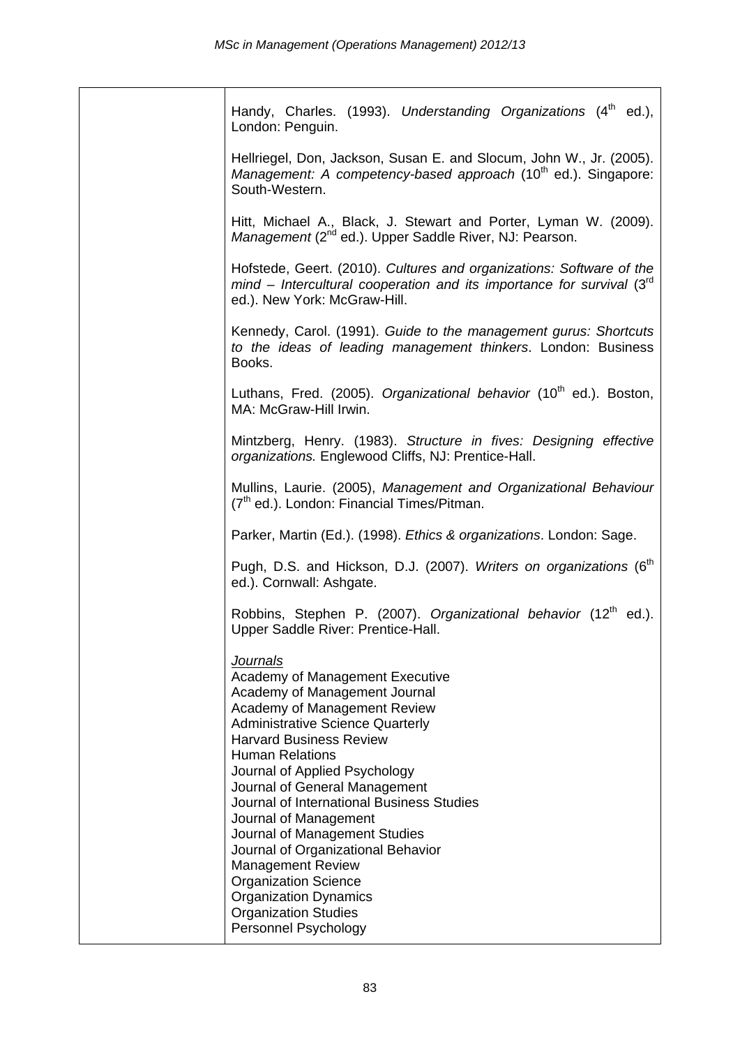| | |
|---|---|
| | Handy, Charles. (1993). *Understanding Organizations* (4th ed.), London: Penguin.<br><br>Hellriegel, Don, Jackson, Susan E. and Slocum, John W., Jr. (2005). *Management: A competency-based approach* (10th ed.). Singapore: South-Western.<br><br>Hitt, Michael A., Black, J. Stewart and Porter, Lyman W. (2009). *Management* (2nd ed.). Upper Saddle River, NJ: Pearson.<br><br>Hofstede, Geert. (2010). *Cultures and organizations: Software of the mind – Intercultural cooperation and its importance for survival* (3rd ed.). New York: McGraw-Hill.<br><br>Kennedy, Carol. (1991). *Guide to the management gurus: Shortcuts to the ideas of leading management thinkers*. London: Business Books.<br><br>Luthans, Fred. (2005). *Organizational behavior* (10th ed.). Boston, MA: McGraw-Hill Irwin.<br><br>Mintzberg, Henry. (1983). *Structure in fives: Designing effective organizations.* Englewood Cliffs, NJ: Prentice-Hall.<br><br>Mullins, Laurie. (2005), *Management and Organizational Behaviour* (7th ed.). London: Financial Times/Pitman.<br><br>Parker, Martin (Ed.). (1998). *Ethics & organizations*. London: Sage.<br><br>Pugh, D.S. and Hickson, D.J. (2007). *Writers on organizations* (6th ed.). Cornwall: Ashgate.<br><br>Robbins, Stephen P. (2007). *Organizational behavior* (12th ed.). Upper Saddle River: Prentice-Hall.<br><br><u>*Journals*</u><br>Academy of Management Executive<br>Academy of Management Journal<br>Academy of Management Review<br>Administrative Science Quarterly<br>Harvard Business Review<br>Human Relations<br>Journal of Applied Psychology<br>Journal of General Management<br>Journal of International Business Studies<br>Journal of Management<br>Journal of Management Studies<br>Journal of Organizational Behavior<br>Management Review<br>Organization Science<br>Organization Dynamics<br>Organization Studies<br>Personnel Psychology |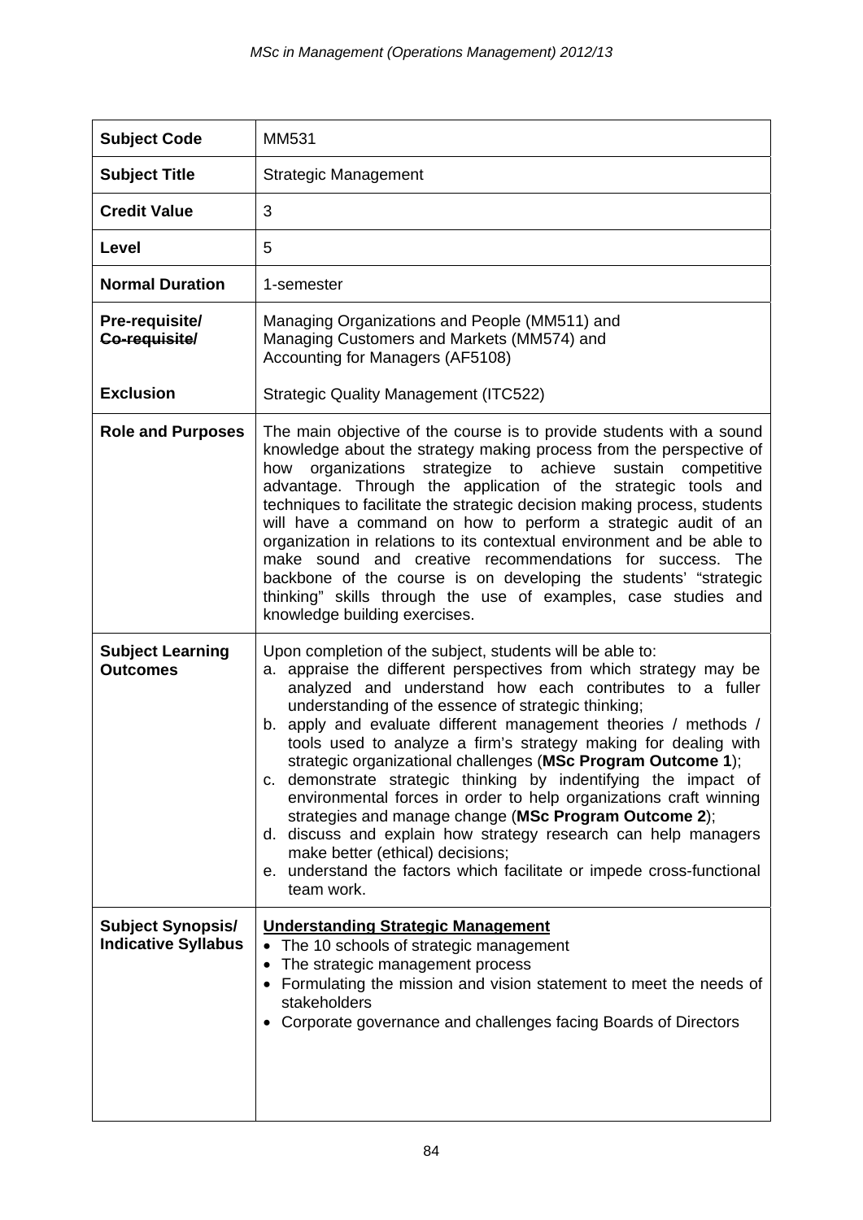| **Subject Code** | MM531 |
|---|---|
| **Subject Title** | Strategic Management |
| **Credit Value** | 3 |
| **Level** | 5 |
| **Normal Duration** | 1-semester |
| **Pre-requisite/** ~~**Co-requisite/**~~ | Managing Organizations and People (MM511) and<br>Managing Customers and Markets (MM574) and<br>Accounting for Managers (AF5108) |
| **Exclusion** | Strategic Quality Management (ITC522) |
| **Role and Purposes** | The main objective of the course is to provide students with a sound knowledge about the strategy making process from the perspective of how organizations strategize to achieve sustain competitive advantage. Through the application of the strategic tools and techniques to facilitate the strategic decision making process, students will have a command on how to perform a strategic audit of an organization in relations to its contextual environment and be able to make sound and creative recommendations for success. The backbone of the course is on developing the students' "strategic thinking" skills through the use of examples, case studies and knowledge building exercises. |
| **Subject Learning Outcomes** | Upon completion of the subject, students will be able to:<br>a. appraise the different perspectives from which strategy may be analyzed and understand how each contributes to a fuller understanding of the essence of strategic thinking;<br>b. apply and evaluate different management theories / methods / tools used to analyze a firm's strategy making for dealing with strategic organizational challenges (**MSc Program Outcome 1**);<br>c. demonstrate strategic thinking by indentifying the impact of environmental forces in order to help organizations craft winning strategies and manage change (**MSc Program Outcome 2**);<br>d. discuss and explain how strategy research can help managers make better (ethical) decisions;<br>e. understand the factors which facilitate or impede cross-functional team work. |
| **Subject Synopsis/ Indicative Syllabus** | <u>**Understanding Strategic Management**</u><br>• The 10 schools of strategic management<br>• The strategic management process<br>• Formulating the mission and vision statement to meet the needs of stakeholders<br>• Corporate governance and challenges facing Boards of Directors |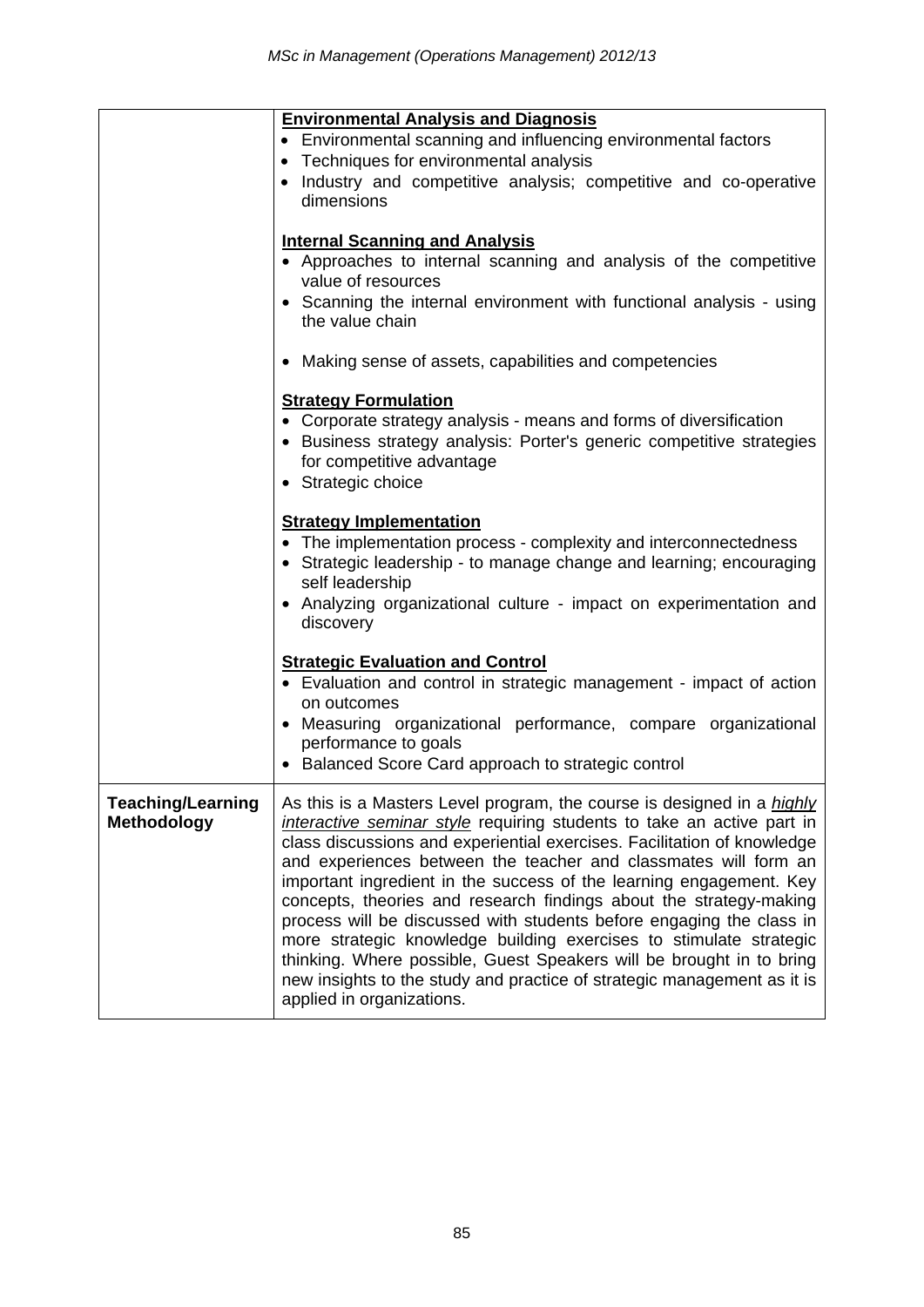| | |
|---|---|
| | <u>**Environmental Analysis and Diagnosis**</u><br>• Environmental scanning and influencing environmental factors<br>• Techniques for environmental analysis<br>• Industry and competitive analysis; competitive and co-operative dimensions<br><br><u>**Internal Scanning and Analysis**</u><br>• Approaches to internal scanning and analysis of the competitive value of resources<br>• Scanning the internal environment with functional analysis - using the value chain<br><br>• Making sense of assets, capabilities and competencies<br><br><u>**Strategy Formulation**</u><br>• Corporate strategy analysis - means and forms of diversification<br>• Business strategy analysis: Porter's generic competitive strategies for competitive advantage<br>• Strategic choice<br><br><u>**Strategy Implementation**</u><br>• The implementation process - complexity and interconnectedness<br>• Strategic leadership - to manage change and learning; encouraging self leadership<br>• Analyzing organizational culture - impact on experimentation and discovery<br><br><u>**Strategic Evaluation and Control**</u><br>• Evaluation and control in strategic management - impact of action on outcomes<br>• Measuring organizational performance, compare organizational performance to goals<br>• Balanced Score Card approach to strategic control |
| **Teaching/Learning Methodology** | As this is a Masters Level program, the course is designed in a <u>*highly interactive seminar style*</u> requiring students to take an active part in class discussions and experiential exercises. Facilitation of knowledge and experiences between the teacher and classmates will form an important ingredient in the success of the learning engagement. Key concepts, theories and research findings about the strategy-making process will be discussed with students before engaging the class in more strategic knowledge building exercises to stimulate strategic thinking. Where possible, Guest Speakers will be brought in to bring new insights to the study and practice of strategic management as it is applied in organizations. |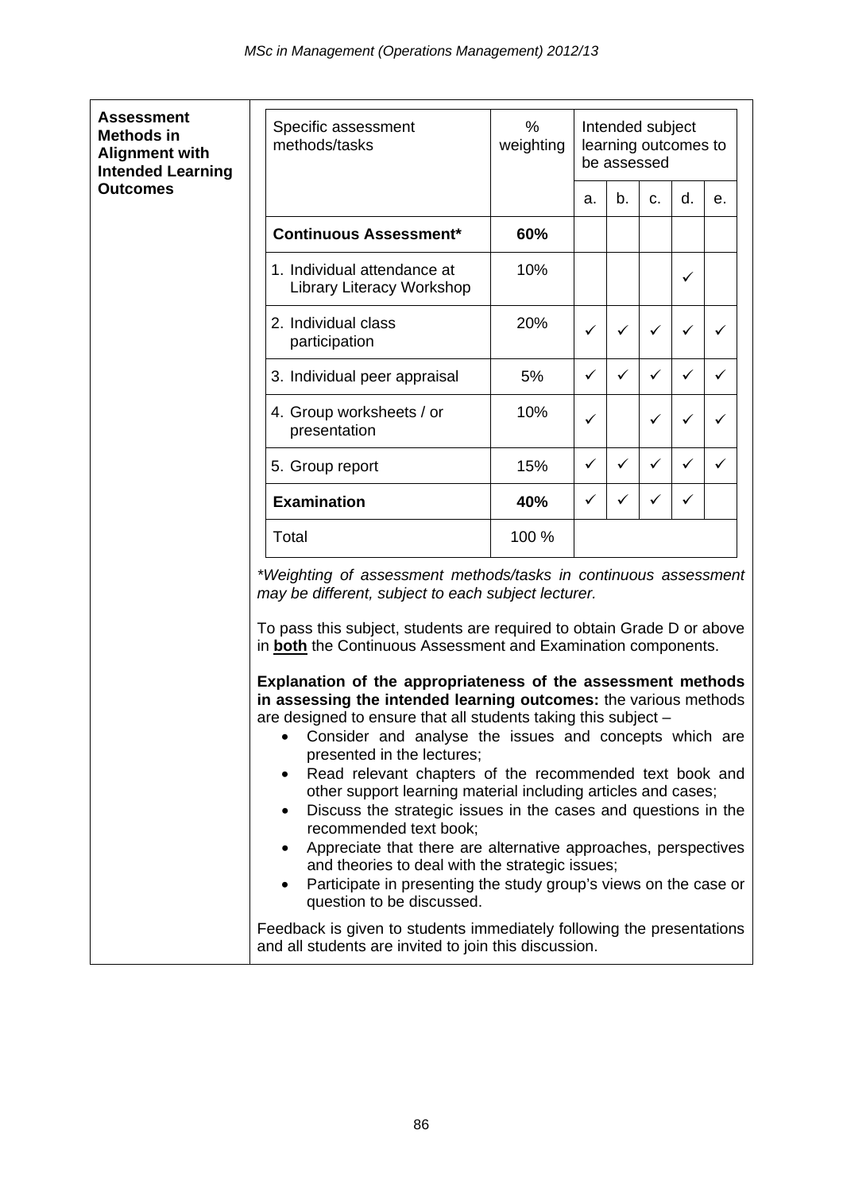**Assessment Methods in Alignment with Intended Learning Outcomes**

| Specific assessment methods/tasks | % weighting | Intended subject learning outcomes to be assessed | | | | |
|---|---|---|---|---|---|---|
| | | a. | b. | c. | d. | e. |
| **Continuous Assessment*** | **60%** | | | | | |
| 1. Individual attendance at Library Literacy Workshop | 10% | | | | ✓ | |
| 2. Individual class participation | 20% | ✓ | ✓ | ✓ | ✓ | ✓ |
| 3. Individual peer appraisal | 5% | ✓ | ✓ | ✓ | ✓ | ✓ |
| 4. Group worksheets / or presentation | 10% | ✓ | | ✓ | ✓ | ✓ |
| 5. Group report | 15% | ✓ | ✓ | ✓ | ✓ | ✓ |
| **Examination** | **40%** | ✓ | ✓ | ✓ | ✓ | |
| Total | 100 % | | | | | |

*\*Weighting of assessment methods/tasks in continuous assessment may be different, subject to each subject lecturer.*

To pass this subject, students are required to obtain Grade D or above in **both** the Continuous Assessment and Examination components.

**Explanation of the appropriateness of the assessment methods in assessing the intended learning outcomes:** the various methods are designed to ensure that all students taking this subject –

- Consider and analyse the issues and concepts which are presented in the lectures;
- Read relevant chapters of the recommended text book and other support learning material including articles and cases;
- Discuss the strategic issues in the cases and questions in the recommended text book;
- Appreciate that there are alternative approaches, perspectives and theories to deal with the strategic issues;
- Participate in presenting the study group's views on the case or question to be discussed.

Feedback is given to students immediately following the presentations and all students are invited to join this discussion.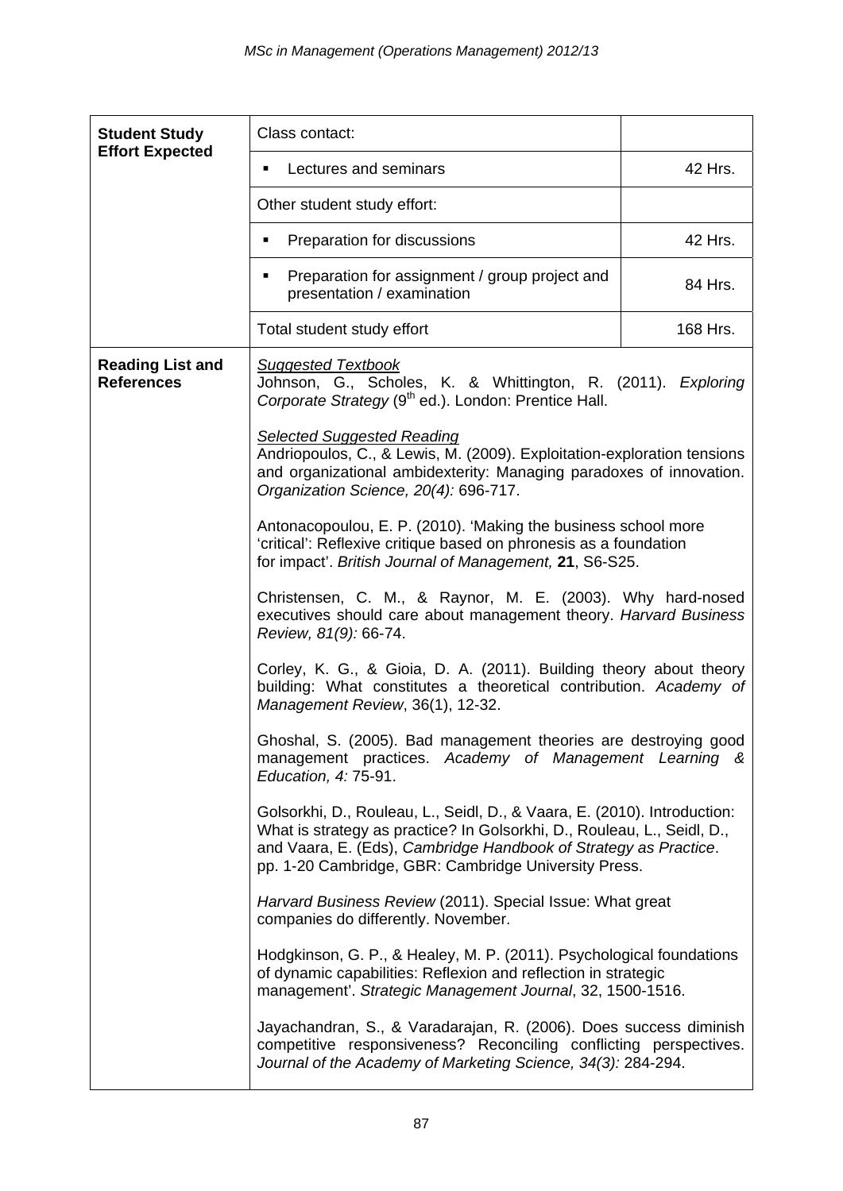| Student Study Effort Expected | Class contact: | |
|---|---|---|
| | ▪ Lectures and seminars | 42 Hrs. |
| | Other student study effort: | |
| | ▪ Preparation for discussions | 42 Hrs. |
| | ▪ Preparation for assignment / group project and presentation / examination | 84 Hrs. |
| | Total student study effort | 168 Hrs. |
| **Reading List and References** | <u>*Suggested Textbook*</u><br>Johnson, G., Scholes, K. & Whittington, R. (2011). *Exploring Corporate Strategy* (9th ed.). London: Prentice Hall.<br><br><u>*Selected Suggested Reading*</u><br>Andriopoulos, C., & Lewis, M. (2009). Exploitation-exploration tensions and organizational ambidexterity: Managing paradoxes of innovation. *Organization Science, 20(4):* 696-717.<br><br>Antonacopoulou, E. P. (2010). 'Making the business school more 'critical': Reflexive critique based on phronesis as a foundation for impact'. *British Journal of Management,* **21**, S6-S25.<br><br>Christensen, C. M., & Raynor, M. E. (2003). Why hard-nosed executives should care about management theory. *Harvard Business Review, 81(9):* 66-74.<br><br>Corley, K. G., & Gioia, D. A. (2011). Building theory about theory building: What constitutes a theoretical contribution. *Academy of Management Review*, 36(1), 12-32.<br><br>Ghoshal, S. (2005). Bad management theories are destroying good management practices. *Academy of Management Learning & Education, 4:* 75-91.<br><br>Golsorkhi, D., Rouleau, L., Seidl, D., & Vaara, E. (2010). Introduction: What is strategy as practice? In Golsorkhi, D., Rouleau, L., Seidl, D., and Vaara, E. (Eds), *Cambridge Handbook of Strategy as Practice*. pp. 1-20 Cambridge, GBR: Cambridge University Press.<br><br>*Harvard Business Review* (2011). Special Issue: What great companies do differently. November.<br><br>Hodgkinson, G. P., & Healey, M. P. (2011). Psychological foundations of dynamic capabilities: Reflexion and reflection in strategic management'. *Strategic Management Journal*, 32, 1500-1516.<br><br>Jayachandran, S., & Varadarajan, R. (2006). Does success diminish competitive responsiveness? Reconciling conflicting perspectives. *Journal of the Academy of Marketing Science, 34(3):* 284-294. | |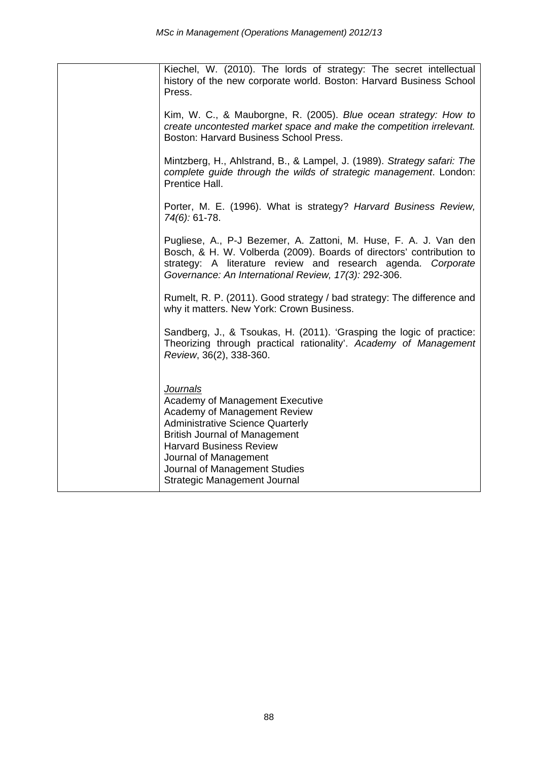| | Kiechel, W. (2010). The lords of strategy: The secret intellectual history of the new corporate world. Boston: Harvard Business School Press.<br><br>Kim, W. C., & Mauborgne, R. (2005). *Blue ocean strategy: How to create uncontested market space and make the competition irrelevant.* Boston: Harvard Business School Press.<br><br>Mintzberg, H., Ahlstrand, B., & Lampel, J. (1989). *Strategy safari: The complete guide through the wilds of strategic management*. London: Prentice Hall.<br><br>Porter, M. E. (1996). What is strategy? *Harvard Business Review, 74(6):* 61-78.<br><br>Pugliese, A., P-J Bezemer, A. Zattoni, M. Huse, F. A. J. Van den Bosch, & H. W. Volberda (2009). Boards of directors' contribution to strategy: A literature review and research agenda. *Corporate Governance: An International Review, 17(3):* 292-306.<br><br>Rumelt, R. P. (2011). Good strategy / bad strategy: The difference and why it matters. New York: Crown Business.<br><br>Sandberg, J., & Tsoukas, H. (2011). 'Grasping the logic of practice: Theorizing through practical rationality'. *Academy of Management Review*, 36(2), 338-360.<br><br><u>Journals</u><br>Academy of Management Executive<br>Academy of Management Review<br>Administrative Science Quarterly<br>British Journal of Management<br>Harvard Business Review<br>Journal of Management<br>Journal of Management Studies<br>Strategic Management Journal |
|---|---|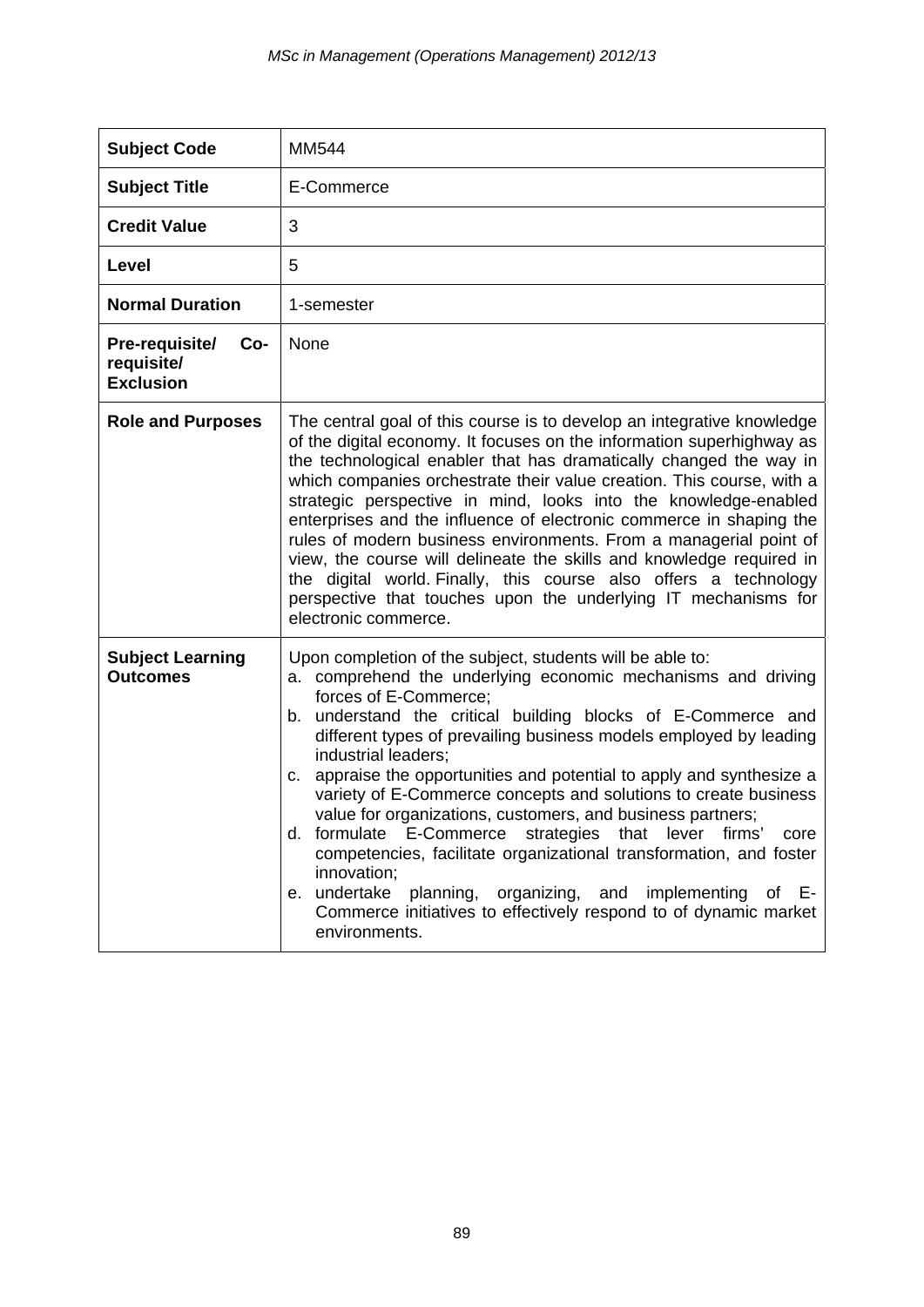| **Subject Code** | MM544 |
|---|---|
| **Subject Title** | E-Commerce |
| **Credit Value** | 3 |
| **Level** | 5 |
| **Normal Duration** | 1-semester |
| **Pre-requisite/ Co-requisite/ Exclusion** | None |
| **Role and Purposes** | The central goal of this course is to develop an integrative knowledge of the digital economy. It focuses on the information superhighway as the technological enabler that has dramatically changed the way in which companies orchestrate their value creation. This course, with a strategic perspective in mind, looks into the knowledge-enabled enterprises and the influence of electronic commerce in shaping the rules of modern business environments. From a managerial point of view, the course will delineate the skills and knowledge required in the digital world. Finally, this course also offers a technology perspective that touches upon the underlying IT mechanisms for electronic commerce. |
| **Subject Learning Outcomes** | Upon completion of the subject, students will be able to:<br>a. comprehend the underlying economic mechanisms and driving forces of E-Commerce;<br>b. understand the critical building blocks of E-Commerce and different types of prevailing business models employed by leading industrial leaders;<br>c. appraise the opportunities and potential to apply and synthesize a variety of E-Commerce concepts and solutions to create business value for organizations, customers, and business partners;<br>d. formulate E-Commerce strategies that lever firms' core competencies, facilitate organizational transformation, and foster innovation;<br>e. undertake planning, organizing, and implementing of E-Commerce initiatives to effectively respond to of dynamic market environments. |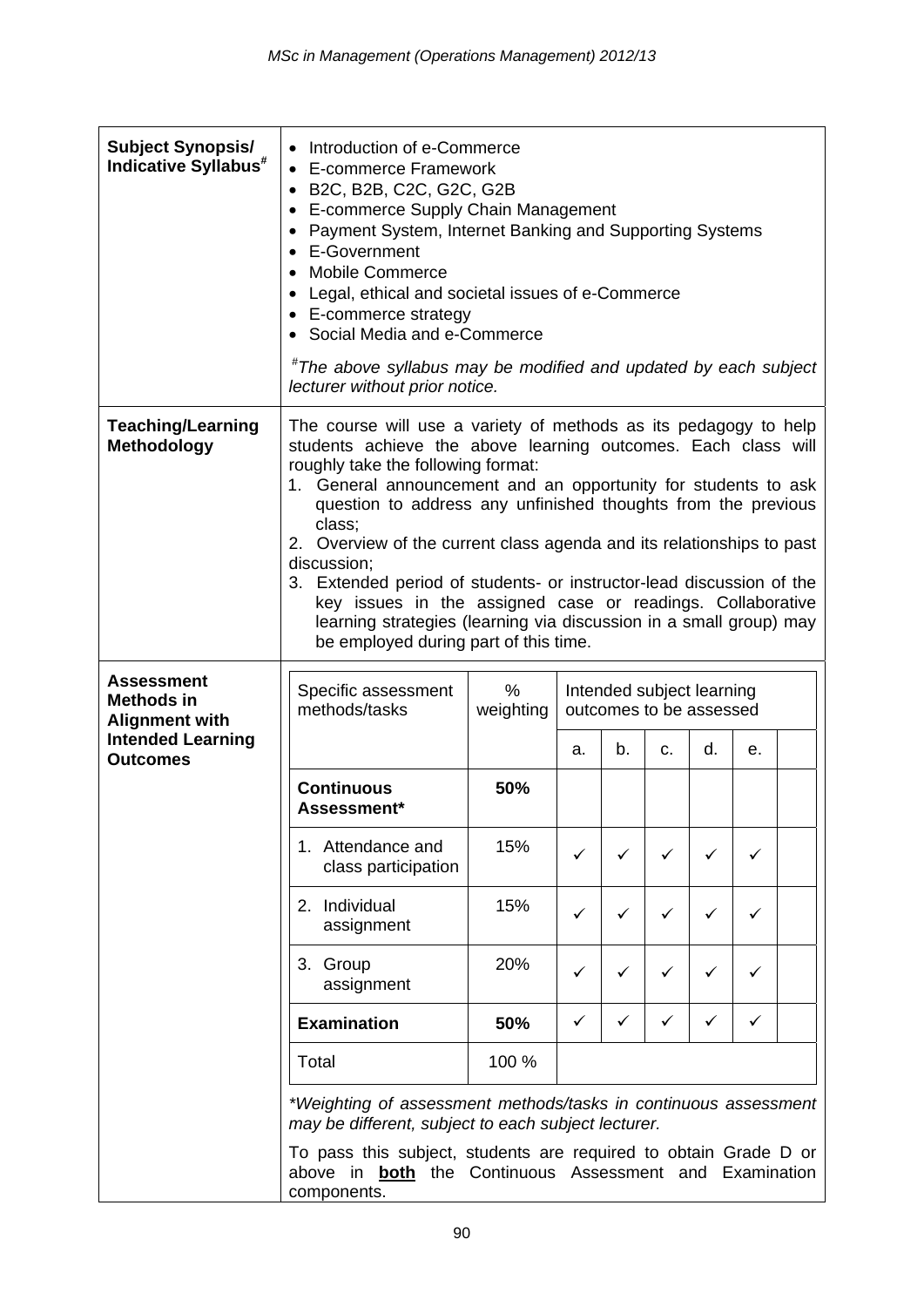| **Subject Synopsis/ Indicative Syllabus**[#] | • Introduction of e-Commerce<br>• E-commerce Framework<br>• B2C, B2B, C2C, G2C, G2B<br>• E-commerce Supply Chain Management<br>• Payment System, Internet Banking and Supporting Systems<br>• E-Government<br>• Mobile Commerce<br>• Legal, ethical and societal issues of e-Commerce<br>• E-commerce strategy<br>• Social Media and e-Commerce<br><br>*[#]The above syllabus may be modified and updated by each subject lecturer without prior notice.* |
|---|---|
| **Teaching/Learning Methodology** | The course will use a variety of methods as its pedagogy to help students achieve the above learning outcomes. Each class will roughly take the following format:<br>1. General announcement and an opportunity for students to ask question to address any unfinished thoughts from the previous class;<br>2. Overview of the current class agenda and its relationships to past discussion;<br>3. Extended period of students- or instructor-lead discussion of the key issues in the assigned case or readings. Collaborative learning strategies (learning via discussion in a small group) may be employed during part of this time. |

**Assessment Methods in Alignment with Intended Learning Outcomes**

| Specific assessment methods/tasks | % weighting | Intended subject learning outcomes to be assessed | | | | | |
|---|---|---|---|---|---|---|---|
| | | a. | b. | c. | d. | e. | |
| **Continuous Assessment*** | **50%** | | | | | | |
| 1. Attendance and class participation | 15% | ✓ | ✓ | ✓ | ✓ | ✓ | |
| 2. Individual assignment | 15% | ✓ | ✓ | ✓ | ✓ | ✓ | |
| 3. Group assignment | 20% | ✓ | ✓ | ✓ | ✓ | ✓ | |
| **Examination** | **50%** | ✓ | ✓ | ✓ | ✓ | ✓ | |
| Total | 100 % | | | | | | |

*\*Weighting of assessment methods/tasks in continuous assessment may be different, subject to each subject lecturer.*

To pass this subject, students are required to obtain Grade D or above in **both** the Continuous Assessment and Examination components.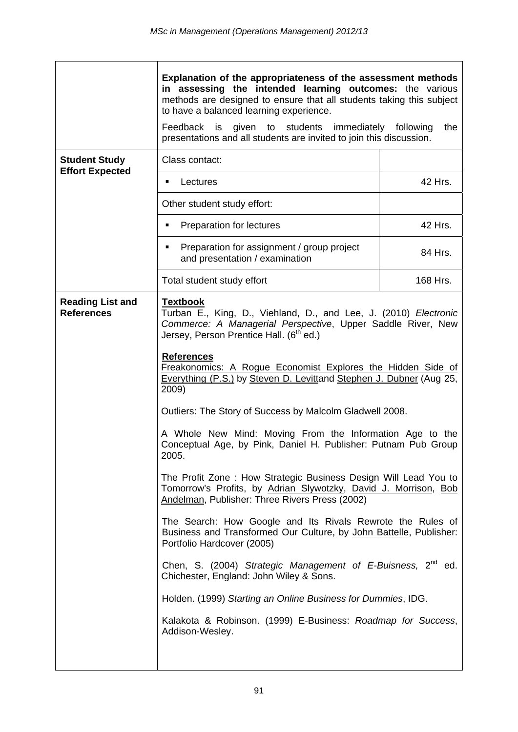| | | |
|---|---|---|
| | **Explanation of the appropriateness of the assessment methods in assessing the intended learning outcomes:** the various methods are designed to ensure that all students taking this subject to have a balanced learning experience.<br><br>Feedback is given to students immediately following the presentations and all students are invited to join this discussion. | |
| **Student Study Effort Expected** | Class contact: | |
| | ▪ Lectures | 42 Hrs. |
| | Other student study effort: | |
| | ▪ Preparation for lectures | 42 Hrs. |
| | ▪ Preparation for assignment / group project and presentation / examination | 84 Hrs. |
| | Total student study effort | 168 Hrs. |
| **Reading List and References** | **Textbook**<br>Turban E., King, D., Viehland, D., and Lee, J. (2010) *Electronic Commerce: A Managerial Perspective*, Upper Saddle River, New Jersey, Person Prentice Hall. (6th ed.)<br><br>**References**<br>Freakonomics: A Rogue Economist Explores the Hidden Side of Everything (P.S.) by Steven D. Levittand Stephen J. Dubner (Aug 25, 2009)<br><br>Outliers: The Story of Success by Malcolm Gladwell 2008.<br><br>A Whole New Mind: Moving From the Information Age to the Conceptual Age, by Pink, Daniel H. Publisher: Putnam Pub Group 2005.<br><br>The Profit Zone : How Strategic Business Design Will Lead You to Tomorrow's Profits, by Adrian Slywotzky, David J. Morrison, Bob Andelman, Publisher: Three Rivers Press (2002)<br><br>The Search: How Google and Its Rivals Rewrote the Rules of Business and Transformed Our Culture, by John Battelle, Publisher: Portfolio Hardcover (2005)<br><br>Chen, S. (2004) *Strategic Management of E-Buisness,* 2nd ed. Chichester, England: John Wiley & Sons.<br><br>Holden. (1999) *Starting an Online Business for Dummies*, IDG.<br><br>Kalakota & Robinson. (1999) E-Business: *Roadmap for Success*, Addison-Wesley. | |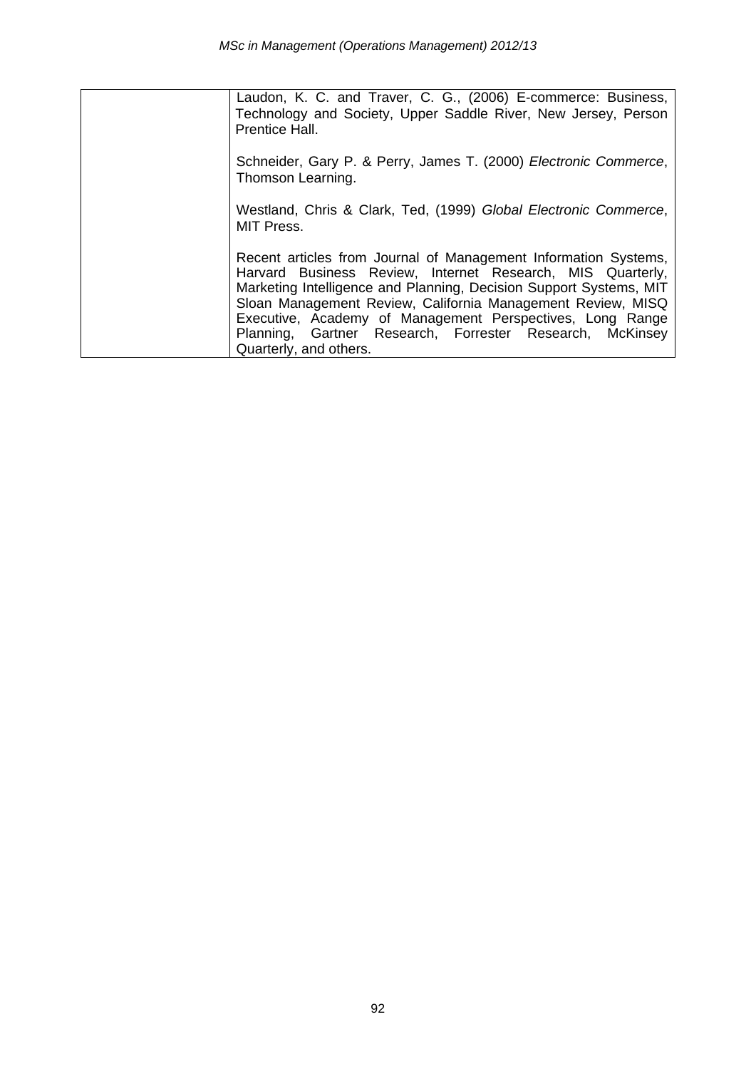| | |
|---|---|
| | Laudon, K. C. and Traver, C. G., (2006) E-commerce: Business, Technology and Society, Upper Saddle River, New Jersey, Person Prentice Hall.<br><br>Schneider, Gary P. & Perry, James T. (2000) *Electronic Commerce*, Thomson Learning.<br><br>Westland, Chris & Clark, Ted, (1999) *Global Electronic Commerce*, MIT Press.<br><br>Recent articles from Journal of Management Information Systems, Harvard Business Review, Internet Research, MIS Quarterly, Marketing Intelligence and Planning, Decision Support Systems, MIT Sloan Management Review, California Management Review, MISQ Executive, Academy of Management Perspectives, Long Range Planning, Gartner Research, Forrester Research, McKinsey Quarterly, and others. |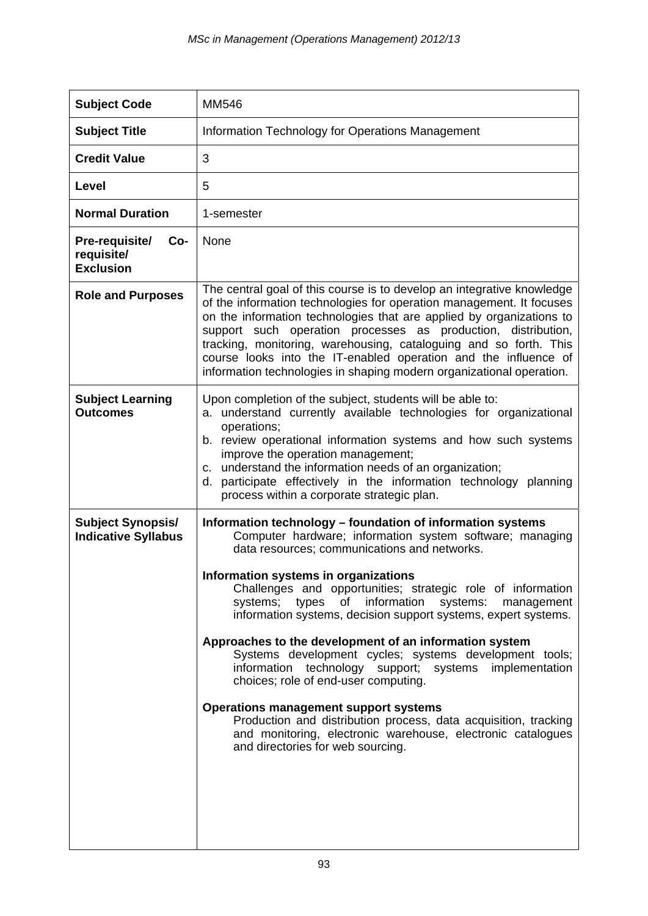| **Subject Code** | MM546 |
|---|---|
| **Subject Title** | Information Technology for Operations Management |
| **Credit Value** | 3 |
| **Level** | 5 |
| **Normal Duration** | 1-semester |
| **Pre-requisite/ Co-requisite/ Exclusion** | None |
| **Role and Purposes** | The central goal of this course is to develop an integrative knowledge of the information technologies for operation management. It focuses on the information technologies that are applied by organizations to support such operation processes as production, distribution, tracking, monitoring, warehousing, cataloguing and so forth. This course looks into the IT-enabled operation and the influence of information technologies in shaping modern organizational operation. |
| **Subject Learning Outcomes** | Upon completion of the subject, students will be able to:<br>a. understand currently available technologies for organizational operations;<br>b. review operational information systems and how such systems improve the operation management;<br>c. understand the information needs of an organization;<br>d. participate effectively in the information technology planning process within a corporate strategic plan. |
| **Subject Synopsis/ Indicative Syllabus** | **Information technology – foundation of information systems**<br>Computer hardware; information system software; managing data resources; communications and networks.<br><br>**Information systems in organizations**<br>Challenges and opportunities; strategic role of information systems; types of information systems: management information systems, decision support systems, expert systems.<br><br>**Approaches to the development of an information system**<br>Systems development cycles; systems development tools; information technology support; systems implementation choices; role of end-user computing.<br><br>**Operations management support systems**<br>Production and distribution process, data acquisition, tracking and monitoring, electronic warehouse, electronic catalogues and directories for web sourcing. |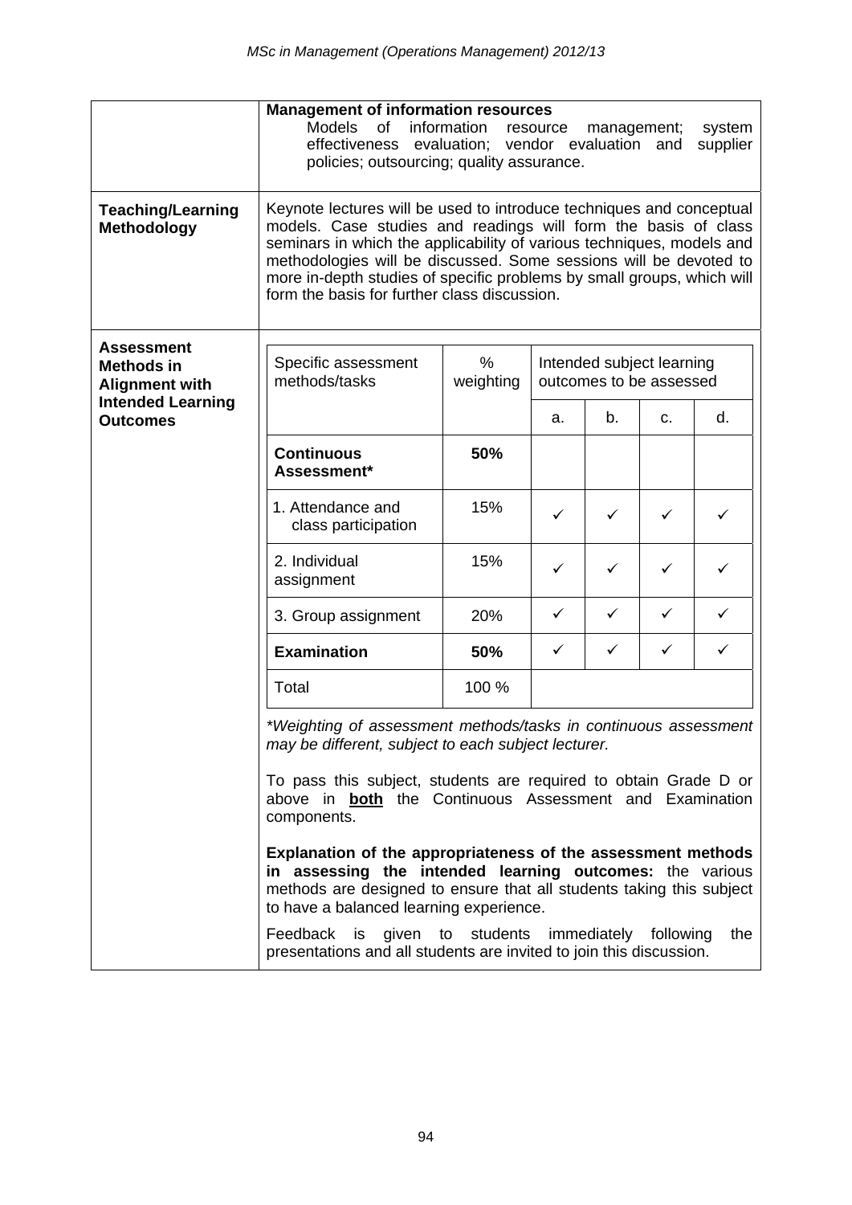| | |
|---|---|
| | **Management of information resources**<br>Models of information resource management; system effectiveness evaluation; vendor evaluation and supplier policies; outsourcing; quality assurance. |
| **Teaching/Learning Methodology** | Keynote lectures will be used to introduce techniques and conceptual models. Case studies and readings will form the basis of class seminars in which the applicability of various techniques, models and methodologies will be discussed. Some sessions will be devoted to more in-depth studies of specific problems by small groups, which will form the basis for further class discussion. |
| **Assessment Methods in Alignment with Intended Learning Outcomes** | (see table below) |

| Specific assessment methods/tasks | % weighting | Intended subject learning outcomes to be assessed | | | |
|---|---|---|---|---|---|
| | | a. | b. | c. | d. |
| **Continuous Assessment*** | **50%** | | | | |
| 1. Attendance and class participation | 15% | ✓ | ✓ | ✓ | ✓ |
| 2. Individual assignment | 15% | ✓ | ✓ | ✓ | ✓ |
| 3. Group assignment | 20% | ✓ | ✓ | ✓ | ✓ |
| **Examination** | **50%** | ✓ | ✓ | ✓ | ✓ |
| Total | 100 % | | | | |

*\*Weighting of assessment methods/tasks in continuous assessment may be different, subject to each subject lecturer.*

To pass this subject, students are required to obtain Grade D or above in **both** the Continuous Assessment and Examination components.

**Explanation of the appropriateness of the assessment methods in assessing the intended learning outcomes:** the various methods are designed to ensure that all students taking this subject to have a balanced learning experience.

Feedback is given to students immediately following the presentations and all students are invited to join this discussion.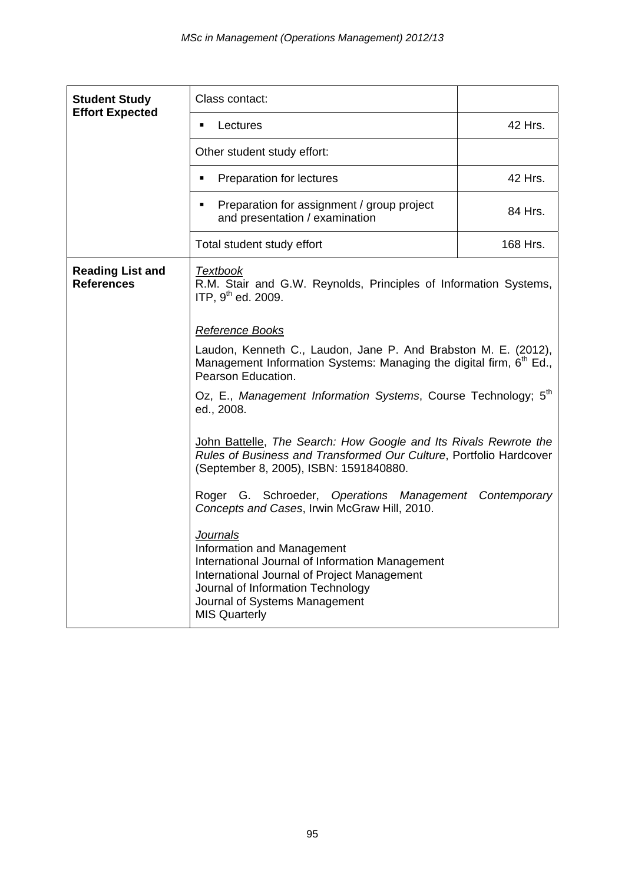| **Student Study Effort Expected** | Class contact: | |
|---|---|---|
| | ▪ Lectures | 42 Hrs. |
| | Other student study effort: | |
| | ▪ Preparation for lectures | 42 Hrs. |
| | ▪ Preparation for assignment / group project and presentation / examination | 84 Hrs. |
| | Total student study effort | 168 Hrs. |
| **Reading List and References** | <u>*Textbook*</u><br>R.M. Stair and G.W. Reynolds, Principles of Information Systems, ITP, 9th ed. 2009.<br><br><u>*Reference Books*</u><br>Laudon, Kenneth C., Laudon, Jane P. And Brabston M. E. (2012), Management Information Systems: Managing the digital firm, 6th Ed., Pearson Education.<br><br>Oz, E., *Management Information Systems*, Course Technology; 5th ed., 2008.<br><br><u>John Battelle</u>, *The Search: How Google and Its Rivals Rewrote the Rules of Business and Transformed Our Culture*, Portfolio Hardcover (September 8, 2005), ISBN: 1591840880.<br><br>Roger G. Schroeder, *Operations Management Contemporary Concepts and Cases*, Irwin McGraw Hill, 2010.<br><br><u>*Journals*</u><br>Information and Management<br>International Journal of Information Management<br>International Journal of Project Management<br>Journal of Information Technology<br>Journal of Systems Management<br>MIS Quarterly | |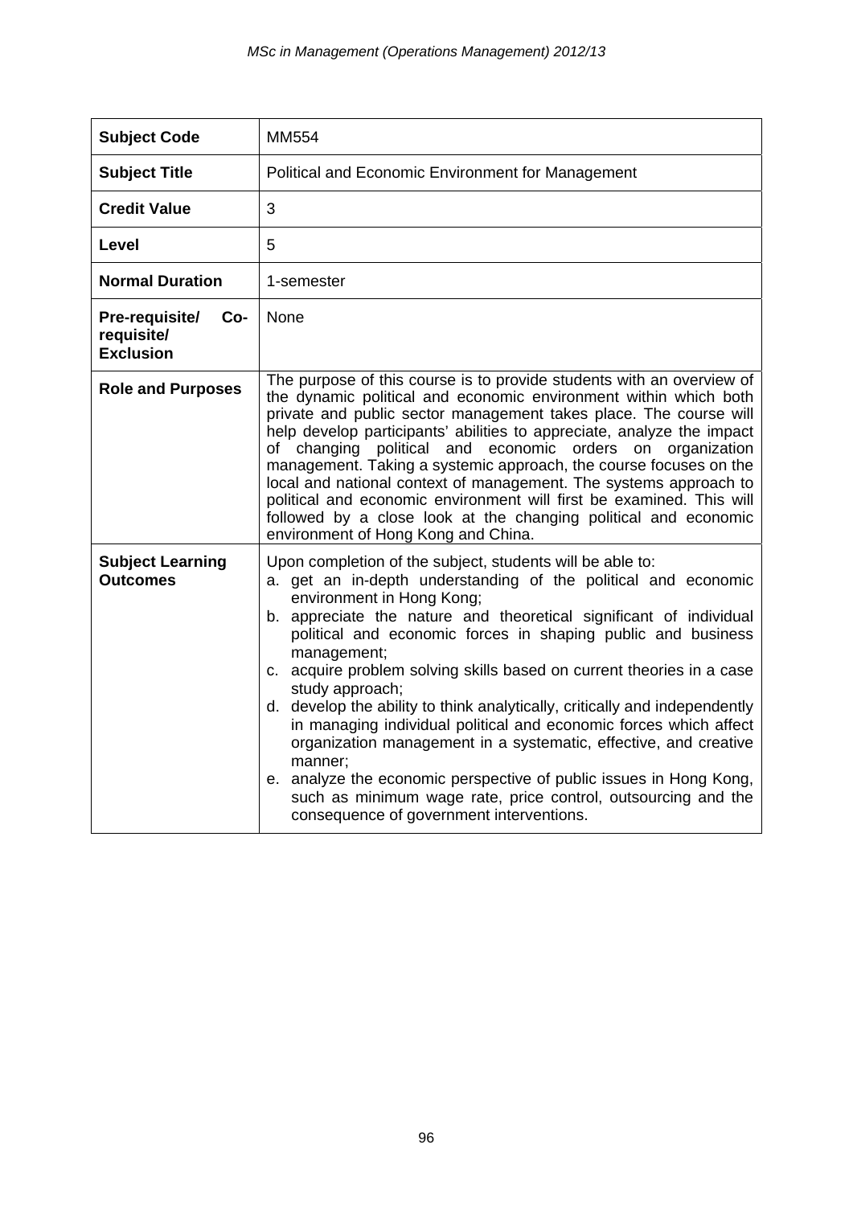| **Subject Code** | MM554 |
|---|---|
| **Subject Title** | Political and Economic Environment for Management |
| **Credit Value** | 3 |
| **Level** | 5 |
| **Normal Duration** | 1-semester |
| **Pre-requisite/ Co-requisite/ Exclusion** | None |
| **Role and Purposes** | The purpose of this course is to provide students with an overview of the dynamic political and economic environment within which both private and public sector management takes place. The course will help develop participants' abilities to appreciate, analyze the impact of changing political and economic orders on organization management. Taking a systemic approach, the course focuses on the local and national context of management. The systems approach to political and economic environment will first be examined. This will followed by a close look at the changing political and economic environment of Hong Kong and China. |
| **Subject Learning Outcomes** | Upon completion of the subject, students will be able to:<br>a. get an in-depth understanding of the political and economic environment in Hong Kong;<br>b. appreciate the nature and theoretical significant of individual political and economic forces in shaping public and business management;<br>c. acquire problem solving skills based on current theories in a case study approach;<br>d. develop the ability to think analytically, critically and independently in managing individual political and economic forces which affect organization management in a systematic, effective, and creative manner;<br>e. analyze the economic perspective of public issues in Hong Kong, such as minimum wage rate, price control, outsourcing and the consequence of government interventions. |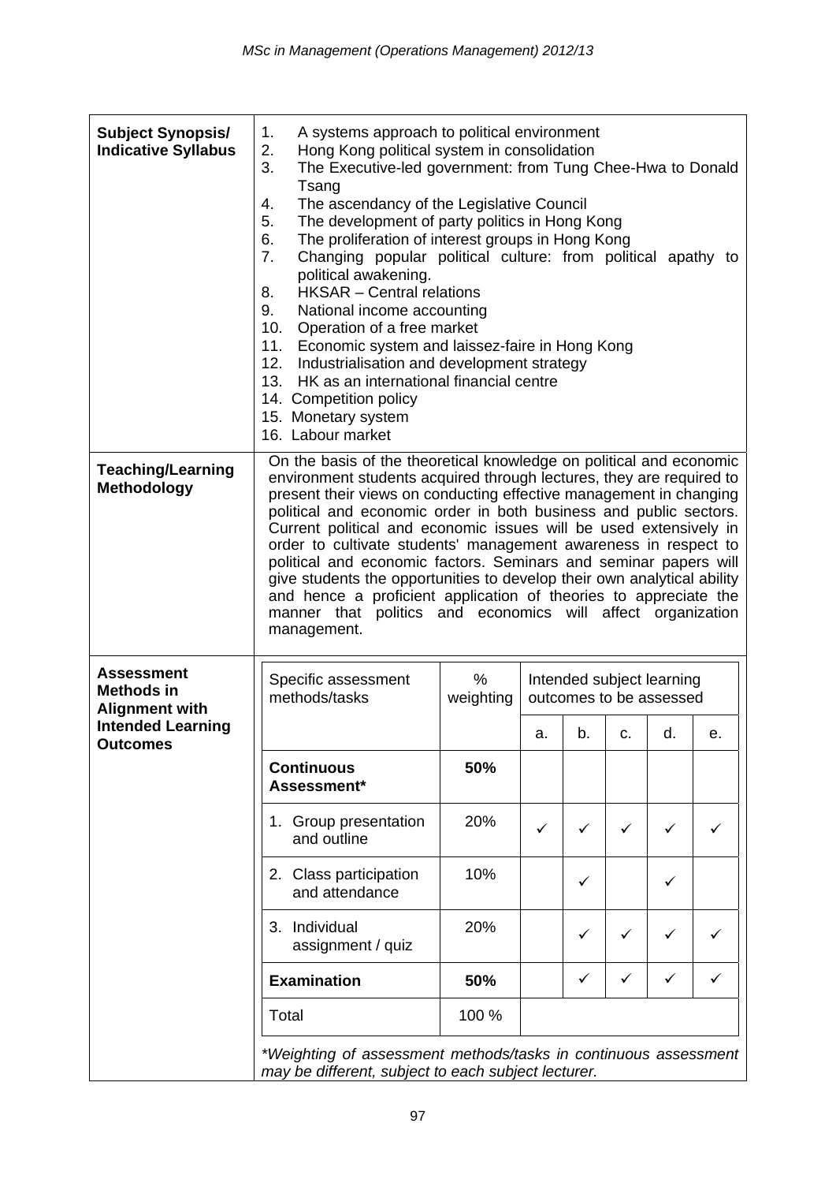| **Subject Synopsis/ Indicative Syllabus** | 1. A systems approach to political environment<br>2. Hong Kong political system in consolidation<br>3. The Executive-led government: from Tung Chee-Hwa to Donald Tsang<br>4. The ascendancy of the Legislative Council<br>5. The development of party politics in Hong Kong<br>6. The proliferation of interest groups in Hong Kong<br>7. Changing popular political culture: from political apathy to political awakening.<br>8. HKSAR – Central relations<br>9. National income accounting<br>10. Operation of a free market<br>11. Economic system and laissez-faire in Hong Kong<br>12. Industrialisation and development strategy<br>13. HK as an international financial centre<br>14. Competition policy<br>15. Monetary system<br>16. Labour market |
|---|---|
| **Teaching/Learning Methodology** | On the basis of the theoretical knowledge on political and economic environment students acquired through lectures, they are required to present their views on conducting effective management in changing political and economic order in both business and public sectors. Current political and economic issues will be used extensively in order to cultivate students' management awareness in respect to political and economic factors. Seminars and seminar papers will give students the opportunities to develop their own analytical ability and hence a proficient application of theories to appreciate the manner that politics and economics will affect organization management. |

**Assessment Methods in Alignment with Intended Learning Outcomes**

| Specific assessment methods/tasks | % weighting | Intended subject learning outcomes to be assessed | | | | |
|---|---|---|---|---|---|---|
| | | a. | b. | c. | d. | e. |
| **Continuous Assessment*** | **50%** | | | | | |
| 1. Group presentation and outline | 20% | ✓ | ✓ | ✓ | ✓ | ✓ |
| 2. Class participation and attendance | 10% | | ✓ | | ✓ | |
| 3. Individual assignment / quiz | 20% | | ✓ | ✓ | ✓ | ✓ |
| **Examination** | **50%** | | ✓ | ✓ | ✓ | ✓ |
| Total | 100 % | | | | | |

*\*Weighting of assessment methods/tasks in continuous assessment may be different, subject to each subject lecturer.*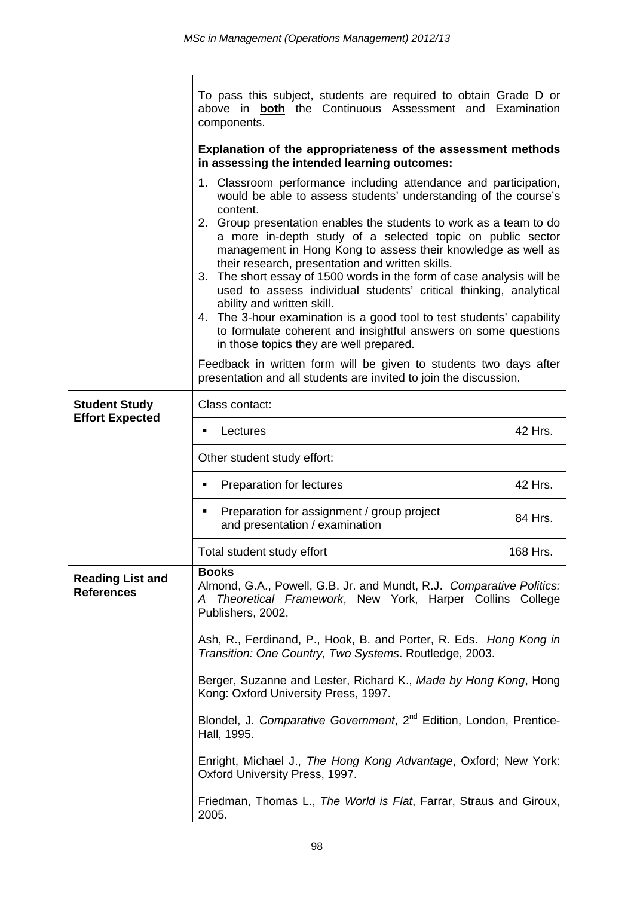| | | |
|---|---|---|
| | To pass this subject, students are required to obtain Grade D or above in **both** the Continuous Assessment and Examination components.<br><br>**Explanation of the appropriateness of the assessment methods in assessing the intended learning outcomes:**<br><br>1. Classroom performance including attendance and participation, would be able to assess students' understanding of the course's content.<br>2. Group presentation enables the students to work as a team to do a more in-depth study of a selected topic on public sector management in Hong Kong to assess their knowledge as well as their research, presentation and written skills.<br>3. The short essay of 1500 words in the form of case analysis will be used to assess individual students' critical thinking, analytical ability and written skill.<br>4. The 3-hour examination is a good tool to test students' capability to formulate coherent and insightful answers on some questions in those topics they are well prepared.<br><br>Feedback in written form will be given to students two days after presentation and all students are invited to join the discussion. | |
| **Student Study Effort Expected** | Class contact: | |
| | ▪ Lectures | 42 Hrs. |
| | Other student study effort: | |
| | ▪ Preparation for lectures | 42 Hrs. |
| | ▪ Preparation for assignment / group project and presentation / examination | 84 Hrs. |
| | Total student study effort | 168 Hrs. |
| **Reading List and References** | **Books**<br>Almond, G.A., Powell, G.B. Jr. and Mundt, R.J. *Comparative Politics: A Theoretical Framework*, New York, Harper Collins College Publishers, 2002.<br><br>Ash, R., Ferdinand, P., Hook, B. and Porter, R. Eds. *Hong Kong in Transition: One Country, Two Systems*. Routledge, 2003.<br><br>Berger, Suzanne and Lester, Richard K., *Made by Hong Kong*, Hong Kong: Oxford University Press, 1997.<br><br>Blondel, J. *Comparative Government*, 2nd Edition, London, Prentice-Hall, 1995.<br><br>Enright, Michael J., *The Hong Kong Advantage*, Oxford; New York: Oxford University Press, 1997.<br><br>Friedman, Thomas L., *The World is Flat*, Farrar, Straus and Giroux, 2005. | |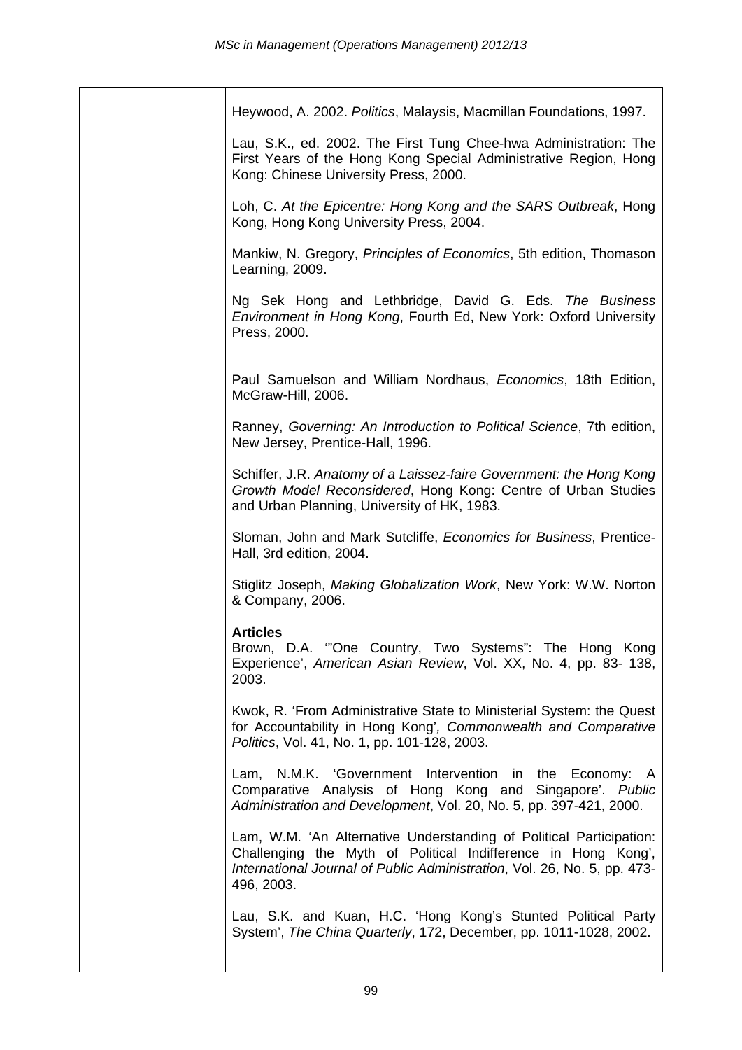Heywood, A. 2002. *Politics*, Malaysis, Macmillan Foundations, 1997.

Lau, S.K., ed. 2002. The First Tung Chee-hwa Administration: The First Years of the Hong Kong Special Administrative Region, Hong Kong: Chinese University Press, 2000.

Loh, C. *At the Epicentre: Hong Kong and the SARS Outbreak*, Hong Kong, Hong Kong University Press, 2004.

Mankiw, N. Gregory, *Principles of Economics*, 5th edition, Thomason Learning, 2009.

Ng Sek Hong and Lethbridge, David G. Eds. *The Business Environment in Hong Kong*, Fourth Ed, New York: Oxford University Press, 2000.

Paul Samuelson and William Nordhaus, *Economics*, 18th Edition, McGraw-Hill, 2006.

Ranney, *Governing: An Introduction to Political Science*, 7th edition, New Jersey, Prentice-Hall, 1996.

Schiffer, J.R. *Anatomy of a Laissez-faire Government: the Hong Kong Growth Model Reconsidered*, Hong Kong: Centre of Urban Studies and Urban Planning, University of HK, 1983.

Sloman, John and Mark Sutcliffe, *Economics for Business*, Prentice-Hall, 3rd edition, 2004.

Stiglitz Joseph, *Making Globalization Work*, New York: W.W. Norton & Company, 2006.

**Articles**

Brown, D.A. '"One Country, Two Systems": The Hong Kong Experience', *American Asian Review*, Vol. XX, No. 4, pp. 83- 138, 2003.

Kwok, R. 'From Administrative State to Ministerial System: the Quest for Accountability in Hong Kong', *Commonwealth and Comparative Politics*, Vol. 41, No. 1, pp. 101-128, 2003.

Lam, N.M.K. 'Government Intervention in the Economy: A Comparative Analysis of Hong Kong and Singapore'. *Public Administration and Development*, Vol. 20, No. 5, pp. 397-421, 2000.

Lam, W.M. 'An Alternative Understanding of Political Participation: Challenging the Myth of Political Indifference in Hong Kong', *International Journal of Public Administration*, Vol. 26, No. 5, pp. 473-496, 2003.

Lau, S.K. and Kuan, H.C. 'Hong Kong's Stunted Political Party System', *The China Quarterly*, 172, December, pp. 1011-1028, 2002.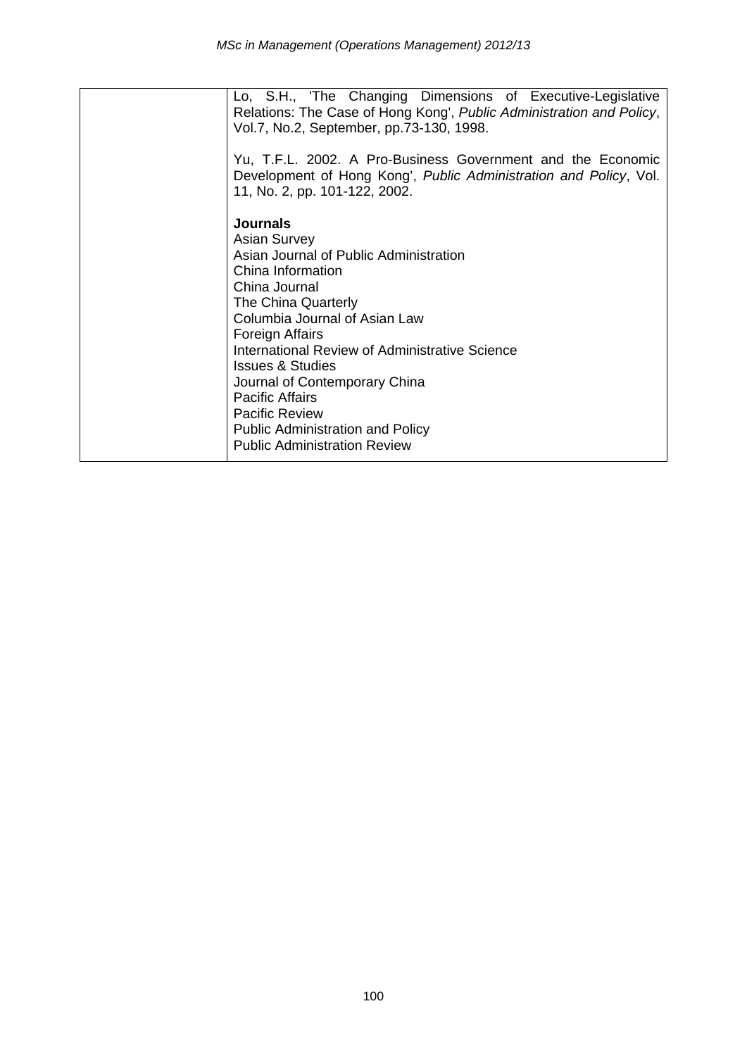| | Lo, S.H., 'The Changing Dimensions of Executive-Legislative Relations: The Case of Hong Kong', *Public Administration and Policy*, Vol.7, No.2, September, pp.73-130, 1998.<br><br>Yu, T.F.L. 2002. A Pro-Business Government and the Economic Development of Hong Kong', *Public Administration and Policy*, Vol. 11, No. 2, pp. 101-122, 2002.<br><br>**Journals**<br>Asian Survey<br>Asian Journal of Public Administration<br>China Information<br>China Journal<br>The China Quarterly<br>Columbia Journal of Asian Law<br>Foreign Affairs<br>International Review of Administrative Science<br>Issues & Studies<br>Journal of Contemporary China<br>Pacific Affairs<br>Pacific Review<br>Public Administration and Policy<br>Public Administration Review |
|---|---|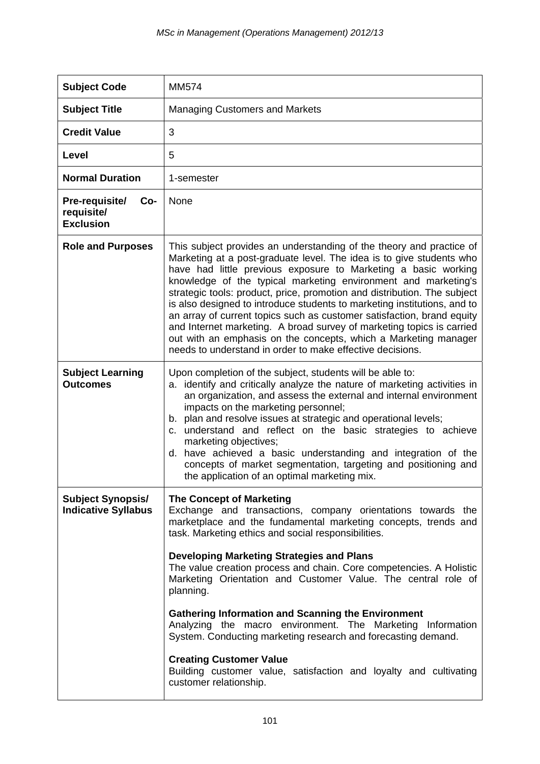| **Subject Code** | MM574 |
|---|---|
| **Subject Title** | Managing Customers and Markets |
| **Credit Value** | 3 |
| **Level** | 5 |
| **Normal Duration** | 1-semester |
| **Pre-requisite/ Co-requisite/ Exclusion** | None |
| **Role and Purposes** | This subject provides an understanding of the theory and practice of Marketing at a post-graduate level. The idea is to give students who have had little previous exposure to Marketing a basic working knowledge of the typical marketing environment and marketing's strategic tools: product, price, promotion and distribution. The subject is also designed to introduce students to marketing institutions, and to an array of current topics such as customer satisfaction, brand equity and Internet marketing. A broad survey of marketing topics is carried out with an emphasis on the concepts, which a Marketing manager needs to understand in order to make effective decisions. |
| **Subject Learning Outcomes** | Upon completion of the subject, students will be able to:<br>a. identify and critically analyze the nature of marketing activities in an organization, and assess the external and internal environment impacts on the marketing personnel;<br>b. plan and resolve issues at strategic and operational levels;<br>c. understand and reflect on the basic strategies to achieve marketing objectives;<br>d. have achieved a basic understanding and integration of the concepts of market segmentation, targeting and positioning and the application of an optimal marketing mix. |
| **Subject Synopsis/ Indicative Syllabus** | **The Concept of Marketing**<br>Exchange and transactions, company orientations towards the marketplace and the fundamental marketing concepts, trends and task. Marketing ethics and social responsibilities.<br><br>**Developing Marketing Strategies and Plans**<br>The value creation process and chain. Core competencies. A Holistic Marketing Orientation and Customer Value. The central role of planning.<br><br>**Gathering Information and Scanning the Environment**<br>Analyzing the macro environment. The Marketing Information System. Conducting marketing research and forecasting demand.<br><br>**Creating Customer Value**<br>Building customer value, satisfaction and loyalty and cultivating customer relationship. |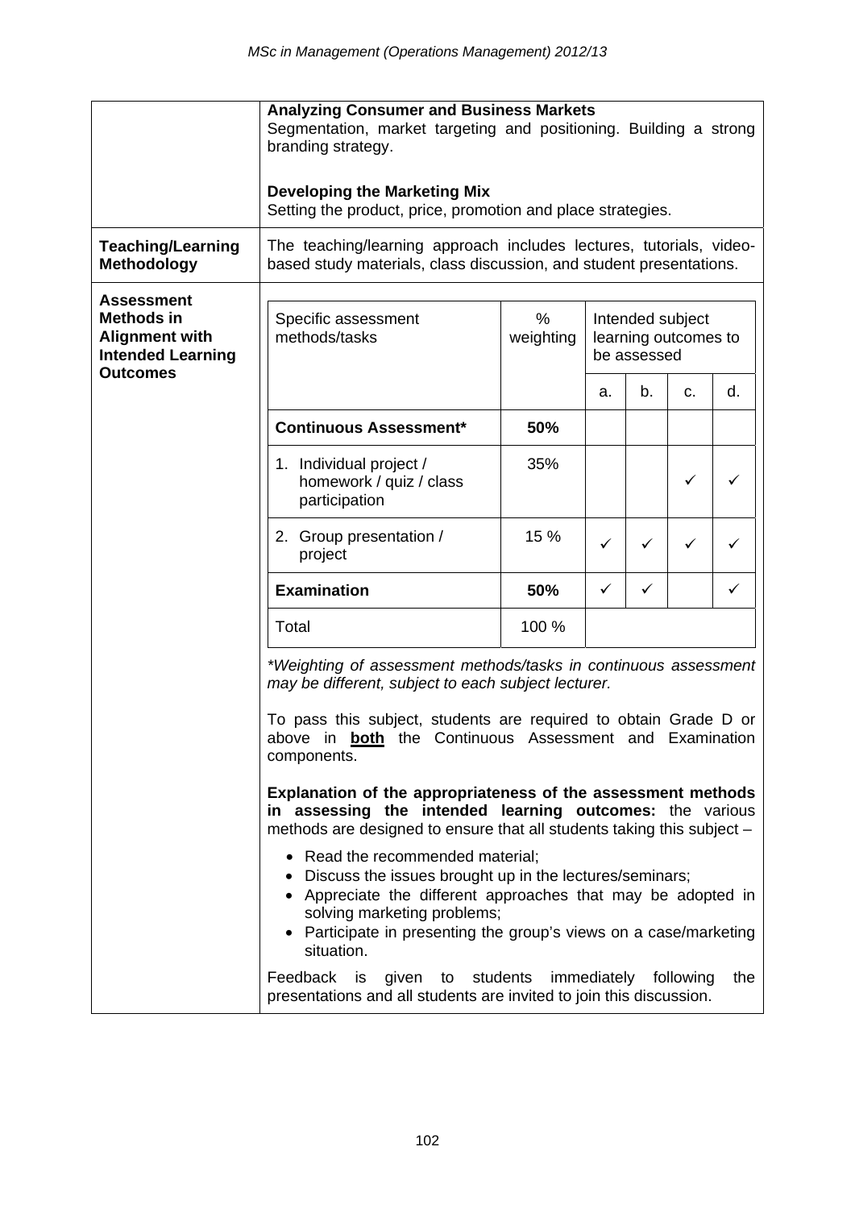| | |
|---|---|
| | **Analyzing Consumer and Business Markets**<br>Segmentation, market targeting and positioning. Building a strong branding strategy.<br><br>**Developing the Marketing Mix**<br>Setting the product, price, promotion and place strategies. |
| **Teaching/Learning Methodology** | The teaching/learning approach includes lectures, tutorials, video-based study materials, class discussion, and student presentations. |
| **Assessment Methods in Alignment with Intended Learning Outcomes** | (see table below) |

| Specific assessment methods/tasks | % weighting | Intended subject learning outcomes to be assessed | | | |
|---|---|---|---|---|---|
| | | a. | b. | c. | d. |
| **Continuous Assessment*** | **50%** | | | | |
| 1. Individual project / homework / quiz / class participation | 35% | | | ✓ | ✓ |
| 2. Group presentation / project | 15 % | ✓ | ✓ | ✓ | ✓ |
| **Examination** | **50%** | ✓ | ✓ | | ✓ |
| Total | 100 % | | | | |

*\*Weighting of assessment methods/tasks in continuous assessment may be different, subject to each subject lecturer.*

To pass this subject, students are required to obtain Grade D or above in **both** the Continuous Assessment and Examination components.

**Explanation of the appropriateness of the assessment methods in assessing the intended learning outcomes:** the various methods are designed to ensure that all students taking this subject –

- Read the recommended material;
- Discuss the issues brought up in the lectures/seminars;
- Appreciate the different approaches that may be adopted in solving marketing problems;
- Participate in presenting the group's views on a case/marketing situation.

Feedback is given to students immediately following the presentations and all students are invited to join this discussion.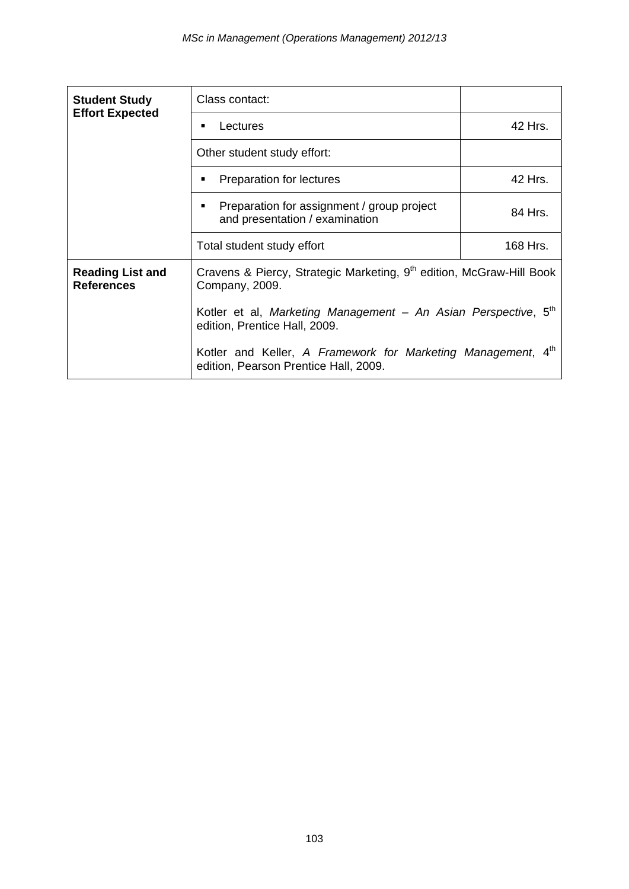| | | |
|---|---|---|
| **Student Study Effort Expected** | Class contact: | |
| | ▪ Lectures | 42 Hrs. |
| | Other student study effort: | |
| | ▪ Preparation for lectures | 42 Hrs. |
| | ▪ Preparation for assignment / group project and presentation / examination | 84 Hrs. |
| | Total student study effort | 168 Hrs. |
| **Reading List and References** | Cravens & Piercy, Strategic Marketing, 9th edition, McGraw-Hill Book Company, 2009.<br><br>Kotler et al, *Marketing Management – An Asian Perspective*, 5th edition, Prentice Hall, 2009.<br><br>Kotler and Keller, *A Framework for Marketing Management*, 4th edition, Pearson Prentice Hall, 2009. | |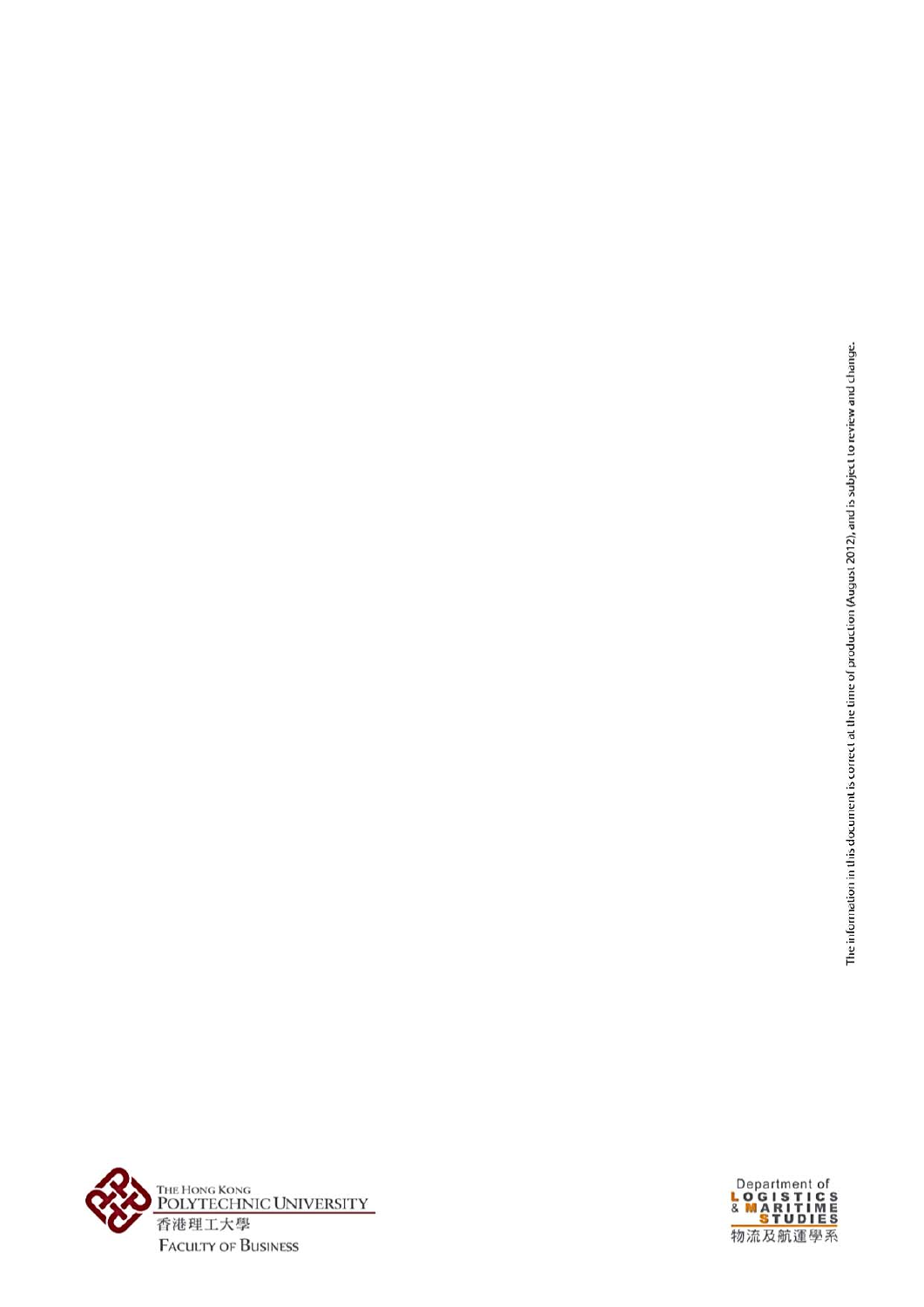The information in this document is correct at the time of production (August 2012), and is subject to review and change.

THE HONG KONG
POLYTECHNIC UNIVERSITY
香港理工大學
FACULTY OF BUSINESS

Department of
LOGISTICS
& MARITIME
STUDIES
物流及航運學系